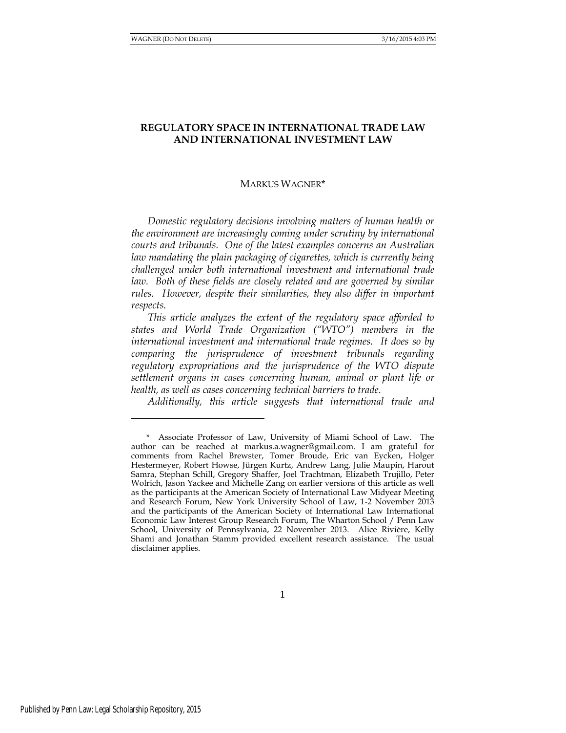# REGULATORY SPACE IN INTERNATIONAL TRADE LAW AND INTERNATIONAL INVESTMENT LAW

MARKUS WAGNER*

*Domestic regulatory decisions involving matters of human health or the environment are increasingly coming under scrutiny by international courts and tribunals. One of the latest examples concerns an Australian law mandating the plain packaging of cigarettes, which is currently being challenged under both international investment and international trade law. Both of these fields are closely related and are governed by similar rules. However, despite their similarities, they also differ in important respects.*

*This article analyzes the extent of the regulatory space afforded to states and World Trade Organization ("WTO") members in the international investment and international trade regimes. It does so by comparing the jurisprudence of investment tribunals regarding regulatory expropriations and the jurisprudence of the WTO dispute settlement organs in cases concerning human, animal or plant life or health, as well as cases concerning technical barriers to trade.*

*Additionally, this article suggests that international trade and*

---

\* Associate Professor of Law, University of Miami School of Law. The author can be reached at markus.a.wagner@gmail.com. I am grateful for comments from Rachel Brewster, Tomer Broude, Eric van Eycken, Holger Hestermeyer, Robert Howse, Jürgen Kurtz, Andrew Lang, Julie Maupin, Harout Samra, Stephan Schill, Gregory Shaffer, Joel Trachtman, Elizabeth Trujillo, Peter Wolrich, Jason Yackee and Michelle Zang on earlier versions of this article as well as the participants at the American Society of International Law Midyear Meeting and Research Forum, New York University School of Law, 1-2 November 2013 and the participants of the American Society of International Law International Economic Law Interest Group Research Forum, The Wharton School / Penn Law School, University of Pennsylvania, 22 November 2013. Alice Rivière, Kelly Shami and Jonathan Stamm provided excellent research assistance. The usual disclaimer applies.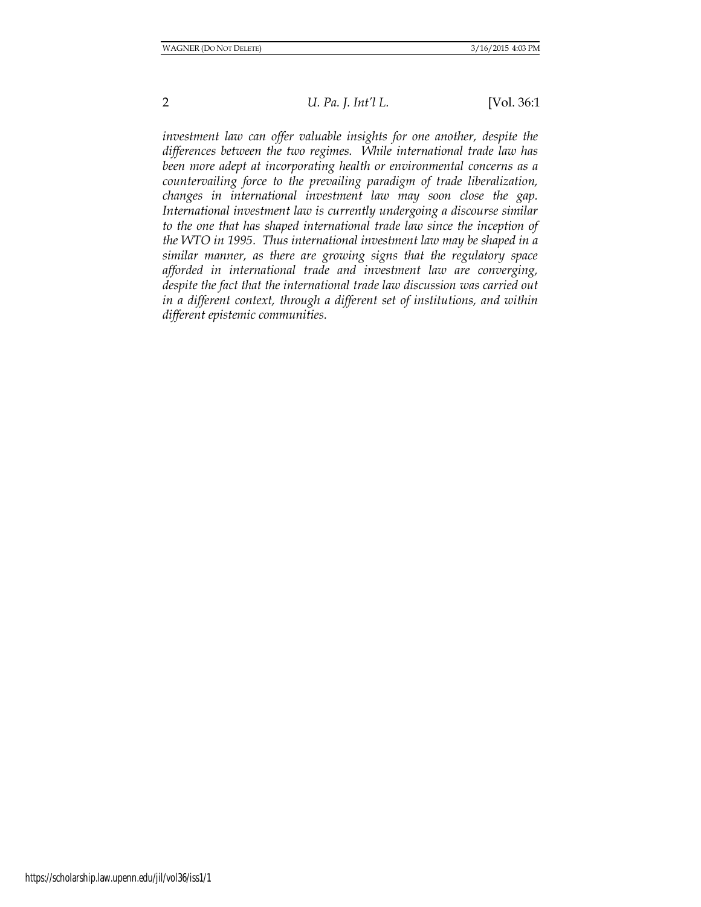*investment law can offer valuable insights for one another, despite the differences between the two regimes. While international trade law has been more adept at incorporating health or environmental concerns as a countervailing force to the prevailing paradigm of trade liberalization, changes in international investment law may soon close the gap. International investment law is currently undergoing a discourse similar to the one that has shaped international trade law since the inception of the WTO in 1995. Thus international investment law may be shaped in a similar manner, as there are growing signs that the regulatory space afforded in international trade and investment law are converging, despite the fact that the international trade law discussion was carried out in a different context, through a different set of institutions, and within different epistemic communities.*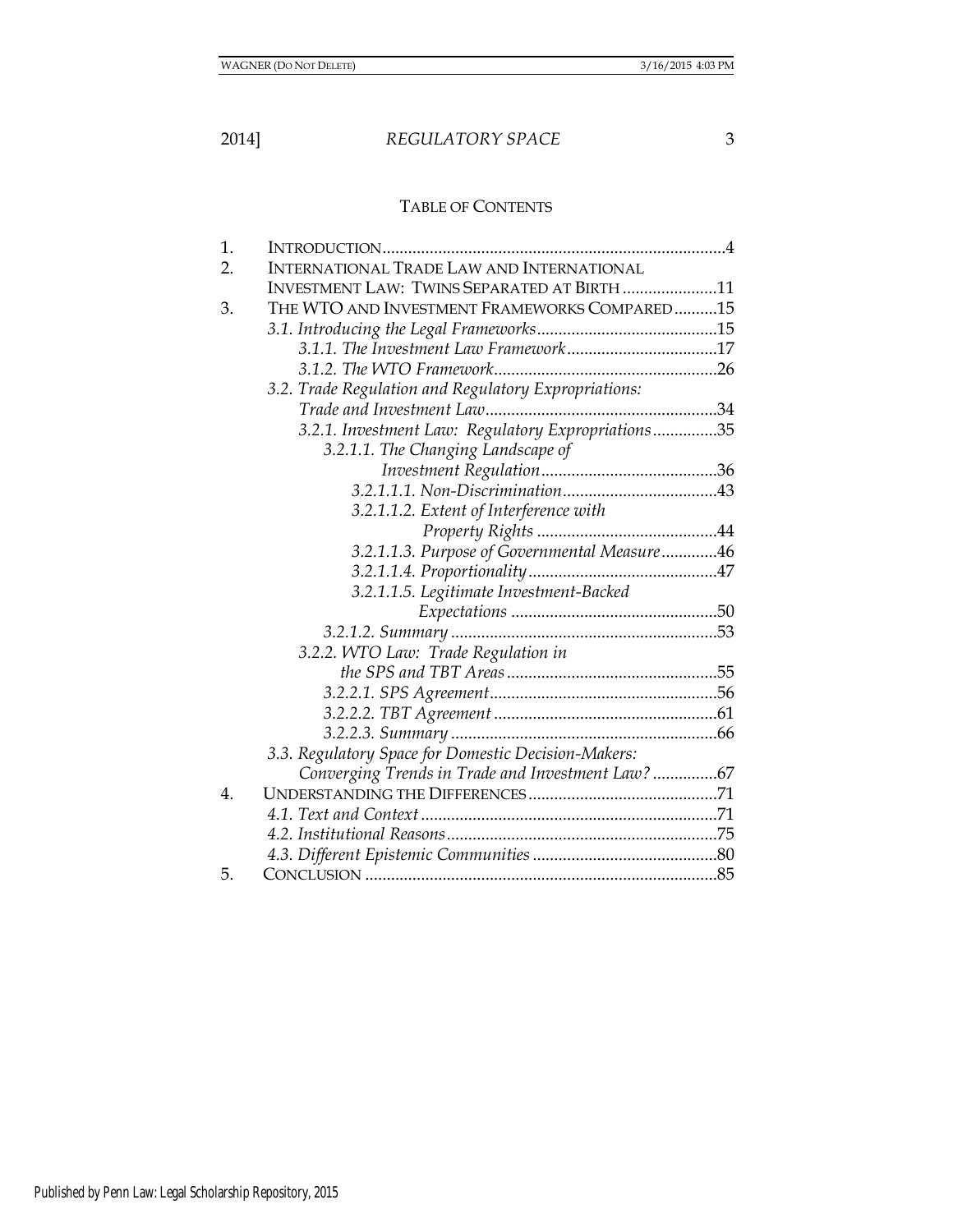## TABLE OF CONTENTS

1. INTRODUCTION .....4
2. INTERNATIONAL TRADE LAW AND INTERNATIONAL INVESTMENT LAW: TWINS SEPARATED AT BIRTH .....11
3. THE WTO AND INVESTMENT FRAMEWORKS COMPARED .....15
   - *3.1. Introducing the Legal Frameworks* .....15
     - *3.1.1. The Investment Law Framework* .....17
     - *3.1.2. The WTO Framework* .....26
   - *3.2. Trade Regulation and Regulatory Expropriations: Trade and Investment Law* .....34
     - *3.2.1. Investment Law: Regulatory Expropriations* .....35
       - *3.2.1.1. The Changing Landscape of Investment Regulation* .....36
         - *3.2.1.1.1. Non-Discrimination* .....43
         - *3.2.1.1.2. Extent of Interference with Property Rights* .....44
         - *3.2.1.1.3. Purpose of Governmental Measure* .....46
         - *3.2.1.1.4. Proportionality* .....47
         - *3.2.1.1.5. Legitimate Investment-Backed Expectations* .....50
       - *3.2.1.2. Summary* .....53
     - *3.2.2. WTO Law: Trade Regulation in the SPS and TBT Areas* .....55
       - *3.2.2.1. SPS Agreement* .....56
       - *3.2.2.2. TBT Agreement* .....61
       - *3.2.2.3. Summary* .....66
   - *3.3. Regulatory Space for Domestic Decision-Makers: Converging Trends in Trade and Investment Law?* .....67
4. UNDERSTANDING THE DIFFERENCES .....71
   - *4.1. Text and Context* .....71
   - *4.2. Institutional Reasons* .....75
   - *4.3. Different Epistemic Communities* .....80
5. CONCLUSION .....85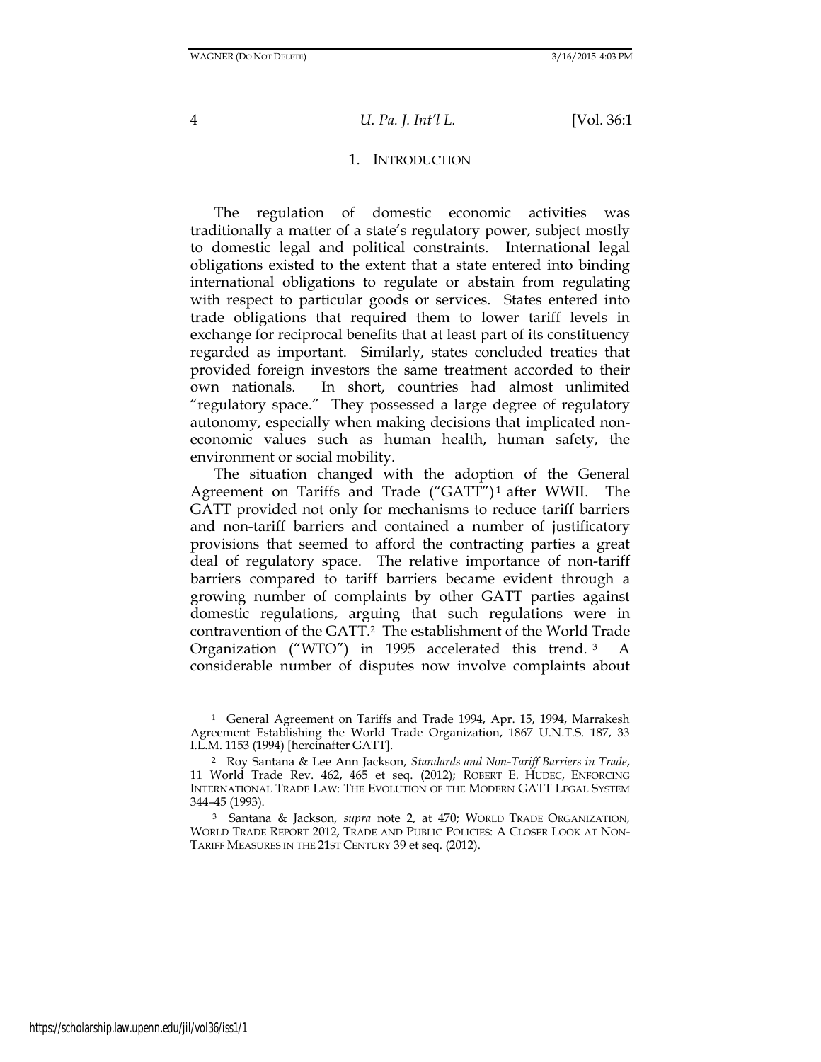## 1. INTRODUCTION

The regulation of domestic economic activities was traditionally a matter of a state's regulatory power, subject mostly to domestic legal and political constraints. International legal obligations existed to the extent that a state entered into binding international obligations to regulate or abstain from regulating with respect to particular goods or services. States entered into trade obligations that required them to lower tariff levels in exchange for reciprocal benefits that at least part of its constituency regarded as important. Similarly, states concluded treaties that provided foreign investors the same treatment accorded to their own nationals. In short, countries had almost unlimited "regulatory space." They possessed a large degree of regulatory autonomy, especially when making decisions that implicated non-economic values such as human health, human safety, the environment or social mobility.

The situation changed with the adoption of the General Agreement on Tariffs and Trade ("GATT")[1] after WWII. The GATT provided not only for mechanisms to reduce tariff barriers and non-tariff barriers and contained a number of justificatory provisions that seemed to afford the contracting parties a great deal of regulatory space. The relative importance of non-tariff barriers compared to tariff barriers became evident through a growing number of complaints by other GATT parties against domestic regulations, arguing that such regulations were in contravention of the GATT.[2] The establishment of the World Trade Organization ("WTO") in 1995 accelerated this trend.[3] A considerable number of disputes now involve complaints about

---

[1] General Agreement on Tariffs and Trade 1994, Apr. 15, 1994, Marrakesh Agreement Establishing the World Trade Organization, 1867 U.N.T.S. 187, 33 I.L.M. 1153 (1994) [hereinafter GATT].

[2] Roy Santana & Lee Ann Jackson, *Standards and Non-Tariff Barriers in Trade*, 11 World Trade Rev. 462, 465 et seq. (2012); ROBERT E. HUDEC, ENFORCING INTERNATIONAL TRADE LAW: THE EVOLUTION OF THE MODERN GATT LEGAL SYSTEM 344–45 (1993).

[3] Santana & Jackson, *supra* note 2, at 470; WORLD TRADE ORGANIZATION, WORLD TRADE REPORT 2012, TRADE AND PUBLIC POLICIES: A CLOSER LOOK AT NON-TARIFF MEASURES IN THE 21ST CENTURY 39 et seq. (2012).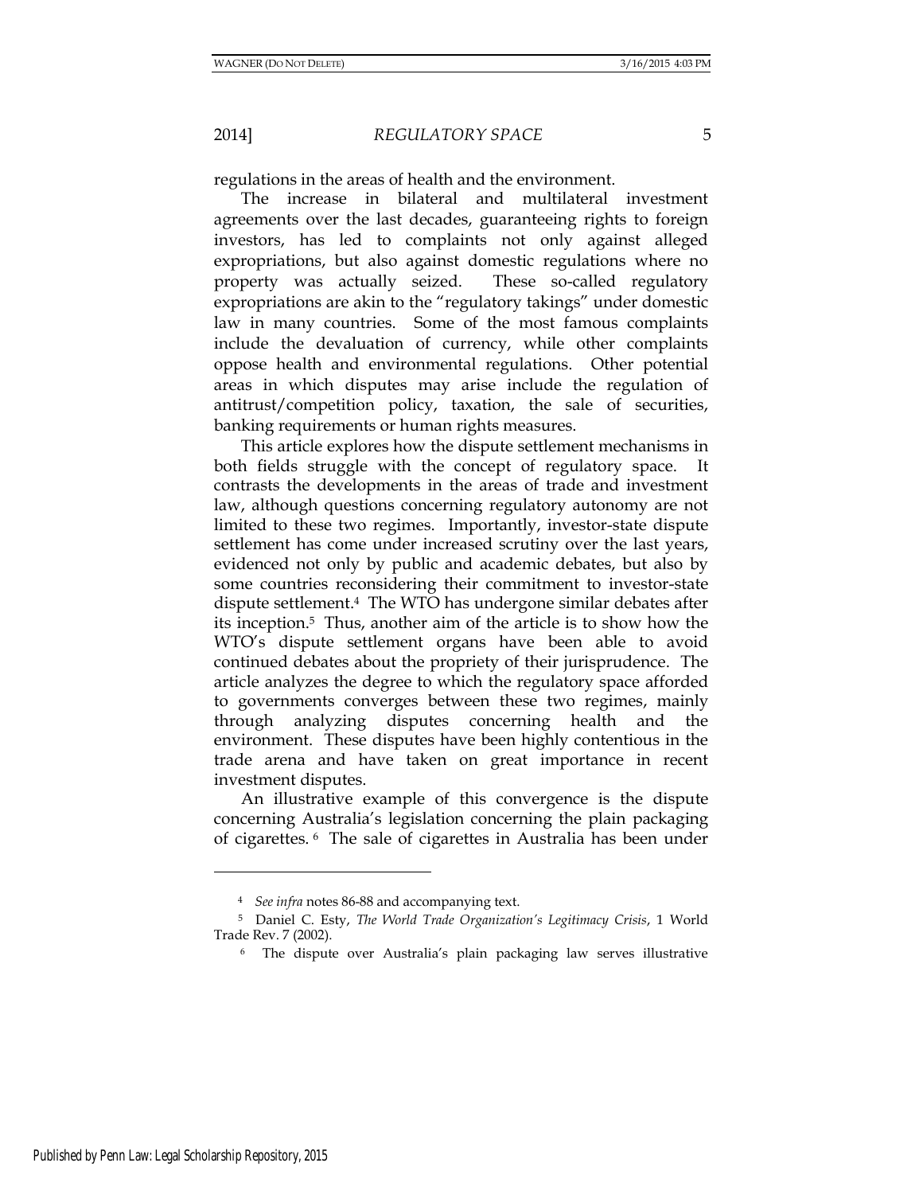regulations in the areas of health and the environment.

The increase in bilateral and multilateral investment agreements over the last decades, guaranteeing rights to foreign investors, has led to complaints not only against alleged expropriations, but also against domestic regulations where no property was actually seized. These so-called regulatory expropriations are akin to the "regulatory takings" under domestic law in many countries. Some of the most famous complaints include the devaluation of currency, while other complaints oppose health and environmental regulations. Other potential areas in which disputes may arise include the regulation of antitrust/competition policy, taxation, the sale of securities, banking requirements or human rights measures.

This article explores how the dispute settlement mechanisms in both fields struggle with the concept of regulatory space. It contrasts the developments in the areas of trade and investment law, although questions concerning regulatory autonomy are not limited to these two regimes. Importantly, investor-state dispute settlement has come under increased scrutiny over the last years, evidenced not only by public and academic debates, but also by some countries reconsidering their commitment to investor-state dispute settlement.[4] The WTO has undergone similar debates after its inception.[5] Thus, another aim of the article is to show how the WTO's dispute settlement organs have been able to avoid continued debates about the propriety of their jurisprudence. The article analyzes the degree to which the regulatory space afforded to governments converges between these two regimes, mainly through analyzing disputes concerning health and the environment. These disputes have been highly contentious in the trade arena and have taken on great importance in recent investment disputes.

An illustrative example of this convergence is the dispute concerning Australia's legislation concerning the plain packaging of cigarettes.[6] The sale of cigarettes in Australia has been under

---

[4] *See infra* notes 86-88 and accompanying text.

[5] Daniel C. Esty, *The World Trade Organization's Legitimacy Crisis*, 1 World Trade Rev. 7 (2002).

[6] The dispute over Australia's plain packaging law serves illustrative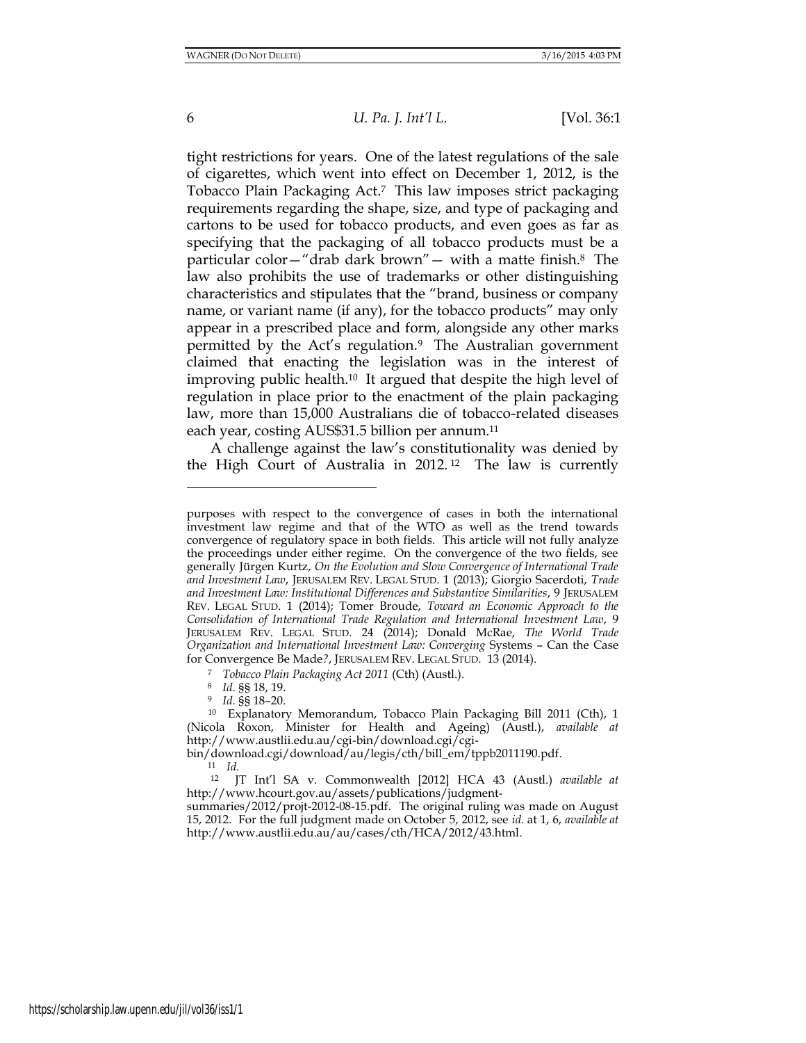tight restrictions for years. One of the latest regulations of the sale of cigarettes, which went into effect on December 1, 2012, is the Tobacco Plain Packaging Act.[7] This law imposes strict packaging requirements regarding the shape, size, and type of packaging and cartons to be used for tobacco products, and even goes as far as specifying that the packaging of all tobacco products must be a particular color—"drab dark brown"— with a matte finish.[8] The law also prohibits the use of trademarks or other distinguishing characteristics and stipulates that the "brand, business or company name, or variant name (if any), for the tobacco products" may only appear in a prescribed place and form, alongside any other marks permitted by the Act's regulation.[9] The Australian government claimed that enacting the legislation was in the interest of improving public health.[10] It argued that despite the high level of regulation in place prior to the enactment of the plain packaging law, more than 15,000 Australians die of tobacco-related diseases each year, costing AUS$31.5 billion per annum.[11]

A challenge against the law's constitutionality was denied by the High Court of Australia in 2012.[12] The law is currently

---

purposes with respect to the convergence of cases in both the international investment law regime and that of the WTO as well as the trend towards convergence of regulatory space in both fields. This article will not fully analyze the proceedings under either regime. On the convergence of the two fields, see generally Jürgen Kurtz, *On the Evolution and Slow Convergence of International Trade and Investment Law*, JERUSALEM REV. LEGAL STUD. 1 (2013); Giorgio Sacerdoti, *Trade and Investment Law: Institutional Differences and Substantive Similarities*, 9 JERUSALEM REV. LEGAL STUD. 1 (2014); Tomer Broude, *Toward an Economic Approach to the Consolidation of International Trade Regulation and International Investment Law*, 9 JERUSALEM REV. LEGAL STUD. 24 (2014); Donald McRae, *The World Trade Organization and International Investment Law: Converging* Systems – Can the Case for Convergence Be Made*?*, JERUSALEM REV. LEGAL STUD. 13 (2014).

[7] *Tobacco Plain Packaging Act 2011* (Cth) (Austl.).

[8] *Id.* §§ 18, 19.

[9] *Id.* §§ 18–20.

[10] Explanatory Memorandum, Tobacco Plain Packaging Bill 2011 (Cth), 1 (Nicola Roxon, Minister for Health and Ageing) (Austl.), *available at* http://www.austlii.edu.au/cgi-bin/download.cgi/cgi-bin/download.cgi/download/au/legis/cth/bill_em/tppb2011190.pdf.

[11] *Id.*

[12] JT Int'l SA v. Commonwealth [2012] HCA 43 (Austl.) *available at* http://www.hcourt.gov.au/assets/publications/judgment-summaries/2012/projt-2012-08-15.pdf. The original ruling was made on August 15, 2012. For the full judgment made on October 5, 2012, see *id.* at 1, 6, *available at* http://www.austlii.edu.au/au/cases/cth/HCA/2012/43.html.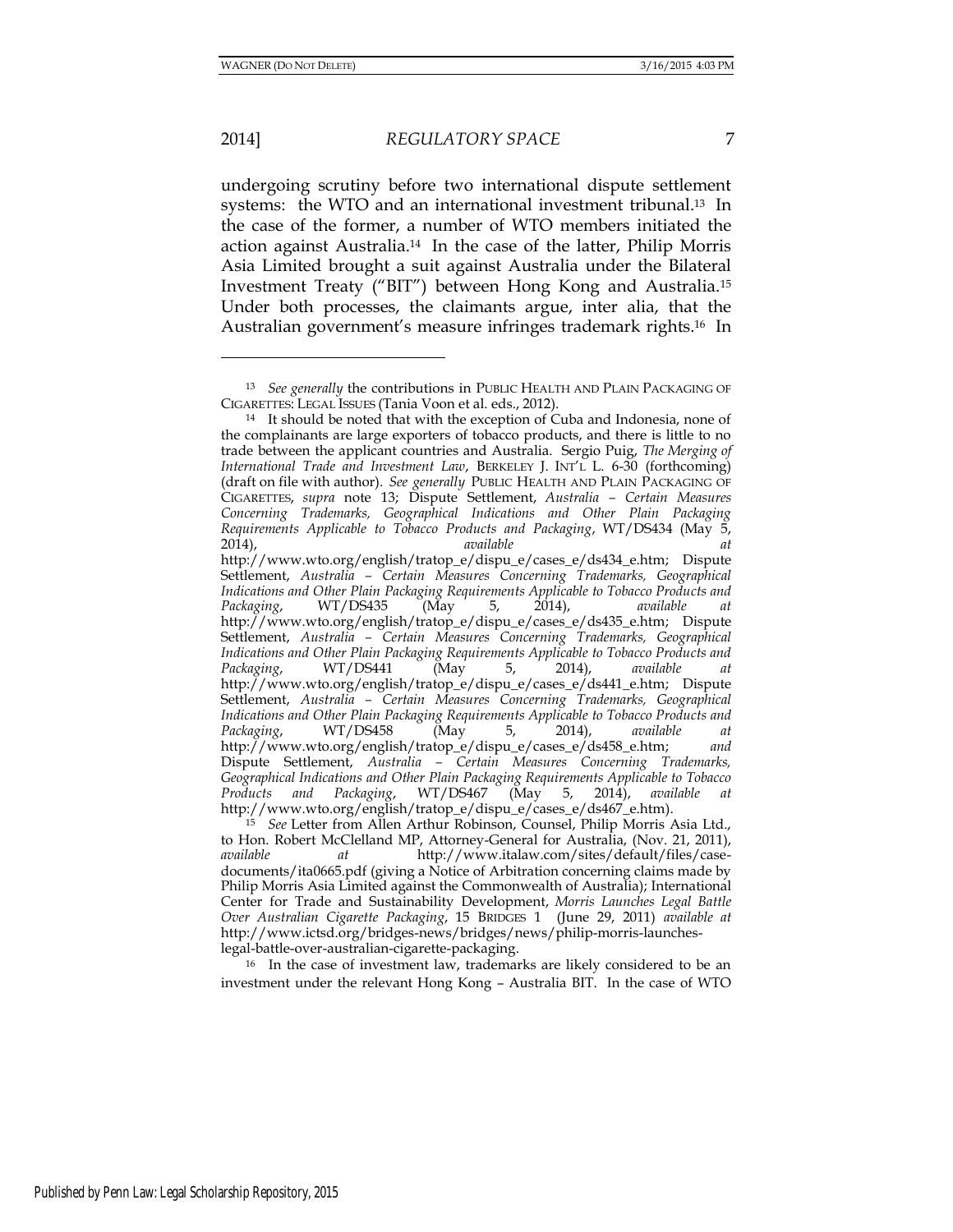undergoing scrutiny before two international dispute settlement systems: the WTO and an international investment tribunal.[13] In the case of the former, a number of WTO members initiated the action against Australia.[14] In the case of the latter, Philip Morris Asia Limited brought a suit against Australia under the Bilateral Investment Treaty ("BIT") between Hong Kong and Australia.[15] Under both processes, the claimants argue, inter alia, that the Australian government's measure infringes trademark rights.[16] In

---

[13] *See generally* the contributions in PUBLIC HEALTH AND PLAIN PACKAGING OF CIGARETTES: LEGAL ISSUES (Tania Voon et al. eds., 2012).

[14] It should be noted that with the exception of Cuba and Indonesia, none of the complainants are large exporters of tobacco products, and there is little to no trade between the applicant countries and Australia. Sergio Puig, *The Merging of International Trade and Investment Law*, BERKELEY J. INT'L L. 6-30 (forthcoming) (draft on file with author). *See generally* PUBLIC HEALTH AND PLAIN PACKAGING OF CIGARETTES, *supra* note 13; Dispute Settlement, *Australia – Certain Measures Concerning Trademarks, Geographical Indications and Other Plain Packaging Requirements Applicable to Tobacco Products and Packaging*, WT/DS434 (May 5, 2014), *available at* http://www.wto.org/english/tratop_e/dispu_e/cases_e/ds434_e.htm; Dispute Settlement, *Australia – Certain Measures Concerning Trademarks, Geographical Indications and Other Plain Packaging Requirements Applicable to Tobacco Products and Packaging*, WT/DS435 (May 5, 2014), *available at* http://www.wto.org/english/tratop_e/dispu_e/cases_e/ds435_e.htm; Dispute Settlement, *Australia – Certain Measures Concerning Trademarks, Geographical Indications and Other Plain Packaging Requirements Applicable to Tobacco Products and Packaging*, WT/DS441 (May 5, 2014), *available at* http://www.wto.org/english/tratop_e/dispu_e/cases_e/ds441_e.htm; Dispute Settlement, *Australia – Certain Measures Concerning Trademarks, Geographical Indications and Other Plain Packaging Requirements Applicable to Tobacco Products and Packaging*, WT/DS458 (May 5, 2014), *available at* http://www.wto.org/english/tratop_e/dispu_e/cases_e/ds458_e.htm; *and* Dispute Settlement, *Australia – Certain Measures Concerning Trademarks, Geographical Indications and Other Plain Packaging Requirements Applicable to Tobacco Products and Packaging*, WT/DS467 (May 5, 2014), *available at* http://www.wto.org/english/tratop_e/dispu_e/cases_e/ds467_e.htm).

[15] *See* Letter from Allen Arthur Robinson, Counsel, Philip Morris Asia Ltd., to Hon. Robert McClelland MP, Attorney-General for Australia, (Nov. 21, 2011), *available at* http://www.italaw.com/sites/default/files/case-documents/ita0665.pdf (giving a Notice of Arbitration concerning claims made by Philip Morris Asia Limited against the Commonwealth of Australia); International Center for Trade and Sustainability Development, *Morris Launches Legal Battle Over Australian Cigarette Packaging*, 15 BRIDGES 1 (June 29, 2011) *available at* http://www.ictsd.org/bridges-news/bridges/news/philip-morris-launches-legal-battle-over-australian-cigarette-packaging.

[16] In the case of investment law, trademarks are likely considered to be an investment under the relevant Hong Kong – Australia BIT. In the case of WTO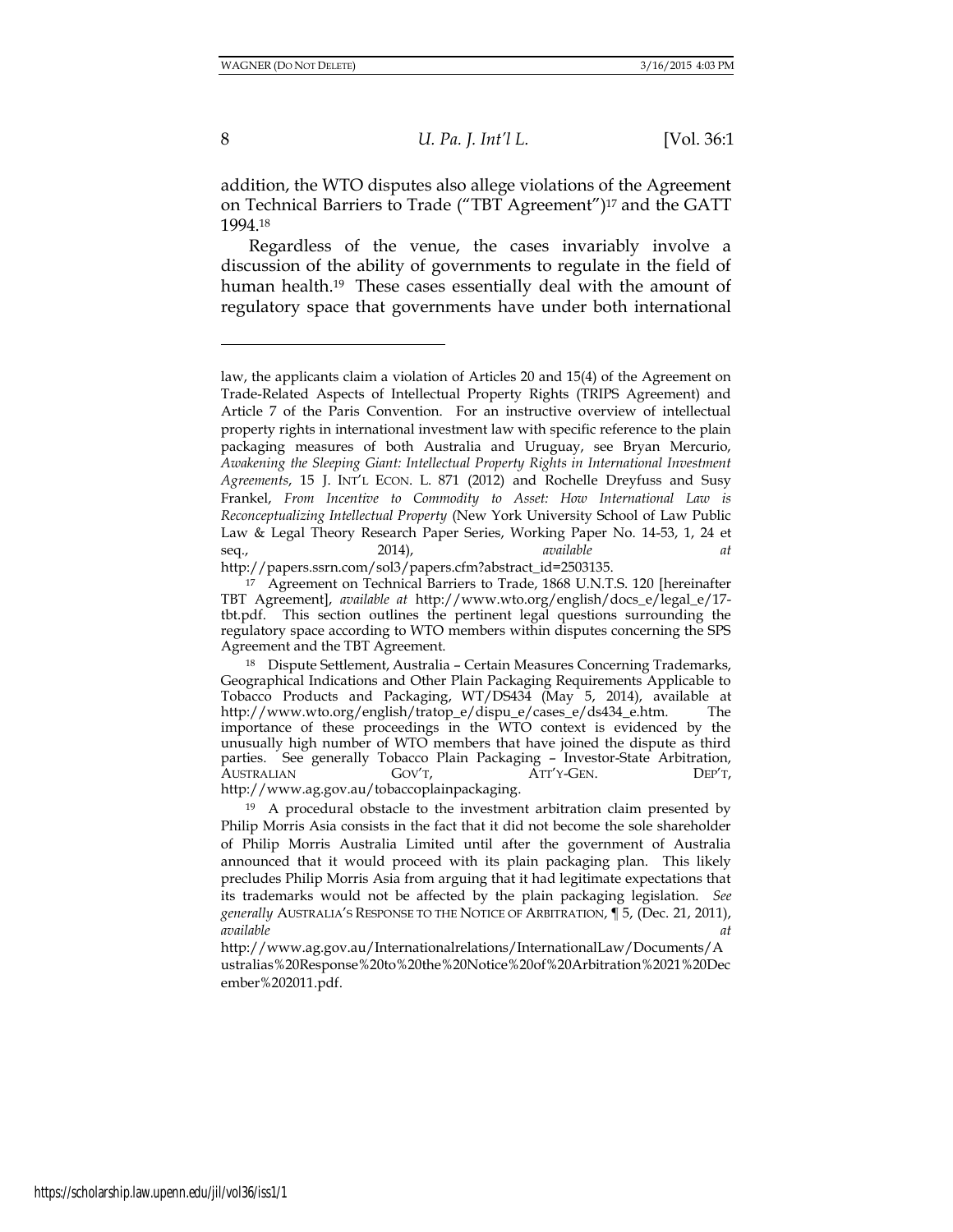addition, the WTO disputes also allege violations of the Agreement on Technical Barriers to Trade ("TBT Agreement")[17] and the GATT 1994.[18]

Regardless of the venue, the cases invariably involve a discussion of the ability of governments to regulate in the field of human health.[19] These cases essentially deal with the amount of regulatory space that governments have under both international

---

law, the applicants claim a violation of Articles 20 and 15(4) of the Agreement on Trade-Related Aspects of Intellectual Property Rights (TRIPS Agreement) and Article 7 of the Paris Convention. For an instructive overview of intellectual property rights in international investment law with specific reference to the plain packaging measures of both Australia and Uruguay, see Bryan Mercurio, *Awakening the Sleeping Giant: Intellectual Property Rights in International Investment Agreements*, 15 J. INT'L ECON. L. 871 (2012) and Rochelle Dreyfuss and Susy Frankel, *From Incentive to Commodity to Asset: How International Law is Reconceptualizing Intellectual Property* (New York University School of Law Public Law & Legal Theory Research Paper Series, Working Paper No. 14-53, 1, 24 et seq., 2014), *available at* http://papers.ssrn.com/sol3/papers.cfm?abstract_id=2503135.

[17] Agreement on Technical Barriers to Trade, 1868 U.N.T.S. 120 [hereinafter TBT Agreement], *available at* http://www.wto.org/english/docs_e/legal_e/17-tbt.pdf. This section outlines the pertinent legal questions surrounding the regulatory space according to WTO members within disputes concerning the SPS Agreement and the TBT Agreement.

[18] Dispute Settlement, Australia – Certain Measures Concerning Trademarks, Geographical Indications and Other Plain Packaging Requirements Applicable to Tobacco Products and Packaging, WT/DS434 (May 5, 2014), available at http://www.wto.org/english/tratop_e/dispu_e/cases_e/ds434_e.htm. The importance of these proceedings in the WTO context is evidenced by the unusually high number of WTO members that have joined the dispute as third parties. See generally Tobacco Plain Packaging – Investor-State Arbitration, AUSTRALIAN GOV'T, ATT'Y-GEN. DEP'T, http://www.ag.gov.au/tobaccoplainpackaging.

[19] A procedural obstacle to the investment arbitration claim presented by Philip Morris Asia consists in the fact that it did not become the sole shareholder of Philip Morris Australia Limited until after the government of Australia announced that it would proceed with its plain packaging plan. This likely precludes Philip Morris Asia from arguing that it had legitimate expectations that its trademarks would not be affected by the plain packaging legislation. *See generally* AUSTRALIA'S RESPONSE TO THE NOTICE OF ARBITRATION, ¶ 5, (Dec. 21, 2011), *available at* http://www.ag.gov.au/Internationalrelations/InternationalLaw/Documents/Australias%20Response%20to%20the%20Notice%20of%20Arbitration%2021%20December%202011.pdf.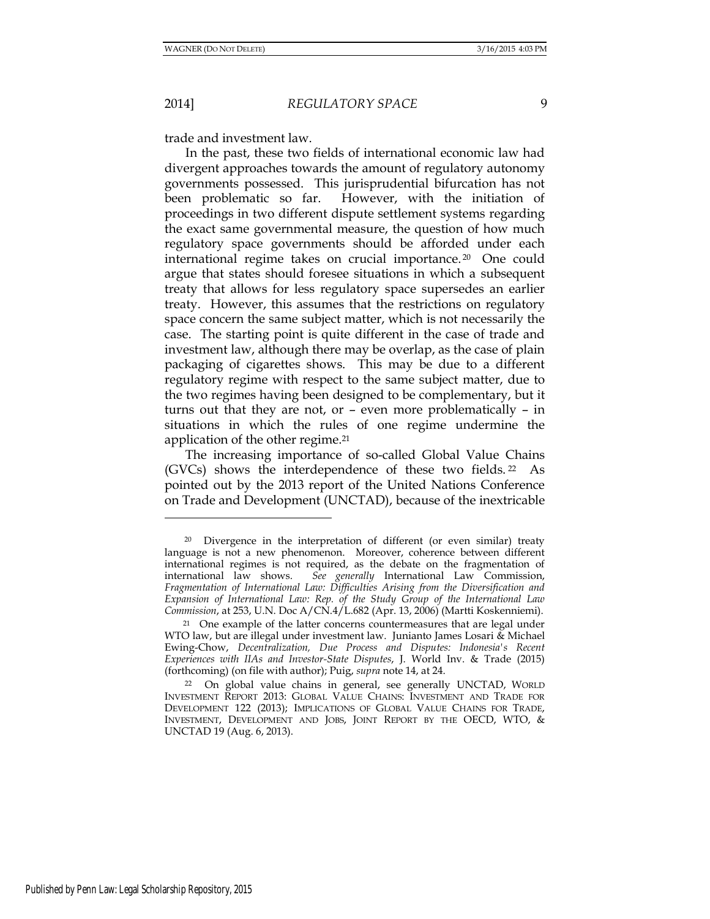trade and investment law.

In the past, these two fields of international economic law had divergent approaches towards the amount of regulatory autonomy governments possessed. This jurisprudential bifurcation has not been problematic so far. However, with the initiation of proceedings in two different dispute settlement systems regarding the exact same governmental measure, the question of how much regulatory space governments should be afforded under each international regime takes on crucial importance.[20] One could argue that states should foresee situations in which a subsequent treaty that allows for less regulatory space supersedes an earlier treaty. However, this assumes that the restrictions on regulatory space concern the same subject matter, which is not necessarily the case. The starting point is quite different in the case of trade and investment law, although there may be overlap, as the case of plain packaging of cigarettes shows. This may be due to a different regulatory regime with respect to the same subject matter, due to the two regimes having been designed to be complementary, but it turns out that they are not, or – even more problematically – in situations in which the rules of one regime undermine the application of the other regime.[21]

The increasing importance of so-called Global Value Chains (GVCs) shows the interdependence of these two fields.[22] As pointed out by the 2013 report of the United Nations Conference on Trade and Development (UNCTAD), because of the inextricable

---

[20] Divergence in the interpretation of different (or even similar) treaty language is not a new phenomenon. Moreover, coherence between different international regimes is not required, as the debate on the fragmentation of international law shows. *See generally* International Law Commission, *Fragmentation of International Law: Difficulties Arising from the Diversification and Expansion of International Law: Rep. of the Study Group of the International Law Commission*, at 253, U.N. Doc A/CN.4/L.682 (Apr. 13, 2006) (Martti Koskenniemi).

[21] One example of the latter concerns countermeasures that are legal under WTO law, but are illegal under investment law. Junianto James Losari & Michael Ewing-Chow, *Decentralization, Due Process and Disputes: Indonesia's Recent Experiences with IIAs and Investor-State Disputes*, J. World Inv. & Trade (2015) (forthcoming) (on file with author); Puig, *supra* note 14, at 24.

[22] On global value chains in general, see generally UNCTAD, WORLD INVESTMENT REPORT 2013: GLOBAL VALUE CHAINS: INVESTMENT AND TRADE FOR DEVELOPMENT 122 (2013); IMPLICATIONS OF GLOBAL VALUE CHAINS FOR TRADE, INVESTMENT, DEVELOPMENT AND JOBS, JOINT REPORT BY THE OECD, WTO, & UNCTAD 19 (Aug. 6, 2013).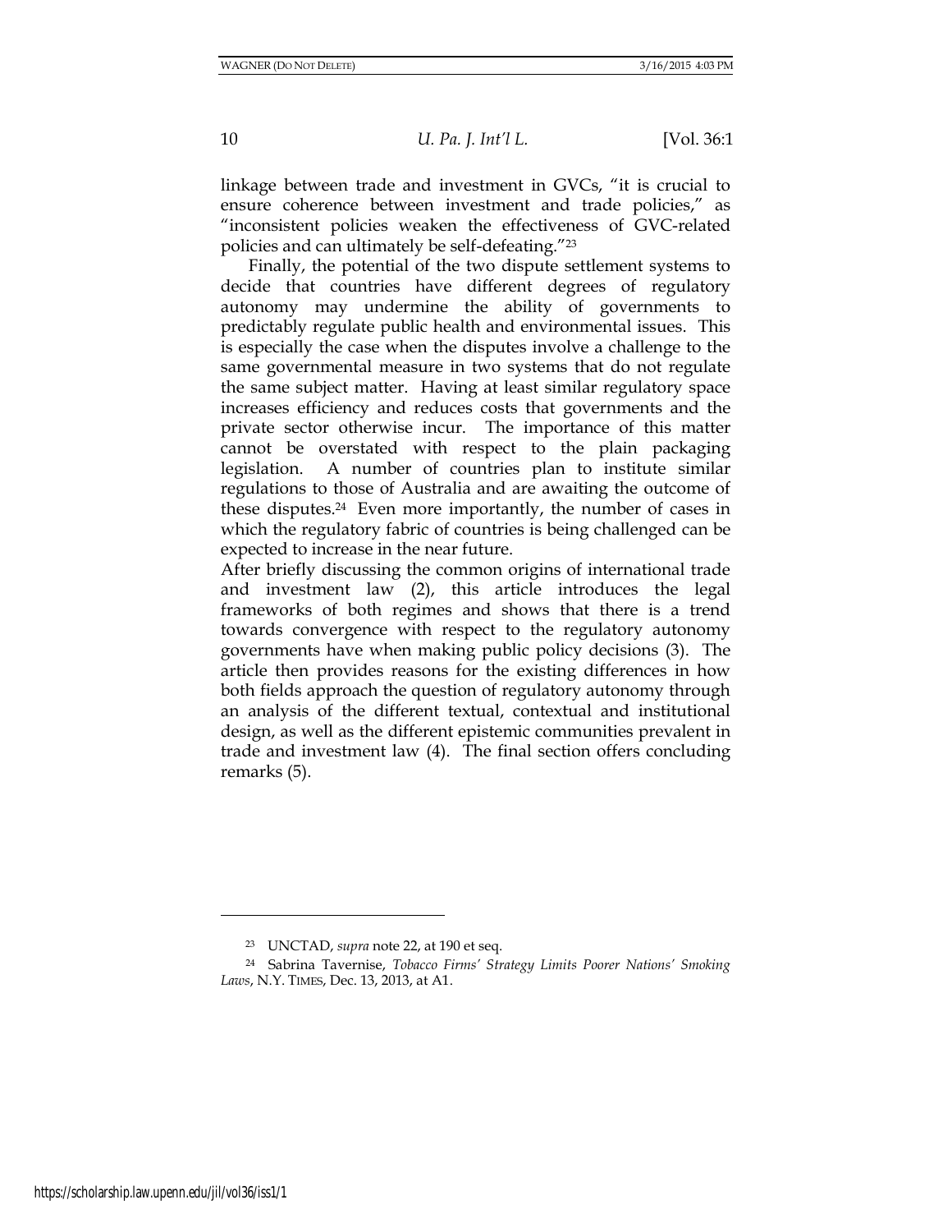linkage between trade and investment in GVCs, "it is crucial to ensure coherence between investment and trade policies," as "inconsistent policies weaken the effectiveness of GVC-related policies and can ultimately be self-defeating."[23]

Finally, the potential of the two dispute settlement systems to decide that countries have different degrees of regulatory autonomy may undermine the ability of governments to predictably regulate public health and environmental issues. This is especially the case when the disputes involve a challenge to the same governmental measure in two systems that do not regulate the same subject matter. Having at least similar regulatory space increases efficiency and reduces costs that governments and the private sector otherwise incur. The importance of this matter cannot be overstated with respect to the plain packaging legislation. A number of countries plan to institute similar regulations to those of Australia and are awaiting the outcome of these disputes.[24] Even more importantly, the number of cases in which the regulatory fabric of countries is being challenged can be expected to increase in the near future.

After briefly discussing the common origins of international trade and investment law (2), this article introduces the legal frameworks of both regimes and shows that there is a trend towards convergence with respect to the regulatory autonomy governments have when making public policy decisions (3). The article then provides reasons for the existing differences in how both fields approach the question of regulatory autonomy through an analysis of the different textual, contextual and institutional design, as well as the different epistemic communities prevalent in trade and investment law (4). The final section offers concluding remarks (5).

---

[23] UNCTAD, *supra* note 22, at 190 et seq.

[24] Sabrina Tavernise, *Tobacco Firms' Strategy Limits Poorer Nations' Smoking Laws*, N.Y. TIMES, Dec. 13, 2013, at A1.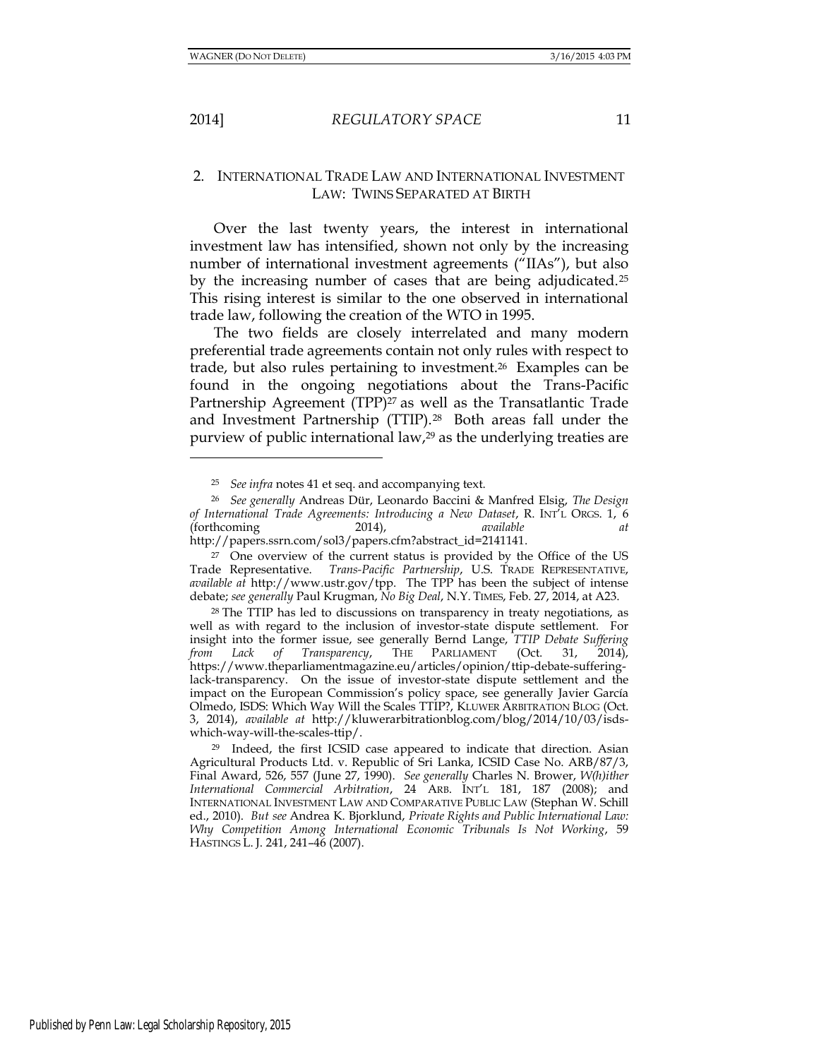## 2. INTERNATIONAL TRADE LAW AND INTERNATIONAL INVESTMENT LAW: TWINS SEPARATED AT BIRTH

Over the last twenty years, the interest in international investment law has intensified, shown not only by the increasing number of international investment agreements ("IIAs"), but also by the increasing number of cases that are being adjudicated.[25] This rising interest is similar to the one observed in international trade law, following the creation of the WTO in 1995.

The two fields are closely interrelated and many modern preferential trade agreements contain not only rules with respect to trade, but also rules pertaining to investment.[26] Examples can be found in the ongoing negotiations about the Trans-Pacific Partnership Agreement (TPP)[27] as well as the Transatlantic Trade and Investment Partnership (TTIP).[28] Both areas fall under the purview of public international law,[29] as the underlying treaties are

---

[25] *See infra* notes 41 et seq. and accompanying text.

[26] *See generally* Andreas Dür, Leonardo Baccini & Manfred Elsig, *The Design of International Trade Agreements: Introducing a New Dataset*, R. INT'L ORGS. 1, 6 (forthcoming 2014), *available at* http://papers.ssrn.com/sol3/papers.cfm?abstract_id=2141141.

[27] One overview of the current status is provided by the Office of the US Trade Representative. *Trans-Pacific Partnership*, U.S. TRADE REPRESENTATIVE, *available at* http://www.ustr.gov/tpp. The TPP has been the subject of intense debate; *see generally* Paul Krugman, *No Big Deal*, N.Y. TIMES, Feb. 27, 2014, at A23.

[28] The TTIP has led to discussions on transparency in treaty negotiations, as well as with regard to the inclusion of investor-state dispute settlement. For insight into the former issue, see generally Bernd Lange, *TTIP Debate Suffering from Lack of Transparency*, THE PARLIAMENT (Oct. 31, 2014), https://www.theparliamentmagazine.eu/articles/opinion/ttip-debate-suffering-lack-transparency. On the issue of investor-state dispute settlement and the impact on the European Commission's policy space, see generally Javier García Olmedo, ISDS: Which Way Will the Scales TTIP?, KLUWER ARBITRATION BLOG (Oct. 3, 2014), *available at* http://kluwerarbitrationblog.com/blog/2014/10/03/isds-which-way-will-the-scales-ttip/.

[29] Indeed, the first ICSID case appeared to indicate that direction. Asian Agricultural Products Ltd. v. Republic of Sri Lanka, ICSID Case No. ARB/87/3, Final Award, 526, 557 (June 27, 1990). *See generally* Charles N. Brower, *W(h)ither International Commercial Arbitration*, 24 ARB. INT'L 181, 187 (2008); and INTERNATIONAL INVESTMENT LAW AND COMPARATIVE PUBLIC LAW (Stephan W. Schill ed., 2010). *But see* Andrea K. Bjorklund, *Private Rights and Public International Law: Why Competition Among International Economic Tribunals Is Not Working*, 59 HASTINGS L. J. 241, 241–46 (2007).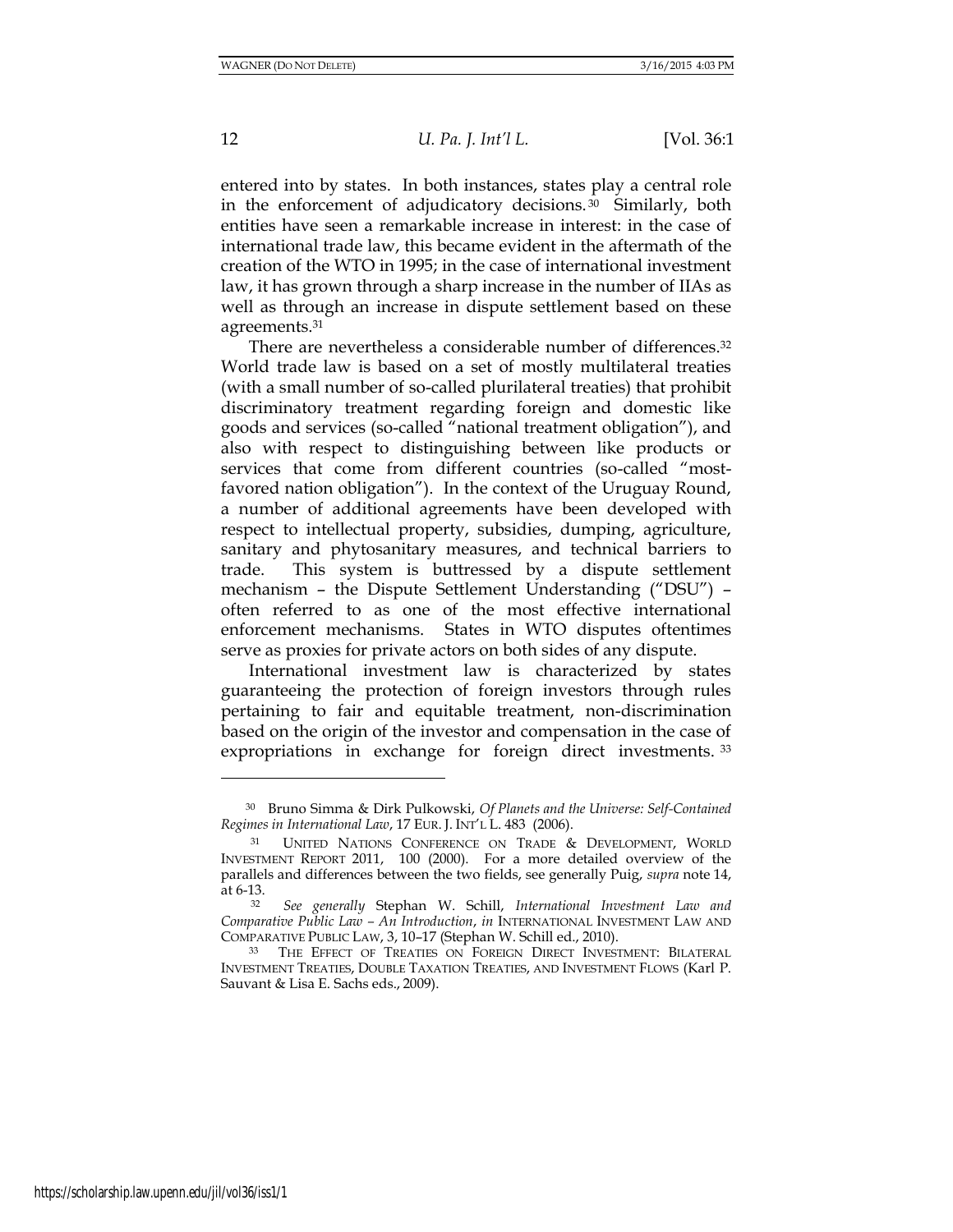entered into by states. In both instances, states play a central role in the enforcement of adjudicatory decisions.[30] Similarly, both entities have seen a remarkable increase in interest: in the case of international trade law, this became evident in the aftermath of the creation of the WTO in 1995; in the case of international investment law, it has grown through a sharp increase in the number of IIAs as well as through an increase in dispute settlement based on these agreements.[31]

There are nevertheless a considerable number of differences.[32] World trade law is based on a set of mostly multilateral treaties (with a small number of so-called plurilateral treaties) that prohibit discriminatory treatment regarding foreign and domestic like goods and services (so-called "national treatment obligation"), and also with respect to distinguishing between like products or services that come from different countries (so-called "most-favored nation obligation"). In the context of the Uruguay Round, a number of additional agreements have been developed with respect to intellectual property, subsidies, dumping, agriculture, sanitary and phytosanitary measures, and technical barriers to trade. This system is buttressed by a dispute settlement mechanism – the Dispute Settlement Understanding ("DSU") – often referred to as one of the most effective international enforcement mechanisms. States in WTO disputes oftentimes serve as proxies for private actors on both sides of any dispute.

International investment law is characterized by states guaranteeing the protection of foreign investors through rules pertaining to fair and equitable treatment, non-discrimination based on the origin of the investor and compensation in the case of expropriations in exchange for foreign direct investments.[33]

---

[30] Bruno Simma & Dirk Pulkowski, *Of Planets and the Universe: Self-Contained Regimes in International Law*, 17 EUR. J. INT'L L. 483 (2006).

[31] UNITED NATIONS CONFERENCE ON TRADE & DEVELOPMENT, WORLD INVESTMENT REPORT 2011, 100 (2000). For a more detailed overview of the parallels and differences between the two fields, see generally Puig, *supra* note 14, at 6-13.

[32] *See generally* Stephan W. Schill, *International Investment Law and Comparative Public Law – An Introduction*, *in* INTERNATIONAL INVESTMENT LAW AND COMPARATIVE PUBLIC LAW, 3, 10–17 (Stephan W. Schill ed., 2010).

[33] THE EFFECT OF TREATIES ON FOREIGN DIRECT INVESTMENT: BILATERAL INVESTMENT TREATIES, DOUBLE TAXATION TREATIES, AND INVESTMENT FLOWS (Karl P. Sauvant & Lisa E. Sachs eds., 2009).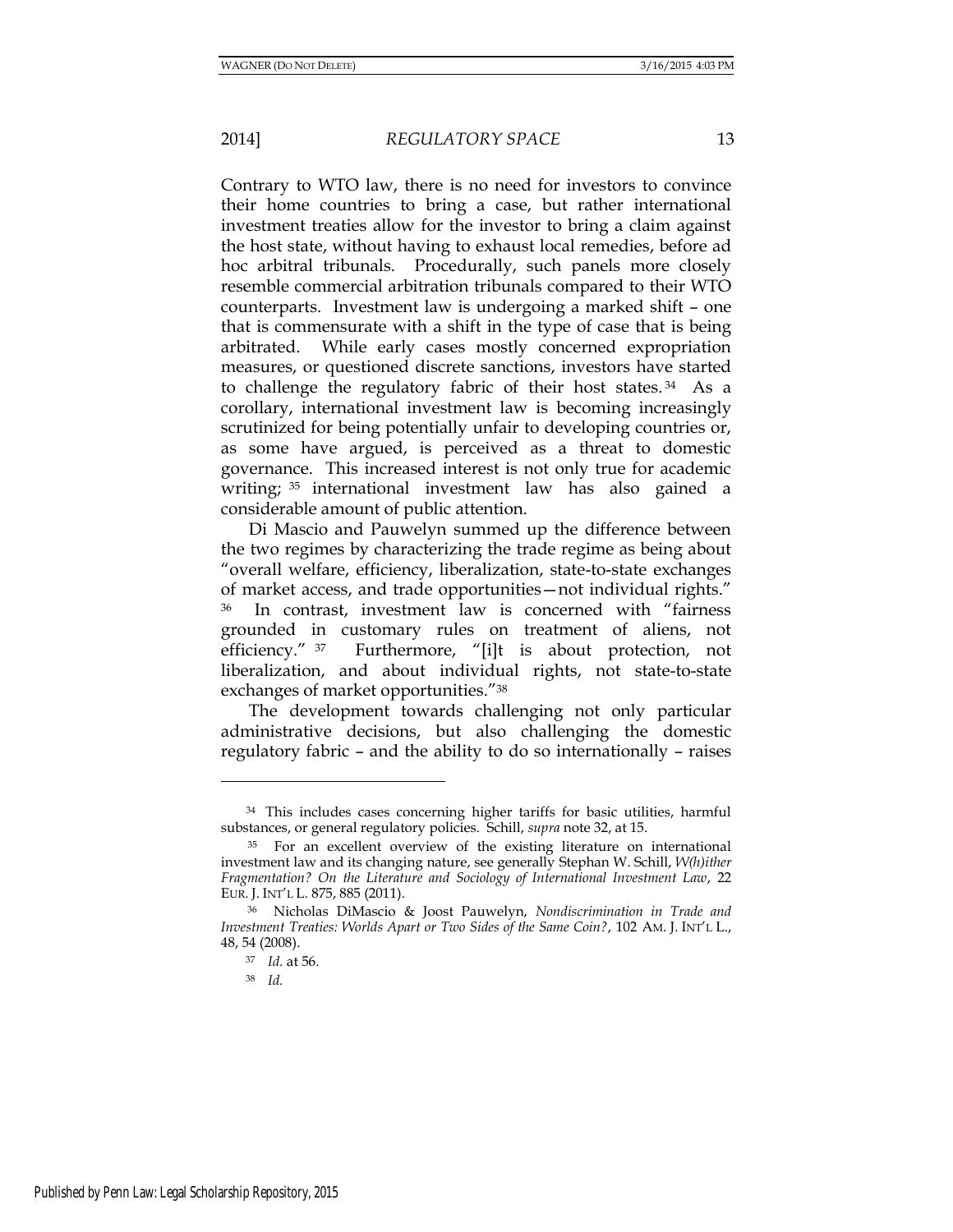Contrary to WTO law, there is no need for investors to convince their home countries to bring a case, but rather international investment treaties allow for the investor to bring a claim against the host state, without having to exhaust local remedies, before ad hoc arbitral tribunals. Procedurally, such panels more closely resemble commercial arbitration tribunals compared to their WTO counterparts. Investment law is undergoing a marked shift – one that is commensurate with a shift in the type of case that is being arbitrated. While early cases mostly concerned expropriation measures, or questioned discrete sanctions, investors have started to challenge the regulatory fabric of their host states.[34] As a corollary, international investment law is becoming increasingly scrutinized for being potentially unfair to developing countries or, as some have argued, is perceived as a threat to domestic governance. This increased interest is not only true for academic writing;[35] international investment law has also gained a considerable amount of public attention.

Di Mascio and Pauwelyn summed up the difference between the two regimes by characterizing the trade regime as being about "overall welfare, efficiency, liberalization, state-to-state exchanges of market access, and trade opportunities—not individual rights."[36] In contrast, investment law is concerned with "fairness grounded in customary rules on treatment of aliens, not efficiency."[37] Furthermore, "[i]t is about protection, not liberalization, and about individual rights, not state-to-state exchanges of market opportunities."[38]

The development towards challenging not only particular administrative decisions, but also challenging the domestic regulatory fabric – and the ability to do so internationally – raises

---

[34] This includes cases concerning higher tariffs for basic utilities, harmful substances, or general regulatory policies. Schill, *supra* note 32, at 15.

[35] For an excellent overview of the existing literature on international investment law and its changing nature, see generally Stephan W. Schill, *W(h)ither Fragmentation? On the Literature and Sociology of International Investment Law*, 22 EUR. J. INT'L L. 875, 885 (2011).

[36] Nicholas DiMascio & Joost Pauwelyn, *Nondiscrimination in Trade and Investment Treaties: Worlds Apart or Two Sides of the Same Coin?*, 102 AM. J. INT'L L., 48, 54 (2008).

[37] *Id.* at 56.

[38] *Id.*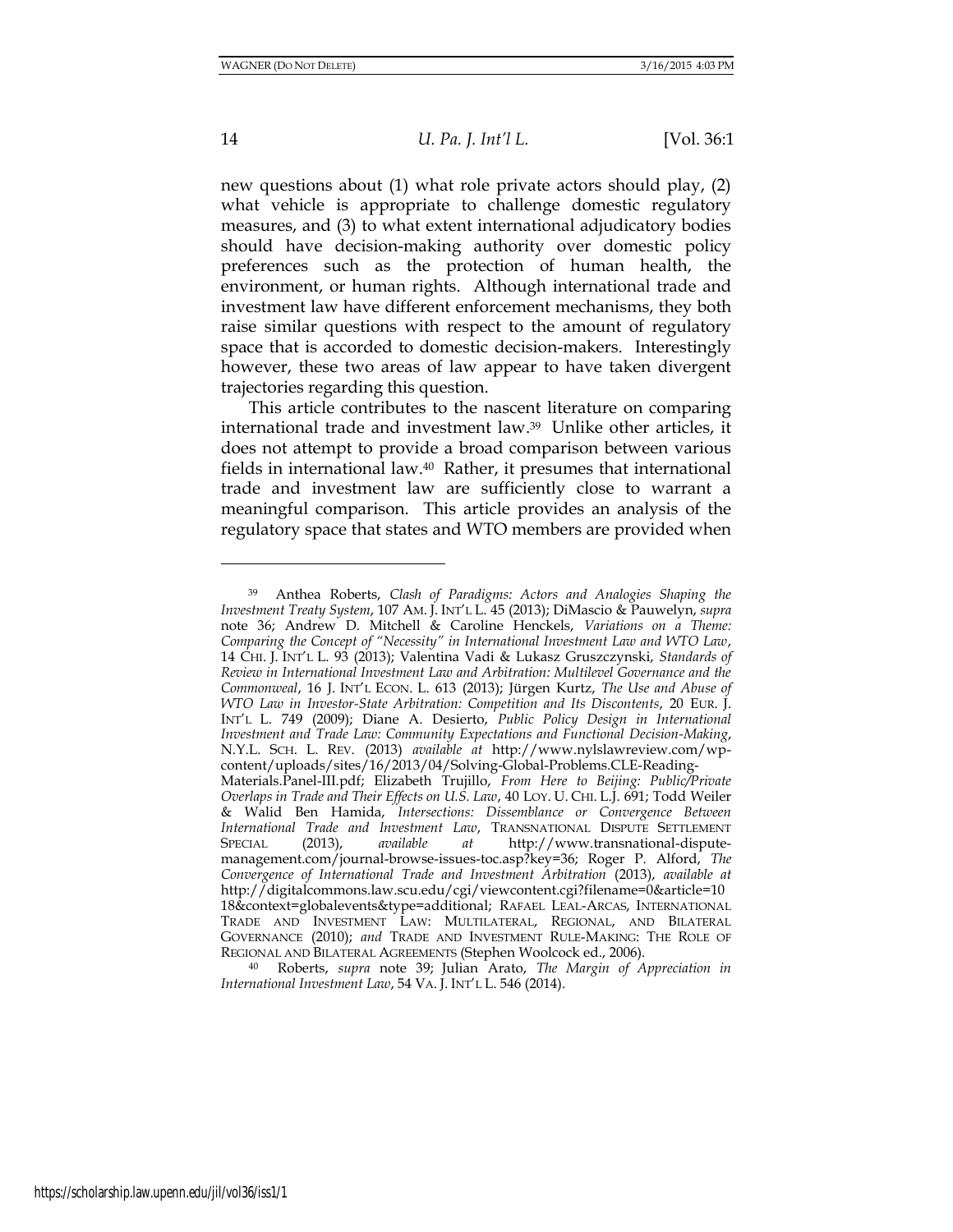new questions about (1) what role private actors should play, (2) what vehicle is appropriate to challenge domestic regulatory measures, and (3) to what extent international adjudicatory bodies should have decision-making authority over domestic policy preferences such as the protection of human health, the environment, or human rights. Although international trade and investment law have different enforcement mechanisms, they both raise similar questions with respect to the amount of regulatory space that is accorded to domestic decision-makers. Interestingly however, these two areas of law appear to have taken divergent trajectories regarding this question.

This article contributes to the nascent literature on comparing international trade and investment law.[39] Unlike other articles, it does not attempt to provide a broad comparison between various fields in international law.[40] Rather, it presumes that international trade and investment law are sufficiently close to warrant a meaningful comparison. This article provides an analysis of the regulatory space that states and WTO members are provided when

---

[39] Anthea Roberts, *Clash of Paradigms: Actors and Analogies Shaping the Investment Treaty System*, 107 AM. J. INT'L L. 45 (2013); DiMascio & Pauwelyn, *supra* note 36; Andrew D. Mitchell & Caroline Henckels, *Variations on a Theme: Comparing the Concept of "Necessity" in International Investment Law and WTO Law*, 14 CHI. J. INT'L L. 93 (2013); Valentina Vadi & Lukasz Gruszczynski, *Standards of Review in International Investment Law and Arbitration: Multilevel Governance and the Commonweal*, 16 J. INT'L ECON. L. 613 (2013); Jürgen Kurtz, *The Use and Abuse of WTO Law in Investor-State Arbitration: Competition and Its Discontents*, 20 EUR. J. INT'L L. 749 (2009); Diane A. Desierto, *Public Policy Design in International Investment and Trade Law: Community Expectations and Functional Decision-Making*, N.Y.L. SCH. L. REV. (2013) *available at* http://www.nylslawreview.com/wp-content/uploads/sites/16/2013/04/Solving-Global-Problems.CLE-Reading-Materials.Panel-III.pdf; Elizabeth Trujillo, *From Here to Beijing: Public/Private Overlaps in Trade and Their Effects on U.S. Law*, 40 LOY. U. CHI. L.J. 691; Todd Weiler & Walid Ben Hamida, *Intersections: Dissemblance or Convergence Between International Trade and Investment Law*, TRANSNATIONAL DISPUTE SETTLEMENT SPECIAL (2013), *available at* http://www.transnational-dispute-management.com/journal-browse-issues-toc.asp?key=36; Roger P. Alford, *The Convergence of International Trade and Investment Arbitration* (2013), *available at* http://digitalcommons.law.scu.edu/cgi/viewcontent.cgi?filename=0&article=1018&context=globalevents&type=additional; RAFAEL LEAL-ARCAS, INTERNATIONAL TRADE AND INVESTMENT LAW: MULTILATERAL, REGIONAL, AND BILATERAL GOVERNANCE (2010); *and* TRADE AND INVESTMENT RULE-MAKING: THE ROLE OF REGIONAL AND BILATERAL AGREEMENTS (Stephen Woolcock ed., 2006).

[40] Roberts, *supra* note 39; Julian Arato, *The Margin of Appreciation in International Investment Law*, 54 VA. J. INT'L L. 546 (2014).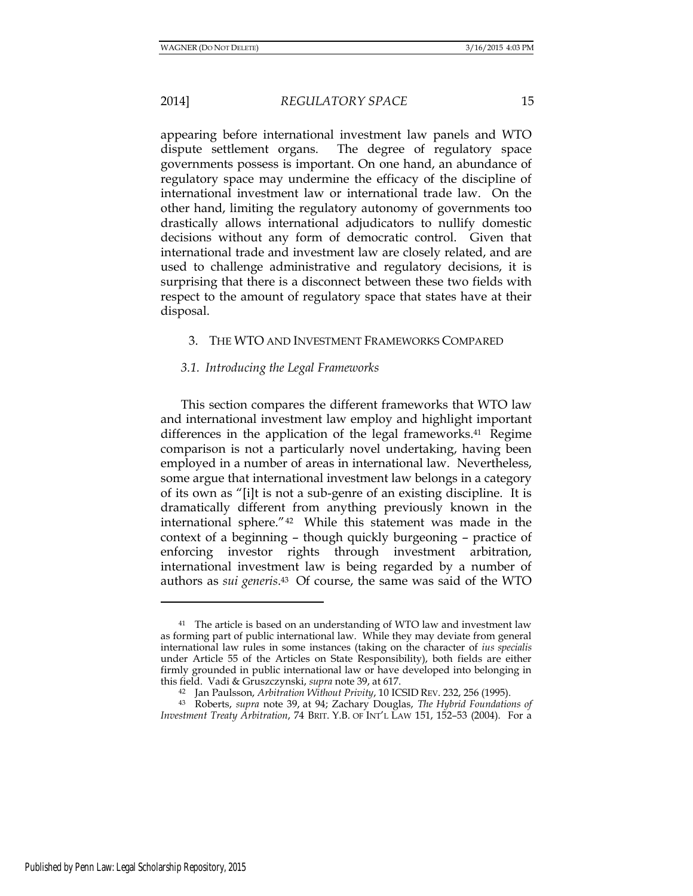appearing before international investment law panels and WTO dispute settlement organs. The degree of regulatory space governments possess is important. On one hand, an abundance of regulatory space may undermine the efficacy of the discipline of international investment law or international trade law. On the other hand, limiting the regulatory autonomy of governments too drastically allows international adjudicators to nullify domestic decisions without any form of democratic control. Given that international trade and investment law are closely related, and are used to challenge administrative and regulatory decisions, it is surprising that there is a disconnect between these two fields with respect to the amount of regulatory space that states have at their disposal.

## 3. THE WTO AND INVESTMENT FRAMEWORKS COMPARED

### *3.1. Introducing the Legal Frameworks*

This section compares the different frameworks that WTO law and international investment law employ and highlight important differences in the application of the legal frameworks.[41] Regime comparison is not a particularly novel undertaking, having been employed in a number of areas in international law. Nevertheless, some argue that international investment law belongs in a category of its own as "[i]t is not a sub-genre of an existing discipline. It is dramatically different from anything previously known in the international sphere."[42] While this statement was made in the context of a beginning – though quickly burgeoning – practice of enforcing investor rights through investment arbitration, international investment law is being regarded by a number of authors as *sui generis*.[43] Of course, the same was said of the WTO

---

[41] The article is based on an understanding of WTO law and investment law as forming part of public international law. While they may deviate from general international law rules in some instances (taking on the character of *ius specialis* under Article 55 of the Articles on State Responsibility), both fields are either firmly grounded in public international law or have developed into belonging in this field. Vadi & Gruszczynski, *supra* note 39, at 617.

[42] Jan Paulsson, *Arbitration Without Privity*, 10 ICSID REV. 232, 256 (1995).

[43] Roberts, *supra* note 39, at 94; Zachary Douglas, *The Hybrid Foundations of Investment Treaty Arbitration*, 74 BRIT. Y.B. OF INT'L LAW 151, 152–53 (2004). For a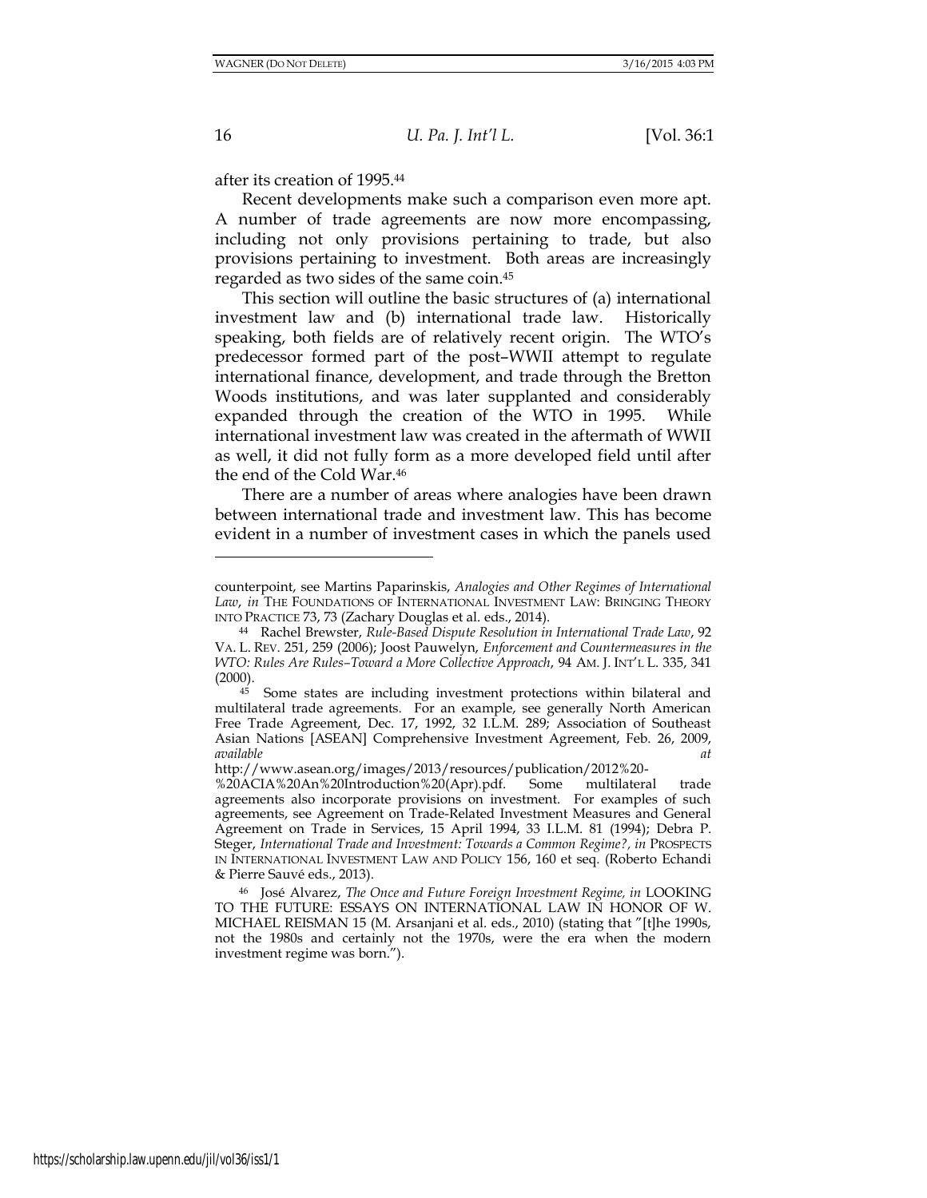after its creation of 1995.[44]

Recent developments make such a comparison even more apt. A number of trade agreements are now more encompassing, including not only provisions pertaining to trade, but also provisions pertaining to investment. Both areas are increasingly regarded as two sides of the same coin.[45]

This section will outline the basic structures of (a) international investment law and (b) international trade law. Historically speaking, both fields are of relatively recent origin. The WTO's predecessor formed part of the post–WWII attempt to regulate international finance, development, and trade through the Bretton Woods institutions, and was later supplanted and considerably expanded through the creation of the WTO in 1995. While international investment law was created in the aftermath of WWII as well, it did not fully form as a more developed field until after the end of the Cold War.[46]

There are a number of areas where analogies have been drawn between international trade and investment law. This has become evident in a number of investment cases in which the panels used

---

counterpoint, see Martins Paparinskis, *Analogies and Other Regimes of International Law*, *in* THE FOUNDATIONS OF INTERNATIONAL INVESTMENT LAW: BRINGING THEORY INTO PRACTICE 73, 73 (Zachary Douglas et al. eds., 2014).

[44] Rachel Brewster, *Rule-Based Dispute Resolution in International Trade Law*, 92 VA. L. REV. 251, 259 (2006); Joost Pauwelyn, *Enforcement and Countermeasures in the WTO: Rules Are Rules–Toward a More Collective Approach*, 94 AM. J. INT'L L. 335, 341 (2000).

[45] Some states are including investment protections within bilateral and multilateral trade agreements. For an example, see generally North American Free Trade Agreement, Dec. 17, 1992, 32 I.L.M. 289; Association of Southeast Asian Nations [ASEAN] Comprehensive Investment Agreement, Feb. 26, 2009, *available at* http://www.asean.org/images/2013/resources/publication/2012%20-%20ACIA%20An%20Introduction%20(Apr).pdf. Some multilateral trade agreements also incorporate provisions on investment. For examples of such agreements, see Agreement on Trade-Related Investment Measures and General Agreement on Trade in Services, 15 April 1994, 33 I.L.M. 81 (1994); Debra P. Steger, *International Trade and Investment: Towards a Common Regime?, in* PROSPECTS IN INTERNATIONAL INVESTMENT LAW AND POLICY 156, 160 et seq. (Roberto Echandi & Pierre Sauvé eds., 2013).

[46] José Alvarez, *The Once and Future Foreign Investment Regime, in* LOOKING TO THE FUTURE: ESSAYS ON INTERNATIONAL LAW IN HONOR OF W. MICHAEL REISMAN 15 (M. Arsanjani et al. eds., 2010) (stating that "[t]he 1990s, not the 1980s and certainly not the 1970s, were the era when the modern investment regime was born.").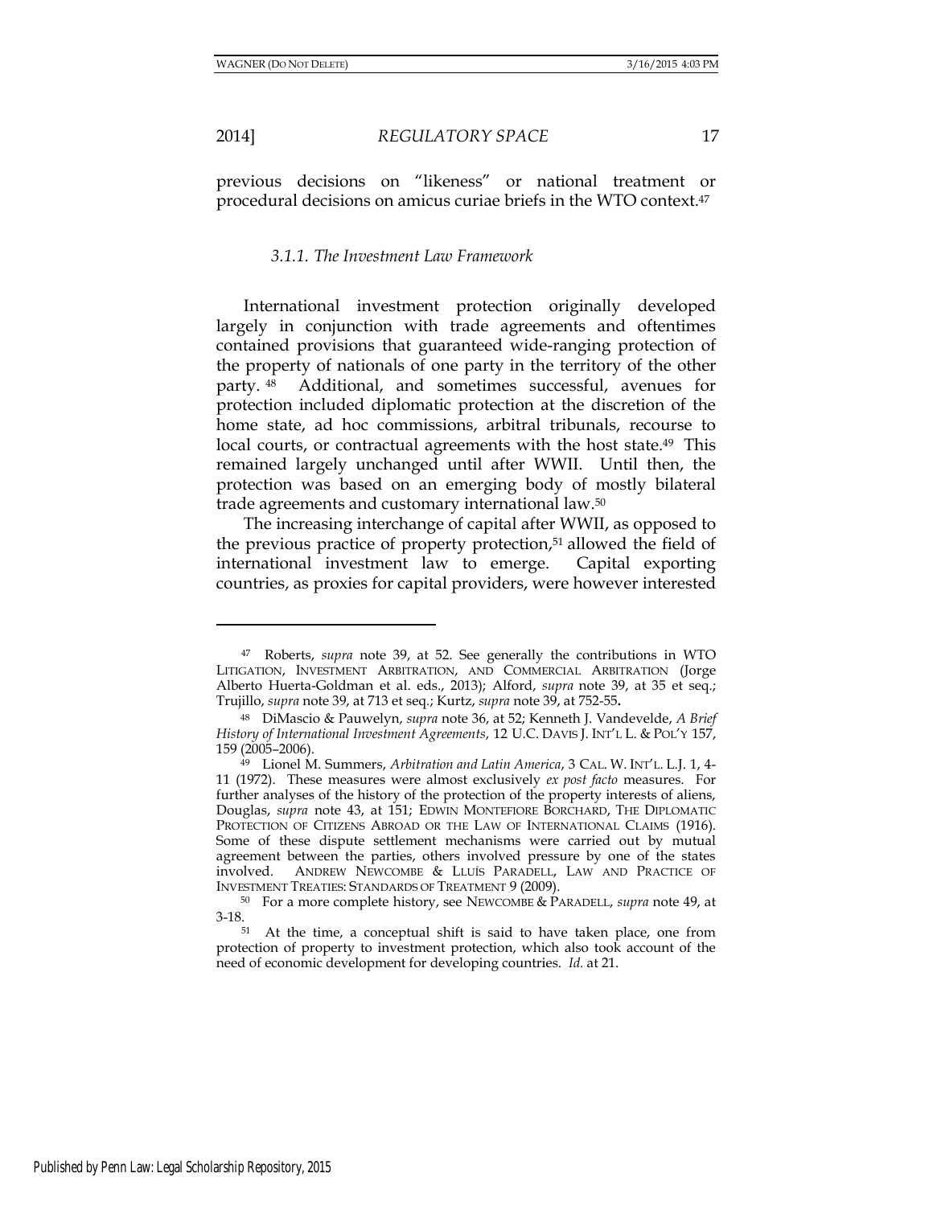previous decisions on "likeness" or national treatment or procedural decisions on amicus curiae briefs in the WTO context.[47]

### *3.1.1. The Investment Law Framework*

International investment protection originally developed largely in conjunction with trade agreements and oftentimes contained provisions that guaranteed wide-ranging protection of the property of nationals of one party in the territory of the other party.[48] Additional, and sometimes successful, avenues for protection included diplomatic protection at the discretion of the home state, ad hoc commissions, arbitral tribunals, recourse to local courts, or contractual agreements with the host state.[49] This remained largely unchanged until after WWII. Until then, the protection was based on an emerging body of mostly bilateral trade agreements and customary international law.[50]

The increasing interchange of capital after WWII, as opposed to the previous practice of property protection,[51] allowed the field of international investment law to emerge. Capital exporting countries, as proxies for capital providers, were however interested

---

[47] Roberts, *supra* note 39, at 52. See generally the contributions in WTO LITIGATION, INVESTMENT ARBITRATION, AND COMMERCIAL ARBITRATION (Jorge Alberto Huerta-Goldman et al. eds., 2013); Alford, *supra* note 39, at 35 et seq.; Trujillo, *supra* note 39, at 713 et seq.; Kurtz, *supra* note 39, at 752-55**.**

[48] DiMascio & Pauwelyn, *supra* note 36, at 52; Kenneth J. Vandevelde, *A Brief History of International Investment Agreements*, 12 U.C. DAVIS J. INT'L L. & POL'Y 157, 159 (2005–2006).

[49] Lionel M. Summers, *Arbitration and Latin America*, 3 CAL. W. INT'L. L.J. 1, 4-11 (1972). These measures were almost exclusively *ex post facto* measures. For further analyses of the history of the protection of the property interests of aliens, Douglas, *supra* note 43, at 151; EDWIN MONTEFIORE BORCHARD, THE DIPLOMATIC PROTECTION OF CITIZENS ABROAD OR THE LAW OF INTERNATIONAL CLAIMS (1916). Some of these dispute settlement mechanisms were carried out by mutual agreement between the parties, others involved pressure by one of the states involved. ANDREW NEWCOMBE & LLUÍS PARADELL, LAW AND PRACTICE OF INVESTMENT TREATIES: STANDARDS OF TREATMENT 9 (2009).

[50] For a more complete history, see NEWCOMBE & PARADELL, *supra* note 49, at 3-18.

[51] At the time, a conceptual shift is said to have taken place, one from protection of property to investment protection, which also took account of the need of economic development for developing countries. *Id.* at 21.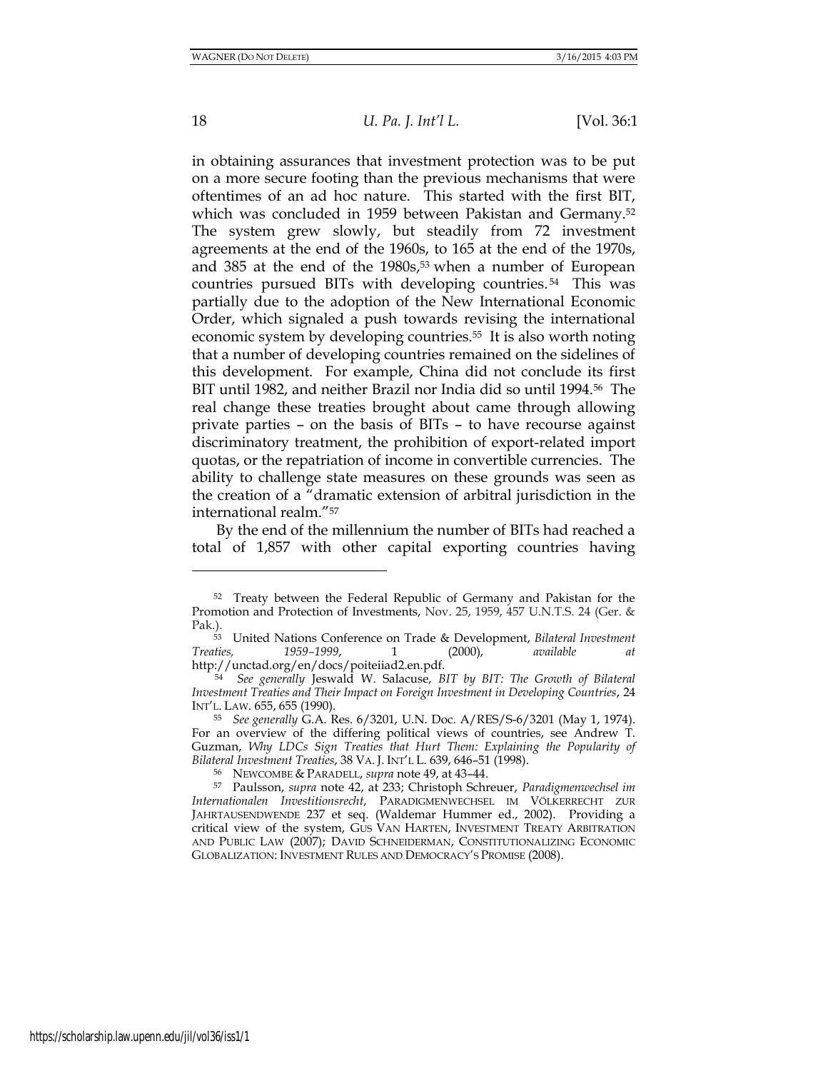in obtaining assurances that investment protection was to be put on a more secure footing than the previous mechanisms that were oftentimes of an ad hoc nature. This started with the first BIT, which was concluded in 1959 between Pakistan and Germany.[52] The system grew slowly, but steadily from 72 investment agreements at the end of the 1960s, to 165 at the end of the 1970s, and 385 at the end of the 1980s,[53] when a number of European countries pursued BITs with developing countries.[54] This was partially due to the adoption of the New International Economic Order, which signaled a push towards revising the international economic system by developing countries.[55] It is also worth noting that a number of developing countries remained on the sidelines of this development. For example, China did not conclude its first BIT until 1982, and neither Brazil nor India did so until 1994.[56] The real change these treaties brought about came through allowing private parties – on the basis of BITs – to have recourse against discriminatory treatment, the prohibition of export-related import quotas, or the repatriation of income in convertible currencies. The ability to challenge state measures on these grounds was seen as the creation of a "dramatic extension of arbitral jurisdiction in the international realm."[57]

By the end of the millennium the number of BITs had reached a total of 1,857 with other capital exporting countries having

---

[52] Treaty between the Federal Republic of Germany and Pakistan for the Promotion and Protection of Investments, Nov. 25, 1959, 457 U.N.T.S. 24 (Ger. & Pak.).

[53] United Nations Conference on Trade & Development, *Bilateral Investment Treaties, 1959–1999*, 1 (2000), *available at* http://unctad.org/en/docs/poiteiiad2.en.pdf.

[54] *See generally* Jeswald W. Salacuse, *BIT by BIT: The Growth of Bilateral Investment Treaties and Their Impact on Foreign Investment in Developing Countries*, 24 INT'L. LAW. 655, 655 (1990).

[55] *See generally* G.A. Res. 6/3201, U.N. Doc. A/RES/S-6/3201 (May 1, 1974). For an overview of the differing political views of countries, see Andrew T. Guzman, *Why LDCs Sign Treaties that Hurt Them: Explaining the Popularity of Bilateral Investment Treaties*, 38 VA. J. INT'L L. 639, 646–51 (1998).

[56] NEWCOMBE & PARADELL, *supra* note 49, at 43–44.

[57] Paulsson, *supra* note 42, at 233; Christoph Schreuer, *Paradigmenwechsel im Internationalen Investitionsrecht*, PARADIGMENWECHSEL IM VÖLKERRECHT ZUR JAHRTAUSENDWENDE 237 et seq. (Waldemar Hummer ed., 2002). Providing a critical view of the system, GUS VAN HARTEN, INVESTMENT TREATY ARBITRATION AND PUBLIC LAW (2007); DAVID SCHNEIDERMAN, CONSTITUTIONALIZING ECONOMIC GLOBALIZATION: INVESTMENT RULES AND DEMOCRACY'S PROMISE (2008).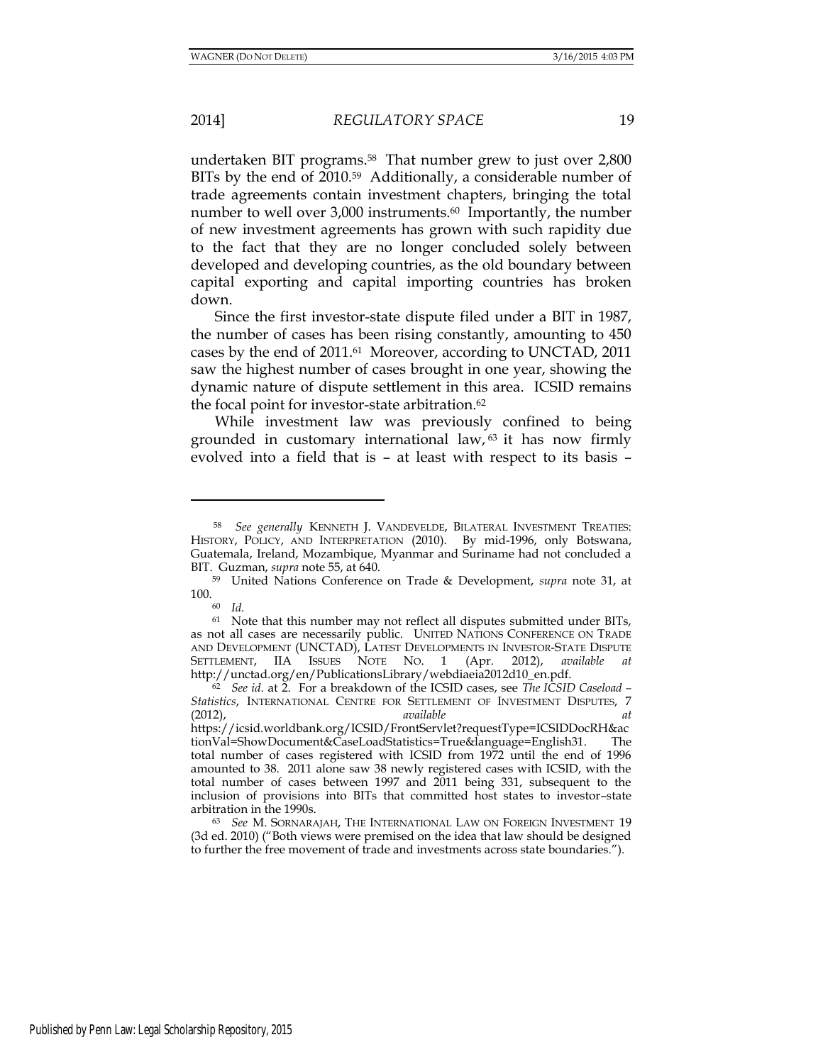undertaken BIT programs.[58] That number grew to just over 2,800 BITs by the end of 2010.[59] Additionally, a considerable number of trade agreements contain investment chapters, bringing the total number to well over 3,000 instruments.[60] Importantly, the number of new investment agreements has grown with such rapidity due to the fact that they are no longer concluded solely between developed and developing countries, as the old boundary between capital exporting and capital importing countries has broken down.

Since the first investor-state dispute filed under a BIT in 1987, the number of cases has been rising constantly, amounting to 450 cases by the end of 2011.[61] Moreover, according to UNCTAD, 2011 saw the highest number of cases brought in one year, showing the dynamic nature of dispute settlement in this area. ICSID remains the focal point for investor-state arbitration.[62]

While investment law was previously confined to being grounded in customary international law,[63] it has now firmly evolved into a field that is – at least with respect to its basis –

---

[58] *See generally* KENNETH J. VANDEVELDE, BILATERAL INVESTMENT TREATIES: HISTORY, POLICY, AND INTERPRETATION (2010). By mid-1996, only Botswana, Guatemala, Ireland, Mozambique, Myanmar and Suriname had not concluded a BIT. Guzman, *supra* note 55, at 640.

[59] United Nations Conference on Trade & Development, *supra* note 31, at 100.

[60] *Id.*

[61] Note that this number may not reflect all disputes submitted under BITs, as not all cases are necessarily public. UNITED NATIONS CONFERENCE ON TRADE AND DEVELOPMENT (UNCTAD), LATEST DEVELOPMENTS IN INVESTOR-STATE DISPUTE SETTLEMENT, IIA ISSUES NOTE NO. 1 (Apr. 2012), *available at* http://unctad.org/en/PublicationsLibrary/webdiaeia2012d10_en.pdf.

[62] *See id.* at 2. For a breakdown of the ICSID cases, see *The ICSID Caseload – Statistics*, INTERNATIONAL CENTRE FOR SETTLEMENT OF INVESTMENT DISPUTES, 7 (2012), *available at* https://icsid.worldbank.org/ICSID/FrontServlet?requestType=ICSIDDocRH&actionVal=ShowDocument&CaseLoadStatistics=True&language=English31. The total number of cases registered with ICSID from 1972 until the end of 1996 amounted to 38. 2011 alone saw 38 newly registered cases with ICSID, with the total number of cases between 1997 and 2011 being 331, subsequent to the inclusion of provisions into BITs that committed host states to investor–state arbitration in the 1990s.

[63] *See* M. SORNARAJAH, THE INTERNATIONAL LAW ON FOREIGN INVESTMENT 19 (3d ed. 2010) ("Both views were premised on the idea that law should be designed to further the free movement of trade and investments across state boundaries.").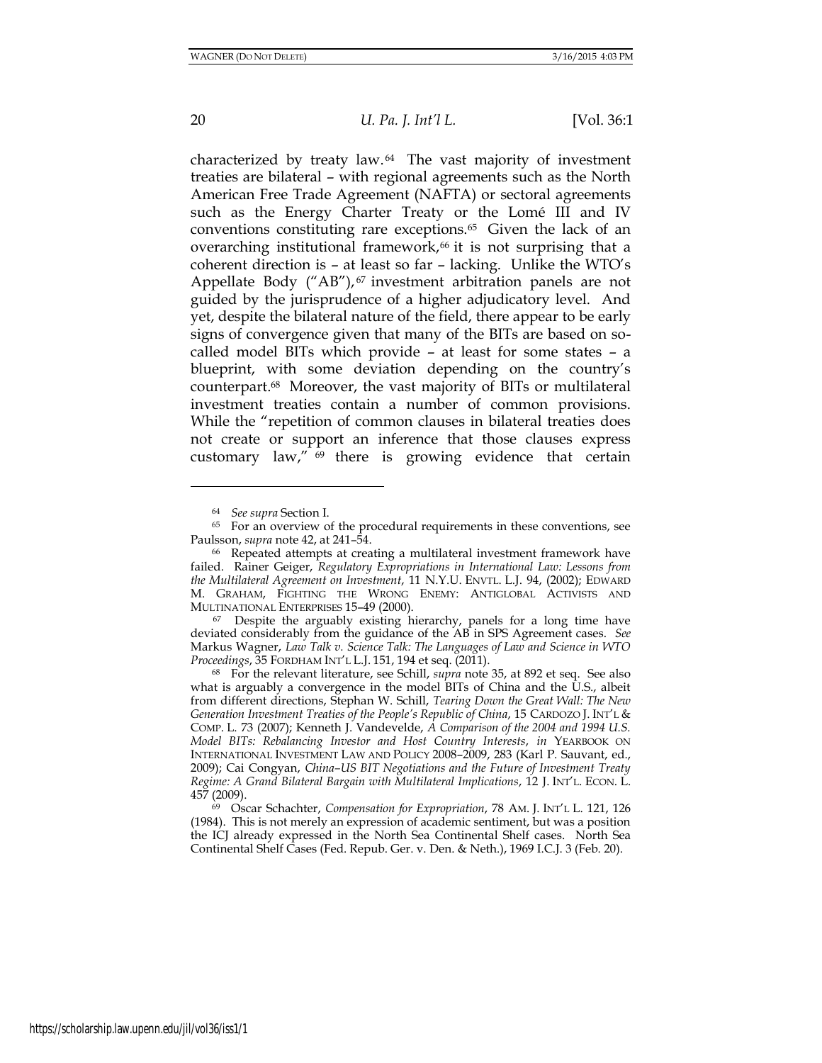characterized by treaty law.[64] The vast majority of investment treaties are bilateral – with regional agreements such as the North American Free Trade Agreement (NAFTA) or sectoral agreements such as the Energy Charter Treaty or the Lomé III and IV conventions constituting rare exceptions.[65] Given the lack of an overarching institutional framework,[66] it is not surprising that a coherent direction is – at least so far – lacking. Unlike the WTO's Appellate Body ("AB"),[67] investment arbitration panels are not guided by the jurisprudence of a higher adjudicatory level. And yet, despite the bilateral nature of the field, there appear to be early signs of convergence given that many of the BITs are based on so-called model BITs which provide – at least for some states – a blueprint, with some deviation depending on the country's counterpart.[68] Moreover, the vast majority of BITs or multilateral investment treaties contain a number of common provisions. While the "repetition of common clauses in bilateral treaties does not create or support an inference that those clauses express customary law,"[69] there is growing evidence that certain

---

[64] *See supra* Section I.

[65] For an overview of the procedural requirements in these conventions, see Paulsson, *supra* note 42, at 241–54.

[66] Repeated attempts at creating a multilateral investment framework have failed. Rainer Geiger, *Regulatory Expropriations in International Law: Lessons from the Multilateral Agreement on Investment*, 11 N.Y.U. ENVTL. L.J. 94, (2002); EDWARD M. GRAHAM, FIGHTING THE WRONG ENEMY: ANTIGLOBAL ACTIVISTS AND MULTINATIONAL ENTERPRISES 15–49 (2000).

[67] Despite the arguably existing hierarchy, panels for a long time have deviated considerably from the guidance of the AB in SPS Agreement cases. *See* Markus Wagner, *Law Talk v. Science Talk: The Languages of Law and Science in WTO Proceedings*, 35 FORDHAM INT'L L.J. 151, 194 et seq. (2011).

[68] For the relevant literature, see Schill, *supra* note 35, at 892 et seq. See also what is arguably a convergence in the model BITs of China and the U.S., albeit from different directions, Stephan W. Schill, *Tearing Down the Great Wall: The New Generation Investment Treaties of the People's Republic of China*, 15 CARDOZO J. INT'L & COMP. L. 73 (2007); Kenneth J. Vandevelde, *A Comparison of the 2004 and 1994 U.S. Model BITs: Rebalancing Investor and Host Country Interests*, *in* YEARBOOK ON INTERNATIONAL INVESTMENT LAW AND POLICY 2008–2009, 283 (Karl P. Sauvant, ed., 2009); Cai Congyan, *China–US BIT Negotiations and the Future of Investment Treaty Regime: A Grand Bilateral Bargain with Multilateral Implications*, 12 J. INT'L. ECON. L. 457 (2009).

[69] Oscar Schachter, *Compensation for Expropriation*, 78 AM. J. INT'L L. 121, 126 (1984). This is not merely an expression of academic sentiment, but was a position the ICJ already expressed in the North Sea Continental Shelf cases. North Sea Continental Shelf Cases (Fed. Repub. Ger. v. Den. & Neth.), 1969 I.C.J. 3 (Feb. 20).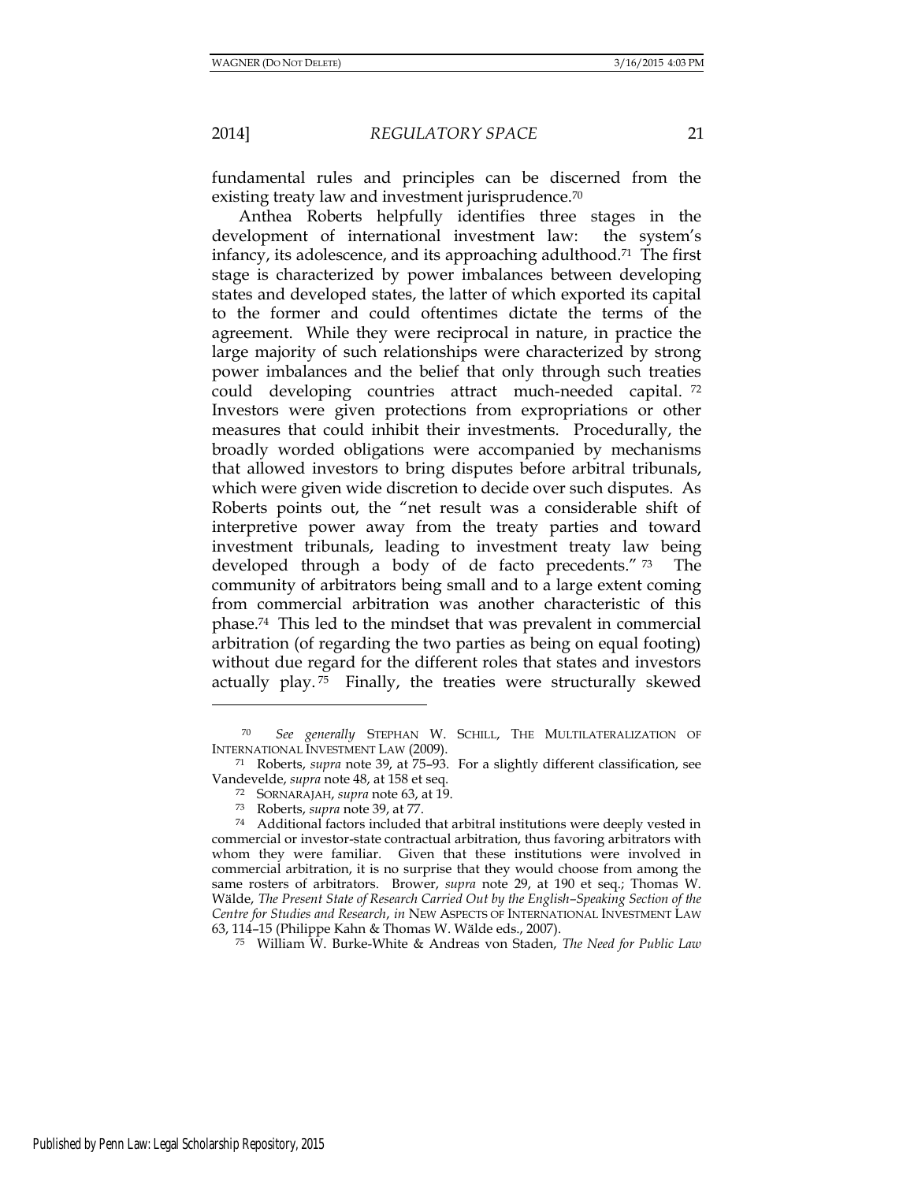fundamental rules and principles can be discerned from the existing treaty law and investment jurisprudence.[70]

Anthea Roberts helpfully identifies three stages in the development of international investment law: the system's infancy, its adolescence, and its approaching adulthood.[71] The first stage is characterized by power imbalances between developing states and developed states, the latter of which exported its capital to the former and could oftentimes dictate the terms of the agreement. While they were reciprocal in nature, in practice the large majority of such relationships were characterized by strong power imbalances and the belief that only through such treaties could developing countries attract much-needed capital.[72] Investors were given protections from expropriations or other measures that could inhibit their investments. Procedurally, the broadly worded obligations were accompanied by mechanisms that allowed investors to bring disputes before arbitral tribunals, which were given wide discretion to decide over such disputes. As Roberts points out, the "net result was a considerable shift of interpretive power away from the treaty parties and toward investment tribunals, leading to investment treaty law being developed through a body of de facto precedents."[73] The community of arbitrators being small and to a large extent coming from commercial arbitration was another characteristic of this phase.[74] This led to the mindset that was prevalent in commercial arbitration (of regarding the two parties as being on equal footing) without due regard for the different roles that states and investors actually play.[75] Finally, the treaties were structurally skewed

---

[70] *See generally* STEPHAN W. SCHILL, THE MULTILATERALIZATION OF INTERNATIONAL INVESTMENT LAW (2009).

[71] Roberts, *supra* note 39, at 75–93. For a slightly different classification, see Vandevelde, *supra* note 48, at 158 et seq.

[72] SORNARAJAH, *supra* note 63, at 19.

[73] Roberts, *supra* note 39, at 77.

[74] Additional factors included that arbitral institutions were deeply vested in commercial or investor-state contractual arbitration, thus favoring arbitrators with whom they were familiar. Given that these institutions were involved in commercial arbitration, it is no surprise that they would choose from among the same rosters of arbitrators. Brower, *supra* note 29, at 190 et seq.; Thomas W. Wälde, *The Present State of Research Carried Out by the English–Speaking Section of the Centre for Studies and Research*, *in* NEW ASPECTS OF INTERNATIONAL INVESTMENT LAW 63, 114–15 (Philippe Kahn & Thomas W. Wälde eds., 2007).

[75] William W. Burke-White & Andreas von Staden, *The Need for Public Law*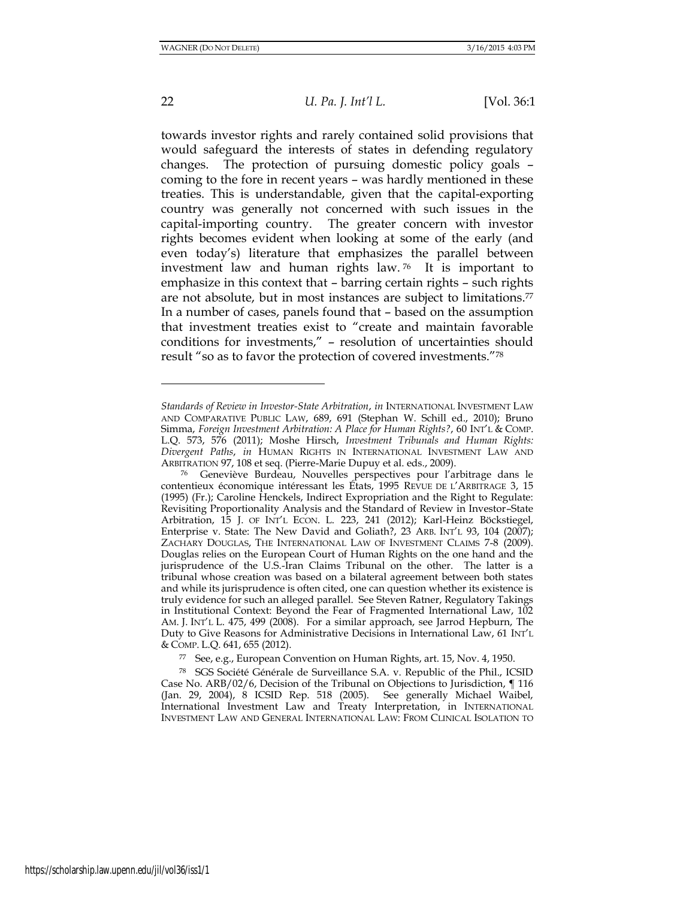towards investor rights and rarely contained solid provisions that would safeguard the interests of states in defending regulatory changes. The protection of pursuing domestic policy goals – coming to the fore in recent years – was hardly mentioned in these treaties. This is understandable, given that the capital-exporting country was generally not concerned with such issues in the capital-importing country. The greater concern with investor rights becomes evident when looking at some of the early (and even today's) literature that emphasizes the parallel between investment law and human rights law.[76] It is important to emphasize in this context that – barring certain rights – such rights are not absolute, but in most instances are subject to limitations.[77] In a number of cases, panels found that – based on the assumption that investment treaties exist to "create and maintain favorable conditions for investments," – resolution of uncertainties should result "so as to favor the protection of covered investments."[78]

---

*Standards of Review in Investor-State Arbitration*, *in* INTERNATIONAL INVESTMENT LAW AND COMPARATIVE PUBLIC LAW, 689, 691 (Stephan W. Schill ed., 2010); Bruno Simma, *Foreign Investment Arbitration: A Place for Human Rights?*, 60 INT'L & COMP. L.Q. 573, 576 (2011); Moshe Hirsch, *Investment Tribunals and Human Rights: Divergent Paths*, *in* HUMAN RIGHTS IN INTERNATIONAL INVESTMENT LAW AND ARBITRATION 97, 108 et seq. (Pierre-Marie Dupuy et al. eds., 2009).

[76] Geneviève Burdeau, Nouvelles perspectives pour l'arbitrage dans le contentieux économique intéressant les États, 1995 REVUE DE L'ARBITRAGE 3, 15 (1995) (Fr.); Caroline Henckels, Indirect Expropriation and the Right to Regulate: Revisiting Proportionality Analysis and the Standard of Review in Investor–State Arbitration, 15 J. OF INT'L ECON. L. 223, 241 (2012); Karl-Heinz Böckstiegel, Enterprise v. State: The New David and Goliath?, 23 ARB. INT'L 93, 104 (2007); ZACHARY DOUGLAS, THE INTERNATIONAL LAW OF INVESTMENT CLAIMS 7-8 (2009). Douglas relies on the European Court of Human Rights on the one hand and the jurisprudence of the U.S.-Iran Claims Tribunal on the other. The latter is a tribunal whose creation was based on a bilateral agreement between both states and while its jurisprudence is often cited, one can question whether its existence is truly evidence for such an alleged parallel. See Steven Ratner, Regulatory Takings in Institutional Context: Beyond the Fear of Fragmented International Law, 102 AM. J. INT'L L. 475, 499 (2008). For a similar approach, see Jarrod Hepburn, The Duty to Give Reasons for Administrative Decisions in International Law, 61 INT'L & COMP. L.Q. 641, 655 (2012).

[77] See, e.g., European Convention on Human Rights, art. 15, Nov. 4, 1950.

[78] SGS Société Générale de Surveillance S.A. v. Republic of the Phil., ICSID Case No. ARB/02/6, Decision of the Tribunal on Objections to Jurisdiction, ¶ 116 (Jan. 29, 2004), 8 ICSID Rep. 518 (2005). See generally Michael Waibel, International Investment Law and Treaty Interpretation, in INTERNATIONAL INVESTMENT LAW AND GENERAL INTERNATIONAL LAW: FROM CLINICAL ISOLATION TO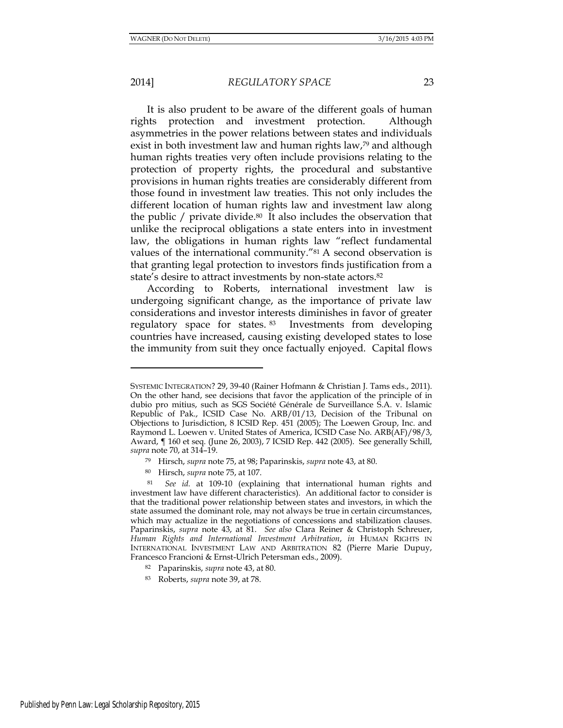It is also prudent to be aware of the different goals of human rights protection and investment protection. Although asymmetries in the power relations between states and individuals exist in both investment law and human rights law,[79] and although human rights treaties very often include provisions relating to the protection of property rights, the procedural and substantive provisions in human rights treaties are considerably different from those found in investment law treaties. This not only includes the different location of human rights law and investment law along the public / private divide.[80] It also includes the observation that unlike the reciprocal obligations a state enters into in investment law, the obligations in human rights law "reflect fundamental values of the international community."[81] A second observation is that granting legal protection to investors finds justification from a state's desire to attract investments by non-state actors.[82]

According to Roberts, international investment law is undergoing significant change, as the importance of private law considerations and investor interests diminishes in favor of greater regulatory space for states.[83] Investments from developing countries have increased, causing existing developed states to lose the immunity from suit they once factually enjoyed. Capital flows

---

SYSTEMIC INTEGRATION? 29, 39-40 (Rainer Hofmann & Christian J. Tams eds., 2011). On the other hand, see decisions that favor the application of the principle of in dubio pro mitius, such as SGS Société Générale de Surveillance S.A. v. Islamic Republic of Pak., ICSID Case No. ARB/01/13, Decision of the Tribunal on Objections to Jurisdiction, 8 ICSID Rep. 451 (2005); The Loewen Group, Inc. and Raymond L. Loewen v. United States of America, ICSID Case No. ARB(AF)/98/3, Award, ¶ 160 et seq. (June 26, 2003), 7 ICSID Rep. 442 (2005). See generally Schill, *supra* note 70, at 314–19.

[79] Hirsch, *supra* note 75, at 98; Paparinskis, *supra* note 43, at 80.

[80] Hirsch, *supra* note 75, at 107.

[81] *See id.* at 109-10 (explaining that international human rights and investment law have different characteristics). An additional factor to consider is that the traditional power relationship between states and investors, in which the state assumed the dominant role, may not always be true in certain circumstances, which may actualize in the negotiations of concessions and stabilization clauses. Paparinskis, *supra* note 43, at 81. *See also* Clara Reiner & Christoph Schreuer, *Human Rights and International Investment Arbitration*, *in* HUMAN RIGHTS IN INTERNATIONAL INVESTMENT LAW AND ARBITRATION 82 (Pierre Marie Dupuy, Francesco Francioni & Ernst-Ulrich Petersman eds., 2009).

[82] Paparinskis, *supra* note 43, at 80.

[83] Roberts, *supra* note 39, at 78.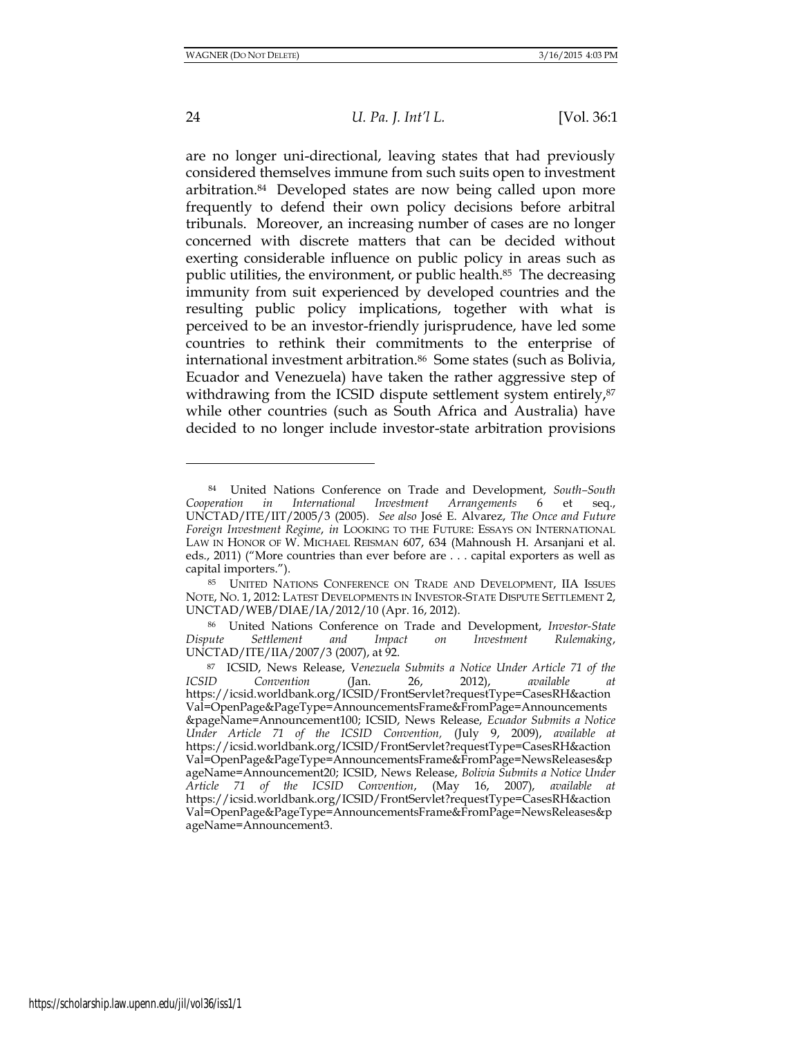are no longer uni-directional, leaving states that had previously considered themselves immune from such suits open to investment arbitration.[84] Developed states are now being called upon more frequently to defend their own policy decisions before arbitral tribunals. Moreover, an increasing number of cases are no longer concerned with discrete matters that can be decided without exerting considerable influence on public policy in areas such as public utilities, the environment, or public health.[85] The decreasing immunity from suit experienced by developed countries and the resulting public policy implications, together with what is perceived to be an investor-friendly jurisprudence, have led some countries to rethink their commitments to the enterprise of international investment arbitration.[86] Some states (such as Bolivia, Ecuador and Venezuela) have taken the rather aggressive step of withdrawing from the ICSID dispute settlement system entirely,[87] while other countries (such as South Africa and Australia) have decided to no longer include investor-state arbitration provisions

---

[84] United Nations Conference on Trade and Development, *South–South Cooperation in International Investment Arrangements* 6 et seq., UNCTAD/ITE/IIT/2005/3 (2005). *See also* José E. Alvarez, *The Once and Future Foreign Investment Regime*, *in* LOOKING TO THE FUTURE: ESSAYS ON INTERNATIONAL LAW IN HONOR OF W. MICHAEL REISMAN 607, 634 (Mahnoush H. Arsanjani et al. eds., 2011) ("More countries than ever before are . . . capital exporters as well as capital importers.").

[85] UNITED NATIONS CONFERENCE ON TRADE AND DEVELOPMENT, IIA ISSUES NOTE, NO. 1, 2012: LATEST DEVELOPMENTS IN INVESTOR-STATE DISPUTE SETTLEMENT 2, UNCTAD/WEB/DIAE/IA/2012/10 (Apr. 16, 2012).

[86] United Nations Conference on Trade and Development, *Investor-State Dispute Settlement and Impact on Investment Rulemaking*, UNCTAD/ITE/IIA/2007/3 (2007), at 92.

[87] ICSID, News Release, V*enezuela Submits a Notice Under Article 71 of the ICSID Convention* (Jan. 26, 2012), *available at* https://icsid.worldbank.org/ICSID/FrontServlet?requestType=CasesRH&actionVal=OpenPage&PageType=AnnouncementsFrame&FromPage=Announcements&pageName=Announcement100; ICSID, News Release, *Ecuador Submits a Notice Under Article 71 of the ICSID Convention,* (July 9, 2009), *available at* https://icsid.worldbank.org/ICSID/FrontServlet?requestType=CasesRH&actionVal=OpenPage&PageType=AnnouncementsFrame&FromPage=NewsReleases&pageName=Announcement20; ICSID, News Release, *Bolivia Submits a Notice Under Article 71 of the ICSID Convention*, (May 16, 2007), *available at* https://icsid.worldbank.org/ICSID/FrontServlet?requestType=CasesRH&actionVal=OpenPage&PageType=AnnouncementsFrame&FromPage=NewsReleases&pageName=Announcement3.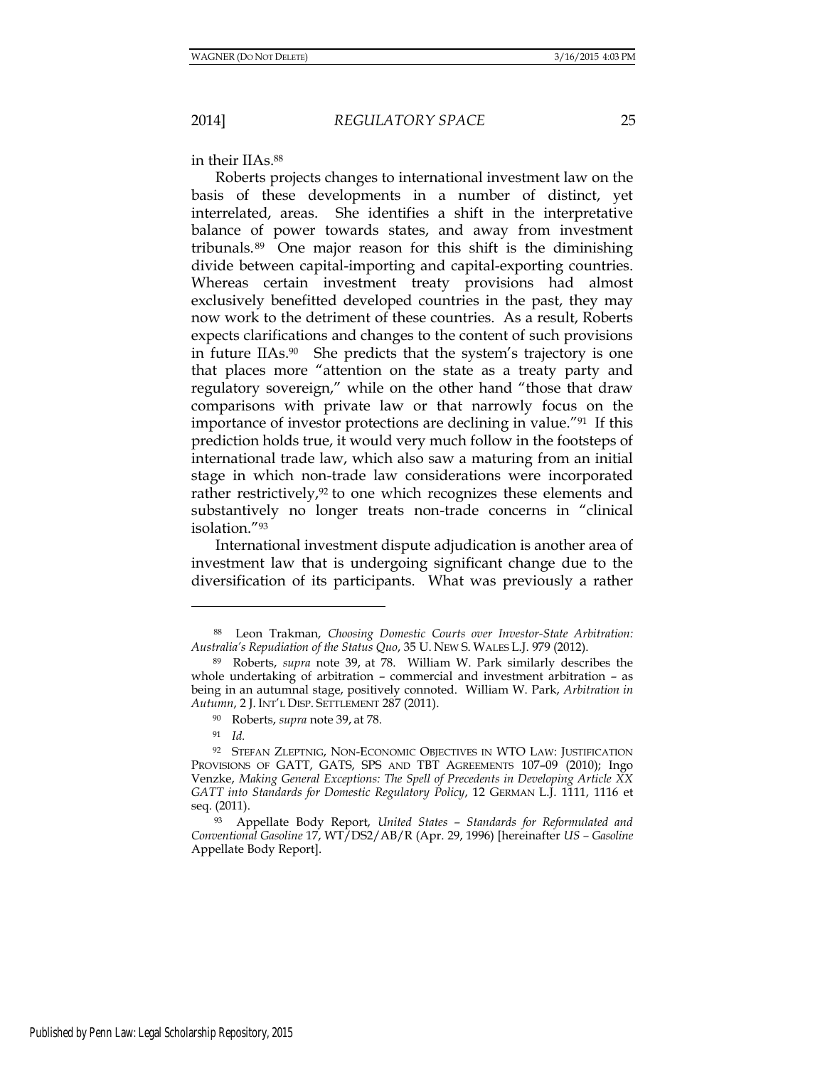in their IIAs.[88]

Roberts projects changes to international investment law on the basis of these developments in a number of distinct, yet interrelated, areas. She identifies a shift in the interpretative balance of power towards states, and away from investment tribunals.[89] One major reason for this shift is the diminishing divide between capital-importing and capital-exporting countries. Whereas certain investment treaty provisions had almost exclusively benefitted developed countries in the past, they may now work to the detriment of these countries. As a result, Roberts expects clarifications and changes to the content of such provisions in future IIAs.[90] She predicts that the system's trajectory is one that places more "attention on the state as a treaty party and regulatory sovereign," while on the other hand "those that draw comparisons with private law or that narrowly focus on the importance of investor protections are declining in value."[91] If this prediction holds true, it would very much follow in the footsteps of international trade law, which also saw a maturing from an initial stage in which non-trade law considerations were incorporated rather restrictively,[92] to one which recognizes these elements and substantively no longer treats non-trade concerns in "clinical isolation."[93]

International investment dispute adjudication is another area of investment law that is undergoing significant change due to the diversification of its participants. What was previously a rather

---

[88] Leon Trakman, *Choosing Domestic Courts over Investor-State Arbitration: Australia's Repudiation of the Status Quo*, 35 U. NEW S. WALES L.J. 979 (2012).

[89] Roberts, *supra* note 39, at 78. William W. Park similarly describes the whole undertaking of arbitration – commercial and investment arbitration – as being in an autumnal stage, positively connoted. William W. Park, *Arbitration in Autumn*, 2 J. INT'L DISP. SETTLEMENT 287 (2011).

[90] Roberts, *supra* note 39, at 78.

[91] *Id.*

[92] STEFAN ZLEPTNIG, NON-ECONOMIC OBJECTIVES IN WTO LAW: JUSTIFICATION PROVISIONS OF GATT, GATS, SPS AND TBT AGREEMENTS 107–09 (2010); Ingo Venzke, *Making General Exceptions: The Spell of Precedents in Developing Article XX GATT into Standards for Domestic Regulatory Policy*, 12 GERMAN L.J. 1111, 1116 et seq. (2011).

[93] Appellate Body Report, *United States – Standards for Reformulated and Conventional Gasoline* 17, WT/DS2/AB/R (Apr. 29, 1996) [hereinafter *US – Gasoline* Appellate Body Report].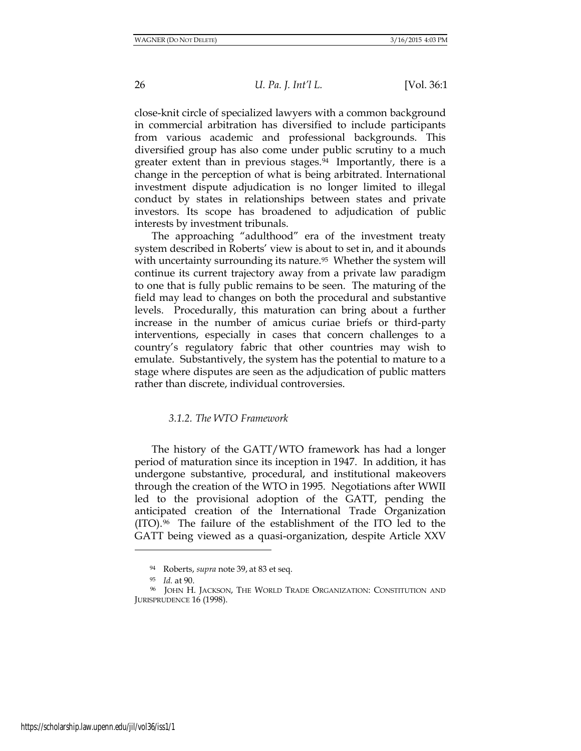close-knit circle of specialized lawyers with a common background in commercial arbitration has diversified to include participants from various academic and professional backgrounds. This diversified group has also come under public scrutiny to a much greater extent than in previous stages.[94] Importantly, there is a change in the perception of what is being arbitrated. International investment dispute adjudication is no longer limited to illegal conduct by states in relationships between states and private investors. Its scope has broadened to adjudication of public interests by investment tribunals.

The approaching "adulthood" era of the investment treaty system described in Roberts' view is about to set in, and it abounds with uncertainty surrounding its nature.[95] Whether the system will continue its current trajectory away from a private law paradigm to one that is fully public remains to be seen. The maturing of the field may lead to changes on both the procedural and substantive levels. Procedurally, this maturation can bring about a further increase in the number of amicus curiae briefs or third-party interventions, especially in cases that concern challenges to a country's regulatory fabric that other countries may wish to emulate. Substantively, the system has the potential to mature to a stage where disputes are seen as the adjudication of public matters rather than discrete, individual controversies.

#### *3.1.2. The WTO Framework*

The history of the GATT/WTO framework has had a longer period of maturation since its inception in 1947. In addition, it has undergone substantive, procedural, and institutional makeovers through the creation of the WTO in 1995. Negotiations after WWII led to the provisional adoption of the GATT, pending the anticipated creation of the International Trade Organization (ITO).[96] The failure of the establishment of the ITO led to the GATT being viewed as a quasi-organization, despite Article XXV

---

[94] Roberts, *supra* note 39, at 83 et seq.

[95] *Id.* at 90.

[96] JOHN H. JACKSON, THE WORLD TRADE ORGANIZATION: CONSTITUTION AND JURISPRUDENCE 16 (1998).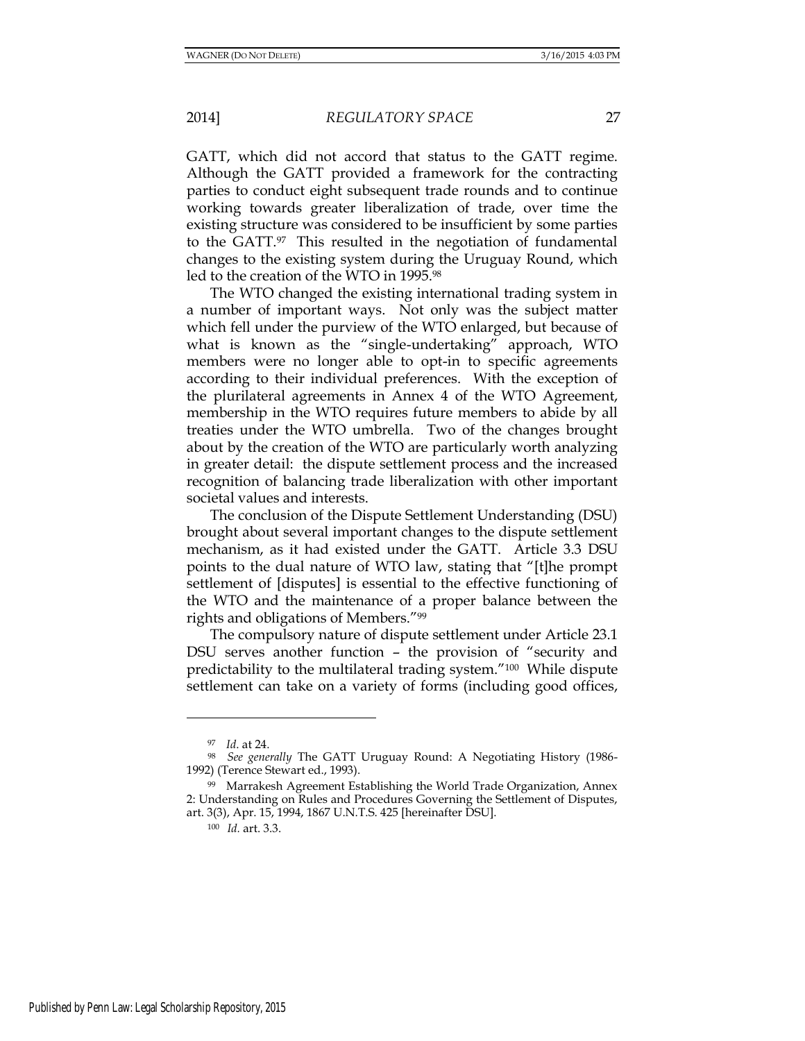GATT, which did not accord that status to the GATT regime. Although the GATT provided a framework for the contracting parties to conduct eight subsequent trade rounds and to continue working towards greater liberalization of trade, over time the existing structure was considered to be insufficient by some parties to the GATT.[97] This resulted in the negotiation of fundamental changes to the existing system during the Uruguay Round, which led to the creation of the WTO in 1995.[98]

The WTO changed the existing international trading system in a number of important ways. Not only was the subject matter which fell under the purview of the WTO enlarged, but because of what is known as the "single-undertaking" approach, WTO members were no longer able to opt-in to specific agreements according to their individual preferences. With the exception of the plurilateral agreements in Annex 4 of the WTO Agreement, membership in the WTO requires future members to abide by all treaties under the WTO umbrella. Two of the changes brought about by the creation of the WTO are particularly worth analyzing in greater detail: the dispute settlement process and the increased recognition of balancing trade liberalization with other important societal values and interests.

The conclusion of the Dispute Settlement Understanding (DSU) brought about several important changes to the dispute settlement mechanism, as it had existed under the GATT. Article 3.3 DSU points to the dual nature of WTO law, stating that "[t]he prompt settlement of [disputes] is essential to the effective functioning of the WTO and the maintenance of a proper balance between the rights and obligations of Members."[99]

The compulsory nature of dispute settlement under Article 23.1 DSU serves another function – the provision of "security and predictability to the multilateral trading system."[100] While dispute settlement can take on a variety of forms (including good offices,

---

[97] *Id.* at 24.

[98] *See generally* The GATT Uruguay Round: A Negotiating History (1986-1992) (Terence Stewart ed., 1993).

[99] Marrakesh Agreement Establishing the World Trade Organization, Annex 2: Understanding on Rules and Procedures Governing the Settlement of Disputes, art. 3(3), Apr. 15, 1994, 1867 U.N.T.S. 425 [hereinafter DSU].

[100] *Id.* art. 3.3.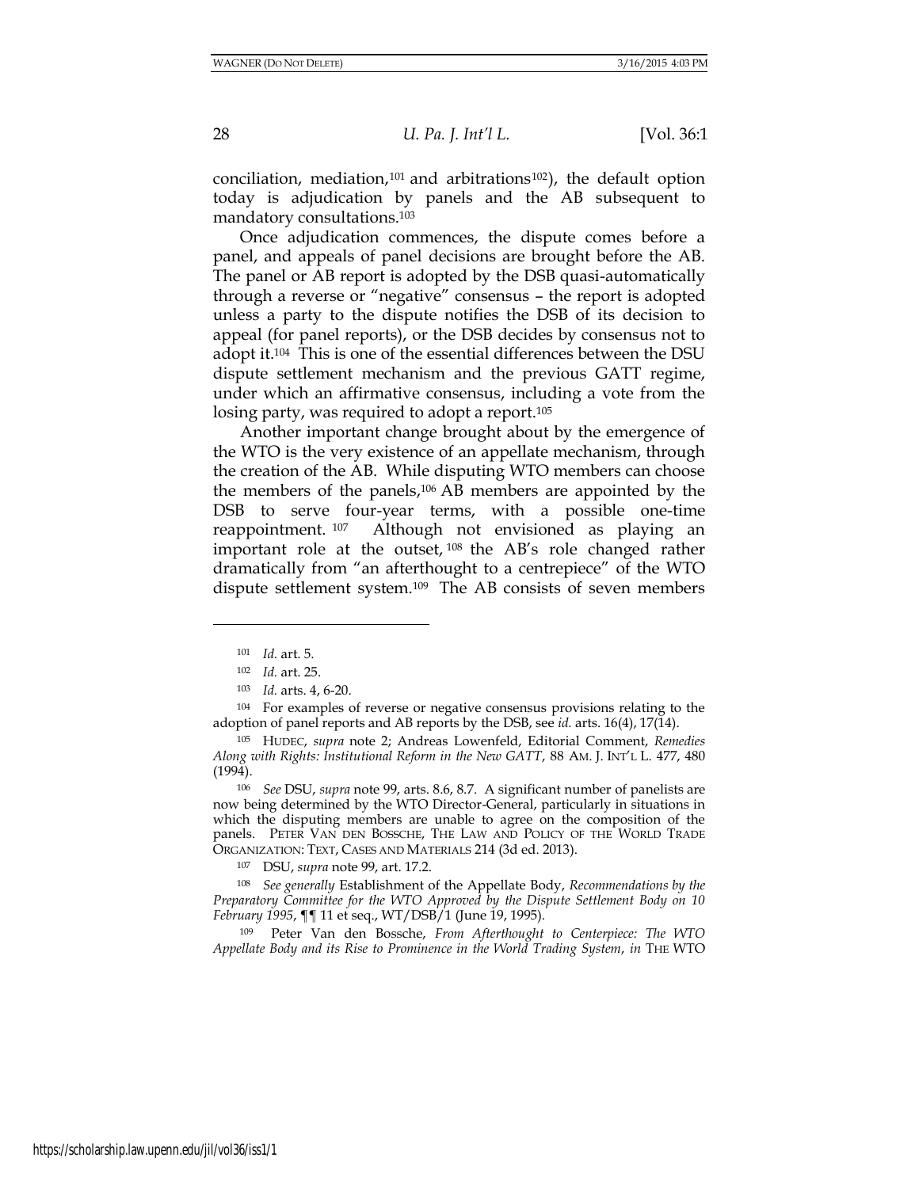conciliation, mediation,[101] and arbitrations[102]), the default option today is adjudication by panels and the AB subsequent to mandatory consultations.[103]

Once adjudication commences, the dispute comes before a panel, and appeals of panel decisions are brought before the AB. The panel or AB report is adopted by the DSB quasi-automatically through a reverse or "negative" consensus – the report is adopted unless a party to the dispute notifies the DSB of its decision to appeal (for panel reports), or the DSB decides by consensus not to adopt it.[104] This is one of the essential differences between the DSU dispute settlement mechanism and the previous GATT regime, under which an affirmative consensus, including a vote from the losing party, was required to adopt a report.[105]

Another important change brought about by the emergence of the WTO is the very existence of an appellate mechanism, through the creation of the AB. While disputing WTO members can choose the members of the panels,[106] AB members are appointed by the DSB to serve four-year terms, with a possible one-time reappointment.[107] Although not envisioned as playing an important role at the outset,[108] the AB's role changed rather dramatically from "an afterthought to a centrepiece" of the WTO dispute settlement system.[109] The AB consists of seven members

---

[101] *Id.* art. 5.

[102] *Id.* art. 25.

[103] *Id.* arts. 4, 6-20.

[104] For examples of reverse or negative consensus provisions relating to the adoption of panel reports and AB reports by the DSB, see *id.* arts. 16(4), 17(14).

[105] HUDEC, *supra* note 2; Andreas Lowenfeld, Editorial Comment, *Remedies Along with Rights: Institutional Reform in the New GATT*, 88 AM. J. INT'L L. 477, 480 (1994).

[106] *See* DSU, *supra* note 99, arts. 8.6, 8.7. A significant number of panelists are now being determined by the WTO Director-General, particularly in situations in which the disputing members are unable to agree on the composition of the panels. PETER VAN DEN BOSSCHE, THE LAW AND POLICY OF THE WORLD TRADE ORGANIZATION: TEXT, CASES AND MATERIALS 214 (3d ed. 2013).

[107] DSU, *supra* note 99, art. 17.2.

[108] *See generally* Establishment of the Appellate Body, *Recommendations by the Preparatory Committee for the WTO Approved by the Dispute Settlement Body on 10 February 1995*, ¶¶ 11 et seq., WT/DSB/1 (June 19, 1995).

[109] Peter Van den Bossche, *From Afterthought to Centerpiece: The WTO Appellate Body and its Rise to Prominence in the World Trading System*, *in* THE WTO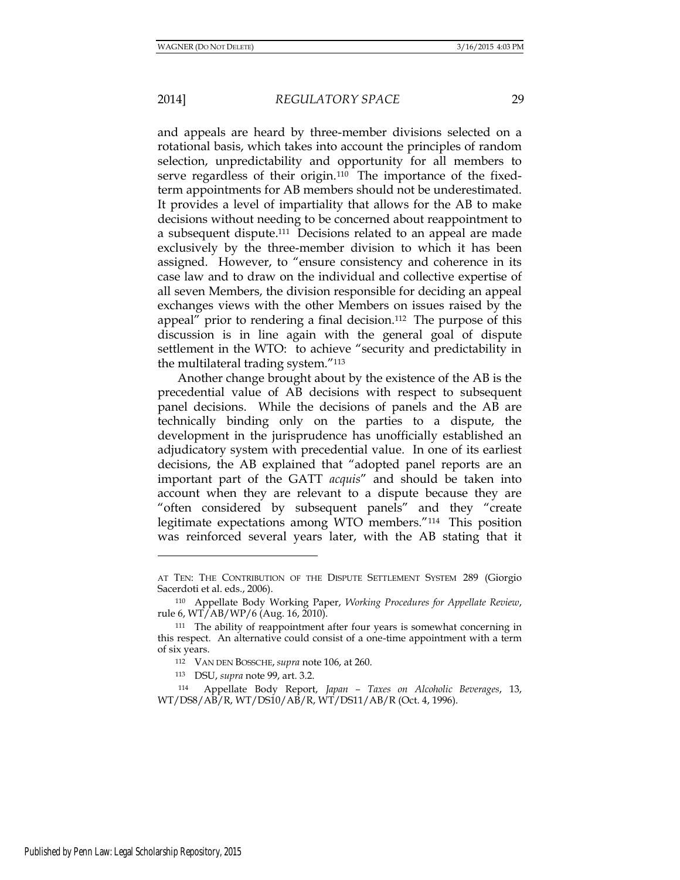and appeals are heard by three-member divisions selected on a rotational basis, which takes into account the principles of random selection, unpredictability and opportunity for all members to serve regardless of their origin.[110] The importance of the fixed-term appointments for AB members should not be underestimated. It provides a level of impartiality that allows for the AB to make decisions without needing to be concerned about reappointment to a subsequent dispute.[111] Decisions related to an appeal are made exclusively by the three-member division to which it has been assigned. However, to "ensure consistency and coherence in its case law and to draw on the individual and collective expertise of all seven Members, the division responsible for deciding an appeal exchanges views with the other Members on issues raised by the appeal" prior to rendering a final decision.[112] The purpose of this discussion is in line again with the general goal of dispute settlement in the WTO: to achieve "security and predictability in the multilateral trading system."[113]

Another change brought about by the existence of the AB is the precedential value of AB decisions with respect to subsequent panel decisions. While the decisions of panels and the AB are technically binding only on the parties to a dispute, the development in the jurisprudence has unofficially established an adjudicatory system with precedential value. In one of its earliest decisions, the AB explained that "adopted panel reports are an important part of the GATT *acquis*" and should be taken into account when they are relevant to a dispute because they are "often considered by subsequent panels" and they "create legitimate expectations among WTO members."[114] This position was reinforced several years later, with the AB stating that it

---

AT TEN: THE CONTRIBUTION OF THE DISPUTE SETTLEMENT SYSTEM 289 (Giorgio Sacerdoti et al. eds., 2006).

[110] Appellate Body Working Paper, *Working Procedures for Appellate Review*, rule 6, WT/AB/WP/6 (Aug. 16, 2010).

[111] The ability of reappointment after four years is somewhat concerning in this respect. An alternative could consist of a one-time appointment with a term of six years.

[112] VAN DEN BOSSCHE, *supra* note 106, at 260.

[113] DSU, *supra* note 99, art. 3.2.

[114] Appellate Body Report, *Japan – Taxes on Alcoholic Beverages*, 13, WT/DS8/AB/R, WT/DS10/AB/R, WT/DS11/AB/R (Oct. 4, 1996).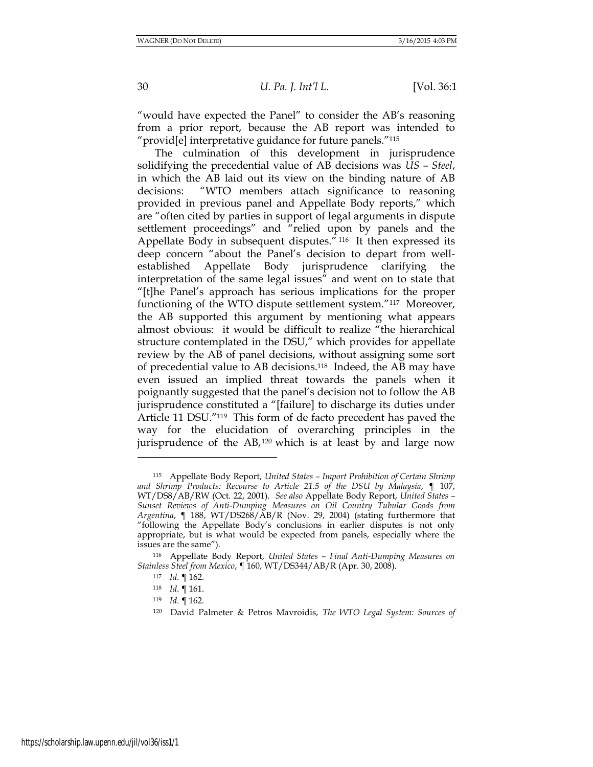"would have expected the Panel" to consider the AB's reasoning from a prior report, because the AB report was intended to "provid[e] interpretative guidance for future panels."[115]

The culmination of this development in jurisprudence solidifying the precedential value of AB decisions was *US – Steel*, in which the AB laid out its view on the binding nature of AB decisions: "WTO members attach significance to reasoning provided in previous panel and Appellate Body reports," which are "often cited by parties in support of legal arguments in dispute settlement proceedings" and "relied upon by panels and the Appellate Body in subsequent disputes."[116] It then expressed its deep concern "about the Panel's decision to depart from well-established Appellate Body jurisprudence clarifying the interpretation of the same legal issues" and went on to state that "[t]he Panel's approach has serious implications for the proper functioning of the WTO dispute settlement system."[117] Moreover, the AB supported this argument by mentioning what appears almost obvious: it would be difficult to realize "the hierarchical structure contemplated in the DSU," which provides for appellate review by the AB of panel decisions, without assigning some sort of precedential value to AB decisions.[118] Indeed, the AB may have even issued an implied threat towards the panels when it poignantly suggested that the panel's decision not to follow the AB jurisprudence constituted a "[failure] to discharge its duties under Article 11 DSU."[119] This form of de facto precedent has paved the way for the elucidation of overarching principles in the jurisprudence of the AB,[120] which is at least by and large now

---

[115] Appellate Body Report, *United States – Import Prohibition of Certain Shrimp and Shrimp Products: Recourse to Article 21.5 of the DSU by Malaysia*, ¶ 107, WT/DS8/AB/RW (Oct. 22, 2001). *See also* Appellate Body Report, *United States – Sunset Reviews of Anti-Dumping Measures on Oil Country Tubular Goods from Argentina*, ¶ 188, WT/DS268/AB/R (Nov. 29, 2004) (stating furthermore that "following the Appellate Body's conclusions in earlier disputes is not only appropriate, but is what would be expected from panels, especially where the issues are the same").

[116] Appellate Body Report, *United States – Final Anti-Dumping Measures on Stainless Steel from Mexico*, ¶ 160, WT/DS344/AB/R (Apr. 30, 2008).

[117] *Id.* ¶ 162.

[118] *Id.* ¶ 161.

[119] *Id.* ¶ 162.

[120] David Palmeter & Petros Mavroidis, *The WTO Legal System: Sources of*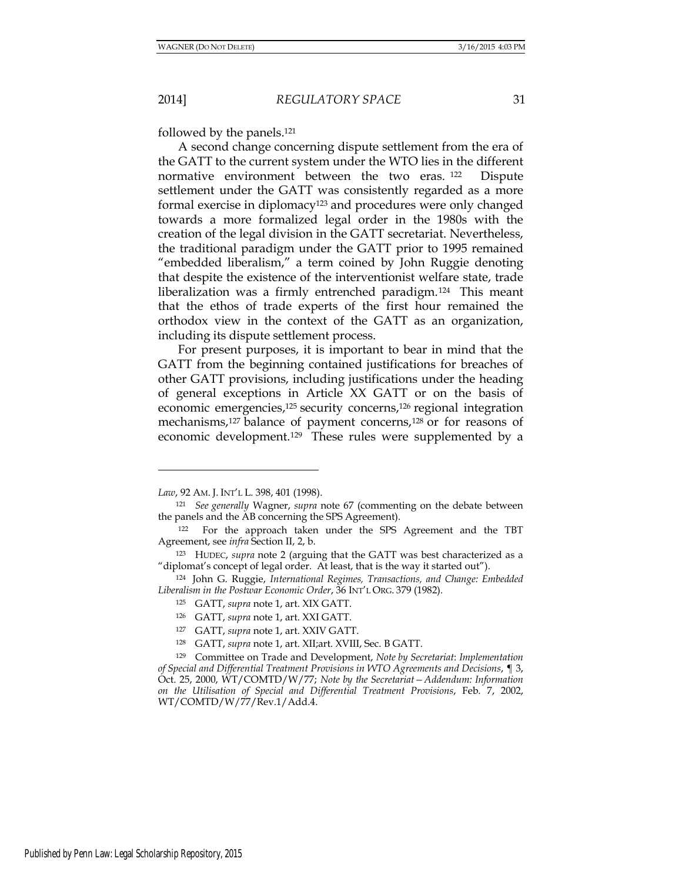followed by the panels.[121]

A second change concerning dispute settlement from the era of the GATT to the current system under the WTO lies in the different normative environment between the two eras.[122] Dispute settlement under the GATT was consistently regarded as a more formal exercise in diplomacy[123] and procedures were only changed towards a more formalized legal order in the 1980s with the creation of the legal division in the GATT secretariat. Nevertheless, the traditional paradigm under the GATT prior to 1995 remained "embedded liberalism," a term coined by John Ruggie denoting that despite the existence of the interventionist welfare state, trade liberalization was a firmly entrenched paradigm.[124] This meant that the ethos of trade experts of the first hour remained the orthodox view in the context of the GATT as an organization, including its dispute settlement process.

For present purposes, it is important to bear in mind that the GATT from the beginning contained justifications for breaches of other GATT provisions, including justifications under the heading of general exceptions in Article XX GATT or on the basis of economic emergencies,[125] security concerns,[126] regional integration mechanisms,[127] balance of payment concerns,[128] or for reasons of economic development.[129] These rules were supplemented by a

---

*Law*, 92 AM. J. INT'L L. 398, 401 (1998).

[121] *See generally* Wagner, *supra* note 67 (commenting on the debate between the panels and the AB concerning the SPS Agreement).

[122] For the approach taken under the SPS Agreement and the TBT Agreement, see *infra* Section II, 2, b.

[123] HUDEC, *supra* note 2 (arguing that the GATT was best characterized as a "diplomat's concept of legal order. At least, that is the way it started out").

[124] John G. Ruggie, *International Regimes, Transactions, and Change: Embedded Liberalism in the Postwar Economic Order*, 36 INT'L ORG. 379 (1982).

[125] GATT, *supra* note 1, art. XIX GATT.

[126] GATT, *supra* note 1, art. XXI GATT.

[127] GATT, *supra* note 1, art. XXIV GATT.

[128] GATT, *supra* note 1, art. XII;art. XVIII, Sec. B GATT.

[129] Committee on Trade and Development, *Note by Secretariat*: *Implementation of Special and Differential Treatment Provisions in WTO Agreements and Decisions*, ¶ 3, Oct. 25, 2000, WT/COMTD/W/77; *Note by the Secretariat—Addendum: Information on the Utilisation of Special and Differential Treatment Provisions*, Feb. 7, 2002, WT/COMTD/W/77/Rev.1/Add.4.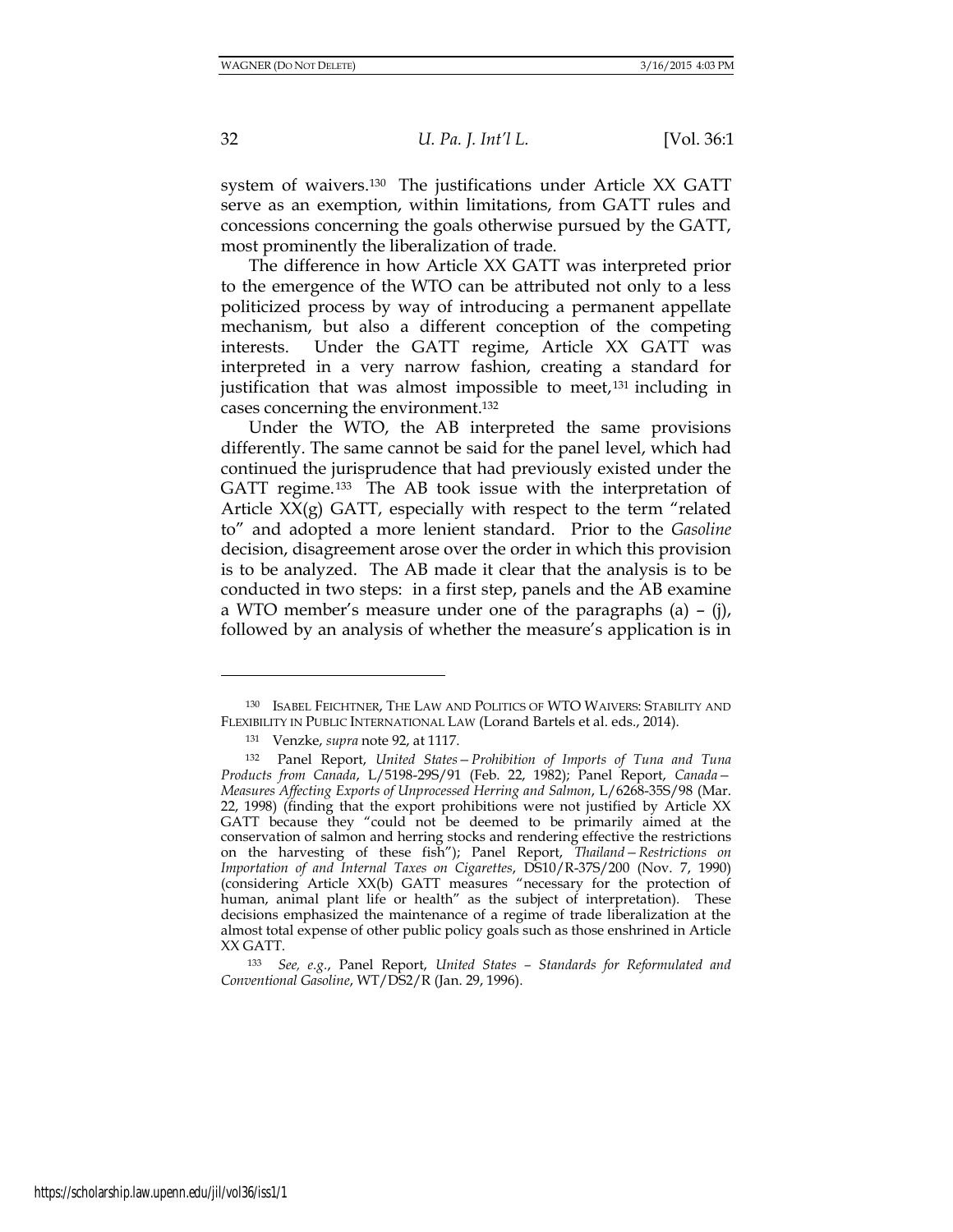system of waivers.[130] The justifications under Article XX GATT serve as an exemption, within limitations, from GATT rules and concessions concerning the goals otherwise pursued by the GATT, most prominently the liberalization of trade.

The difference in how Article XX GATT was interpreted prior to the emergence of the WTO can be attributed not only to a less politicized process by way of introducing a permanent appellate mechanism, but also a different conception of the competing interests. Under the GATT regime, Article XX GATT was interpreted in a very narrow fashion, creating a standard for justification that was almost impossible to meet,[131] including in cases concerning the environment.[132]

Under the WTO, the AB interpreted the same provisions differently. The same cannot be said for the panel level, which had continued the jurisprudence that had previously existed under the GATT regime.[133] The AB took issue with the interpretation of Article XX(g) GATT, especially with respect to the term "related to" and adopted a more lenient standard. Prior to the *Gasoline* decision, disagreement arose over the order in which this provision is to be analyzed. The AB made it clear that the analysis is to be conducted in two steps: in a first step, panels and the AB examine a WTO member's measure under one of the paragraphs (a) – (j), followed by an analysis of whether the measure's application is in

---

[130] ISABEL FEICHTNER, THE LAW AND POLITICS OF WTO WAIVERS: STABILITY AND FLEXIBILITY IN PUBLIC INTERNATIONAL LAW (Lorand Bartels et al. eds., 2014).

[131] Venzke, *supra* note 92, at 1117.

[132] Panel Report, *United States—Prohibition of Imports of Tuna and Tuna Products from Canada*, L/5198-29S/91 (Feb. 22, 1982); Panel Report, *Canada—Measures Affecting Exports of Unprocessed Herring and Salmon*, L/6268-35S/98 (Mar. 22, 1998) (finding that the export prohibitions were not justified by Article XX GATT because they "could not be deemed to be primarily aimed at the conservation of salmon and herring stocks and rendering effective the restrictions on the harvesting of these fish"); Panel Report, *Thailand—Restrictions on Importation of and Internal Taxes on Cigarettes*, DS10/R-37S/200 (Nov. 7, 1990) (considering Article XX(b) GATT measures "necessary for the protection of human, animal plant life or health" as the subject of interpretation). These decisions emphasized the maintenance of a regime of trade liberalization at the almost total expense of other public policy goals such as those enshrined in Article XX GATT.

[133] *See, e.g.*, Panel Report, *United States – Standards for Reformulated and Conventional Gasoline*, WT/DS2/R (Jan. 29, 1996).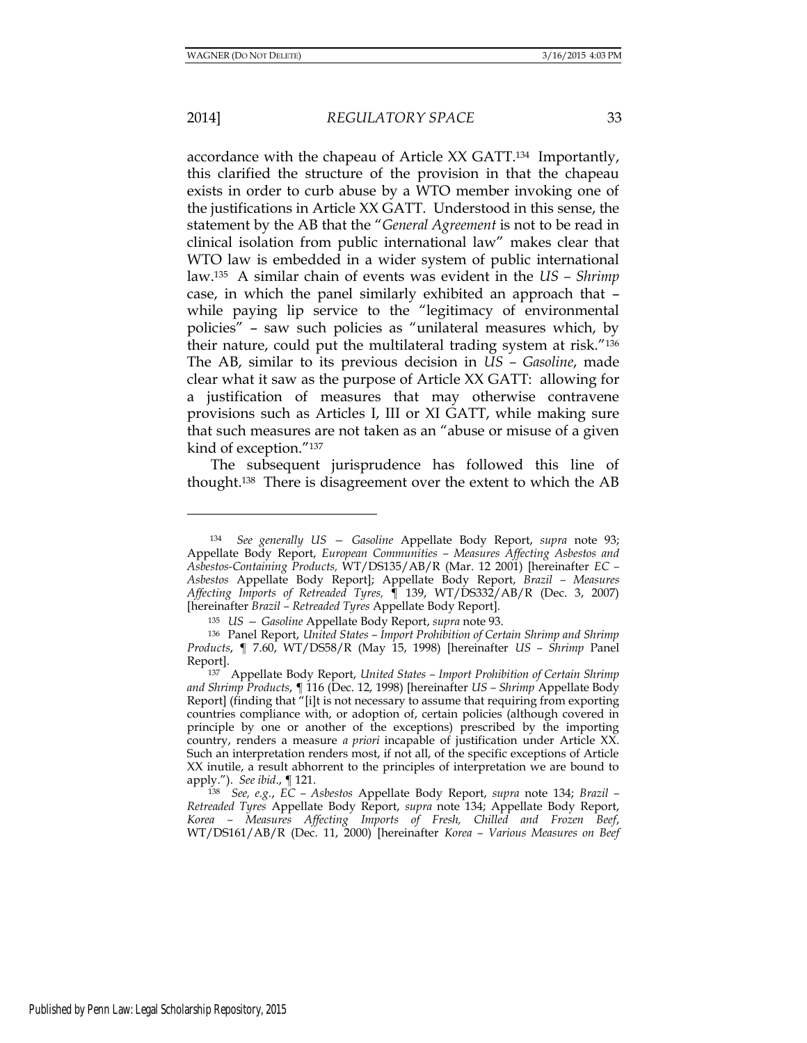accordance with the chapeau of Article XX GATT.[134] Importantly, this clarified the structure of the provision in that the chapeau exists in order to curb abuse by a WTO member invoking one of the justifications in Article XX GATT. Understood in this sense, the statement by the AB that the "*General Agreement* is not to be read in clinical isolation from public international law" makes clear that WTO law is embedded in a wider system of public international law.[135] A similar chain of events was evident in the *US – Shrimp* case, in which the panel similarly exhibited an approach that – while paying lip service to the "legitimacy of environmental policies" – saw such policies as "unilateral measures which, by their nature, could put the multilateral trading system at risk."[136] The AB, similar to its previous decision in *US – Gasoline*, made clear what it saw as the purpose of Article XX GATT: allowing for a justification of measures that may otherwise contravene provisions such as Articles I, III or XI GATT, while making sure that such measures are not taken as an "abuse or misuse of a given kind of exception."[137]

The subsequent jurisprudence has followed this line of thought.[138] There is disagreement over the extent to which the AB

---

[134] *See generally US — Gasoline* Appellate Body Report, *supra* note 93; Appellate Body Report, *European Communities – Measures Affecting Asbestos and Asbestos-Containing Products,* WT/DS135/AB/R (Mar. 12 2001) [hereinafter *EC – Asbestos* Appellate Body Report]; Appellate Body Report, *Brazil – Measures Affecting Imports of Retreaded Tyres,* ¶ 139, WT/DS332/AB/R (Dec. 3, 2007) [hereinafter *Brazil – Retreaded Tyres* Appellate Body Report].

[135] *US — Gasoline* Appellate Body Report, *supra* note 93.

[136] Panel Report, *United States – Import Prohibition of Certain Shrimp and Shrimp Products*, ¶ 7.60, WT/DS58/R (May 15, 1998) [hereinafter *US – Shrimp* Panel Report].

[137] Appellate Body Report, *United States – Import Prohibition of Certain Shrimp and Shrimp Products*, ¶ 116 (Dec. 12, 1998) [hereinafter *US – Shrimp* Appellate Body Report] (finding that "[i]t is not necessary to assume that requiring from exporting countries compliance with, or adoption of, certain policies (although covered in principle by one or another of the exceptions) prescribed by the importing country, renders a measure *a priori* incapable of justification under Article XX. Such an interpretation renders most, if not all, of the specific exceptions of Article XX inutile, a result abhorrent to the principles of interpretation we are bound to apply."). *See ibid*., ¶ 121.

[138] *See, e.g.*, *EC – Asbestos* Appellate Body Report, *supra* note 134; *Brazil – Retreaded Tyres* Appellate Body Report, *supra* note 134; Appellate Body Report, *Korea – Measures Affecting Imports of Fresh, Chilled and Frozen Beef*, WT/DS161/AB/R (Dec. 11, 2000) [hereinafter *Korea – Various Measures on Beef*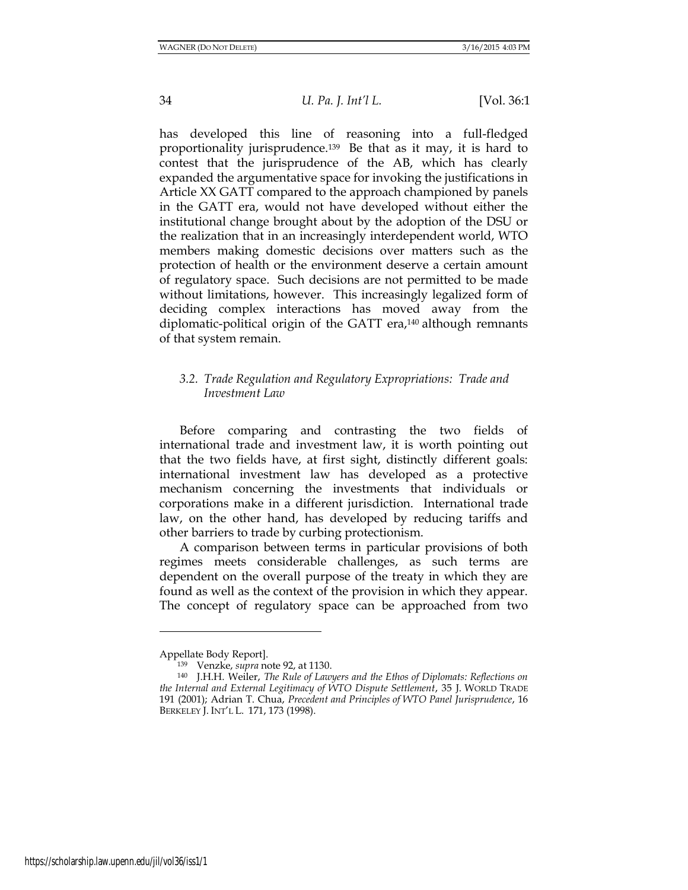has developed this line of reasoning into a full-fledged proportionality jurisprudence.[139] Be that as it may, it is hard to contest that the jurisprudence of the AB, which has clearly expanded the argumentative space for invoking the justifications in Article XX GATT compared to the approach championed by panels in the GATT era, would not have developed without either the institutional change brought about by the adoption of the DSU or the realization that in an increasingly interdependent world, WTO members making domestic decisions over matters such as the protection of health or the environment deserve a certain amount of regulatory space. Such decisions are not permitted to be made without limitations, however. This increasingly legalized form of deciding complex interactions has moved away from the diplomatic-political origin of the GATT era,[140] although remnants of that system remain.

### 3.2. *Trade Regulation and Regulatory Expropriations: Trade and Investment Law*

Before comparing and contrasting the two fields of international trade and investment law, it is worth pointing out that the two fields have, at first sight, distinctly different goals: international investment law has developed as a protective mechanism concerning the investments that individuals or corporations make in a different jurisdiction. International trade law, on the other hand, has developed by reducing tariffs and other barriers to trade by curbing protectionism.

A comparison between terms in particular provisions of both regimes meets considerable challenges, as such terms are dependent on the overall purpose of the treaty in which they are found as well as the context of the provision in which they appear. The concept of regulatory space can be approached from two

---

Appellate Body Report].

[139] Venzke, *supra* note 92, at 1130.

[140] J.H.H. Weiler, *The Rule of Lawyers and the Ethos of Diplomats: Reflections on the Internal and External Legitimacy of WTO Dispute Settlement*, 35 J. WORLD TRADE 191 (2001); Adrian T. Chua, *Precedent and Principles of WTO Panel Jurisprudence*, 16 BERKELEY J. INT'L L. 171, 173 (1998).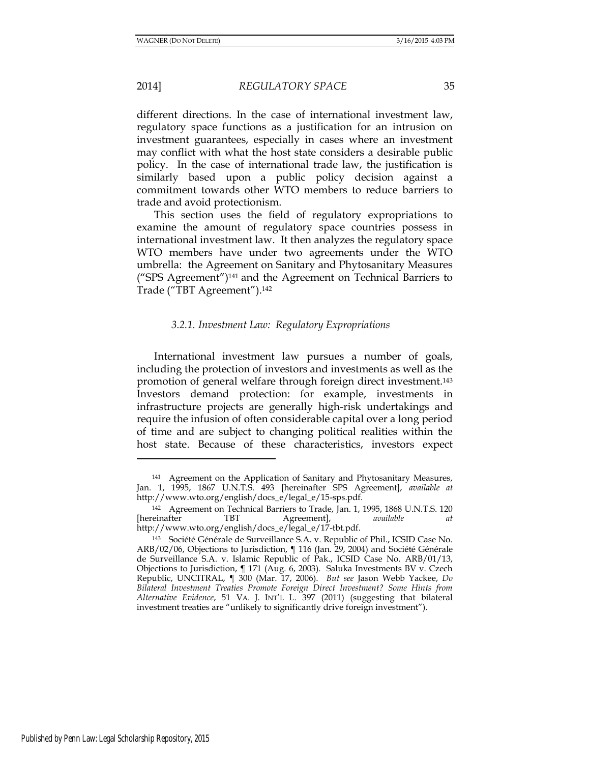different directions. In the case of international investment law, regulatory space functions as a justification for an intrusion on investment guarantees, especially in cases where an investment may conflict with what the host state considers a desirable public policy. In the case of international trade law, the justification is similarly based upon a public policy decision against a commitment towards other WTO members to reduce barriers to trade and avoid protectionism.

This section uses the field of regulatory expropriations to examine the amount of regulatory space countries possess in international investment law. It then analyzes the regulatory space WTO members have under two agreements under the WTO umbrella: the Agreement on Sanitary and Phytosanitary Measures ("SPS Agreement")[141] and the Agreement on Technical Barriers to Trade ("TBT Agreement").[142]

### *3.2.1. Investment Law: Regulatory Expropriations*

International investment law pursues a number of goals, including the protection of investors and investments as well as the promotion of general welfare through foreign direct investment.[143] Investors demand protection: for example, investments in infrastructure projects are generally high-risk undertakings and require the infusion of often considerable capital over a long period of time and are subject to changing political realities within the host state. Because of these characteristics, investors expect

---

[141] Agreement on the Application of Sanitary and Phytosanitary Measures, Jan. 1, 1995, 1867 U.N.T.S. 493 [hereinafter SPS Agreement], *available at* http://www.wto.org/english/docs_e/legal_e/15-sps.pdf.

[142] Agreement on Technical Barriers to Trade, Jan. 1, 1995, 1868 U.N.T.S. 120 [hereinafter TBT Agreement], *available at* http://www.wto.org/english/docs_e/legal_e/17-tbt.pdf.

[143] Société Générale de Surveillance S.A. v. Republic of Phil., ICSID Case No. ARB/02/06, Objections to Jurisdiction, ¶ 116 (Jan. 29, 2004) and Société Générale de Surveillance S.A. v. Islamic Republic of Pak., ICSID Case No. ARB/01/13, Objections to Jurisdiction, ¶ 171 (Aug. 6, 2003). Saluka Investments BV v. Czech Republic, UNCITRAL, ¶ 300 (Mar. 17, 2006). *But see* Jason Webb Yackee, *Do Bilateral Investment Treaties Promote Foreign Direct Investment? Some Hints from Alternative Evidence*, 51 VA. J. INT'L L. 397 (2011) (suggesting that bilateral investment treaties are "unlikely to significantly drive foreign investment").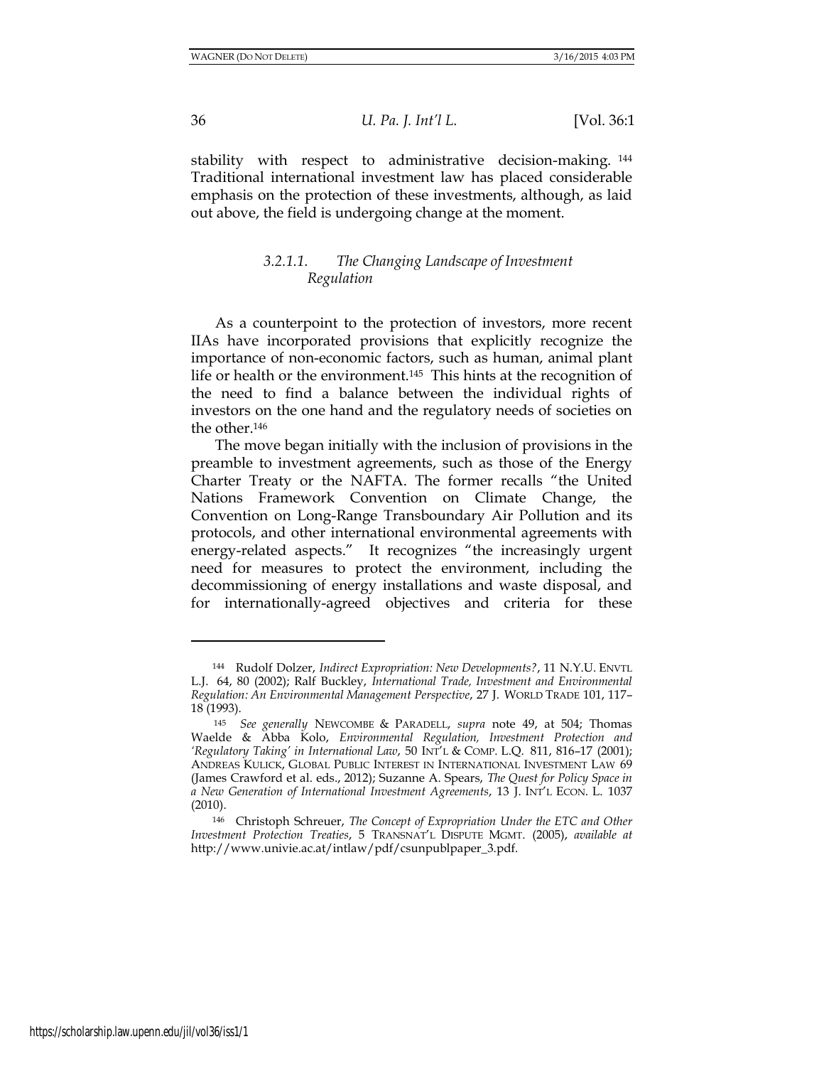stability with respect to administrative decision-making.[144] Traditional international investment law has placed considerable emphasis on the protection of these investments, although, as laid out above, the field is undergoing change at the moment.

#### *3.2.1.1. The Changing Landscape of Investment Regulation*

As a counterpoint to the protection of investors, more recent IIAs have incorporated provisions that explicitly recognize the importance of non-economic factors, such as human, animal plant life or health or the environment.[145] This hints at the recognition of the need to find a balance between the individual rights of investors on the one hand and the regulatory needs of societies on the other.[146]

The move began initially with the inclusion of provisions in the preamble to investment agreements, such as those of the Energy Charter Treaty or the NAFTA. The former recalls "the United Nations Framework Convention on Climate Change, the Convention on Long-Range Transboundary Air Pollution and its protocols, and other international environmental agreements with energy-related aspects." It recognizes "the increasingly urgent need for measures to protect the environment, including the decommissioning of energy installations and waste disposal, and for internationally-agreed objectives and criteria for these

---

[144] Rudolf Dolzer, *Indirect Expropriation: New Developments?*, 11 N.Y.U. ENVTL L.J. 64, 80 (2002); Ralf Buckley, *International Trade, Investment and Environmental Regulation: An Environmental Management Perspective*, 27 J. WORLD TRADE 101, 117–18 (1993).

[145] *See generally* NEWCOMBE & PARADELL, *supra* note 49, at 504; Thomas Waelde & Abba Kolo, *Environmental Regulation, Investment Protection and 'Regulatory Taking' in International Law*, 50 INT'L & COMP. L.Q. 811, 816–17 (2001); ANDREAS KULICK, GLOBAL PUBLIC INTEREST IN INTERNATIONAL INVESTMENT LAW 69 (James Crawford et al. eds., 2012); Suzanne A. Spears, *The Quest for Policy Space in a New Generation of International Investment Agreements*, 13 J. INT'L ECON. L. 1037 (2010).

[146] Christoph Schreuer, *The Concept of Expropriation Under the ETC and Other Investment Protection Treaties*, 5 TRANSNAT'L DISPUTE MGMT. (2005), *available at* http://www.univie.ac.at/intlaw/pdf/csunpublpaper_3.pdf.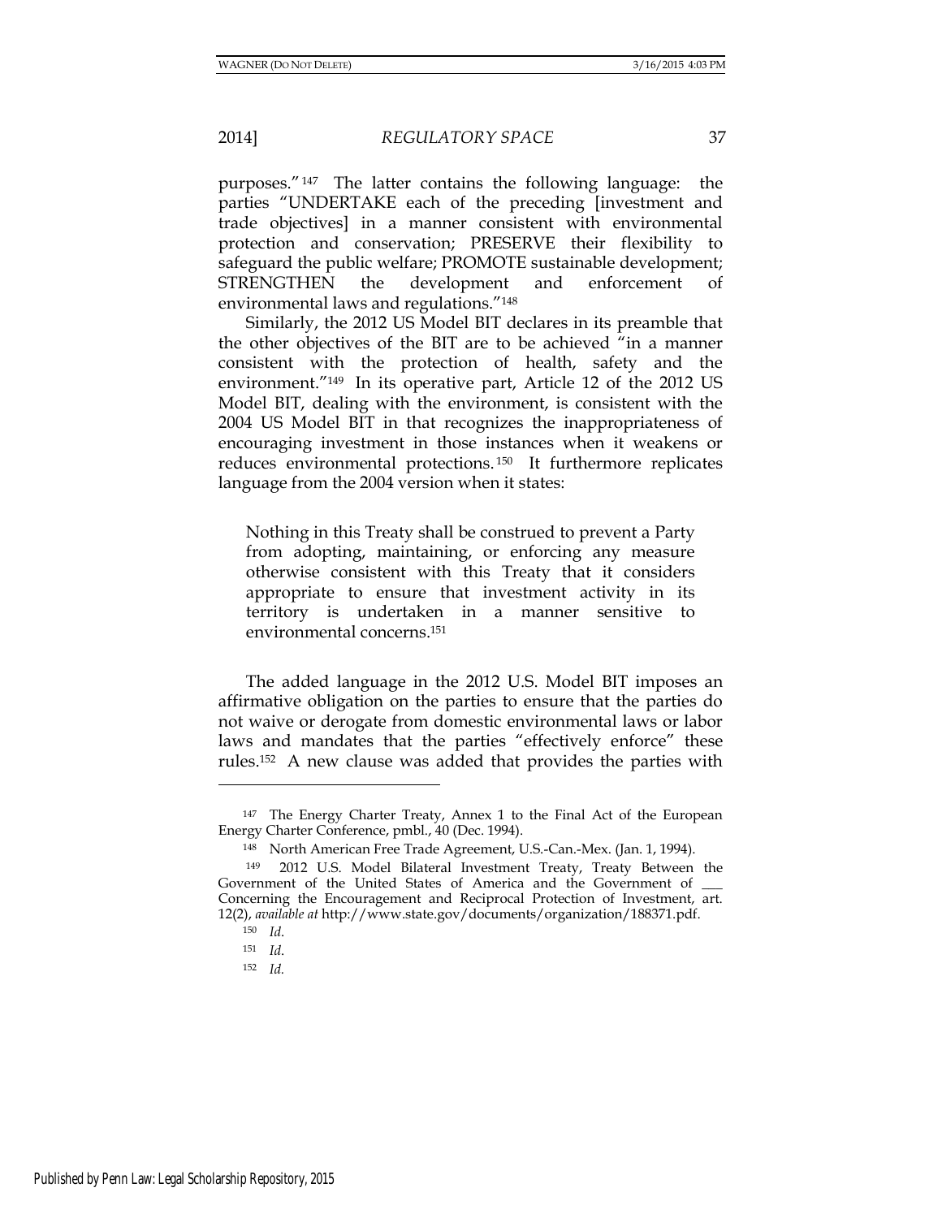purposes."[147] The latter contains the following language: the parties "UNDERTAKE each of the preceding [investment and trade objectives] in a manner consistent with environmental protection and conservation; PRESERVE their flexibility to safeguard the public welfare; PROMOTE sustainable development; STRENGTHEN the development and enforcement of environmental laws and regulations."[148]

Similarly, the 2012 US Model BIT declares in its preamble that the other objectives of the BIT are to be achieved "in a manner consistent with the protection of health, safety and the environment."[149] In its operative part, Article 12 of the 2012 US Model BIT, dealing with the environment, is consistent with the 2004 US Model BIT in that recognizes the inappropriateness of encouraging investment in those instances when it weakens or reduces environmental protections.[150] It furthermore replicates language from the 2004 version when it states:

> Nothing in this Treaty shall be construed to prevent a Party from adopting, maintaining, or enforcing any measure otherwise consistent with this Treaty that it considers appropriate to ensure that investment activity in its territory is undertaken in a manner sensitive to environmental concerns.[151]

The added language in the 2012 U.S. Model BIT imposes an affirmative obligation on the parties to ensure that the parties do not waive or derogate from domestic environmental laws or labor laws and mandates that the parties "effectively enforce" these rules.[152] A new clause was added that provides the parties with

---

[147] The Energy Charter Treaty, Annex 1 to the Final Act of the European Energy Charter Conference, pmbl., 40 (Dec. 1994).

[148] North American Free Trade Agreement, U.S.-Can.-Mex. (Jan. 1, 1994).

[149] 2012 U.S. Model Bilateral Investment Treaty, Treaty Between the Government of the United States of America and the Government of ___ Concerning the Encouragement and Reciprocal Protection of Investment, art. 12(2), *available at* http://www.state.gov/documents/organization/188371.pdf.

[150] *Id.*

[151] *Id.*

[152] *Id.*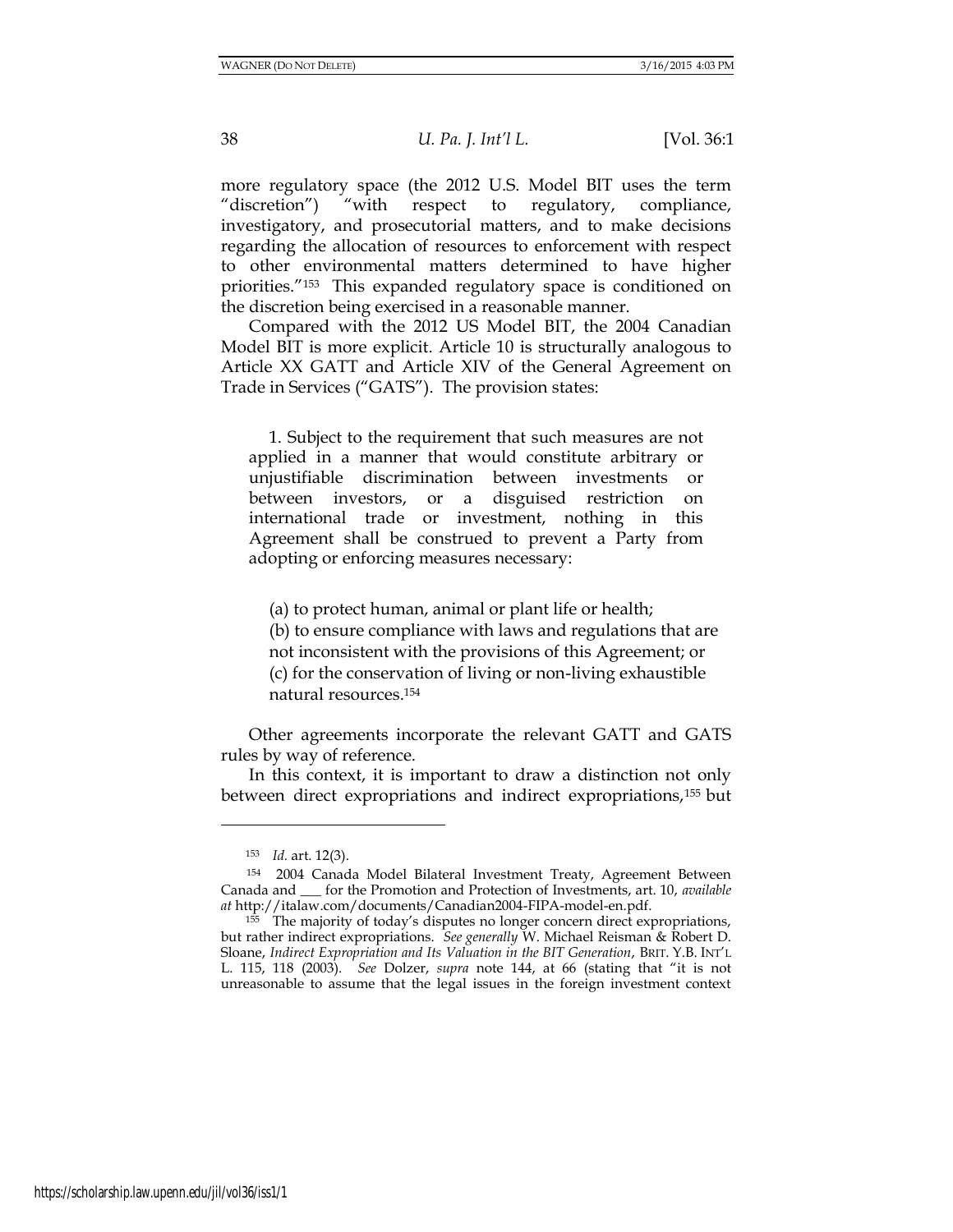more regulatory space (the 2012 U.S. Model BIT uses the term "discretion") "with respect to regulatory, compliance, investigatory, and prosecutorial matters, and to make decisions regarding the allocation of resources to enforcement with respect to other environmental matters determined to have higher priorities."[153] This expanded regulatory space is conditioned on the discretion being exercised in a reasonable manner.

Compared with the 2012 US Model BIT, the 2004 Canadian Model BIT is more explicit. Article 10 is structurally analogous to Article XX GATT and Article XIV of the General Agreement on Trade in Services ("GATS"). The provision states:

> 1. Subject to the requirement that such measures are not applied in a manner that would constitute arbitrary or unjustifiable discrimination between investments or between investors, or a disguised restriction on international trade or investment, nothing in this Agreement shall be construed to prevent a Party from adopting or enforcing measures necessary:
>
> (a) to protect human, animal or plant life or health;
> (b) to ensure compliance with laws and regulations that are not inconsistent with the provisions of this Agreement; or
> (c) for the conservation of living or non-living exhaustible natural resources.[154]

Other agreements incorporate the relevant GATT and GATS rules by way of reference.

In this context, it is important to draw a distinction not only between direct expropriations and indirect expropriations,[155] but

---

[153] *Id.* art. 12(3).

[154] 2004 Canada Model Bilateral Investment Treaty, Agreement Between Canada and ___ for the Promotion and Protection of Investments, art. 10, *available at* http://italaw.com/documents/Canadian2004-FIPA-model-en.pdf.

[155] The majority of today's disputes no longer concern direct expropriations, but rather indirect expropriations. *See generally* W. Michael Reisman & Robert D. Sloane, *Indirect Expropriation and Its Valuation in the BIT Generation*, BRIT. Y.B. INT'L L. 115, 118 (2003). *See* Dolzer, *supra* note 144, at 66 (stating that "it is not unreasonable to assume that the legal issues in the foreign investment context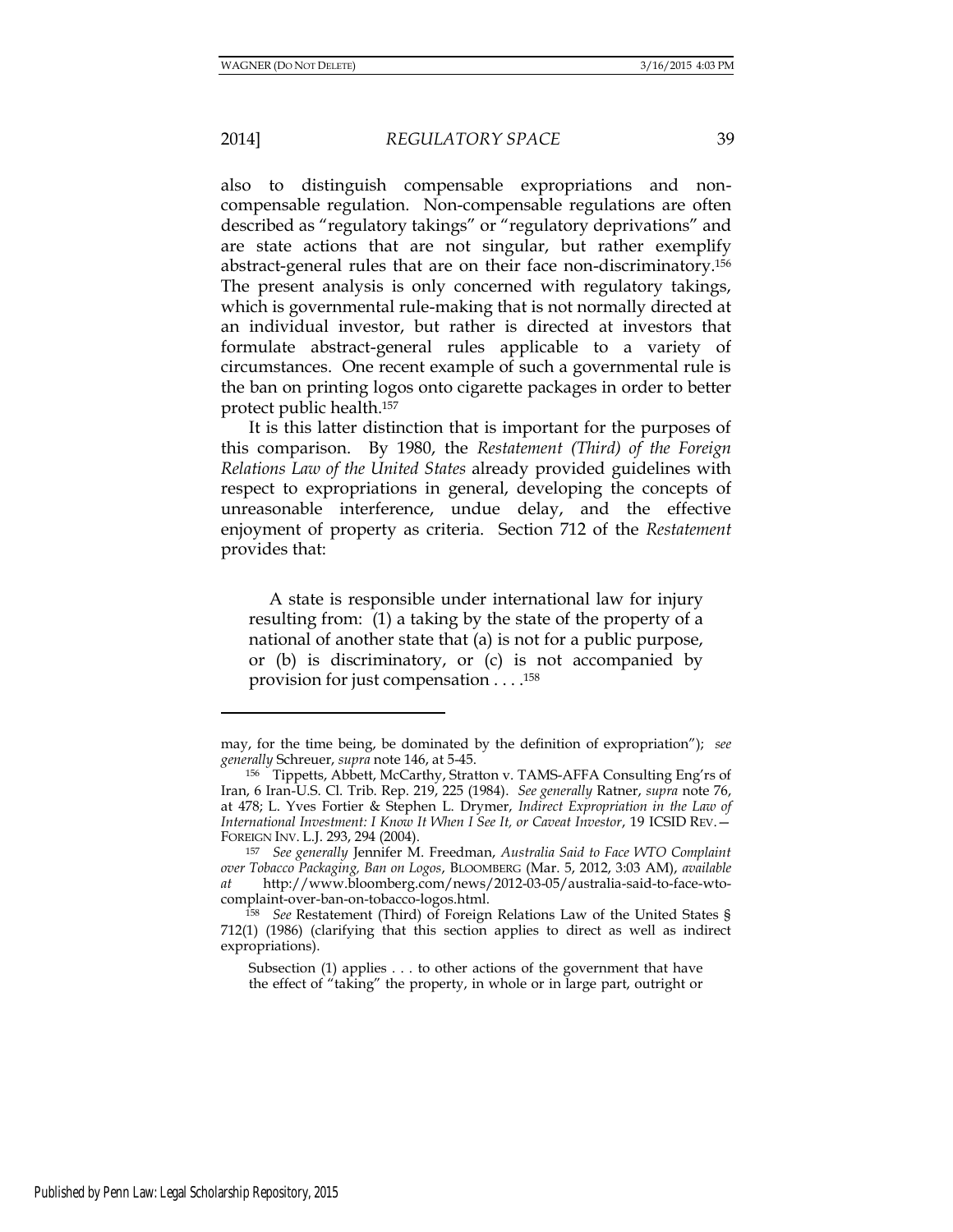also to distinguish compensable expropriations and non-compensable regulation. Non-compensable regulations are often described as "regulatory takings" or "regulatory deprivations" and are state actions that are not singular, but rather exemplify abstract-general rules that are on their face non-discriminatory.[156] The present analysis is only concerned with regulatory takings, which is governmental rule-making that is not normally directed at an individual investor, but rather is directed at investors that formulate abstract-general rules applicable to a variety of circumstances. One recent example of such a governmental rule is the ban on printing logos onto cigarette packages in order to better protect public health.[157]

It is this latter distinction that is important for the purposes of this comparison. By 1980, the *Restatement (Third) of the Foreign Relations Law of the United States* already provided guidelines with respect to expropriations in general, developing the concepts of unreasonable interference, undue delay, and the effective enjoyment of property as criteria. Section 712 of the *Restatement* provides that:

> A state is responsible under international law for injury resulting from: (1) a taking by the state of the property of a national of another state that (a) is not for a public purpose, or (b) is discriminatory, or (c) is not accompanied by provision for just compensation . . . .[158]

---

may, for the time being, be dominated by the definition of expropriation"); *see generally* Schreuer, *supra* note 146, at 5-45.

[156] Tippetts, Abbett, McCarthy, Stratton v. TAMS-AFFA Consulting Eng'rs of Iran, 6 Iran-U.S. Cl. Trib. Rep. 219, 225 (1984). *See generally* Ratner, *supra* note 76, at 478; L. Yves Fortier & Stephen L. Drymer, *Indirect Expropriation in the Law of International Investment: I Know It When I See It, or Caveat Investor*, 19 ICSID REV.—FOREIGN INV. L.J. 293, 294 (2004).

[157] *See generally* Jennifer M. Freedman, *Australia Said to Face WTO Complaint over Tobacco Packaging, Ban on Logos*, BLOOMBERG (Mar. 5, 2012, 3:03 AM), *available at* http://www.bloomberg.com/news/2012-03-05/australia-said-to-face-wto-complaint-over-ban-on-tobacco-logos.html.

[158] *See* Restatement (Third) of Foreign Relations Law of the United States § 712(1) (1986) (clarifying that this section applies to direct as well as indirect expropriations).

> Subsection (1) applies . . . to other actions of the government that have the effect of "taking" the property, in whole or in large part, outright or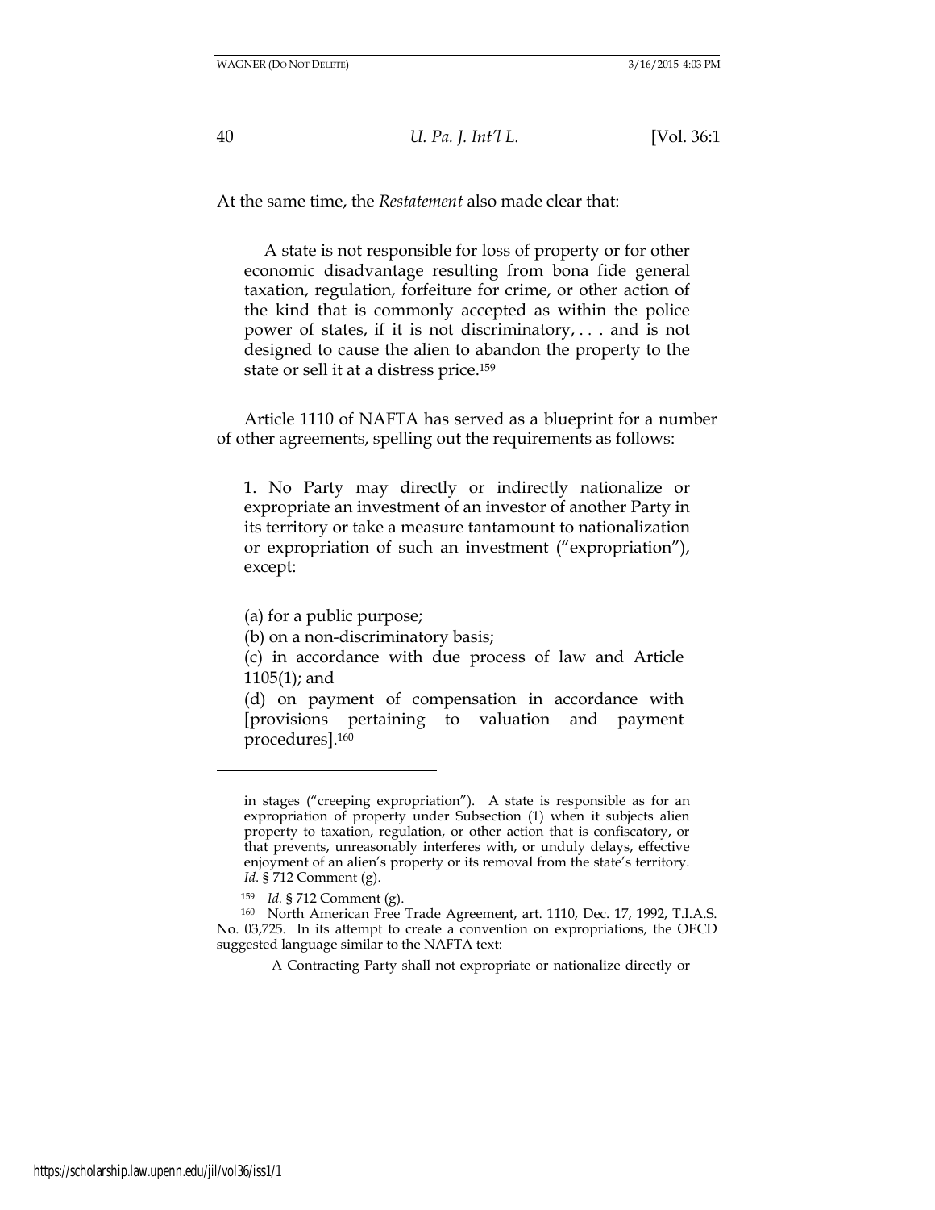At the same time, the *Restatement* also made clear that:

> A state is not responsible for loss of property or for other economic disadvantage resulting from bona fide general taxation, regulation, forfeiture for crime, or other action of the kind that is commonly accepted as within the police power of states, if it is not discriminatory, . . . and is not designed to cause the alien to abandon the property to the state or sell it at a distress price.[159]

Article 1110 of NAFTA has served as a blueprint for a number of other agreements, spelling out the requirements as follows:

> 1. No Party may directly or indirectly nationalize or expropriate an investment of an investor of another Party in its territory or take a measure tantamount to nationalization or expropriation of such an investment ("expropriation"), except:
>
> (a) for a public purpose;
> (b) on a non-discriminatory basis;
> (c) in accordance with due process of law and Article 1105(1); and
> (d) on payment of compensation in accordance with [provisions pertaining to valuation and payment procedures].[160]

---

in stages ("creeping expropriation"). A state is responsible as for an expropriation of property under Subsection (1) when it subjects alien property to taxation, regulation, or other action that is confiscatory, or that prevents, unreasonably interferes with, or unduly delays, effective enjoyment of an alien's property or its removal from the state's territory. *Id.* § 712 Comment (g).

[159] *Id.* § 712 Comment (g).

[160] North American Free Trade Agreement, art. 1110, Dec. 17, 1992, T.I.A.S. No. 03,725. In its attempt to create a convention on expropriations, the OECD suggested language similar to the NAFTA text:

> A Contracting Party shall not expropriate or nationalize directly or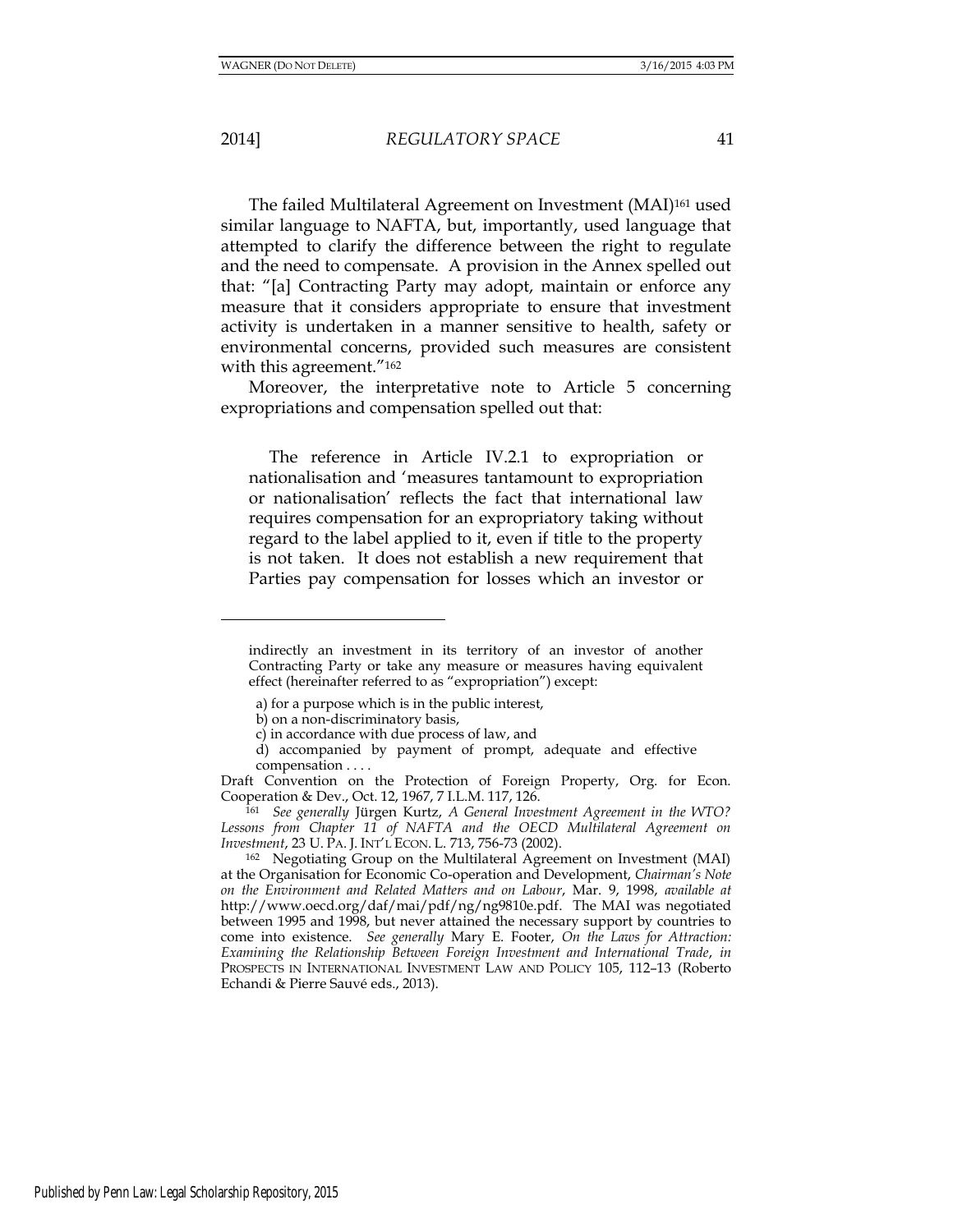The failed Multilateral Agreement on Investment (MAI)[161] used similar language to NAFTA, but, importantly, used language that attempted to clarify the difference between the right to regulate and the need to compensate. A provision in the Annex spelled out that: "[a] Contracting Party may adopt, maintain or enforce any measure that it considers appropriate to ensure that investment activity is undertaken in a manner sensitive to health, safety or environmental concerns, provided such measures are consistent with this agreement."[162]

Moreover, the interpretative note to Article 5 concerning expropriations and compensation spelled out that:

> The reference in Article IV.2.1 to expropriation or nationalisation and 'measures tantamount to expropriation or nationalisation' reflects the fact that international law requires compensation for an expropriatory taking without regard to the label applied to it, even if title to the property is not taken. It does not establish a new requirement that Parties pay compensation for losses which an investor or

---

indirectly an investment in its territory of an investor of another Contracting Party or take any measure or measures having equivalent effect (hereinafter referred to as "expropriation") except:

> a) for a purpose which is in the public interest,
> b) on a non-discriminatory basis,
> c) in accordance with due process of law, and
> d) accompanied by payment of prompt, adequate and effective compensation . . . .

Draft Convention on the Protection of Foreign Property, Org. for Econ. Cooperation & Dev., Oct. 12, 1967, 7 I.L.M. 117, 126.

[161] *See generally* Jürgen Kurtz, *A General Investment Agreement in the WTO? Lessons from Chapter 11 of NAFTA and the OECD Multilateral Agreement on Investment*, 23 U. PA. J. INT'L ECON. L. 713, 756-73 (2002).

[162] Negotiating Group on the Multilateral Agreement on Investment (MAI) at the Organisation for Economic Co-operation and Development, *Chairman's Note on the Environment and Related Matters and on Labour*, Mar. 9, 1998, *available at* http://www.oecd.org/daf/mai/pdf/ng/ng9810e.pdf. The MAI was negotiated between 1995 and 1998, but never attained the necessary support by countries to come into existence. *See generally* Mary E. Footer, *On the Laws for Attraction: Examining the Relationship Between Foreign Investment and International Trade*, *in* PROSPECTS IN INTERNATIONAL INVESTMENT LAW AND POLICY 105, 112–13 (Roberto Echandi & Pierre Sauvé eds., 2013).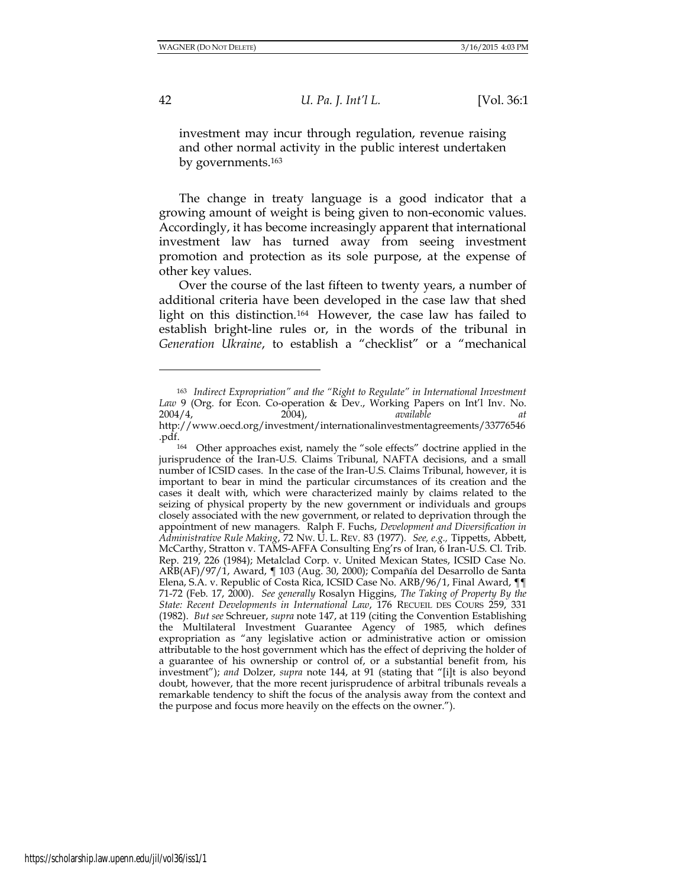investment may incur through regulation, revenue raising and other normal activity in the public interest undertaken by governments.[163]

The change in treaty language is a good indicator that a growing amount of weight is being given to non-economic values. Accordingly, it has become increasingly apparent that international investment law has turned away from seeing investment promotion and protection as its sole purpose, at the expense of other key values.

Over the course of the last fifteen to twenty years, a number of additional criteria have been developed in the case law that shed light on this distinction.[164] However, the case law has failed to establish bright-line rules or, in the words of the tribunal in *Generation Ukraine*, to establish a "checklist" or a "mechanical

---

[163] *Indirect Expropriation" and the "Right to Regulate" in International Investment Law* 9 (Org. for Econ. Co-operation & Dev., Working Papers on Int'l Inv. No. 2004/4, 2004), *available at* http://www.oecd.org/investment/internationalinvestmentagreements/33776546.pdf.

[164] Other approaches exist, namely the "sole effects" doctrine applied in the jurisprudence of the Iran-U.S. Claims Tribunal, NAFTA decisions, and a small number of ICSID cases. In the case of the Iran-U.S. Claims Tribunal, however, it is important to bear in mind the particular circumstances of its creation and the cases it dealt with, which were characterized mainly by claims related to the seizing of physical property by the new government or individuals and groups closely associated with the new government, or related to deprivation through the appointment of new managers. Ralph F. Fuchs, *Development and Diversification in Administrative Rule Making*, 72 NW. U. L. REV. 83 (1977). *See, e.g.,* Tippetts, Abbett, McCarthy, Stratton v. TAMS-AFFA Consulting Eng'rs of Iran, 6 Iran-U.S. Cl. Trib. Rep. 219, 226 (1984); Metalclad Corp. v. United Mexican States, ICSID Case No. ARB(AF)/97/1, Award, ¶ 103 (Aug. 30, 2000); Compañía del Desarrollo de Santa Elena, S.A. v. Republic of Costa Rica, ICSID Case No. ARB/96/1, Final Award, ¶¶ 71-72 (Feb. 17, 2000). *See generally* Rosalyn Higgins, *The Taking of Property By the State: Recent Developments in International Law*, 176 RECUEIL DES COURS 259, 331 (1982). *But see* Schreuer, *supra* note 147, at 119 (citing the Convention Establishing the Multilateral Investment Guarantee Agency of 1985, which defines expropriation as "any legislative action or administrative action or omission attributable to the host government which has the effect of depriving the holder of a guarantee of his ownership or control of, or a substantial benefit from, his investment"); *and* Dolzer, *supra* note 144, at 91 (stating that "[i]t is also beyond doubt, however, that the more recent jurisprudence of arbitral tribunals reveals a remarkable tendency to shift the focus of the analysis away from the context and the purpose and focus more heavily on the effects on the owner.").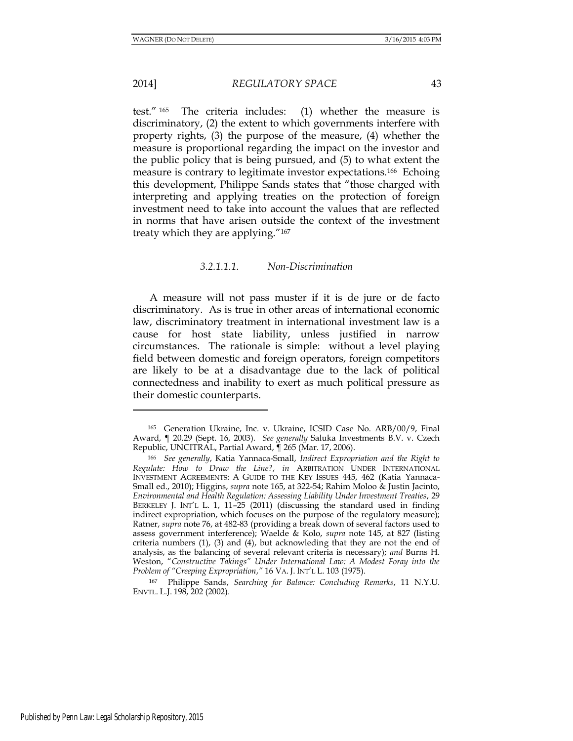test."[165] The criteria includes: (1) whether the measure is discriminatory, (2) the extent to which governments interfere with property rights, (3) the purpose of the measure, (4) whether the measure is proportional regarding the impact on the investor and the public policy that is being pursued, and (5) to what extent the measure is contrary to legitimate investor expectations.[166] Echoing this development, Philippe Sands states that "those charged with interpreting and applying treaties on the protection of foreign investment need to take into account the values that are reflected in norms that have arisen outside the context of the investment treaty which they are applying."[167]

###### *3.2.1.1.1. Non-Discrimination*

A measure will not pass muster if it is de jure or de facto discriminatory. As is true in other areas of international economic law, discriminatory treatment in international investment law is a cause for host state liability, unless justified in narrow circumstances. The rationale is simple: without a level playing field between domestic and foreign operators, foreign competitors are likely to be at a disadvantage due to the lack of political connectedness and inability to exert as much political pressure as their domestic counterparts.

---

[165] Generation Ukraine, Inc. v. Ukraine, ICSID Case No. ARB/00/9, Final Award, ¶ 20.29 (Sept. 16, 2003). *See generally* Saluka Investments B.V. v. Czech Republic, UNCITRAL, Partial Award, ¶ 265 (Mar. 17, 2006).

[166] *See generally*, Katia Yannaca-Small, *Indirect Expropriation and the Right to Regulate: How to Draw the Line?*, *in* ARBITRATION UNDER INTERNATIONAL INVESTMENT AGREEMENTS: A GUIDE TO THE KEY ISSUES 445, 462 (Katia Yannaca-Small ed., 2010); Higgins, *supra* note 165, at 322-54; Rahim Moloo & Justin Jacinto, *Environmental and Health Regulation: Assessing Liability Under Investment Treaties*, 29 BERKELEY J. INT'L L. 1, 11–25 (2011) (discussing the standard used in finding indirect expropriation, which focuses on the purpose of the regulatory measure); Ratner, *supra* note 76, at 482-83 (providing a break down of several factors used to assess government interference); Waelde & Kolo, *supra* note 145, at 827 (listing criteria numbers (1), (3) and (4), but acknowleding that they are not the end of analysis, as the balancing of several relevant criteria is necessary); *and* Burns H. Weston, "*Constructive Takings" Under International Law: A Modest Foray into the Problem of "Creeping Expropriation*," 16 VA. J. INT'L L. 103 (1975).

[167] Philippe Sands, *Searching for Balance: Concluding Remarks*, 11 N.Y.U. ENVTL. L.J. 198, 202 (2002).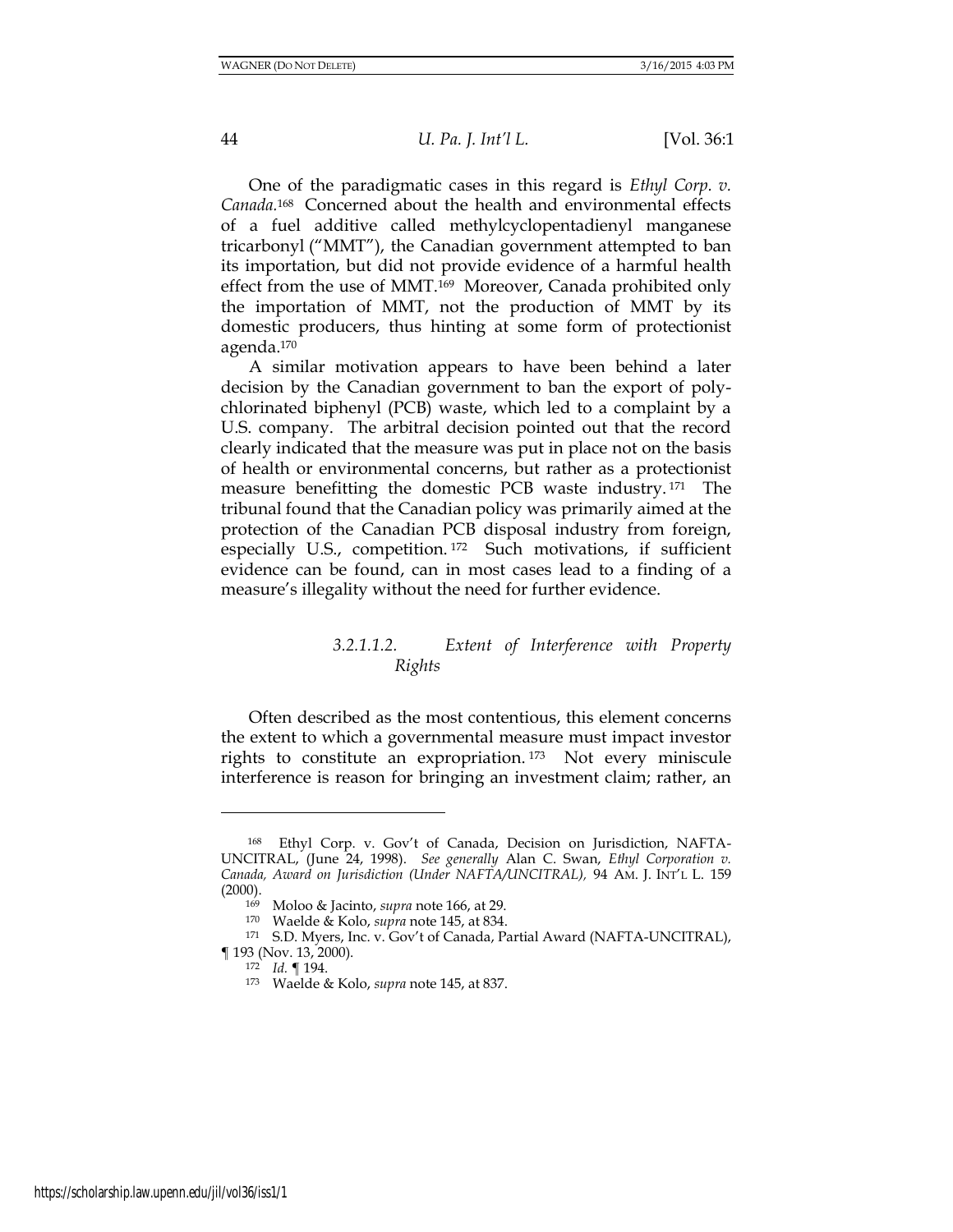One of the paradigmatic cases in this regard is *Ethyl Corp. v. Canada.*[168] Concerned about the health and environmental effects of a fuel additive called methylcyclopentadienyl manganese tricarbonyl ("MMT"), the Canadian government attempted to ban its importation, but did not provide evidence of a harmful health effect from the use of MMT.[169] Moreover, Canada prohibited only the importation of MMT, not the production of MMT by its domestic producers, thus hinting at some form of protectionist agenda.[170]

A similar motivation appears to have been behind a later decision by the Canadian government to ban the export of poly-chlorinated biphenyl (PCB) waste, which led to a complaint by a U.S. company. The arbitral decision pointed out that the record clearly indicated that the measure was put in place not on the basis of health or environmental concerns, but rather as a protectionist measure benefitting the domestic PCB waste industry.[171] The tribunal found that the Canadian policy was primarily aimed at the protection of the Canadian PCB disposal industry from foreign, especially U.S., competition.[172] Such motivations, if sufficient evidence can be found, can in most cases lead to a finding of a measure's illegality without the need for further evidence.

##### *3.2.1.1.2. Extent of Interference with Property Rights*

Often described as the most contentious, this element concerns the extent to which a governmental measure must impact investor rights to constitute an expropriation.[173] Not every miniscule interference is reason for bringing an investment claim; rather, an

---

[168] Ethyl Corp. v. Gov't of Canada, Decision on Jurisdiction, NAFTA-UNCITRAL, (June 24, 1998). *See generally* Alan C. Swan, *Ethyl Corporation v. Canada, Award on Jurisdiction (Under NAFTA/UNCITRAL),* 94 AM. J. INT'L L. 159 (2000).

[169] Moloo & Jacinto, *supra* note 166, at 29.

[170] Waelde & Kolo, *supra* note 145, at 834.

[171] S.D. Myers, Inc. v. Gov't of Canada, Partial Award (NAFTA-UNCITRAL), ¶ 193 (Nov. 13, 2000).

[172] *Id.* ¶ 194.

[173] Waelde & Kolo, *supra* note 145, at 837.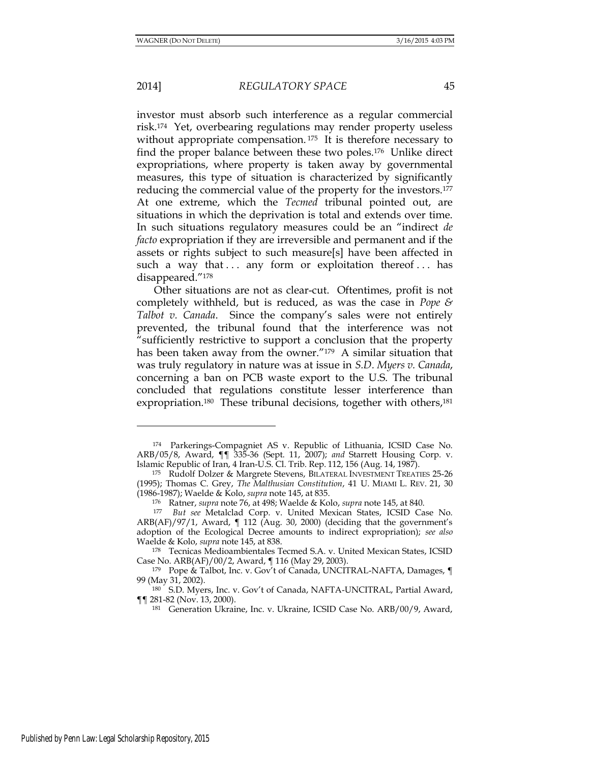investor must absorb such interference as a regular commercial risk.[174] Yet, overbearing regulations may render property useless without appropriate compensation.[175] It is therefore necessary to find the proper balance between these two poles.[176] Unlike direct expropriations, where property is taken away by governmental measures, this type of situation is characterized by significantly reducing the commercial value of the property for the investors.[177] At one extreme, which the *Tecmed* tribunal pointed out, are situations in which the deprivation is total and extends over time. In such situations regulatory measures could be an "indirect *de facto* expropriation if they are irreversible and permanent and if the assets or rights subject to such measure[s] have been affected in such a way that . . . any form or exploitation thereof . . . has disappeared."[178]

Other situations are not as clear-cut. Oftentimes, profit is not completely withheld, but is reduced, as was the case in *Pope & Talbot v. Canada*. Since the company's sales were not entirely prevented, the tribunal found that the interference was not "sufficiently restrictive to support a conclusion that the property has been taken away from the owner."[179] A similar situation that was truly regulatory in nature was at issue in *S.D. Myers v. Canada*, concerning a ban on PCB waste export to the U.S. The tribunal concluded that regulations constitute lesser interference than expropriation.[180] These tribunal decisions, together with others,[181]

---

[174] Parkerings-Compagniet AS v. Republic of Lithuania, ICSID Case No. ARB/05/8, Award, ¶¶ 335-36 (Sept. 11, 2007); *and* Starrett Housing Corp. v. Islamic Republic of Iran, 4 Iran-U.S. Cl. Trib. Rep. 112, 156 (Aug. 14, 1987).

[175] Rudolf Dolzer & Margrete Stevens, BILATERAL INVESTMENT TREATIES 25-26 (1995); Thomas C. Grey, *The Malthusian Constitution*, 41 U. MIAMI L. REV. 21, 30 (1986-1987); Waelde & Kolo, *supra* note 145, at 835.

[176] Ratner, *supra* note 76, at 498; Waelde & Kolo, *supra* note 145, at 840.

[177] *But see* Metalclad Corp. v. United Mexican States, ICSID Case No. ARB(AF)/97/1, Award, ¶ 112 (Aug. 30, 2000) (deciding that the government's adoption of the Ecological Decree amounts to indirect expropriation); *see also* Waelde & Kolo, *supra* note 145, at 838.

[178] Tecnicas Medioambientales Tecmed S.A. v. United Mexican States, ICSID Case No. ARB(AF)/00/2, Award, ¶ 116 (May 29, 2003).

[179] Pope & Talbot, Inc. v. Gov't of Canada, UNCITRAL-NAFTA, Damages, ¶ 99 (May 31, 2002).

[180] S.D. Myers, Inc. v. Gov't of Canada, NAFTA-UNCITRAL, Partial Award, ¶¶ 281-82 (Nov. 13, 2000).

[181] Generation Ukraine, Inc. v. Ukraine, ICSID Case No. ARB/00/9, Award,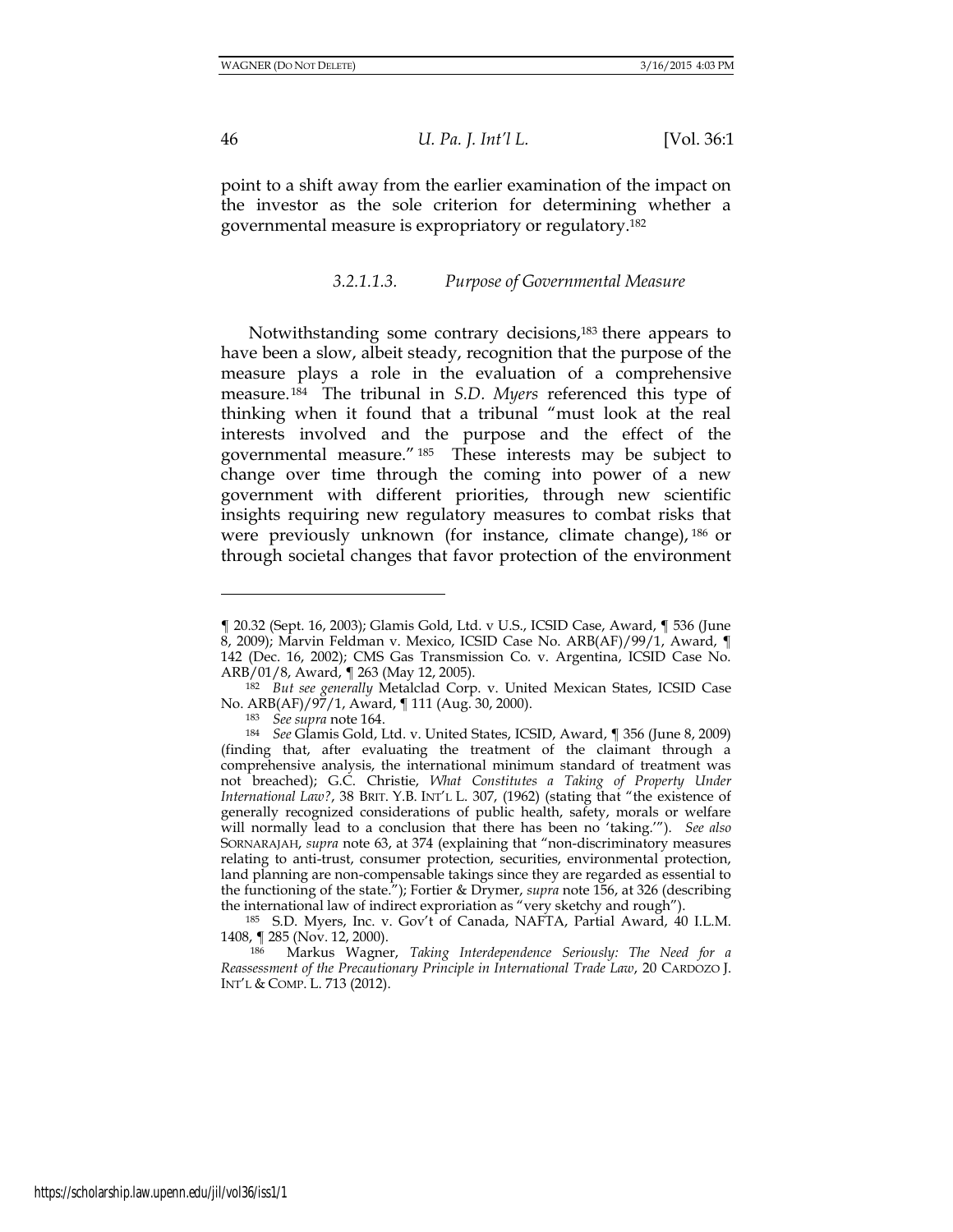point to a shift away from the earlier examination of the impact on the investor as the sole criterion for determining whether a governmental measure is expropriatory or regulatory.[182]

#### *3.2.1.1.3. Purpose of Governmental Measure*

Notwithstanding some contrary decisions,[183] there appears to have been a slow, albeit steady, recognition that the purpose of the measure plays a role in the evaluation of a comprehensive measure.[184] The tribunal in *S.D. Myers* referenced this type of thinking when it found that a tribunal "must look at the real interests involved and the purpose and the effect of the governmental measure."[185] These interests may be subject to change over time through the coming into power of a new government with different priorities, through new scientific insights requiring new regulatory measures to combat risks that were previously unknown (for instance, climate change),[186] or through societal changes that favor protection of the environment

---

¶ 20.32 (Sept. 16, 2003); Glamis Gold, Ltd. v U.S., ICSID Case, Award, ¶ 536 (June 8, 2009); Marvin Feldman v. Mexico, ICSID Case No. ARB(AF)/99/1, Award, ¶ 142 (Dec. 16, 2002); CMS Gas Transmission Co. v. Argentina, ICSID Case No. ARB/01/8, Award, ¶ 263 (May 12, 2005).

[182] *But see generally* Metalclad Corp. v. United Mexican States, ICSID Case No. ARB(AF)/97/1, Award, ¶ 111 (Aug. 30, 2000).

[183] *See supra* note 164.

[184] *See* Glamis Gold, Ltd. v. United States, ICSID, Award, ¶ 356 (June 8, 2009) (finding that, after evaluating the treatment of the claimant through a comprehensive analysis, the international minimum standard of treatment was not breached); G.C. Christie, *What Constitutes a Taking of Property Under International Law?*, 38 BRIT. Y.B. INT'L L. 307, (1962) (stating that "the existence of generally recognized considerations of public health, safety, morals or welfare will normally lead to a conclusion that there has been no 'taking.'"). *See also* SORNARAJAH, *supra* note 63, at 374 (explaining that "non-discriminatory measures relating to anti-trust, consumer protection, securities, environmental protection, land planning are non-compensable takings since they are regarded as essential to the functioning of the state."); Fortier & Drymer, *supra* note 156, at 326 (describing the international law of indirect exproriation as "very sketchy and rough").

[185] S.D. Myers, Inc. v. Gov't of Canada, NAFTA, Partial Award, 40 I.L.M. 1408, ¶ 285 (Nov. 12, 2000).

[186] Markus Wagner, *Taking Interdependence Seriously: The Need for a Reassessment of the Precautionary Principle in International Trade Law*, 20 CARDOZO J. INT'L & COMP. L. 713 (2012).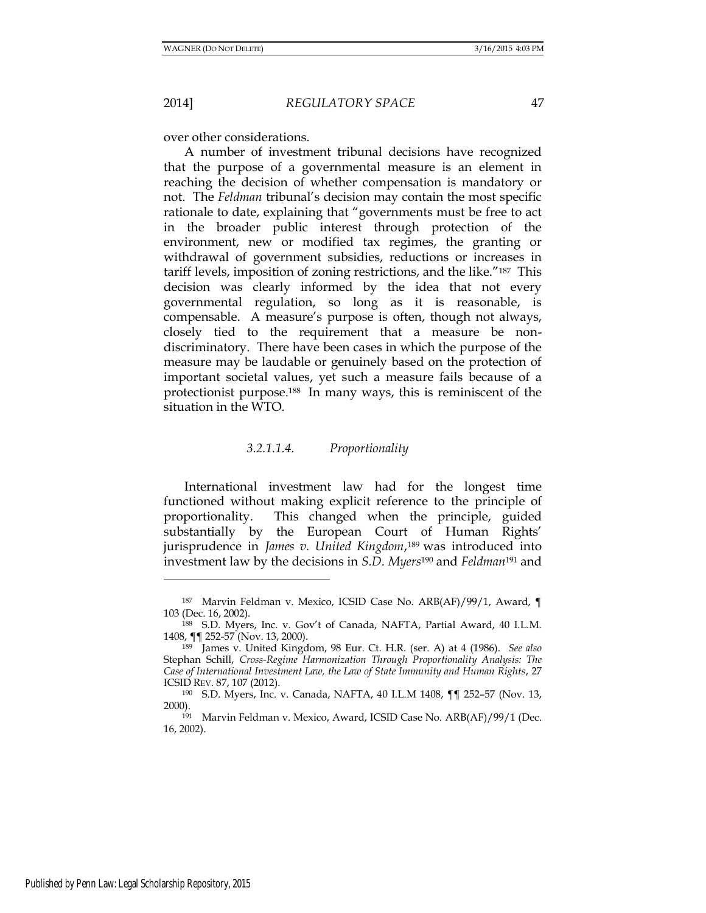over other considerations.

A number of investment tribunal decisions have recognized that the purpose of a governmental measure is an element in reaching the decision of whether compensation is mandatory or not. The *Feldman* tribunal's decision may contain the most specific rationale to date, explaining that "governments must be free to act in the broader public interest through protection of the environment, new or modified tax regimes, the granting or withdrawal of government subsidies, reductions or increases in tariff levels, imposition of zoning restrictions, and the like."[187] This decision was clearly informed by the idea that not every governmental regulation, so long as it is reasonable, is compensable. A measure's purpose is often, though not always, closely tied to the requirement that a measure be non-discriminatory. There have been cases in which the purpose of the measure may be laudable or genuinely based on the protection of important societal values, yet such a measure fails because of a protectionist purpose.[188] In many ways, this is reminiscent of the situation in the WTO.

#### *3.2.1.1.4. Proportionality*

International investment law had for the longest time functioned without making explicit reference to the principle of proportionality. This changed when the principle, guided substantially by the European Court of Human Rights' jurisprudence in *James v. United Kingdom*,[189] was introduced into investment law by the decisions in *S.D. Myers*[190] and *Feldman*[191] and

---

[187] Marvin Feldman v. Mexico, ICSID Case No. ARB(AF)/99/1, Award, ¶ 103 (Dec. 16, 2002).

[188] S.D. Myers, Inc. v. Gov't of Canada, NAFTA, Partial Award, 40 I.L.M. 1408, ¶¶ 252-57 (Nov. 13, 2000).

[189] James v. United Kingdom, 98 Eur. Ct. H.R. (ser. A) at 4 (1986). *See also* Stephan Schill, *Cross-Regime Harmonization Through Proportionality Analysis: The Case of International Investment Law, the Law of State Immunity and Human Rights*, 27 ICSID REV. 87, 107 (2012).

[190] S.D. Myers, Inc. v. Canada, NAFTA, 40 I.L.M 1408, ¶¶ 252–57 (Nov. 13, 2000).

[191] Marvin Feldman v. Mexico, Award, ICSID Case No. ARB(AF)/99/1 (Dec. 16, 2002).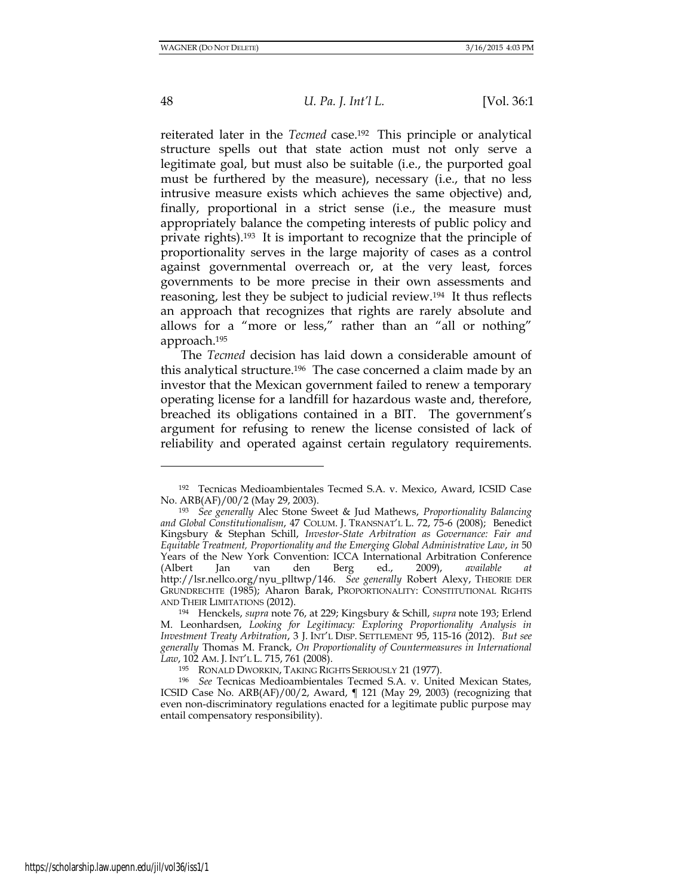reiterated later in the *Tecmed* case.[192] This principle or analytical structure spells out that state action must not only serve a legitimate goal, but must also be suitable (i.e., the purported goal must be furthered by the measure), necessary (i.e., that no less intrusive measure exists which achieves the same objective) and, finally, proportional in a strict sense (i.e., the measure must appropriately balance the competing interests of public policy and private rights).[193] It is important to recognize that the principle of proportionality serves in the large majority of cases as a control against governmental overreach or, at the very least, forces governments to be more precise in their own assessments and reasoning, lest they be subject to judicial review.[194] It thus reflects an approach that recognizes that rights are rarely absolute and allows for a "more or less," rather than an "all or nothing" approach.[195]

The *Tecmed* decision has laid down a considerable amount of this analytical structure.[196] The case concerned a claim made by an investor that the Mexican government failed to renew a temporary operating license for a landfill for hazardous waste and, therefore, breached its obligations contained in a BIT. The government's argument for refusing to renew the license consisted of lack of reliability and operated against certain regulatory requirements.

---

[192] Tecnicas Medioambientales Tecmed S.A. v. Mexico, Award, ICSID Case No. ARB(AF)/00/2 (May 29, 2003).

[193] *See generally* Alec Stone Sweet & Jud Mathews, *Proportionality Balancing and Global Constitutionalism*, 47 COLUM. J. TRANSNAT'L L. 72, 75-6 (2008); Benedict Kingsbury & Stephan Schill, *Investor-State Arbitration as Governance: Fair and Equitable Treatment, Proportionality and the Emerging Global Administrative Law*, *in* 50 Years of the New York Convention: ICCA International Arbitration Conference (Albert Jan van den Berg ed., 2009), *available at* http://lsr.nellco.org/nyu_plltwp/146. *See generally* Robert Alexy, THEORIE DER GRUNDRECHTE (1985); Aharon Barak, PROPORTIONALITY: CONSTITUTIONAL RIGHTS AND THEIR LIMITATIONS (2012).

[194] Henckels, *supra* note 76, at 229; Kingsbury & Schill, *supra* note 193; Erlend M. Leonhardsen, *Looking for Legitimacy: Exploring Proportionality Analysis in Investment Treaty Arbitration*, 3 J. INT'L DISP. SETTLEMENT 95, 115-16 (2012). *But see generally* Thomas M. Franck, *On Proportionality of Countermeasures in International Law*, 102 AM. J. INT'L L. 715, 761 (2008).

[195] RONALD DWORKIN, TAKING RIGHTS SERIOUSLY 21 (1977).

[196] *See* Tecnicas Medioambientales Tecmed S.A. v. United Mexican States, ICSID Case No. ARB(AF)/00/2, Award, ¶ 121 (May 29, 2003) (recognizing that even non-discriminatory regulations enacted for a legitimate public purpose may entail compensatory responsibility).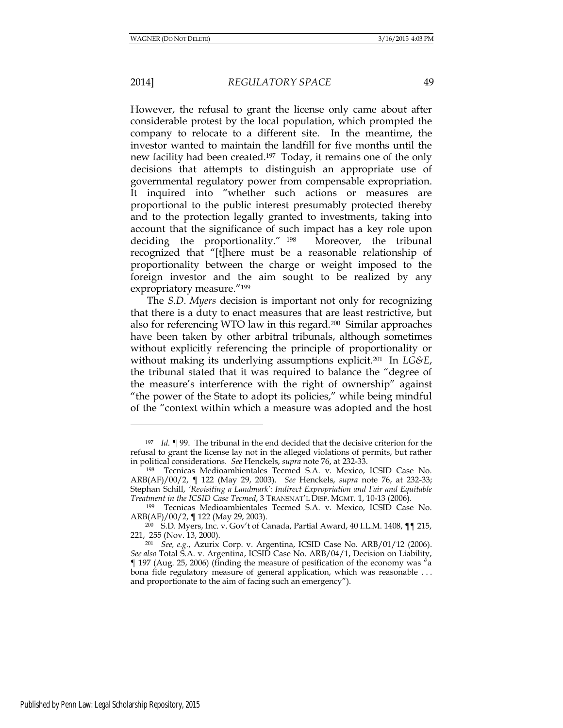However, the refusal to grant the license only came about after considerable protest by the local population, which prompted the company to relocate to a different site. In the meantime, the investor wanted to maintain the landfill for five months until the new facility had been created.[197] Today, it remains one of the only decisions that attempts to distinguish an appropriate use of governmental regulatory power from compensable expropriation. It inquired into "whether such actions or measures are proportional to the public interest presumably protected thereby and to the protection legally granted to investments, taking into account that the significance of such impact has a key role upon deciding the proportionality."[198] Moreover, the tribunal recognized that "[t]here must be a reasonable relationship of proportionality between the charge or weight imposed to the foreign investor and the aim sought to be realized by any expropriatory measure."[199]

The *S.D. Myers* decision is important not only for recognizing that there is a duty to enact measures that are least restrictive, but also for referencing WTO law in this regard.[200] Similar approaches have been taken by other arbitral tribunals, although sometimes without explicitly referencing the principle of proportionality or without making its underlying assumptions explicit.[201] In *LG&E*, the tribunal stated that it was required to balance the "degree of the measure's interference with the right of ownership" against "the power of the State to adopt its policies," while being mindful of the "context within which a measure was adopted and the host

---

[197] *Id.* ¶ 99. The tribunal in the end decided that the decisive criterion for the refusal to grant the license lay not in the alleged violations of permits, but rather in political considerations. *See* Henckels, *supra* note 76, at 232-33.

[198] Tecnicas Medioambientales Tecmed S.A. v. Mexico, ICSID Case No. ARB(AF)/00/2, ¶ 122 (May 29, 2003). *See* Henckels, *supra* note 76, at 232-33; Stephan Schill, *'Revisiting a Landmark': Indirect Expropriation and Fair and Equitable Treatment in the ICSID Case Tecmed*, 3 TRANSNAT'L DISP. MGMT. 1, 10-13 (2006).

[199] Tecnicas Medioambientales Tecmed S.A. v. Mexico, ICSID Case No. ARB(AF)/00/2, ¶ 122 (May 29, 2003).

[200] S.D. Myers, Inc. v. Gov't of Canada, Partial Award, 40 I.L.M. 1408, ¶¶ 215, 221, 255 (Nov. 13, 2000).

[201] *See, e.g.*, Azurix Corp. v. Argentina, ICSID Case No. ARB/01/12 (2006). *See also* Total S.A. v. Argentina, ICSID Case No. ARB/04/1, Decision on Liability, ¶ 197 (Aug. 25, 2006) (finding the measure of pesification of the economy was "a bona fide regulatory measure of general application, which was reasonable . . . and proportionate to the aim of facing such an emergency").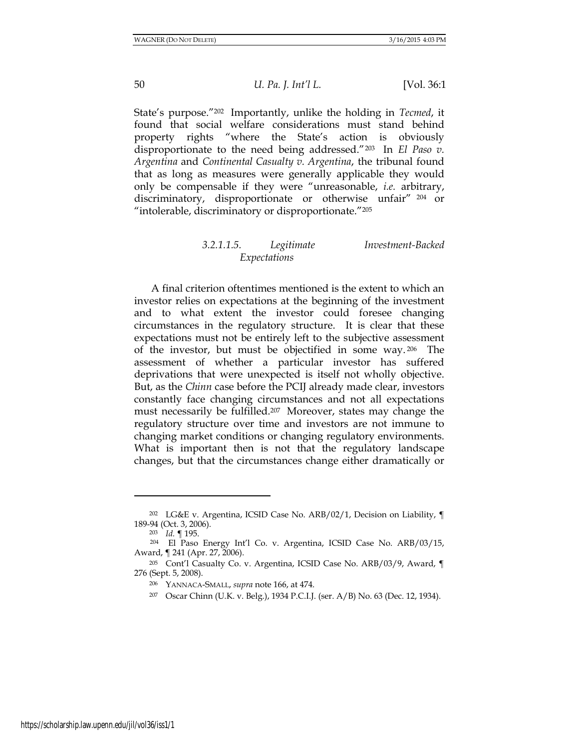State's purpose."[202] Importantly, unlike the holding in *Tecmed*, it found that social welfare considerations must stand behind property rights "where the State's action is obviously disproportionate to the need being addressed."[203] In *El Paso v. Argentina* and *Continental Casualty v. Argentina*, the tribunal found that as long as measures were generally applicable they would only be compensable if they were "unreasonable, *i.e.* arbitrary, discriminatory, disproportionate or otherwise unfair"[204] or "intolerable, discriminatory or disproportionate."[205]

###### *3.2.1.1.5. Legitimate Investment-Backed Expectations*

A final criterion oftentimes mentioned is the extent to which an investor relies on expectations at the beginning of the investment and to what extent the investor could foresee changing circumstances in the regulatory structure. It is clear that these expectations must not be entirely left to the subjective assessment of the investor, but must be objectified in some way.[206] The assessment of whether a particular investor has suffered deprivations that were unexpected is itself not wholly objective. But, as the *Chinn* case before the PCIJ already made clear, investors constantly face changing circumstances and not all expectations must necessarily be fulfilled.[207] Moreover, states may change the regulatory structure over time and investors are not immune to changing market conditions or changing regulatory environments. What is important then is not that the regulatory landscape changes, but that the circumstances change either dramatically or

---

[202] LG&E v. Argentina, ICSID Case No. ARB/02/1, Decision on Liability, ¶ 189-94 (Oct. 3, 2006).

[203] *Id.* ¶ 195.

[204] El Paso Energy Int'l Co. v. Argentina, ICSID Case No. ARB/03/15, Award, ¶ 241 (Apr. 27, 2006).

[205] Cont'l Casualty Co. v. Argentina, ICSID Case No. ARB/03/9, Award, ¶ 276 (Sept. 5, 2008).

[206] YANNACA-SMALL, *supra* note 166, at 474.

[207] Oscar Chinn (U.K. v. Belg.), 1934 P.C.I.J. (ser. A/B) No. 63 (Dec. 12, 1934).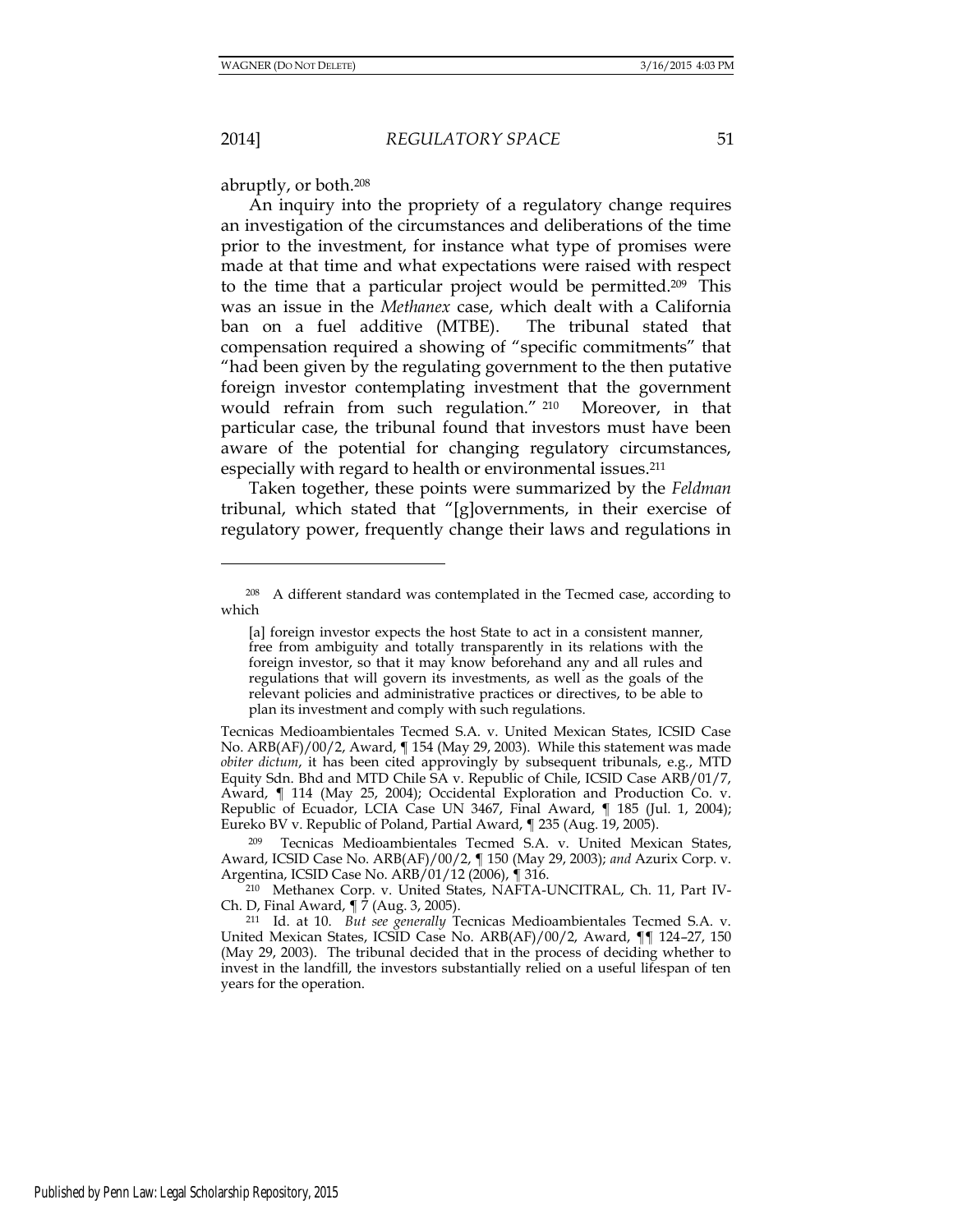abruptly, or both.[208]

An inquiry into the propriety of a regulatory change requires an investigation of the circumstances and deliberations of the time prior to the investment, for instance what type of promises were made at that time and what expectations were raised with respect to the time that a particular project would be permitted.[209] This was an issue in the *Methanex* case, which dealt with a California ban on a fuel additive (MTBE). The tribunal stated that compensation required a showing of "specific commitments" that "had been given by the regulating government to the then putative foreign investor contemplating investment that the government would refrain from such regulation." [210] Moreover, in that particular case, the tribunal found that investors must have been aware of the potential for changing regulatory circumstances, especially with regard to health or environmental issues.[211]

Taken together, these points were summarized by the *Feldman* tribunal, which stated that "[g]overnments, in their exercise of regulatory power, frequently change their laws and regulations in

---

[208] A different standard was contemplated in the Tecmed case, according to which

> [a] foreign investor expects the host State to act in a consistent manner, free from ambiguity and totally transparently in its relations with the foreign investor, so that it may know beforehand any and all rules and regulations that will govern its investments, as well as the goals of the relevant policies and administrative practices or directives, to be able to plan its investment and comply with such regulations.

Tecnicas Medioambientales Tecmed S.A. v. United Mexican States, ICSID Case No. ARB(AF)/00/2, Award, ¶ 154 (May 29, 2003). While this statement was made *obiter dictum*, it has been cited approvingly by subsequent tribunals, e.g., MTD Equity Sdn. Bhd and MTD Chile SA v. Republic of Chile, ICSID Case ARB/01/7, Award, ¶ 114 (May 25, 2004); Occidental Exploration and Production Co. v. Republic of Ecuador, LCIA Case UN 3467, Final Award, ¶ 185 (Jul. 1, 2004); Eureko BV v. Republic of Poland, Partial Award, ¶ 235 (Aug. 19, 2005).

[209] Tecnicas Medioambientales Tecmed S.A. v. United Mexican States, Award, ICSID Case No. ARB(AF)/00/2, ¶ 150 (May 29, 2003); *and* Azurix Corp. v. Argentina, ICSID Case No. ARB/01/12 (2006), ¶ 316.

[210] Methanex Corp. v. United States, NAFTA-UNCITRAL, Ch. 11, Part IV-Ch. D, Final Award, ¶ 7 (Aug. 3, 2005).

[211] Id. at 10. *But see generally* Tecnicas Medioambientales Tecmed S.A. v. United Mexican States, ICSID Case No. ARB(AF)/00/2, Award, ¶¶ 124–27, 150 (May 29, 2003). The tribunal decided that in the process of deciding whether to invest in the landfill, the investors substantially relied on a useful lifespan of ten years for the operation.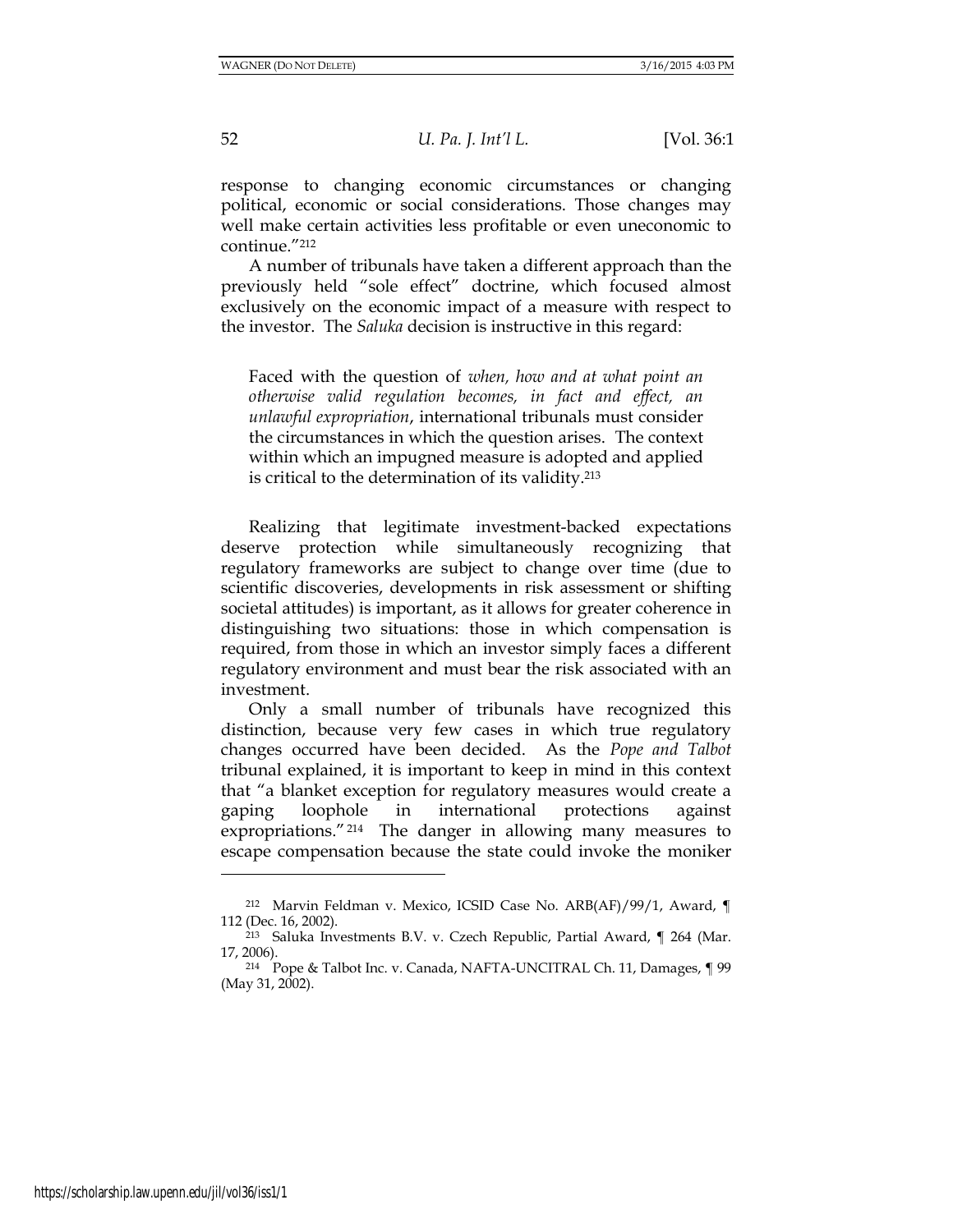response to changing economic circumstances or changing political, economic or social considerations. Those changes may well make certain activities less profitable or even uneconomic to continue."[212]

A number of tribunals have taken a different approach than the previously held "sole effect" doctrine, which focused almost exclusively on the economic impact of a measure with respect to the investor. The *Saluka* decision is instructive in this regard:

> Faced with the question of *when, how and at what point an otherwise valid regulation becomes, in fact and effect, an unlawful expropriation*, international tribunals must consider the circumstances in which the question arises. The context within which an impugned measure is adopted and applied is critical to the determination of its validity.[213]

Realizing that legitimate investment-backed expectations deserve protection while simultaneously recognizing that regulatory frameworks are subject to change over time (due to scientific discoveries, developments in risk assessment or shifting societal attitudes) is important, as it allows for greater coherence in distinguishing two situations: those in which compensation is required, from those in which an investor simply faces a different regulatory environment and must bear the risk associated with an investment.

Only a small number of tribunals have recognized this distinction, because very few cases in which true regulatory changes occurred have been decided. As the *Pope and Talbot* tribunal explained, it is important to keep in mind in this context that "a blanket exception for regulatory measures would create a gaping loophole in international protections against expropriations."[214] The danger in allowing many measures to escape compensation because the state could invoke the moniker

---

[212] Marvin Feldman v. Mexico, ICSID Case No. ARB(AF)/99/1, Award, ¶ 112 (Dec. 16, 2002).

[213] Saluka Investments B.V. v. Czech Republic, Partial Award, ¶ 264 (Mar. 17, 2006).

[214] Pope & Talbot Inc. v. Canada, NAFTA-UNCITRAL Ch. 11, Damages, ¶ 99 (May 31, 2002).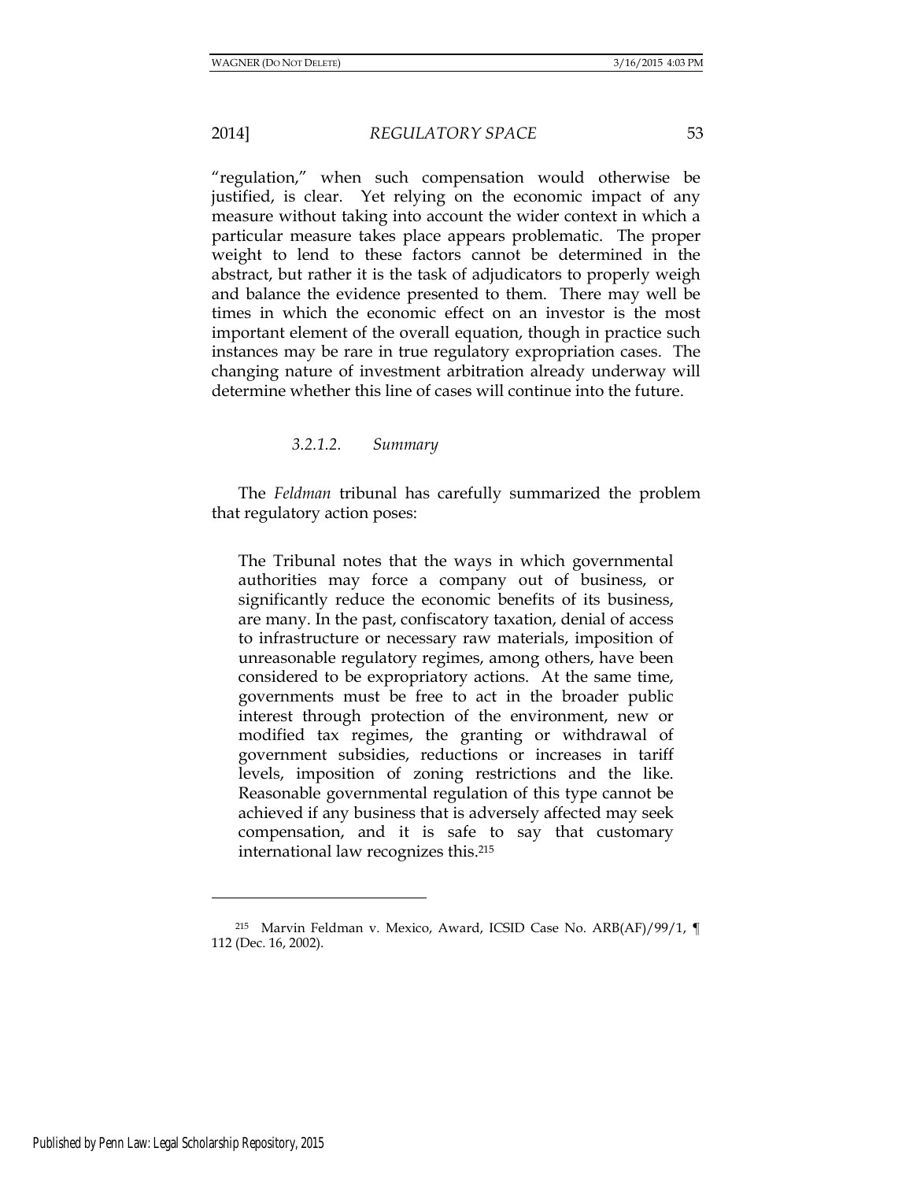"regulation," when such compensation would otherwise be justified, is clear. Yet relying on the economic impact of any measure without taking into account the wider context in which a particular measure takes place appears problematic. The proper weight to lend to these factors cannot be determined in the abstract, but rather it is the task of adjudicators to properly weigh and balance the evidence presented to them. There may well be times in which the economic effect on an investor is the most important element of the overall equation, though in practice such instances may be rare in true regulatory expropriation cases. The changing nature of investment arbitration already underway will determine whether this line of cases will continue into the future.

#### *3.2.1.2. Summary*

The *Feldman* tribunal has carefully summarized the problem that regulatory action poses:

> The Tribunal notes that the ways in which governmental authorities may force a company out of business, or significantly reduce the economic benefits of its business, are many. In the past, confiscatory taxation, denial of access to infrastructure or necessary raw materials, imposition of unreasonable regulatory regimes, among others, have been considered to be expropriatory actions. At the same time, governments must be free to act in the broader public interest through protection of the environment, new or modified tax regimes, the granting or withdrawal of government subsidies, reductions or increases in tariff levels, imposition of zoning restrictions and the like. Reasonable governmental regulation of this type cannot be achieved if any business that is adversely affected may seek compensation, and it is safe to say that customary international law recognizes this.[215]

[215] Marvin Feldman v. Mexico, Award, ICSID Case No. ARB(AF)/99/1, ¶ 112 (Dec. 16, 2002).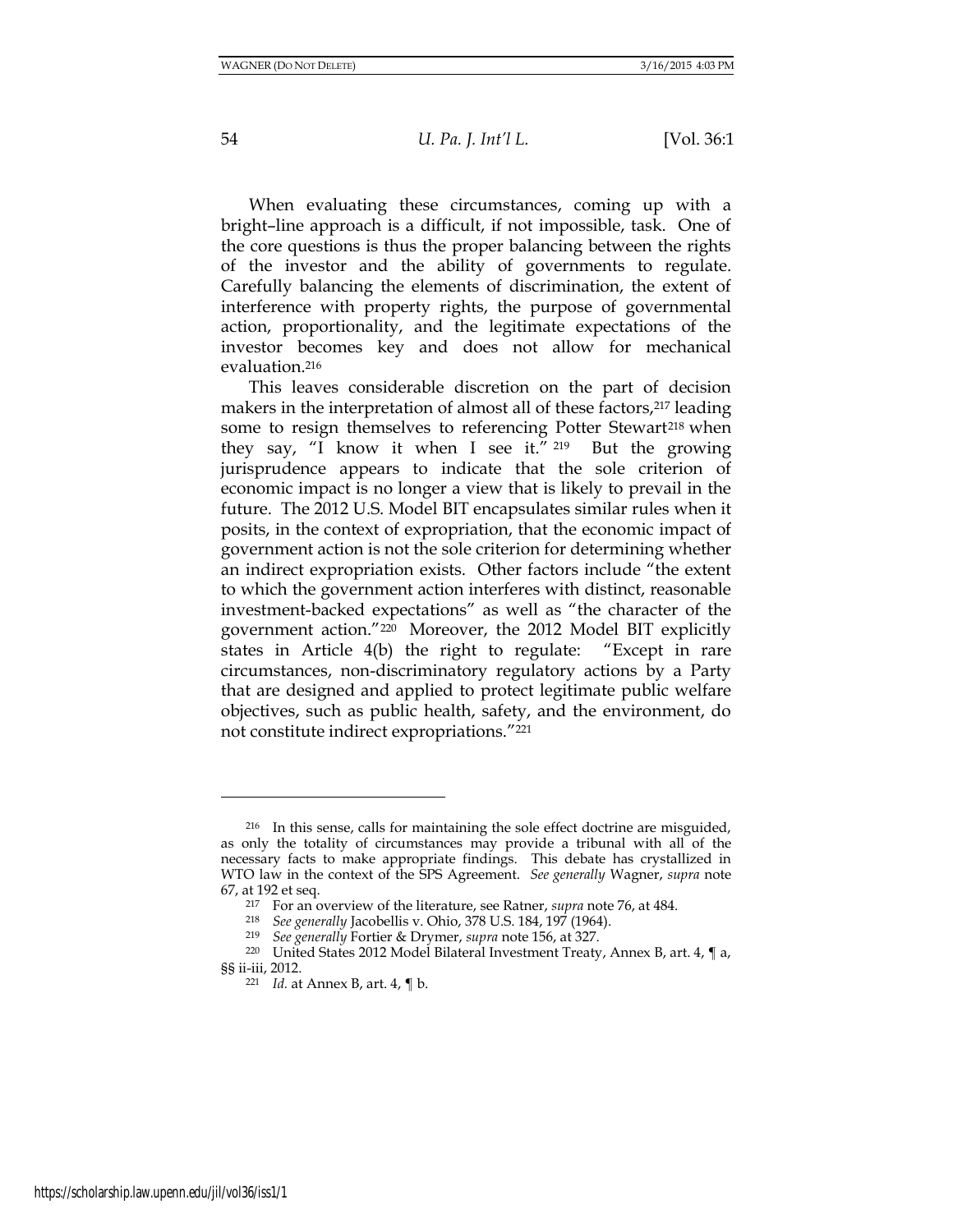When evaluating these circumstances, coming up with a bright–line approach is a difficult, if not impossible, task. One of the core questions is thus the proper balancing between the rights of the investor and the ability of governments to regulate. Carefully balancing the elements of discrimination, the extent of interference with property rights, the purpose of governmental action, proportionality, and the legitimate expectations of the investor becomes key and does not allow for mechanical evaluation.[216]

This leaves considerable discretion on the part of decision makers in the interpretation of almost all of these factors,[217] leading some to resign themselves to referencing Potter Stewart[218] when they say, "I know it when I see it." [219] But the growing jurisprudence appears to indicate that the sole criterion of economic impact is no longer a view that is likely to prevail in the future. The 2012 U.S. Model BIT encapsulates similar rules when it posits, in the context of expropriation, that the economic impact of government action is not the sole criterion for determining whether an indirect expropriation exists. Other factors include "the extent to which the government action interferes with distinct, reasonable investment-backed expectations" as well as "the character of the government action."[220] Moreover, the 2012 Model BIT explicitly states in Article 4(b) the right to regulate: "Except in rare circumstances, non-discriminatory regulatory actions by a Party that are designed and applied to protect legitimate public welfare objectives, such as public health, safety, and the environment, do not constitute indirect expropriations."[221]

---

[216] In this sense, calls for maintaining the sole effect doctrine are misguided, as only the totality of circumstances may provide a tribunal with all of the necessary facts to make appropriate findings. This debate has crystallized in WTO law in the context of the SPS Agreement. *See generally* Wagner, *supra* note 67, at 192 et seq.

[217] For an overview of the literature, see Ratner, *supra* note 76, at 484.

[218] *See generally* Jacobellis v. Ohio, 378 U.S. 184, 197 (1964).

[219] *See generally* Fortier & Drymer, *supra* note 156, at 327.

[220] United States 2012 Model Bilateral Investment Treaty, Annex B, art. 4, ¶ a, §§ ii-iii, 2012.

[221] *Id.* at Annex B, art. 4, ¶ b.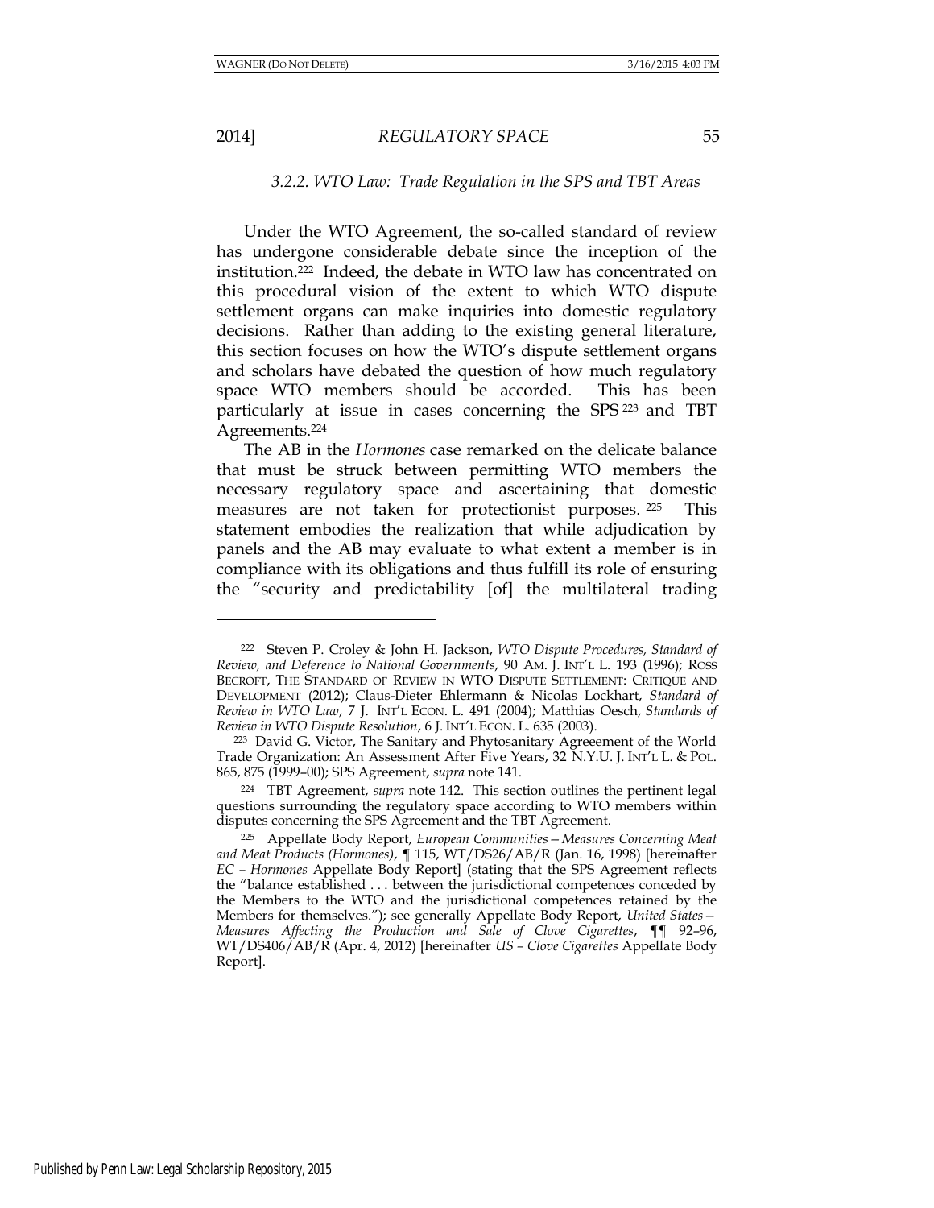### 3.2.2. WTO Law: Trade Regulation in the SPS and TBT Areas

Under the WTO Agreement, the so-called standard of review has undergone considerable debate since the inception of the institution.[222] Indeed, the debate in WTO law has concentrated on this procedural vision of the extent to which WTO dispute settlement organs can make inquiries into domestic regulatory decisions. Rather than adding to the existing general literature, this section focuses on how the WTO's dispute settlement organs and scholars have debated the question of how much regulatory space WTO members should be accorded. This has been particularly at issue in cases concerning the SPS[223] and TBT Agreements.[224]

The AB in the *Hormones* case remarked on the delicate balance that must be struck between permitting WTO members the necessary regulatory space and ascertaining that domestic measures are not taken for protectionist purposes.[225] This statement embodies the realization that while adjudication by panels and the AB may evaluate to what extent a member is in compliance with its obligations and thus fulfill its role of ensuring the "security and predictability [of] the multilateral trading

---

[222] Steven P. Croley & John H. Jackson, *WTO Dispute Procedures, Standard of Review, and Deference to National Governments*, 90 AM. J. INT'L L. 193 (1996); ROSS BECROFT, THE STANDARD OF REVIEW IN WTO DISPUTE SETTLEMENT: CRITIQUE AND DEVELOPMENT (2012); Claus-Dieter Ehlermann & Nicolas Lockhart, *Standard of Review in WTO Law*, 7 J. INT'L ECON. L. 491 (2004); Matthias Oesch, *Standards of Review in WTO Dispute Resolution*, 6 J. INT'L ECON. L. 635 (2003).

[223] David G. Victor, The Sanitary and Phytosanitary Agreeement of the World Trade Organization: An Assessment After Five Years, 32 N.Y.U. J. INT'L L. & POL. 865, 875 (1999–00); SPS Agreement, *supra* note 141.

[224] TBT Agreement, *supra* note 142. This section outlines the pertinent legal questions surrounding the regulatory space according to WTO members within disputes concerning the SPS Agreement and the TBT Agreement.

[225] Appellate Body Report, *European Communities—Measures Concerning Meat and Meat Products (Hormones)*, ¶ 115, WT/DS26/AB/R (Jan. 16, 1998) [hereinafter *EC – Hormones* Appellate Body Report] (stating that the SPS Agreement reflects the "balance established . . . between the jurisdictional competences conceded by the Members to the WTO and the jurisdictional competences retained by the Members for themselves."); see generally Appellate Body Report, *United States—Measures Affecting the Production and Sale of Clove Cigarettes*, ¶¶ 92–96, WT/DS406/AB/R (Apr. 4, 2012) [hereinafter *US – Clove Cigarettes* Appellate Body Report].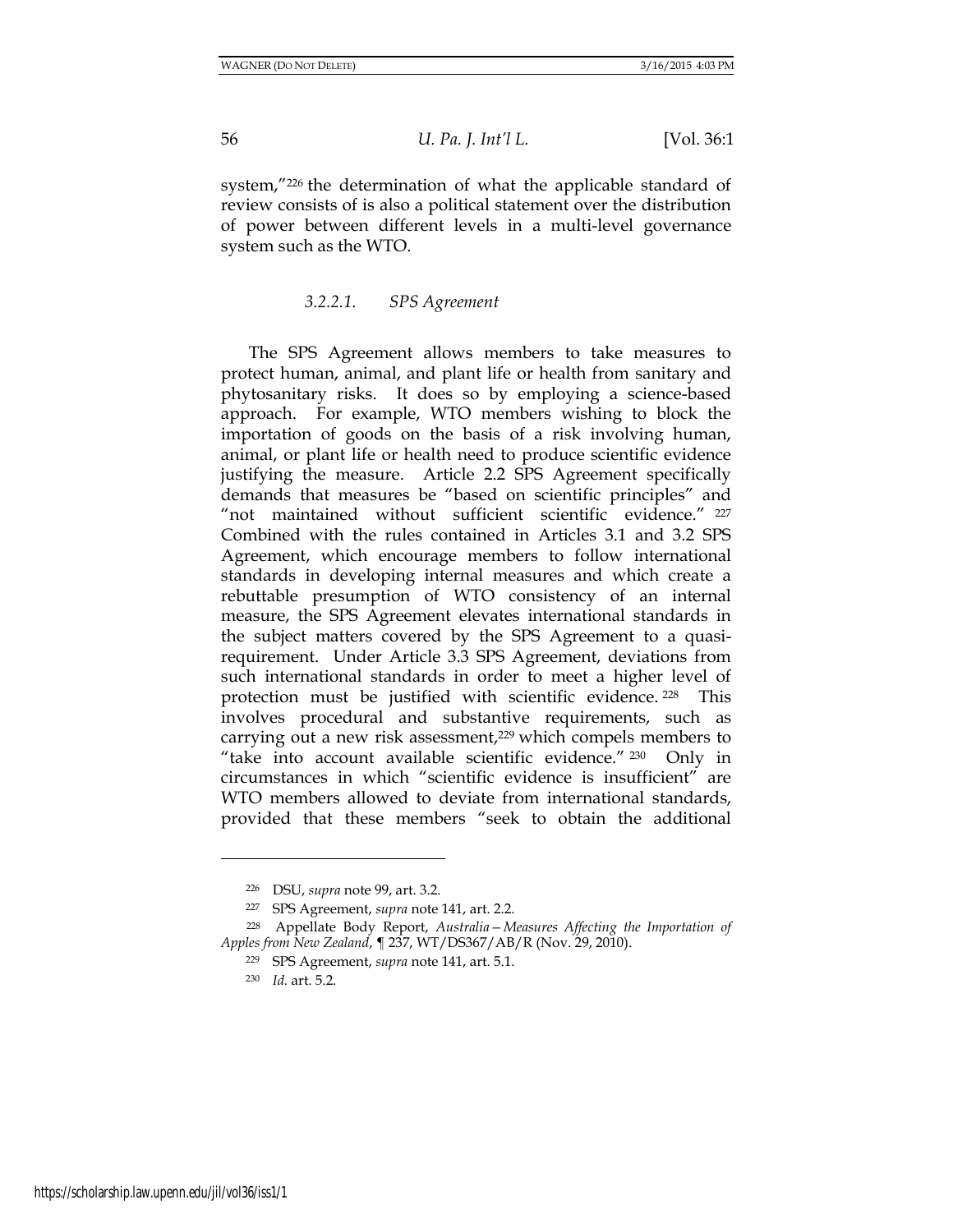system,"[226] the determination of what the applicable standard of review consists of is also a political statement over the distribution of power between different levels in a multi-level governance system such as the WTO.

#### *3.2.2.1. SPS Agreement*

The SPS Agreement allows members to take measures to protect human, animal, and plant life or health from sanitary and phytosanitary risks. It does so by employing a science-based approach. For example, WTO members wishing to block the importation of goods on the basis of a risk involving human, animal, or plant life or health need to produce scientific evidence justifying the measure. Article 2.2 SPS Agreement specifically demands that measures be "based on scientific principles" and "not maintained without sufficient scientific evidence." [227] Combined with the rules contained in Articles 3.1 and 3.2 SPS Agreement, which encourage members to follow international standards in developing internal measures and which create a rebuttable presumption of WTO consistency of an internal measure, the SPS Agreement elevates international standards in the subject matters covered by the SPS Agreement to a quasi-requirement. Under Article 3.3 SPS Agreement, deviations from such international standards in order to meet a higher level of protection must be justified with scientific evidence.[228] This involves procedural and substantive requirements, such as carrying out a new risk assessment,[229] which compels members to "take into account available scientific evidence." [230] Only in circumstances in which "scientific evidence is insufficient" are WTO members allowed to deviate from international standards, provided that these members "seek to obtain the additional

---

[226] DSU, *supra* note 99, art. 3.2.

[227] SPS Agreement, *supra* note 141, art. 2.2.

[228] Appellate Body Report, *Australia—Measures Affecting the Importation of Apples from New Zealand*, ¶ 237, WT/DS367/AB/R (Nov. 29, 2010).

[229] SPS Agreement, *supra* note 141, art. 5.1.

[230] *Id.* art. 5.2.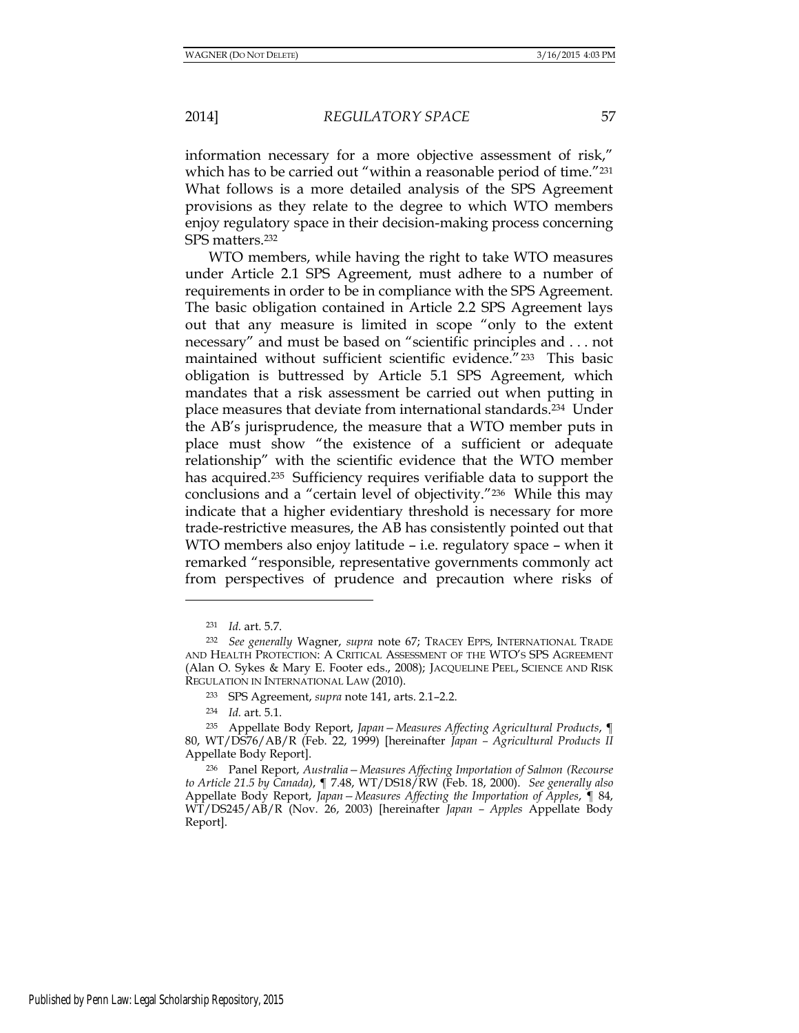information necessary for a more objective assessment of risk," which has to be carried out "within a reasonable period of time."[231] What follows is a more detailed analysis of the SPS Agreement provisions as they relate to the degree to which WTO members enjoy regulatory space in their decision-making process concerning SPS matters.[232]

WTO members, while having the right to take WTO measures under Article 2.1 SPS Agreement, must adhere to a number of requirements in order to be in compliance with the SPS Agreement. The basic obligation contained in Article 2.2 SPS Agreement lays out that any measure is limited in scope "only to the extent necessary" and must be based on "scientific principles and . . . not maintained without sufficient scientific evidence."[233] This basic obligation is buttressed by Article 5.1 SPS Agreement, which mandates that a risk assessment be carried out when putting in place measures that deviate from international standards.[234] Under the AB's jurisprudence, the measure that a WTO member puts in place must show "the existence of a sufficient or adequate relationship" with the scientific evidence that the WTO member has acquired.[235] Sufficiency requires verifiable data to support the conclusions and a "certain level of objectivity."[236] While this may indicate that a higher evidentiary threshold is necessary for more trade-restrictive measures, the AB has consistently pointed out that WTO members also enjoy latitude – i.e. regulatory space – when it remarked "responsible, representative governments commonly act from perspectives of prudence and precaution where risks of

---

[231] *Id.* art. 5.7.

[232] *See generally* Wagner, *supra* note 67; TRACEY EPPS, INTERNATIONAL TRADE AND HEALTH PROTECTION: A CRITICAL ASSESSMENT OF THE WTO'S SPS AGREEMENT (Alan O. Sykes & Mary E. Footer eds., 2008); JACQUELINE PEEL, SCIENCE AND RISK REGULATION IN INTERNATIONAL LAW (2010).

[233] SPS Agreement, *supra* note 141, arts. 2.1–2.2.

[234] *Id.* art. 5.1.

[235] Appellate Body Report, *Japan—Measures Affecting Agricultural Products*, ¶ 80, WT/DS76/AB/R (Feb. 22, 1999) [hereinafter *Japan – Agricultural Products II* Appellate Body Report].

[236] Panel Report, *Australia—Measures Affecting Importation of Salmon (Recourse to Article 21.5 by Canada)*, ¶ 7.48, WT/DS18/RW (Feb. 18, 2000). *See generally also* Appellate Body Report, *Japan—Measures Affecting the Importation of Apples*, ¶ 84, WT/DS245/AB/R (Nov. 26, 2003) [hereinafter *Japan – Apples* Appellate Body Report].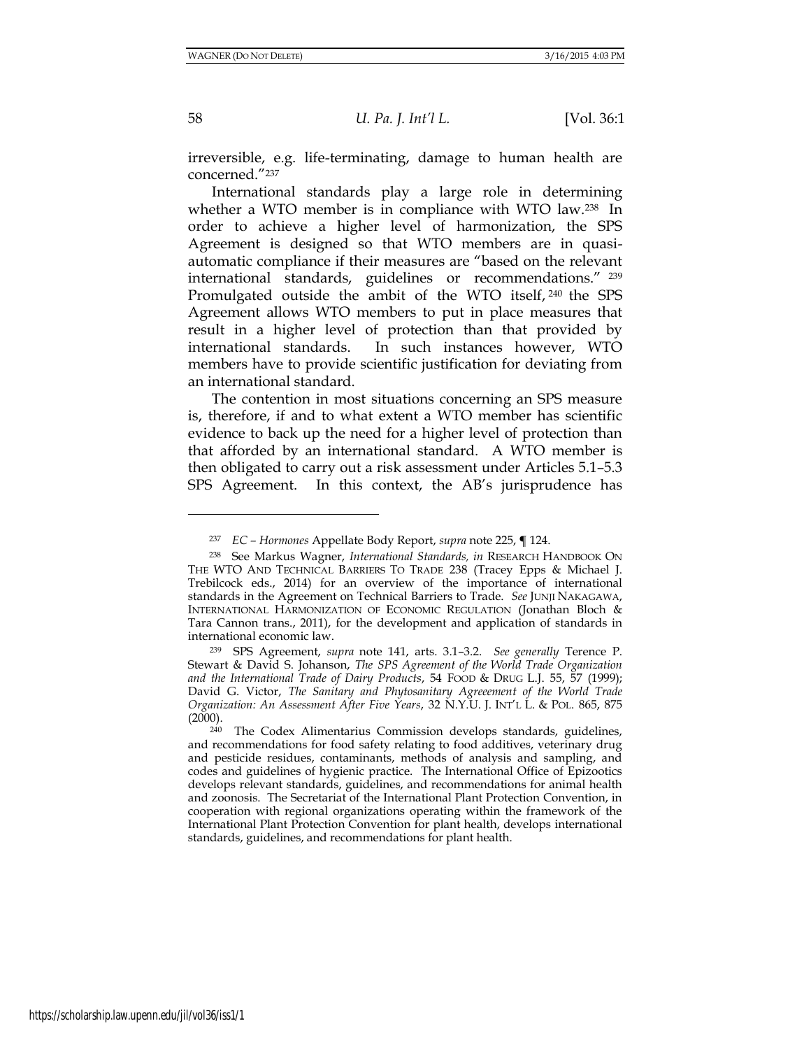irreversible, e.g. life-terminating, damage to human health are concerned."[237]

International standards play a large role in determining whether a WTO member is in compliance with WTO law.[238] In order to achieve a higher level of harmonization, the SPS Agreement is designed so that WTO members are in quasi-automatic compliance if their measures are "based on the relevant international standards, guidelines or recommendations." [239] Promulgated outside the ambit of the WTO itself, [240] the SPS Agreement allows WTO members to put in place measures that result in a higher level of protection than that provided by international standards. In such instances however, WTO members have to provide scientific justification for deviating from an international standard.

The contention in most situations concerning an SPS measure is, therefore, if and to what extent a WTO member has scientific evidence to back up the need for a higher level of protection than that afforded by an international standard. A WTO member is then obligated to carry out a risk assessment under Articles 5.1–5.3 SPS Agreement. In this context, the AB's jurisprudence has

---

[237] *EC – Hormones* Appellate Body Report, *supra* note 225, ¶ 124.

[238] See Markus Wagner, *International Standards, in* RESEARCH HANDBOOK ON THE WTO AND TECHNICAL BARRIERS TO TRADE 238 (Tracey Epps & Michael J. Trebilcock eds., 2014) for an overview of the importance of international standards in the Agreement on Technical Barriers to Trade. *See* JUNJI NAKAGAWA, INTERNATIONAL HARMONIZATION OF ECONOMIC REGULATION (Jonathan Bloch & Tara Cannon trans., 2011), for the development and application of standards in international economic law.

[239] SPS Agreement, *supra* note 141, arts. 3.1–3.2. *See generally* Terence P. Stewart & David S. Johanson, *The SPS Agreement of the World Trade Organization and the International Trade of Dairy Products*, 54 FOOD & DRUG L.J. 55, 57 (1999); David G. Victor, *The Sanitary and Phytosanitary Agreeement of the World Trade Organization: An Assessment After Five Years*, 32 N.Y.U. J. INT'L L. & POL. 865, 875 (2000).

[240] The Codex Alimentarius Commission develops standards, guidelines, and recommendations for food safety relating to food additives, veterinary drug and pesticide residues, contaminants, methods of analysis and sampling, and codes and guidelines of hygienic practice. The International Office of Epizootics develops relevant standards, guidelines, and recommendations for animal health and zoonosis. The Secretariat of the International Plant Protection Convention, in cooperation with regional organizations operating within the framework of the International Plant Protection Convention for plant health, develops international standards, guidelines, and recommendations for plant health.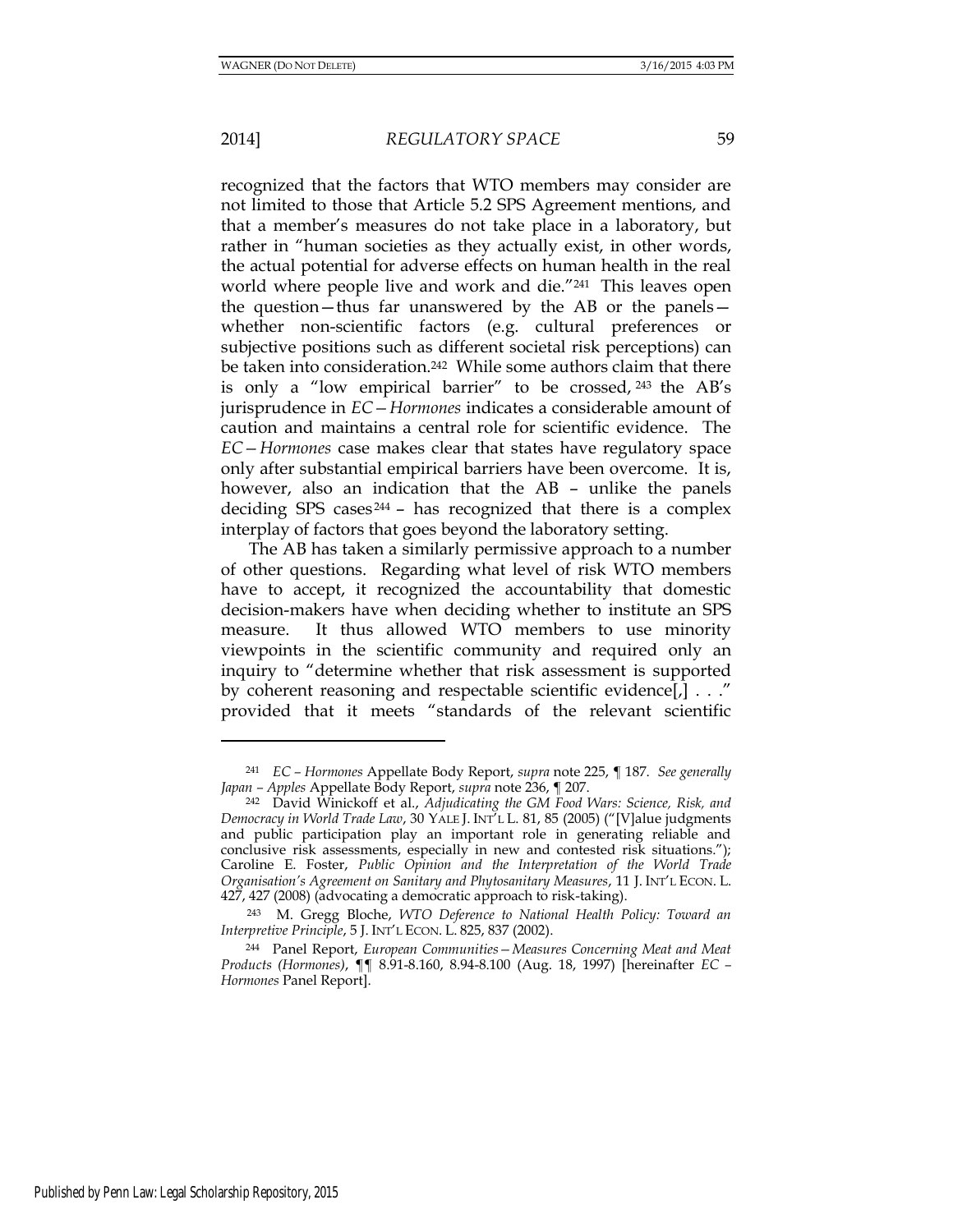recognized that the factors that WTO members may consider are not limited to those that Article 5.2 SPS Agreement mentions, and that a member's measures do not take place in a laboratory, but rather in "human societies as they actually exist, in other words, the actual potential for adverse effects on human health in the real world where people live and work and die."[241] This leaves open the question—thus far unanswered by the AB or the panels—whether non-scientific factors (e.g. cultural preferences or subjective positions such as different societal risk perceptions) can be taken into consideration.[242] While some authors claim that there is only a "low empirical barrier" to be crossed,[243] the AB's jurisprudence in *EC—Hormones* indicates a considerable amount of caution and maintains a central role for scientific evidence. The *EC—Hormones* case makes clear that states have regulatory space only after substantial empirical barriers have been overcome. It is, however, also an indication that the AB – unlike the panels deciding SPS cases[244] – has recognized that there is a complex interplay of factors that goes beyond the laboratory setting.

The AB has taken a similarly permissive approach to a number of other questions. Regarding what level of risk WTO members have to accept, it recognized the accountability that domestic decision-makers have when deciding whether to institute an SPS measure. It thus allowed WTO members to use minority viewpoints in the scientific community and required only an inquiry to "determine whether that risk assessment is supported by coherent reasoning and respectable scientific evidence[,] . . ." provided that it meets "standards of the relevant scientific

---

[241] *EC – Hormones* Appellate Body Report, *supra* note 225, ¶ 187. *See generally Japan – Apples* Appellate Body Report, *supra* note 236, ¶ 207.

[242] David Winickoff et al., *Adjudicating the GM Food Wars: Science, Risk, and Democracy in World Trade Law*, 30 YALE J. INT'L L. 81, 85 (2005) ("[V]alue judgments and public participation play an important role in generating reliable and conclusive risk assessments, especially in new and contested risk situations."); Caroline E. Foster, *Public Opinion and the Interpretation of the World Trade Organisation's Agreement on Sanitary and Phytosanitary Measures*, 11 J. INT'L ECON. L. 427, 427 (2008) (advocating a democratic approach to risk-taking).

[243] M. Gregg Bloche, *WTO Deference to National Health Policy: Toward an Interpretive Principle*, 5 J. INT'L ECON. L. 825, 837 (2002).

[244] Panel Report, *European Communities—Measures Concerning Meat and Meat Products (Hormones)*, ¶¶ 8.91-8.160, 8.94-8.100 (Aug. 18, 1997) [hereinafter *EC – Hormones* Panel Report].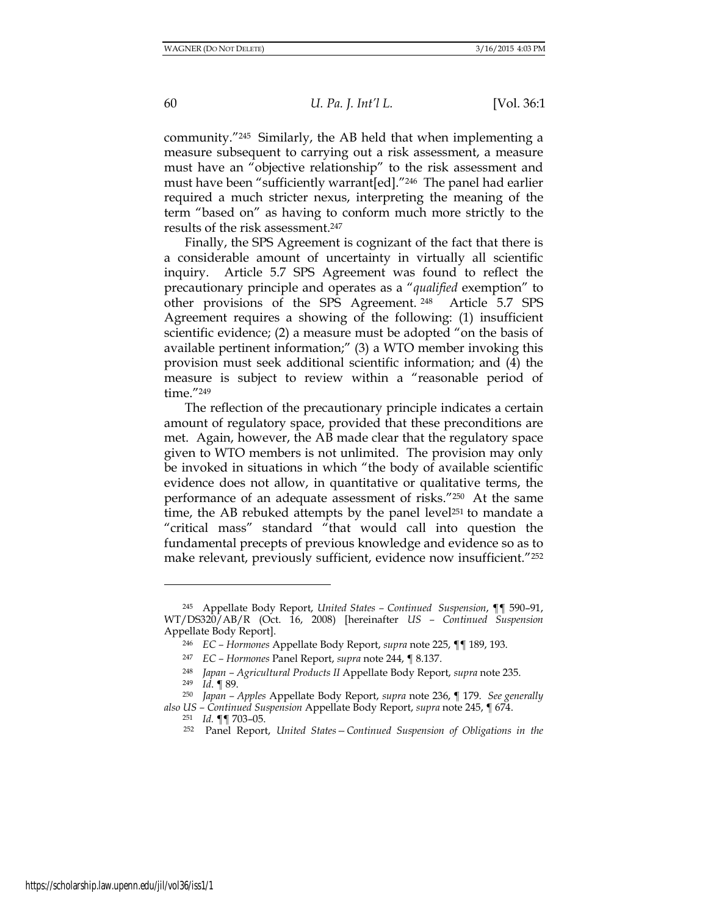community."[245] Similarly, the AB held that when implementing a measure subsequent to carrying out a risk assessment, a measure must have an "objective relationship" to the risk assessment and must have been "sufficiently warrant[ed]."[246] The panel had earlier required a much stricter nexus, interpreting the meaning of the term "based on" as having to conform much more strictly to the results of the risk assessment.[247]

Finally, the SPS Agreement is cognizant of the fact that there is a considerable amount of uncertainty in virtually all scientific inquiry. Article 5.7 SPS Agreement was found to reflect the precautionary principle and operates as a "*qualified* exemption" to other provisions of the SPS Agreement.[248] Article 5.7 SPS Agreement requires a showing of the following: (1) insufficient scientific evidence; (2) a measure must be adopted "on the basis of available pertinent information;" (3) a WTO member invoking this provision must seek additional scientific information; and (4) the measure is subject to review within a "reasonable period of time."[249]

The reflection of the precautionary principle indicates a certain amount of regulatory space, provided that these preconditions are met. Again, however, the AB made clear that the regulatory space given to WTO members is not unlimited. The provision may only be invoked in situations in which "the body of available scientific evidence does not allow, in quantitative or qualitative terms, the performance of an adequate assessment of risks."[250] At the same time, the AB rebuked attempts by the panel level[251] to mandate a "critical mass" standard "that would call into question the fundamental precepts of previous knowledge and evidence so as to make relevant, previously sufficient, evidence now insufficient."[252]

---

[245] Appellate Body Report, *United States – Continued Suspension*, ¶¶ 590–91, WT/DS320/AB/R (Oct. 16, 2008) [hereinafter *US – Continued Suspension* Appellate Body Report].

[246] *EC – Hormones* Appellate Body Report, *supra* note 225, ¶¶ 189, 193.

[247] *EC – Hormones* Panel Report, *supra* note 244, ¶ 8.137.

[248] *Japan – Agricultural Products II* Appellate Body Report, *supra* note 235.

[249] *Id*. ¶ 89.

[250] *Japan – Apples* Appellate Body Report, *supra* note 236, ¶ 179. *See generally also US – Continued Suspension* Appellate Body Report, *supra* note 245, ¶ 674.

[251] *Id.* ¶¶ 703–05.

[252] Panel Report, *United States—Continued Suspension of Obligations in the*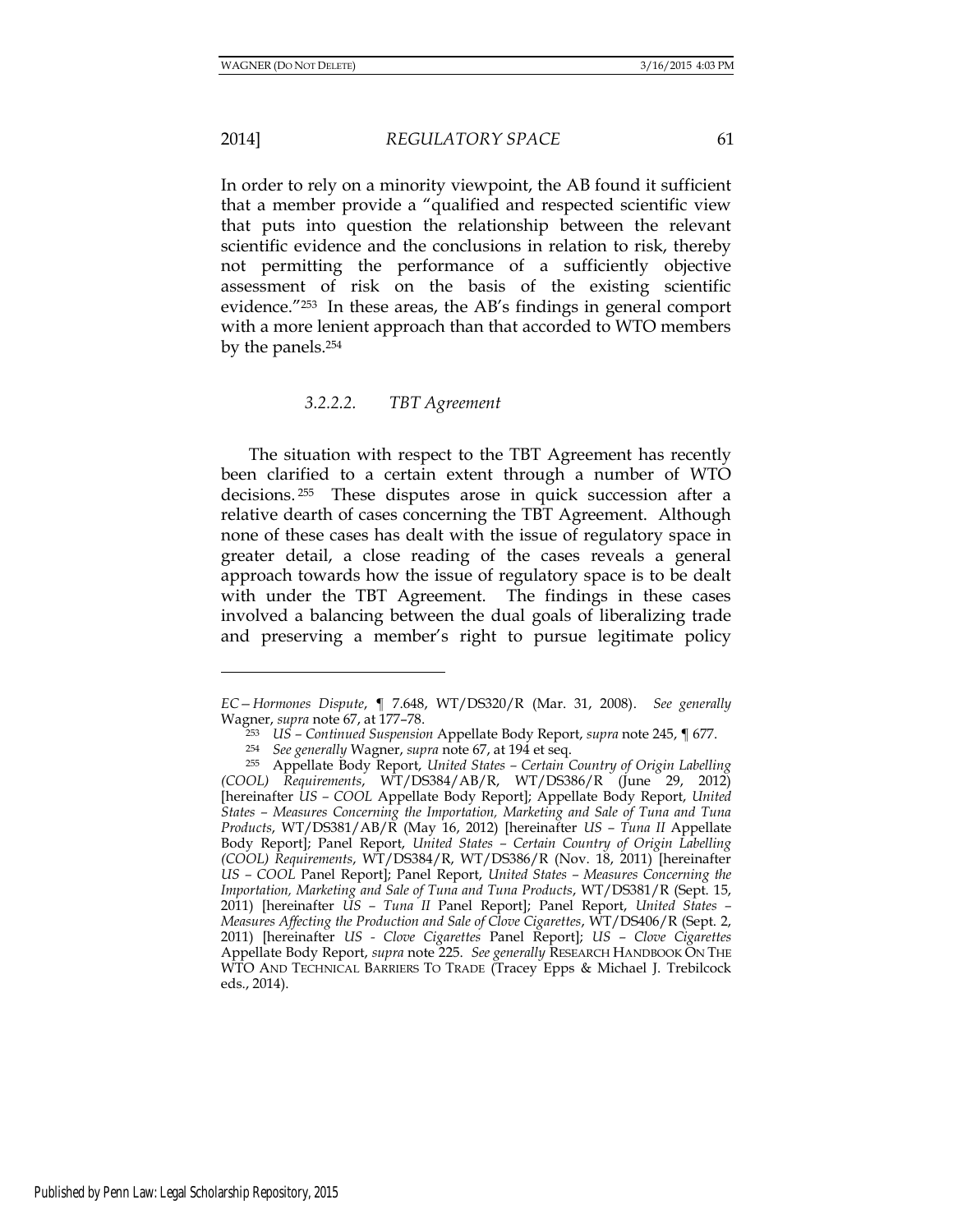In order to rely on a minority viewpoint, the AB found it sufficient that a member provide a "qualified and respected scientific view that puts into question the relationship between the relevant scientific evidence and the conclusions in relation to risk, thereby not permitting the performance of a sufficiently objective assessment of risk on the basis of the existing scientific evidence."[253] In these areas, the AB's findings in general comport with a more lenient approach than that accorded to WTO members by the panels.[254]

#### *3.2.2.2. TBT Agreement*

The situation with respect to the TBT Agreement has recently been clarified to a certain extent through a number of WTO decisions.[255] These disputes arose in quick succession after a relative dearth of cases concerning the TBT Agreement. Although none of these cases has dealt with the issue of regulatory space in greater detail, a close reading of the cases reveals a general approach towards how the issue of regulatory space is to be dealt with under the TBT Agreement. The findings in these cases involved a balancing between the dual goals of liberalizing trade and preserving a member's right to pursue legitimate policy

---

*EC—Hormones Dispute*, ¶ 7.648, WT/DS320/R (Mar. 31, 2008). *See generally* Wagner, *supra* note 67, at 177–78.

[253] *US – Continued Suspension* Appellate Body Report, *supra* note 245, ¶ 677.

[254] *See generally* Wagner, *supra* note 67, at 194 et seq.

[255] Appellate Body Report, *United States – Certain Country of Origin Labelling (COOL) Requirements*, WT/DS384/AB/R, WT/DS386/R (June 29, 2012) [hereinafter *US – COOL* Appellate Body Report]; Appellate Body Report, *United States – Measures Concerning the Importation, Marketing and Sale of Tuna and Tuna Products*, WT/DS381/AB/R (May 16, 2012) [hereinafter *US – Tuna II* Appellate Body Report]; Panel Report, *United States – Certain Country of Origin Labelling (COOL) Requirements*, WT/DS384/R, WT/DS386/R (Nov. 18, 2011) [hereinafter *US – COOL* Panel Report]; Panel Report, *United States – Measures Concerning the Importation, Marketing and Sale of Tuna and Tuna Products*, WT/DS381/R (Sept. 15, 2011) [hereinafter *US – Tuna II* Panel Report]; Panel Report, *United States – Measures Affecting the Production and Sale of Clove Cigarettes*, WT/DS406/R (Sept. 2, 2011) [hereinafter *US - Clove Cigarettes* Panel Report]; *US – Clove Cigarettes* Appellate Body Report, *supra* note 225. *See generally* RESEARCH HANDBOOK ON THE WTO AND TECHNICAL BARRIERS TO TRADE (Tracey Epps & Michael J. Trebilcock eds., 2014).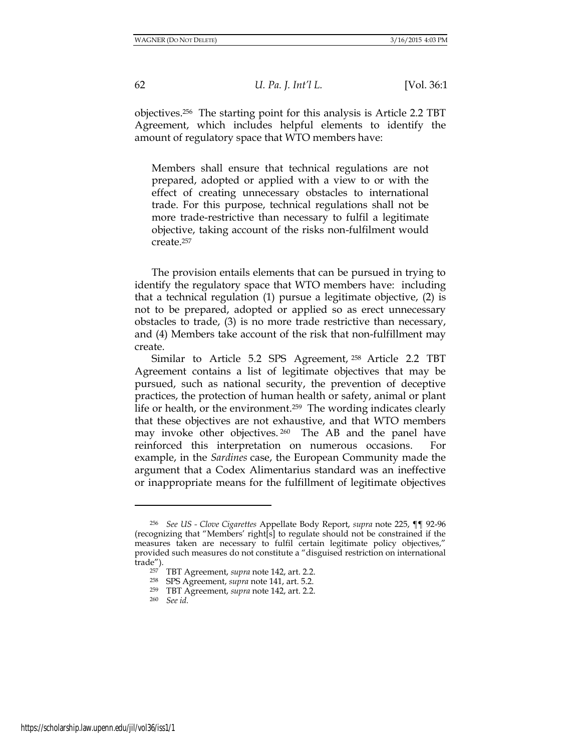objectives.[256] The starting point for this analysis is Article 2.2 TBT Agreement, which includes helpful elements to identify the amount of regulatory space that WTO members have:

> Members shall ensure that technical regulations are not prepared, adopted or applied with a view to or with the effect of creating unnecessary obstacles to international trade. For this purpose, technical regulations shall not be more trade-restrictive than necessary to fulfil a legitimate objective, taking account of the risks non-fulfilment would create.[257]

The provision entails elements that can be pursued in trying to identify the regulatory space that WTO members have: including that a technical regulation (1) pursue a legitimate objective, (2) is not to be prepared, adopted or applied so as erect unnecessary obstacles to trade, (3) is no more trade restrictive than necessary, and (4) Members take account of the risk that non-fulfillment may create.

Similar to Article 5.2 SPS Agreement,[258] Article 2.2 TBT Agreement contains a list of legitimate objectives that may be pursued, such as national security, the prevention of deceptive practices, the protection of human health or safety, animal or plant life or health, or the environment.[259] The wording indicates clearly that these objectives are not exhaustive, and that WTO members may invoke other objectives.[260] The AB and the panel have reinforced this interpretation on numerous occasions. For example, in the *Sardines* case, the European Community made the argument that a Codex Alimentarius standard was an ineffective or inappropriate means for the fulfillment of legitimate objectives

---

[256] *See US - Clove Cigarettes* Appellate Body Report, *supra* note 225, ¶¶ 92-96 (recognizing that "Members' right[s] to regulate should not be constrained if the measures taken are necessary to fulfil certain legitimate policy objectives," provided such measures do not constitute a "disguised restriction on international trade").

[257] TBT Agreement, *supra* note 142, art. 2.2.

[258] SPS Agreement, *supra* note 141, art. 5.2.

[259] TBT Agreement, *supra* note 142, art. 2.2.

[260] *See id.*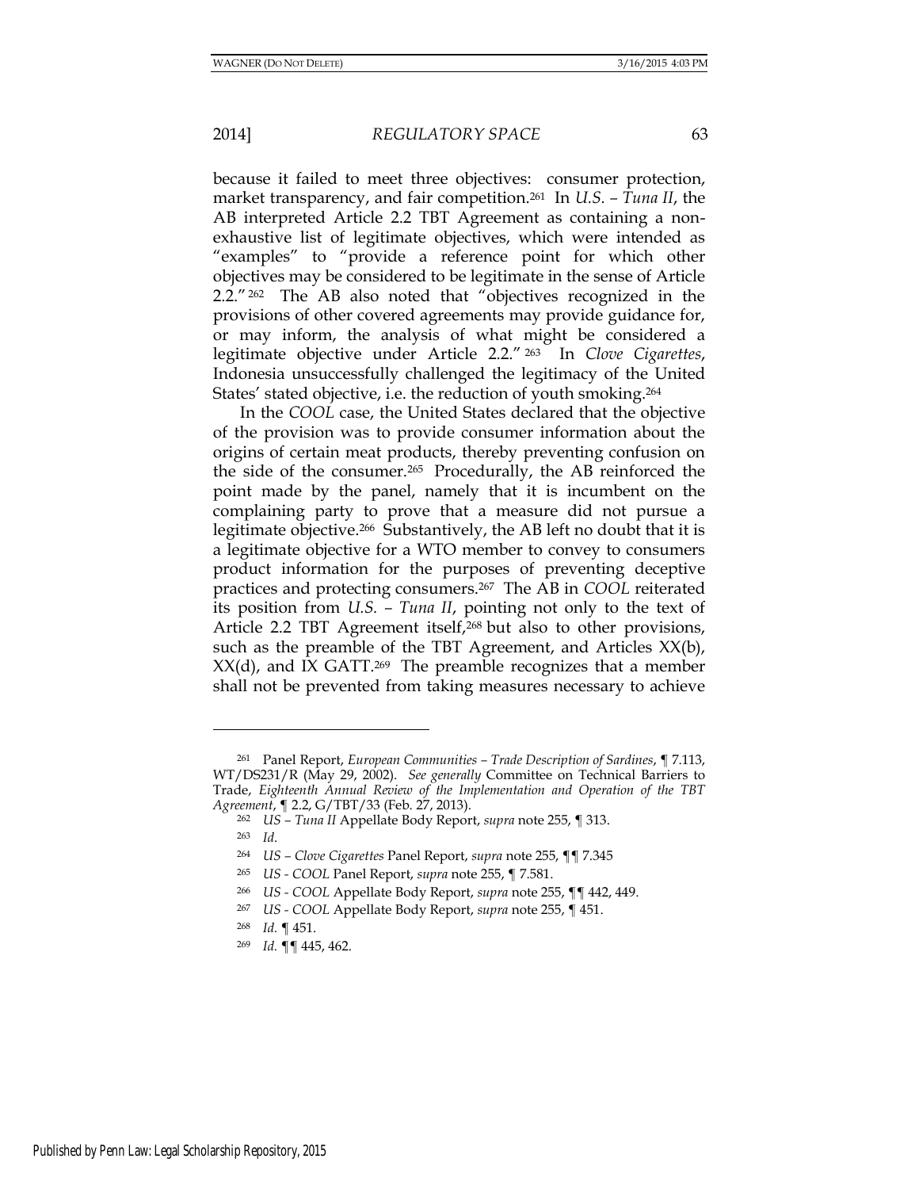because it failed to meet three objectives: consumer protection, market transparency, and fair competition.[261] In *U.S. – Tuna II*, the AB interpreted Article 2.2 TBT Agreement as containing a non-exhaustive list of legitimate objectives, which were intended as "examples" to "provide a reference point for which other objectives may be considered to be legitimate in the sense of Article 2.2."[262] The AB also noted that "objectives recognized in the provisions of other covered agreements may provide guidance for, or may inform, the analysis of what might be considered a legitimate objective under Article 2.2."[263] In *Clove Cigarettes*, Indonesia unsuccessfully challenged the legitimacy of the United States' stated objective, i.e. the reduction of youth smoking.[264]

In the *COOL* case, the United States declared that the objective of the provision was to provide consumer information about the origins of certain meat products, thereby preventing confusion on the side of the consumer.[265] Procedurally, the AB reinforced the point made by the panel, namely that it is incumbent on the complaining party to prove that a measure did not pursue a legitimate objective.[266] Substantively, the AB left no doubt that it is a legitimate objective for a WTO member to convey to consumers product information for the purposes of preventing deceptive practices and protecting consumers.[267] The AB in *COOL* reiterated its position from *U.S. – Tuna II*, pointing not only to the text of Article 2.2 TBT Agreement itself,[268] but also to other provisions, such as the preamble of the TBT Agreement, and Articles XX(b), XX(d), and IX GATT.[269] The preamble recognizes that a member shall not be prevented from taking measures necessary to achieve

---

[261] Panel Report, *European Communities – Trade Description of Sardines*, ¶ 7.113, WT/DS231/R (May 29, 2002). *See generally* Committee on Technical Barriers to Trade, *Eighteenth Annual Review of the Implementation and Operation of the TBT Agreement*, ¶ 2.2, G/TBT/33 (Feb. 27, 2013).

[262] *US – Tuna II* Appellate Body Report, *supra* note 255, ¶ 313.

[263] *Id.*

[264] *US – Clove Cigarettes* Panel Report, *supra* note 255, ¶¶ 7.345

[265] *US - COOL* Panel Report, *supra* note 255, ¶ 7.581.

[266] *US - COOL* Appellate Body Report, *supra* note 255, ¶¶ 442, 449.

[267] *US - COOL* Appellate Body Report, *supra* note 255, ¶ 451.

[268] *Id.* ¶ 451.

[269] *Id.* ¶¶ 445, 462.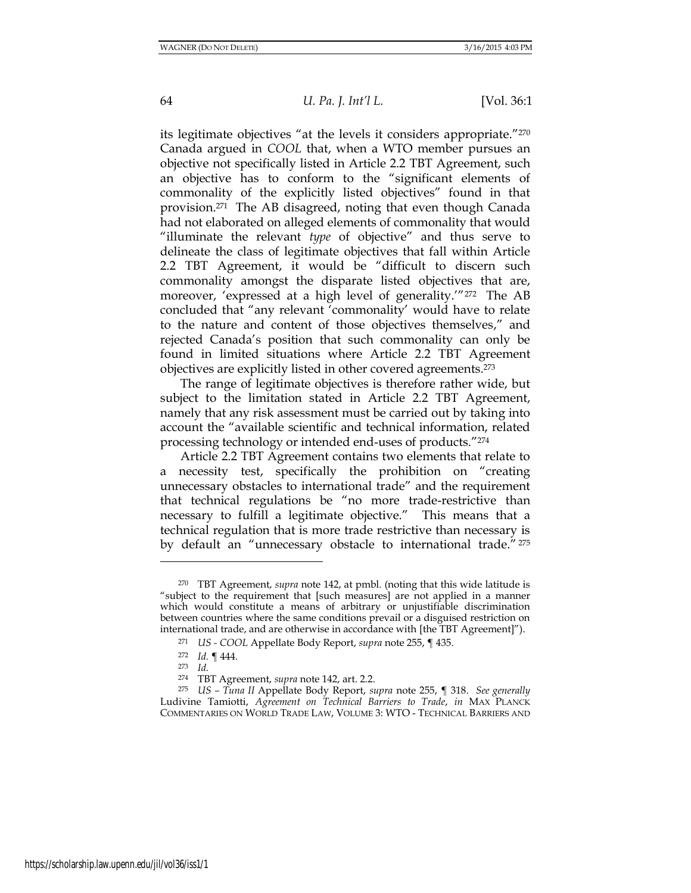its legitimate objectives "at the levels it considers appropriate."[270] Canada argued in *COOL* that, when a WTO member pursues an objective not specifically listed in Article 2.2 TBT Agreement, such an objective has to conform to the "significant elements of commonality of the explicitly listed objectives" found in that provision.[271] The AB disagreed, noting that even though Canada had not elaborated on alleged elements of commonality that would "illuminate the relevant *type* of objective" and thus serve to delineate the class of legitimate objectives that fall within Article 2.2 TBT Agreement, it would be "difficult to discern such commonality amongst the disparate listed objectives that are, moreover, 'expressed at a high level of generality.'"[272] The AB concluded that "any relevant 'commonality' would have to relate to the nature and content of those objectives themselves," and rejected Canada's position that such commonality can only be found in limited situations where Article 2.2 TBT Agreement objectives are explicitly listed in other covered agreements.[273]

The range of legitimate objectives is therefore rather wide, but subject to the limitation stated in Article 2.2 TBT Agreement, namely that any risk assessment must be carried out by taking into account the "available scientific and technical information, related processing technology or intended end-uses of products."[274]

Article 2.2 TBT Agreement contains two elements that relate to a necessity test, specifically the prohibition on "creating unnecessary obstacles to international trade" and the requirement that technical regulations be "no more trade-restrictive than necessary to fulfill a legitimate objective." This means that a technical regulation that is more trade restrictive than necessary is by default an "unnecessary obstacle to international trade."[275]

---

[270] TBT Agreement, *supra* note 142, at pmbl. (noting that this wide latitude is "subject to the requirement that [such measures] are not applied in a manner which would constitute a means of arbitrary or unjustifiable discrimination between countries where the same conditions prevail or a disguised restriction on international trade, and are otherwise in accordance with [the TBT Agreement]").

[271] *US - COOL* Appellate Body Report, *supra* note 255, ¶ 435.

[272] *Id.* ¶ 444.

[273] *Id.*

[274] TBT Agreement, *supra* note 142, art. 2.2.

[275] *US – Tuna II* Appellate Body Report, *supra* note 255, ¶ 318. *See generally* Ludivine Tamiotti, *Agreement on Technical Barriers to Trade*, *in* MAX PLANCK COMMENTARIES ON WORLD TRADE LAW, VOLUME 3: WTO - TECHNICAL BARRIERS AND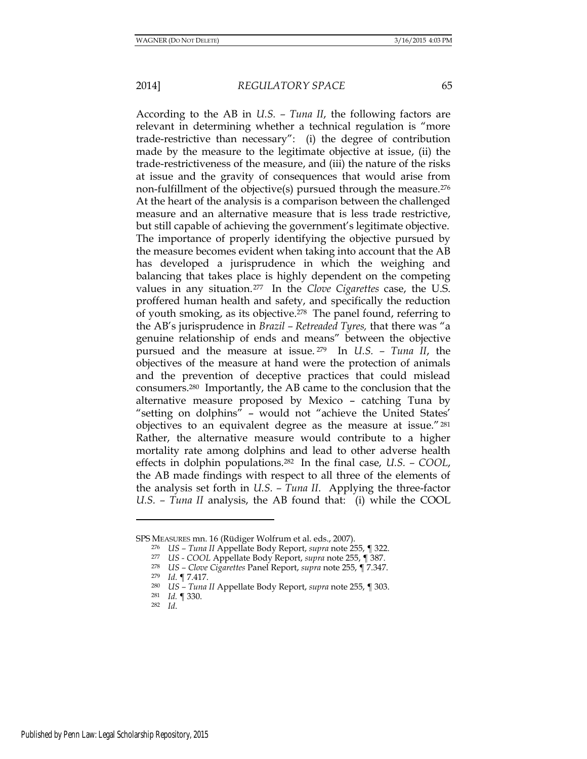According to the AB in *U.S. – Tuna II*, the following factors are relevant in determining whether a technical regulation is "more trade-restrictive than necessary": (i) the degree of contribution made by the measure to the legitimate objective at issue, (ii) the trade-restrictiveness of the measure, and (iii) the nature of the risks at issue and the gravity of consequences that would arise from non-fulfillment of the objective(s) pursued through the measure.[276] At the heart of the analysis is a comparison between the challenged measure and an alternative measure that is less trade restrictive, but still capable of achieving the government's legitimate objective. The importance of properly identifying the objective pursued by the measure becomes evident when taking into account that the AB has developed a jurisprudence in which the weighing and balancing that takes place is highly dependent on the competing values in any situation.[277] In the *Clove Cigarettes* case, the U.S. proffered human health and safety, and specifically the reduction of youth smoking, as its objective.[278] The panel found, referring to the AB's jurisprudence in *Brazil – Retreaded Tyres,* that there was "a genuine relationship of ends and means" between the objective pursued and the measure at issue.[279] In *U.S. – Tuna II*, the objectives of the measure at hand were the protection of animals and the prevention of deceptive practices that could mislead consumers.[280] Importantly, the AB came to the conclusion that the alternative measure proposed by Mexico – catching Tuna by "setting on dolphins" – would not "achieve the United States' objectives to an equivalent degree as the measure at issue."[281] Rather, the alternative measure would contribute to a higher mortality rate among dolphins and lead to other adverse health effects in dolphin populations.[282] In the final case, *U.S. – COOL*, the AB made findings with respect to all three of the elements of the analysis set forth in *U.S. – Tuna II*. Applying the three-factor *U.S. – Tuna II* analysis, the AB found that: (i) while the COOL

---

SPS MEASURES mn. 16 (Rüdiger Wolfrum et al. eds., 2007).

[276] *US – Tuna II* Appellate Body Report, *supra* note 255, ¶ 322.

[277] *US - COOL* Appellate Body Report, *supra* note 255, ¶ 387.

[278] *US – Clove Cigarettes* Panel Report, *supra* note 255, ¶ 7.347.

[279] *Id.* ¶ 7.417.

[280] *US – Tuna II* Appellate Body Report, *supra* note 255, ¶ 303.

[281] *Id.* ¶ 330.

[282] *Id*.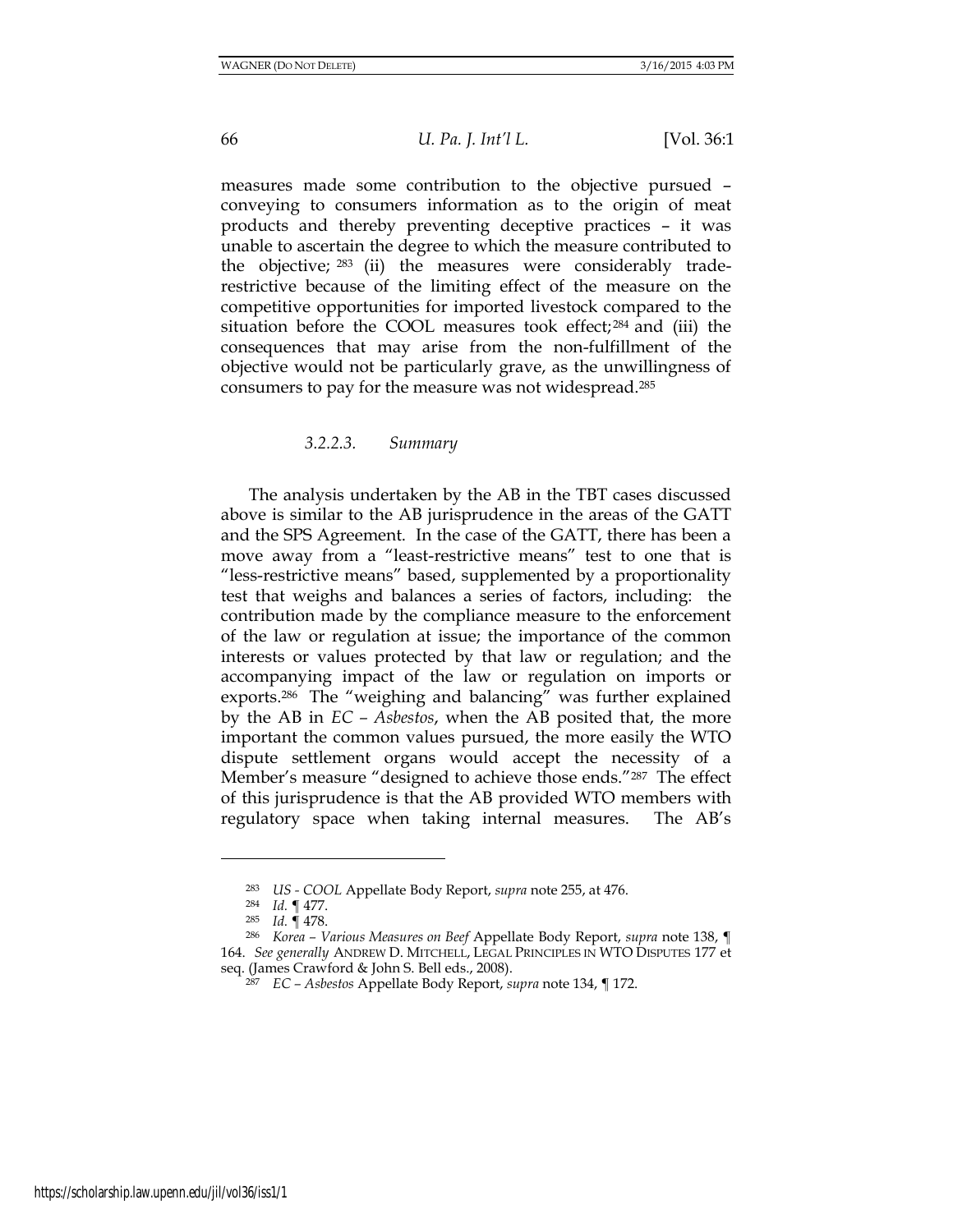measures made some contribution to the objective pursued – conveying to consumers information as to the origin of meat products and thereby preventing deceptive practices – it was unable to ascertain the degree to which the measure contributed to the objective; [283] (ii) the measures were considerably trade-restrictive because of the limiting effect of the measure on the competitive opportunities for imported livestock compared to the situation before the COOL measures took effect;[284] and (iii) the consequences that may arise from the non-fulfillment of the objective would not be particularly grave, as the unwillingness of consumers to pay for the measure was not widespread.[285]

#### *3.2.2.3. Summary*

The analysis undertaken by the AB in the TBT cases discussed above is similar to the AB jurisprudence in the areas of the GATT and the SPS Agreement. In the case of the GATT, there has been a move away from a "least-restrictive means" test to one that is "less-restrictive means" based, supplemented by a proportionality test that weighs and balances a series of factors, including: the contribution made by the compliance measure to the enforcement of the law or regulation at issue; the importance of the common interests or values protected by that law or regulation; and the accompanying impact of the law or regulation on imports or exports.[286] The "weighing and balancing" was further explained by the AB in *EC – Asbestos*, when the AB posited that, the more important the common values pursued, the more easily the WTO dispute settlement organs would accept the necessity of a Member's measure "designed to achieve those ends."[287] The effect of this jurisprudence is that the AB provided WTO members with regulatory space when taking internal measures. The AB's

---

[283] *US - COOL* Appellate Body Report, *supra* note 255, at 476.

[284] *Id.* ¶ 477.

[285] *Id.* ¶ 478.

[286] *Korea – Various Measures on Beef* Appellate Body Report, *supra* note 138, ¶ 164. *See generally* ANDREW D. MITCHELL, LEGAL PRINCIPLES IN WTO DISPUTES 177 et seq. (James Crawford & John S. Bell eds., 2008).

[287] *EC – Asbestos* Appellate Body Report, *supra* note 134, ¶ 172.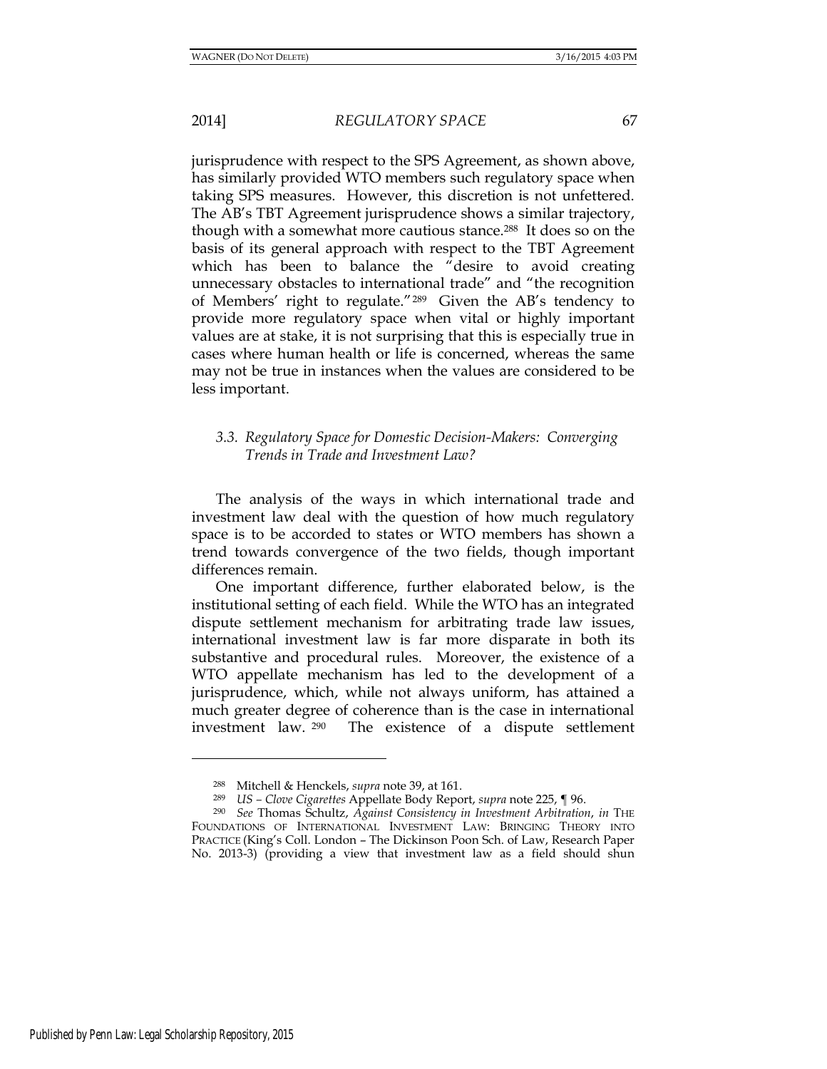jurisprudence with respect to the SPS Agreement, as shown above, has similarly provided WTO members such regulatory space when taking SPS measures. However, this discretion is not unfettered. The AB's TBT Agreement jurisprudence shows a similar trajectory, though with a somewhat more cautious stance.[288] It does so on the basis of its general approach with respect to the TBT Agreement which has been to balance the "desire to avoid creating unnecessary obstacles to international trade" and "the recognition of Members' right to regulate."[289] Given the AB's tendency to provide more regulatory space when vital or highly important values are at stake, it is not surprising that this is especially true in cases where human health or life is concerned, whereas the same may not be true in instances when the values are considered to be less important.

### *3.3. Regulatory Space for Domestic Decision-Makers: Converging Trends in Trade and Investment Law?*

The analysis of the ways in which international trade and investment law deal with the question of how much regulatory space is to be accorded to states or WTO members has shown a trend towards convergence of the two fields, though important differences remain.

One important difference, further elaborated below, is the institutional setting of each field. While the WTO has an integrated dispute settlement mechanism for arbitrating trade law issues, international investment law is far more disparate in both its substantive and procedural rules. Moreover, the existence of a WTO appellate mechanism has led to the development of a jurisprudence, which, while not always uniform, has attained a much greater degree of coherence than is the case in international investment law.[290] The existence of a dispute settlement

---

[288] Mitchell & Henckels, *supra* note 39, at 161.

[289] *US – Clove Cigarettes* Appellate Body Report, *supra* note 225, ¶ 96.

[290] *See* Thomas Schultz, *Against Consistency in Investment Arbitration*, *in* THE FOUNDATIONS OF INTERNATIONAL INVESTMENT LAW: BRINGING THEORY INTO PRACTICE (King's Coll. London – The Dickinson Poon Sch. of Law, Research Paper No. 2013-3) (providing a view that investment law as a field should shun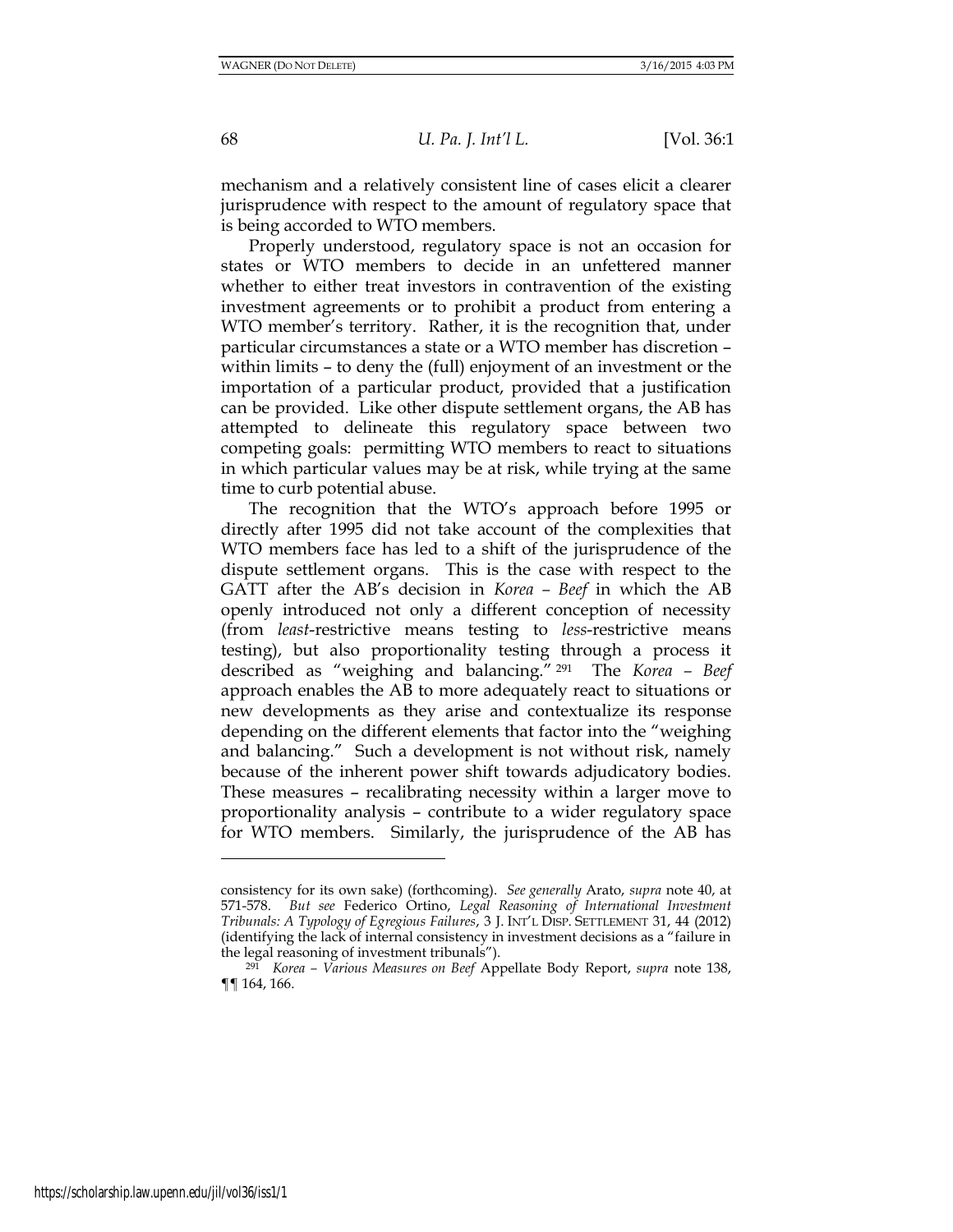mechanism and a relatively consistent line of cases elicit a clearer jurisprudence with respect to the amount of regulatory space that is being accorded to WTO members.

Properly understood, regulatory space is not an occasion for states or WTO members to decide in an unfettered manner whether to either treat investors in contravention of the existing investment agreements or to prohibit a product from entering a WTO member's territory. Rather, it is the recognition that, under particular circumstances a state or a WTO member has discretion – within limits – to deny the (full) enjoyment of an investment or the importation of a particular product, provided that a justification can be provided. Like other dispute settlement organs, the AB has attempted to delineate this regulatory space between two competing goals: permitting WTO members to react to situations in which particular values may be at risk, while trying at the same time to curb potential abuse.

The recognition that the WTO's approach before 1995 or directly after 1995 did not take account of the complexities that WTO members face has led to a shift of the jurisprudence of the dispute settlement organs. This is the case with respect to the GATT after the AB's decision in *Korea – Beef* in which the AB openly introduced not only a different conception of necessity (from *least*-restrictive means testing to *less*-restrictive means testing), but also proportionality testing through a process it described as "weighing and balancing."[291] The *Korea – Beef* approach enables the AB to more adequately react to situations or new developments as they arise and contextualize its response depending on the different elements that factor into the "weighing and balancing." Such a development is not without risk, namely because of the inherent power shift towards adjudicatory bodies. These measures – recalibrating necessity within a larger move to proportionality analysis – contribute to a wider regulatory space for WTO members. Similarly, the jurisprudence of the AB has

---

consistency for its own sake) (forthcoming). *See generally* Arato, *supra* note 40, at 571-578. *But see* Federico Ortino, *Legal Reasoning of International Investment Tribunals: A Typology of Egregious Failures*, 3 J. INT'L DISP. SETTLEMENT 31, 44 (2012) (identifying the lack of internal consistency in investment decisions as a "failure in the legal reasoning of investment tribunals").

[291] *Korea – Various Measures on Beef* Appellate Body Report, *supra* note 138, ¶¶ 164, 166.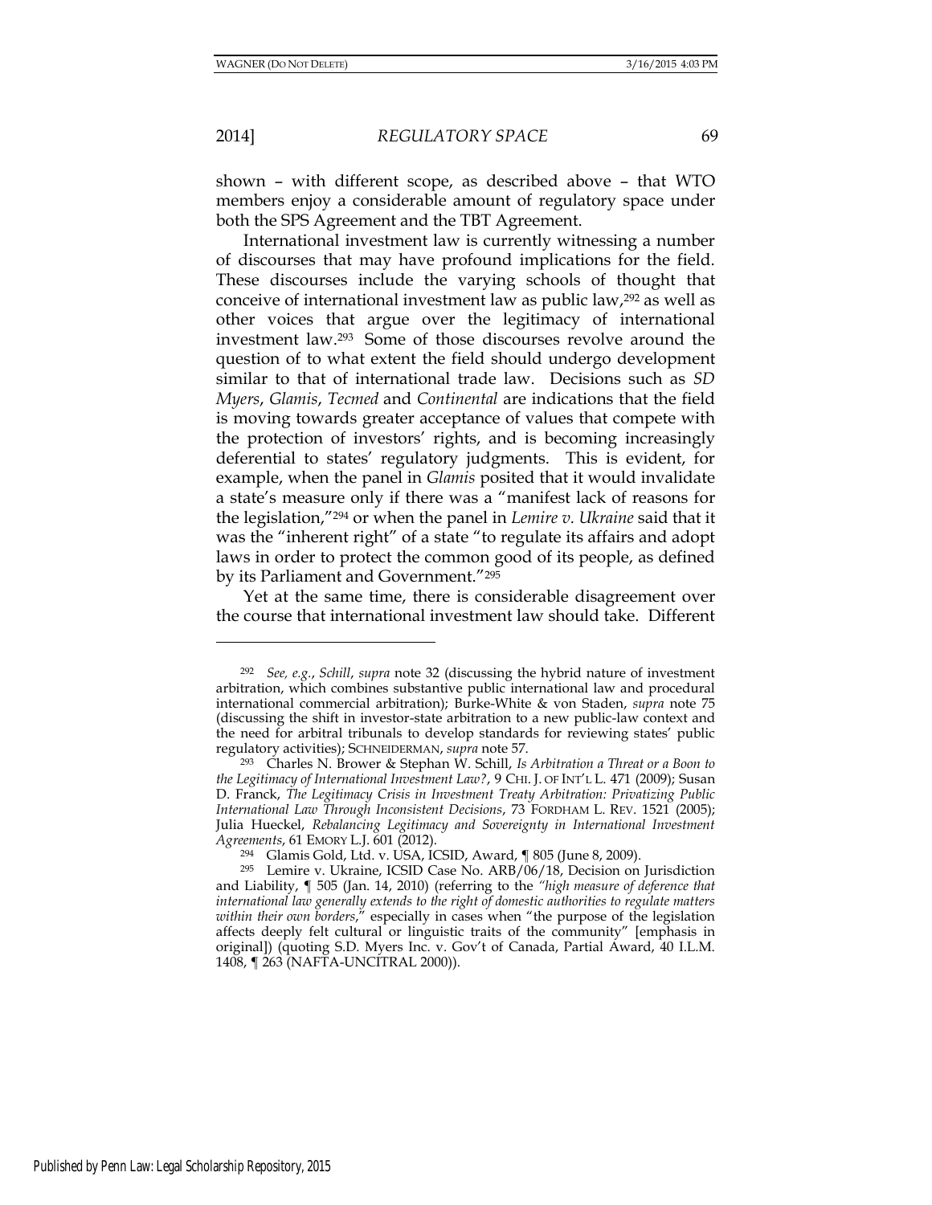shown – with different scope, as described above – that WTO members enjoy a considerable amount of regulatory space under both the SPS Agreement and the TBT Agreement.

International investment law is currently witnessing a number of discourses that may have profound implications for the field. These discourses include the varying schools of thought that conceive of international investment law as public law,[292] as well as other voices that argue over the legitimacy of international investment law.[293] Some of those discourses revolve around the question of to what extent the field should undergo development similar to that of international trade law. Decisions such as *SD Myers*, *Glamis*, *Tecmed* and *Continental* are indications that the field is moving towards greater acceptance of values that compete with the protection of investors' rights, and is becoming increasingly deferential to states' regulatory judgments. This is evident, for example, when the panel in *Glamis* posited that it would invalidate a state's measure only if there was a "manifest lack of reasons for the legislation,"[294] or when the panel in *Lemire v. Ukraine* said that it was the "inherent right" of a state "to regulate its affairs and adopt laws in order to protect the common good of its people, as defined by its Parliament and Government."[295]

Yet at the same time, there is considerable disagreement over the course that international investment law should take. Different

---

[292] *See, e.g.*, *Schill*, *supra* note 32 (discussing the hybrid nature of investment arbitration, which combines substantive public international law and procedural international commercial arbitration); Burke-White & von Staden, *supra* note 75 (discussing the shift in investor-state arbitration to a new public-law context and the need for arbitral tribunals to develop standards for reviewing states' public regulatory activities); SCHNEIDERMAN, *supra* note 57.

[293] Charles N. Brower & Stephan W. Schill, *Is Arbitration a Threat or a Boon to the Legitimacy of International Investment Law?*, 9 CHI. J. OF INT'L L. 471 (2009); Susan D. Franck, *The Legitimacy Crisis in Investment Treaty Arbitration: Privatizing Public International Law Through Inconsistent Decisions*, 73 FORDHAM L. REV. 1521 (2005); Julia Hueckel, *Rebalancing Legitimacy and Sovereignty in International Investment Agreements*, 61 EMORY L.J. 601 (2012).

[294] Glamis Gold, Ltd. v. USA, ICSID, Award, ¶ 805 (June 8, 2009).

[295] Lemire v. Ukraine, ICSID Case No. ARB/06/18, Decision on Jurisdiction and Liability, ¶ 505 (Jan. 14, 2010) (referring to the *"high measure of deference that international law generally extends to the right of domestic authorities to regulate matters within their own borders,"* especially in cases when "the purpose of the legislation affects deeply felt cultural or linguistic traits of the community" [emphasis in original]) (quoting S.D. Myers Inc. v. Gov't of Canada, Partial Award, 40 I.L.M. 1408, ¶ 263 (NAFTA-UNCITRAL 2000)).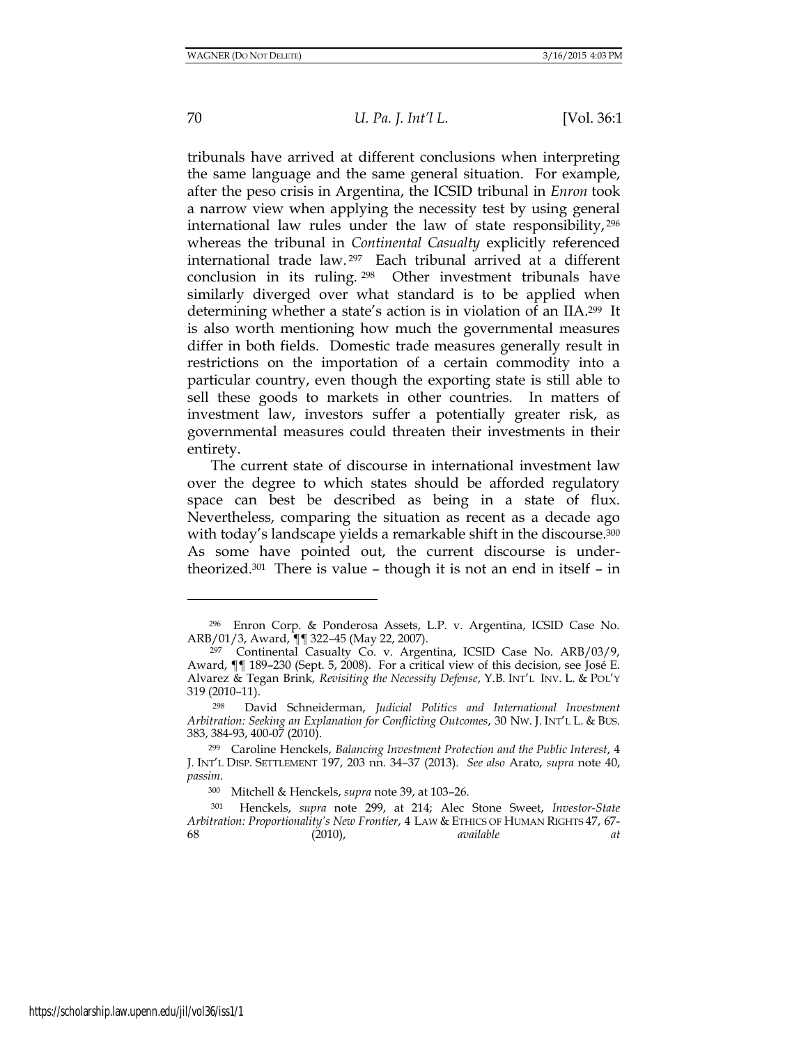tribunals have arrived at different conclusions when interpreting the same language and the same general situation. For example, after the peso crisis in Argentina, the ICSID tribunal in *Enron* took a narrow view when applying the necessity test by using general international law rules under the law of state responsibility,[296] whereas the tribunal in *Continental Casualty* explicitly referenced international trade law.[297] Each tribunal arrived at a different conclusion in its ruling.[298] Other investment tribunals have similarly diverged over what standard is to be applied when determining whether a state's action is in violation of an IIA.[299] It is also worth mentioning how much the governmental measures differ in both fields. Domestic trade measures generally result in restrictions on the importation of a certain commodity into a particular country, even though the exporting state is still able to sell these goods to markets in other countries. In matters of investment law, investors suffer a potentially greater risk, as governmental measures could threaten their investments in their entirety.

The current state of discourse in international investment law over the degree to which states should be afforded regulatory space can best be described as being in a state of flux. Nevertheless, comparing the situation as recent as a decade ago with today's landscape yields a remarkable shift in the discourse.[300] As some have pointed out, the current discourse is under-theorized.[301] There is value – though it is not an end in itself – in

---

[296] Enron Corp. & Ponderosa Assets, L.P. v. Argentina, ICSID Case No. ARB/01/3, Award, ¶¶ 322–45 (May 22, 2007).

[297] Continental Casualty Co. v. Argentina, ICSID Case No. ARB/03/9, Award, ¶¶ 189–230 (Sept. 5, 2008). For a critical view of this decision, see José E. Alvarez & Tegan Brink, *Revisiting the Necessity Defense*, Y.B. INT'L INV. L. & POL'Y 319 (2010–11).

[298] David Schneiderman, *Judicial Politics and International Investment Arbitration: Seeking an Explanation for Conflicting Outcomes*, 30 NW. J. INT'L L. & BUS. 383, 384-93, 400-07 (2010).

[299] Caroline Henckels, *Balancing Investment Protection and the Public Interest*, 4 J. INT'L DISP. SETTLEMENT 197, 203 nn. 34–37 (2013). *See also* Arato, *supra* note 40, *passim*.

[300] Mitchell & Henckels, *supra* note 39, at 103–26.

[301] Henckels, *supra* note 299, at 214; Alec Stone Sweet, *Investor-State Arbitration: Proportionality's New Frontier*, 4 LAW & ETHICS OF HUMAN RIGHTS 47, 67-68 (2010), *available at*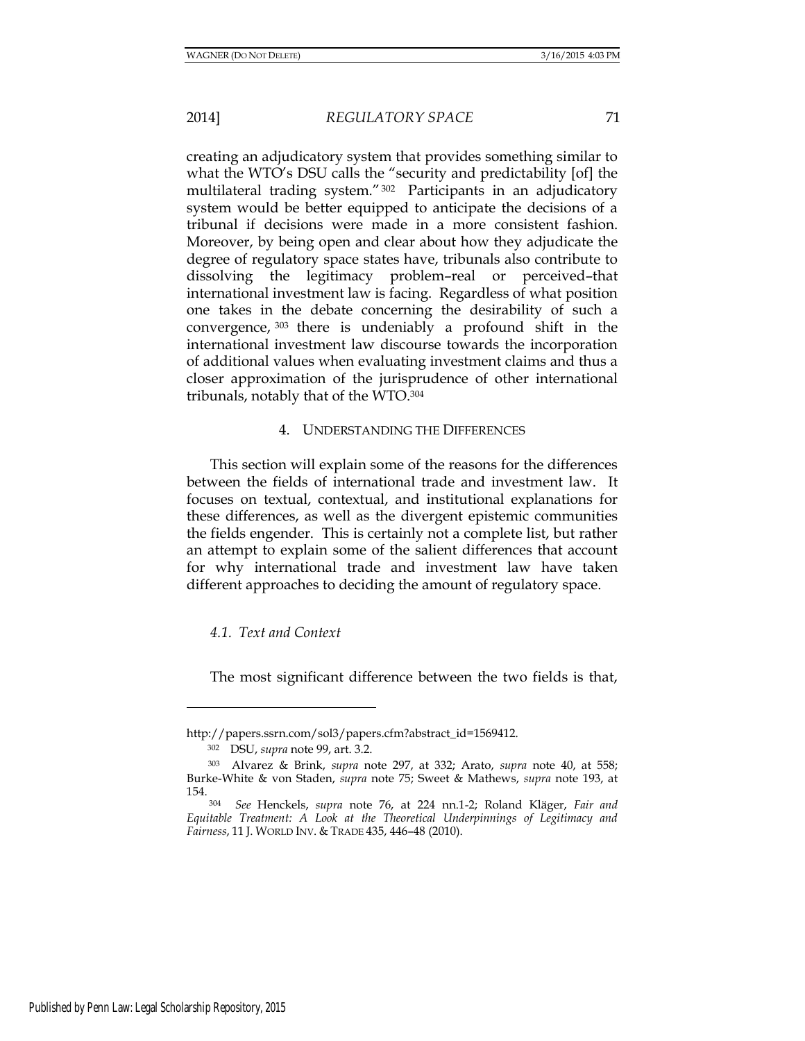creating an adjudicatory system that provides something similar to what the WTO's DSU calls the "security and predictability [of] the multilateral trading system."[302] Participants in an adjudicatory system would be better equipped to anticipate the decisions of a tribunal if decisions were made in a more consistent fashion. Moreover, by being open and clear about how they adjudicate the degree of regulatory space states have, tribunals also contribute to dissolving the legitimacy problem–real or perceived–that international investment law is facing. Regardless of what position one takes in the debate concerning the desirability of such a convergence,[303] there is undeniably a profound shift in the international investment law discourse towards the incorporation of additional values when evaluating investment claims and thus a closer approximation of the jurisprudence of other international tribunals, notably that of the WTO.[304]

## 4. UNDERSTANDING THE DIFFERENCES

This section will explain some of the reasons for the differences between the fields of international trade and investment law. It focuses on textual, contextual, and institutional explanations for these differences, as well as the divergent epistemic communities the fields engender. This is certainly not a complete list, but rather an attempt to explain some of the salient differences that account for why international trade and investment law have taken different approaches to deciding the amount of regulatory space.

### *4.1. Text and Context*

The most significant difference between the two fields is that,

---

http://papers.ssrn.com/sol3/papers.cfm?abstract_id=1569412.

[302] DSU, *supra* note 99, art. 3.2.

[303] Alvarez & Brink, *supra* note 297, at 332; Arato, *supra* note 40, at 558; Burke-White & von Staden, *supra* note 75; Sweet & Mathews, *supra* note 193, at 154.

[304] *See* Henckels, *supra* note 76, at 224 nn.1-2; Roland Kläger, *Fair and Equitable Treatment: A Look at the Theoretical Underpinnings of Legitimacy and Fairness*, 11 J. WORLD INV. & TRADE 435, 446–48 (2010).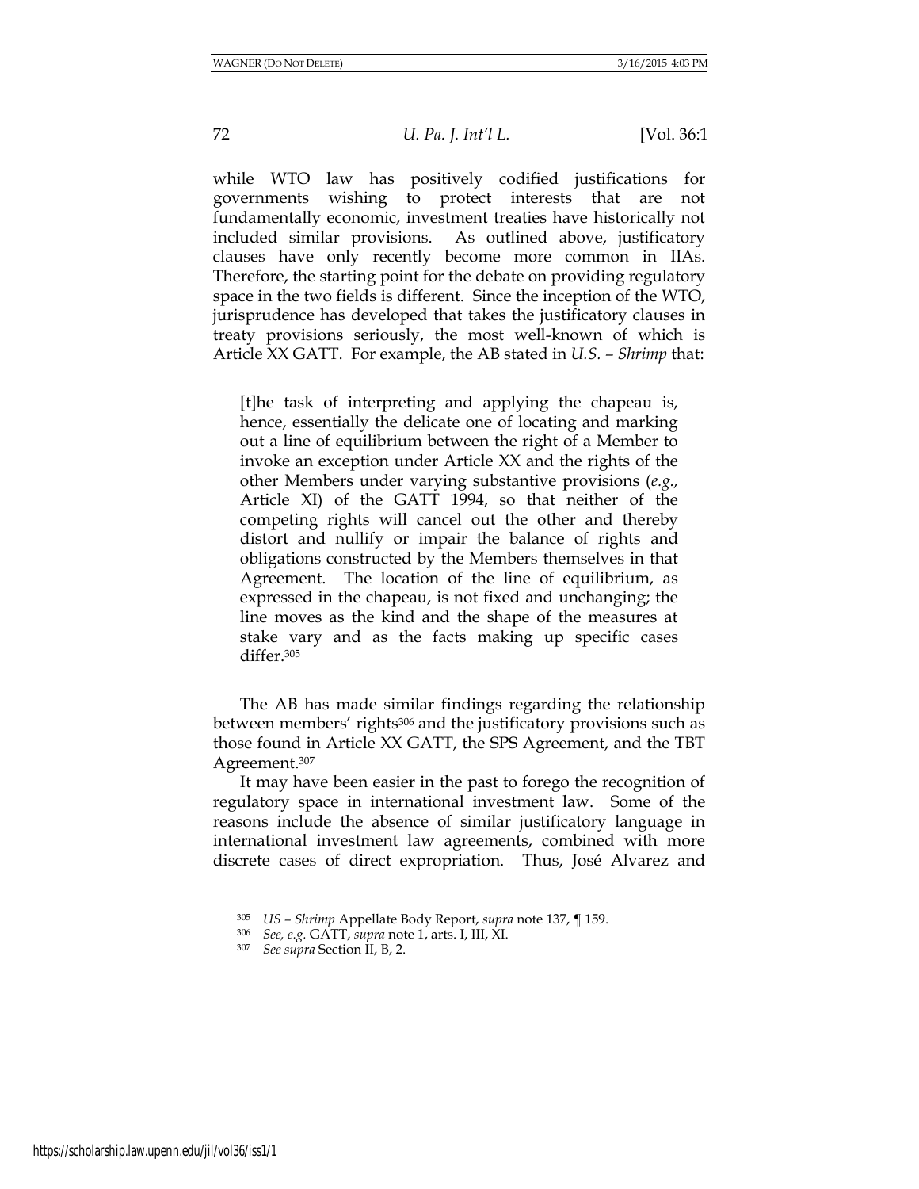while WTO law has positively codified justifications for governments wishing to protect interests that are not fundamentally economic, investment treaties have historically not included similar provisions. As outlined above, justificatory clauses have only recently become more common in IIAs. Therefore, the starting point for the debate on providing regulatory space in the two fields is different. Since the inception of the WTO, jurisprudence has developed that takes the justificatory clauses in treaty provisions seriously, the most well-known of which is Article XX GATT. For example, the AB stated in *U.S. – Shrimp* that:

> [t]he task of interpreting and applying the chapeau is, hence, essentially the delicate one of locating and marking out a line of equilibrium between the right of a Member to invoke an exception under Article XX and the rights of the other Members under varying substantive provisions (*e.g.*, Article XI) of the GATT 1994, so that neither of the competing rights will cancel out the other and thereby distort and nullify or impair the balance of rights and obligations constructed by the Members themselves in that Agreement. The location of the line of equilibrium, as expressed in the chapeau, is not fixed and unchanging; the line moves as the kind and the shape of the measures at stake vary and as the facts making up specific cases differ.[305]

The AB has made similar findings regarding the relationship between members' rights[306] and the justificatory provisions such as those found in Article XX GATT, the SPS Agreement, and the TBT Agreement.[307]

It may have been easier in the past to forego the recognition of regulatory space in international investment law. Some of the reasons include the absence of similar justificatory language in international investment law agreements, combined with more discrete cases of direct expropriation. Thus, José Alvarez and

---

[305] *US – Shrimp* Appellate Body Report, *supra* note 137, ¶ 159.

[306] *See, e.g.* GATT, *supra* note 1, arts. I, III, XI.

[307] *See supra* Section II, B, 2.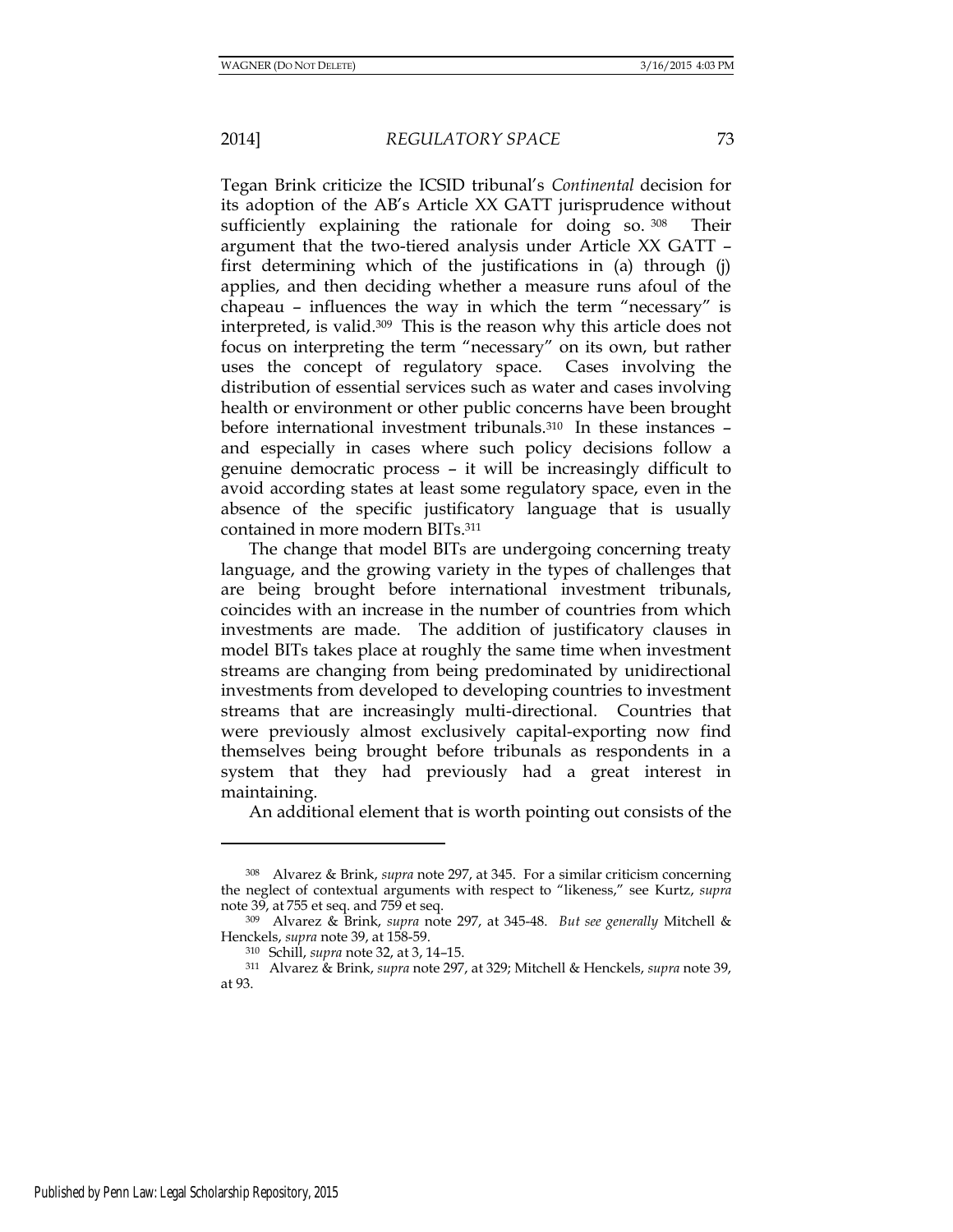Tegan Brink criticize the ICSID tribunal's *Continental* decision for its adoption of the AB's Article XX GATT jurisprudence without sufficiently explaining the rationale for doing so.[308] Their argument that the two-tiered analysis under Article XX GATT – first determining which of the justifications in (a) through (j) applies, and then deciding whether a measure runs afoul of the chapeau – influences the way in which the term "necessary" is interpreted, is valid.[309] This is the reason why this article does not focus on interpreting the term "necessary" on its own, but rather uses the concept of regulatory space. Cases involving the distribution of essential services such as water and cases involving health or environment or other public concerns have been brought before international investment tribunals.[310] In these instances – and especially in cases where such policy decisions follow a genuine democratic process – it will be increasingly difficult to avoid according states at least some regulatory space, even in the absence of the specific justificatory language that is usually contained in more modern BITs.[311]

The change that model BITs are undergoing concerning treaty language, and the growing variety in the types of challenges that are being brought before international investment tribunals, coincides with an increase in the number of countries from which investments are made. The addition of justificatory clauses in model BITs takes place at roughly the same time when investment streams are changing from being predominated by unidirectional investments from developed to developing countries to investment streams that are increasingly multi-directional. Countries that were previously almost exclusively capital-exporting now find themselves being brought before tribunals as respondents in a system that they had previously had a great interest in maintaining.

An additional element that is worth pointing out consists of the

---

[308] Alvarez & Brink, *supra* note 297, at 345. For a similar criticism concerning the neglect of contextual arguments with respect to "likeness," see Kurtz, *supra* note 39, at 755 et seq. and 759 et seq.

[309] Alvarez & Brink, *supra* note 297, at 345-48. *But see generally* Mitchell & Henckels, *supra* note 39, at 158-59.

[310] Schill, *supra* note 32, at 3, 14–15.

[311] Alvarez & Brink, *supra* note 297, at 329; Mitchell & Henckels, *supra* note 39, at 93.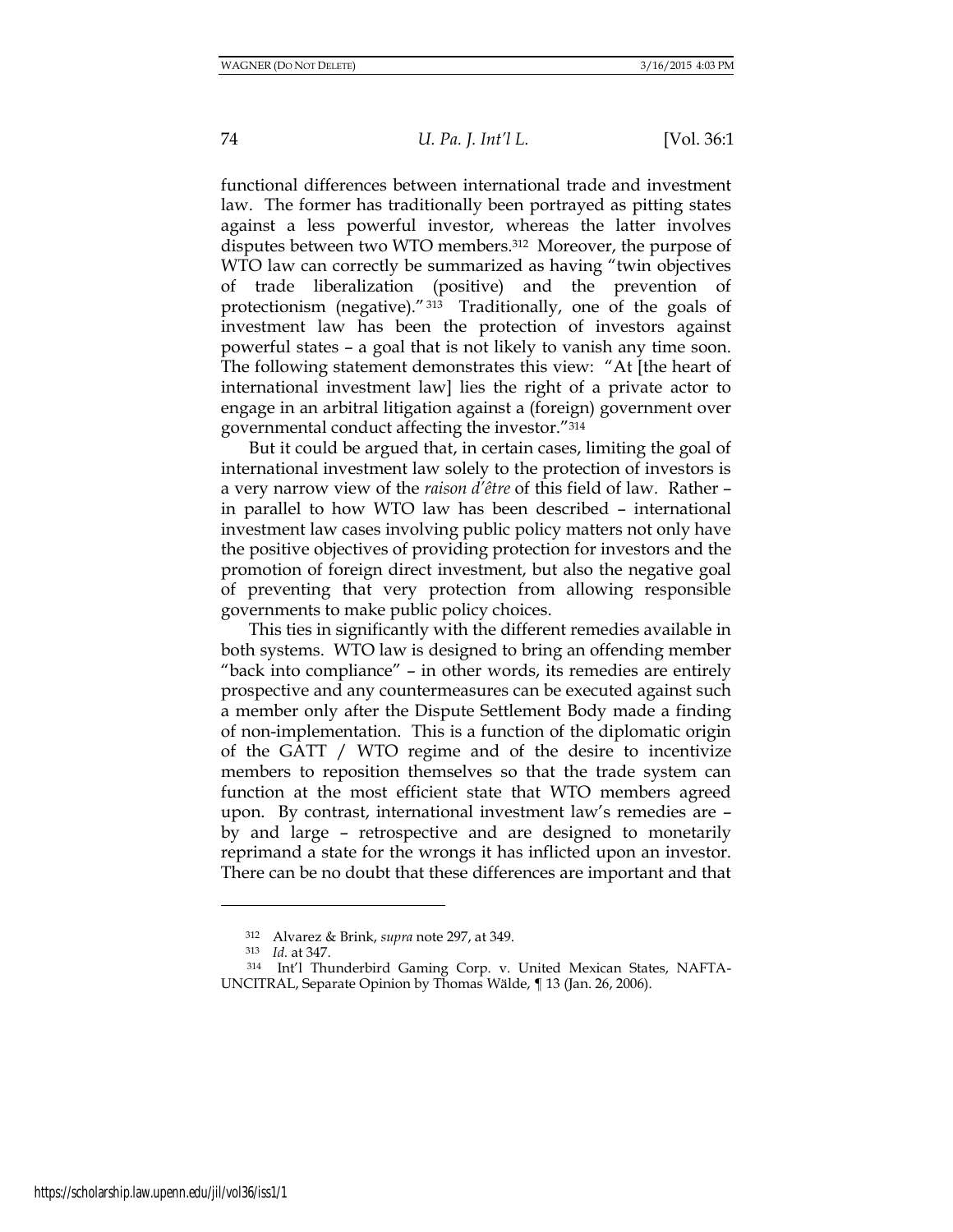functional differences between international trade and investment law. The former has traditionally been portrayed as pitting states against a less powerful investor, whereas the latter involves disputes between two WTO members.[312] Moreover, the purpose of WTO law can correctly be summarized as having "twin objectives of trade liberalization (positive) and the prevention of protectionism (negative)."[313] Traditionally, one of the goals of investment law has been the protection of investors against powerful states – a goal that is not likely to vanish any time soon. The following statement demonstrates this view: "At [the heart of international investment law] lies the right of a private actor to engage in an arbitral litigation against a (foreign) government over governmental conduct affecting the investor."[314]

But it could be argued that, in certain cases, limiting the goal of international investment law solely to the protection of investors is a very narrow view of the *raison d'être* of this field of law. Rather – in parallel to how WTO law has been described – international investment law cases involving public policy matters not only have the positive objectives of providing protection for investors and the promotion of foreign direct investment, but also the negative goal of preventing that very protection from allowing responsible governments to make public policy choices.

This ties in significantly with the different remedies available in both systems. WTO law is designed to bring an offending member "back into compliance" – in other words, its remedies are entirely prospective and any countermeasures can be executed against such a member only after the Dispute Settlement Body made a finding of non-implementation. This is a function of the diplomatic origin of the GATT / WTO regime and of the desire to incentivize members to reposition themselves so that the trade system can function at the most efficient state that WTO members agreed upon. By contrast, international investment law's remedies are – by and large – retrospective and are designed to monetarily reprimand a state for the wrongs it has inflicted upon an investor. There can be no doubt that these differences are important and that

---

[312] Alvarez & Brink, *supra* note 297, at 349.

[313] *Id.* at 347.

[314] Int'l Thunderbird Gaming Corp. v. United Mexican States, NAFTA-UNCITRAL, Separate Opinion by Thomas Wälde, ¶ 13 (Jan. 26, 2006).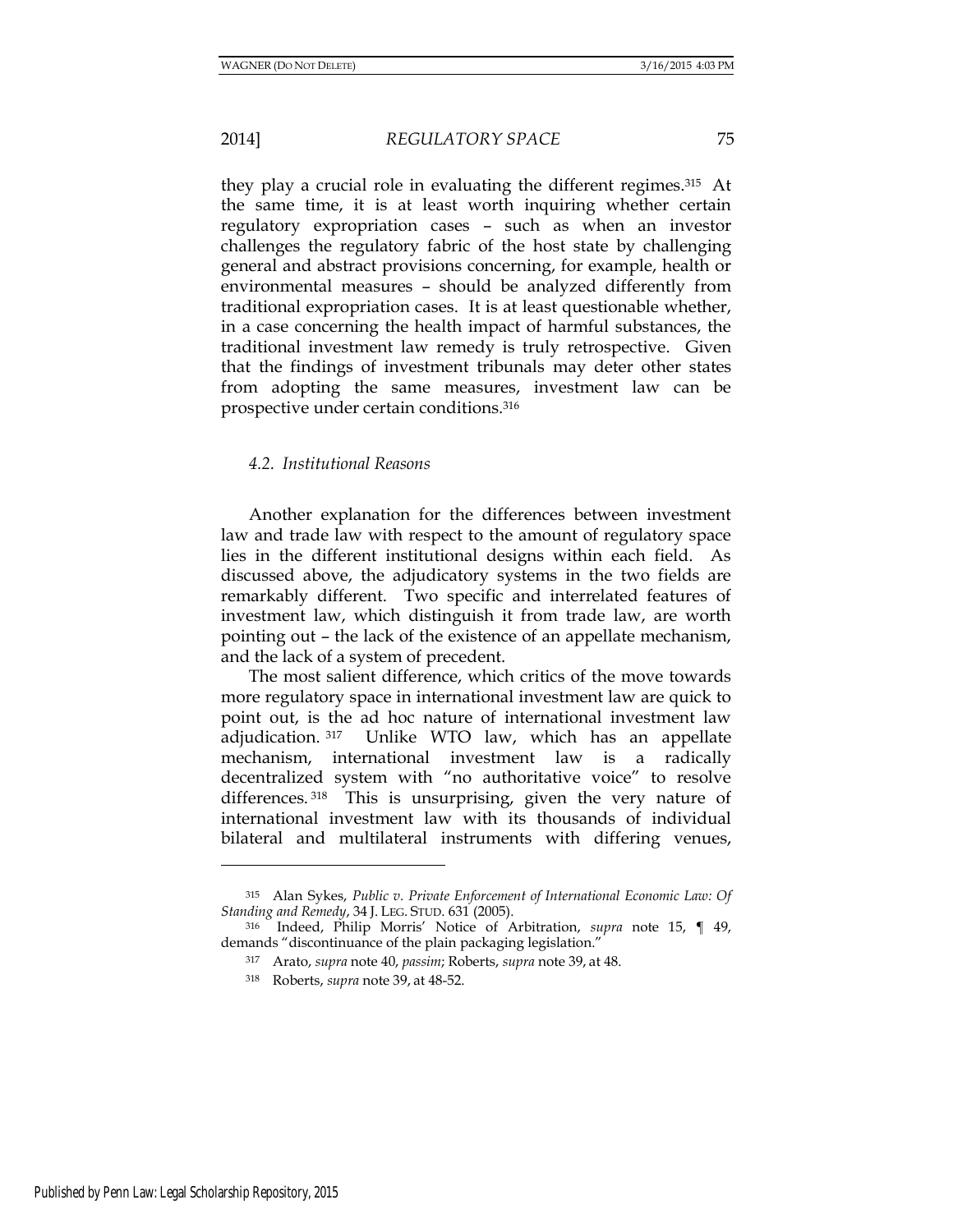they play a crucial role in evaluating the different regimes.[315] At the same time, it is at least worth inquiring whether certain regulatory expropriation cases – such as when an investor challenges the regulatory fabric of the host state by challenging general and abstract provisions concerning, for example, health or environmental measures – should be analyzed differently from traditional expropriation cases. It is at least questionable whether, in a case concerning the health impact of harmful substances, the traditional investment law remedy is truly retrospective. Given that the findings of investment tribunals may deter other states from adopting the same measures, investment law can be prospective under certain conditions.[316]

### *4.2. Institutional Reasons*

Another explanation for the differences between investment law and trade law with respect to the amount of regulatory space lies in the different institutional designs within each field. As discussed above, the adjudicatory systems in the two fields are remarkably different. Two specific and interrelated features of investment law, which distinguish it from trade law, are worth pointing out – the lack of the existence of an appellate mechanism, and the lack of a system of precedent.

The most salient difference, which critics of the move towards more regulatory space in international investment law are quick to point out, is the ad hoc nature of international investment law adjudication.[317] Unlike WTO law, which has an appellate mechanism, international investment law is a radically decentralized system with "no authoritative voice" to resolve differences.[318] This is unsurprising, given the very nature of international investment law with its thousands of individual bilateral and multilateral instruments with differing venues,

---

[315] Alan Sykes, *Public v. Private Enforcement of International Economic Law: Of Standing and Remedy*, 34 J. LEG. STUD. 631 (2005).

[316] Indeed, Philip Morris' Notice of Arbitration, *supra* note 15, ¶ 49, demands "discontinuance of the plain packaging legislation."

[317] Arato, *supra* note 40, *passim*; Roberts, *supra* note 39, at 48.

[318] Roberts, *supra* note 39, at 48-52.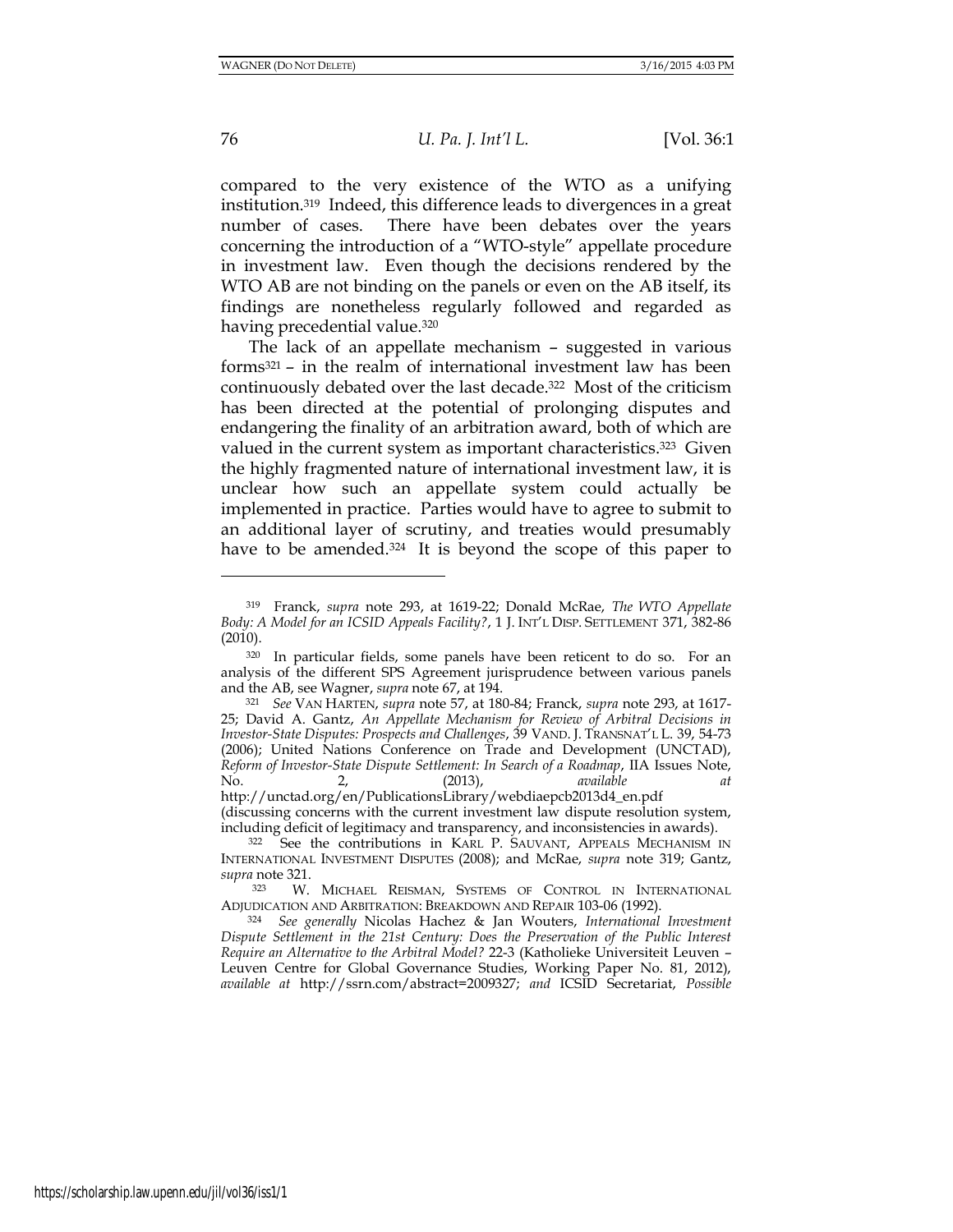compared to the very existence of the WTO as a unifying institution.[319] Indeed, this difference leads to divergences in a great number of cases. There have been debates over the years concerning the introduction of a "WTO-style" appellate procedure in investment law. Even though the decisions rendered by the WTO AB are not binding on the panels or even on the AB itself, its findings are nonetheless regularly followed and regarded as having precedential value.[320]

The lack of an appellate mechanism – suggested in various forms[321] – in the realm of international investment law has been continuously debated over the last decade.[322] Most of the criticism has been directed at the potential of prolonging disputes and endangering the finality of an arbitration award, both of which are valued in the current system as important characteristics.[323] Given the highly fragmented nature of international investment law, it is unclear how such an appellate system could actually be implemented in practice. Parties would have to agree to submit to an additional layer of scrutiny, and treaties would presumably have to be amended.[324] It is beyond the scope of this paper to

---

[319] Franck, *supra* note 293, at 1619-22; Donald McRae, *The WTO Appellate Body: A Model for an ICSID Appeals Facility?*, 1 J. INT'L DISP. SETTLEMENT 371, 382-86 (2010).

[320] In particular fields, some panels have been reticent to do so. For an analysis of the different SPS Agreement jurisprudence between various panels and the AB, see Wagner, *supra* note 67, at 194.

[321] *See* VAN HARTEN, *supra* note 57, at 180-84; Franck, *supra* note 293, at 1617-25; David A. Gantz, *An Appellate Mechanism for Review of Arbitral Decisions in Investor-State Disputes: Prospects and Challenges*, 39 VAND. J. TRANSNAT'L L. 39, 54-73 (2006); United Nations Conference on Trade and Development (UNCTAD), *Reform of Investor-State Dispute Settlement: In Search of a Roadmap*, IIA Issues Note, No. 2, (2013), *available at* http://unctad.org/en/PublicationsLibrary/webdiaepcb2013d4_en.pdf (discussing concerns with the current investment law dispute resolution system, including deficit of legitimacy and transparency, and inconsistencies in awards).

[322] See the contributions in KARL P. SAUVANT, APPEALS MECHANISM IN INTERNATIONAL INVESTMENT DISPUTES (2008); and McRae, *supra* note 319; Gantz, *supra* note 321.

[323] W. MICHAEL REISMAN, SYSTEMS OF CONTROL IN INTERNATIONAL ADJUDICATION AND ARBITRATION: BREAKDOWN AND REPAIR 103-06 (1992).

[324] *See generally* Nicolas Hachez & Jan Wouters, *International Investment Dispute Settlement in the 21st Century: Does the Preservation of the Public Interest Require an Alternative to the Arbitral Model?* 22-3 (Katholieke Universiteit Leuven – Leuven Centre for Global Governance Studies, Working Paper No. 81, 2012), *available at* http://ssrn.com/abstract=2009327; *and* ICSID Secretariat, *Possible*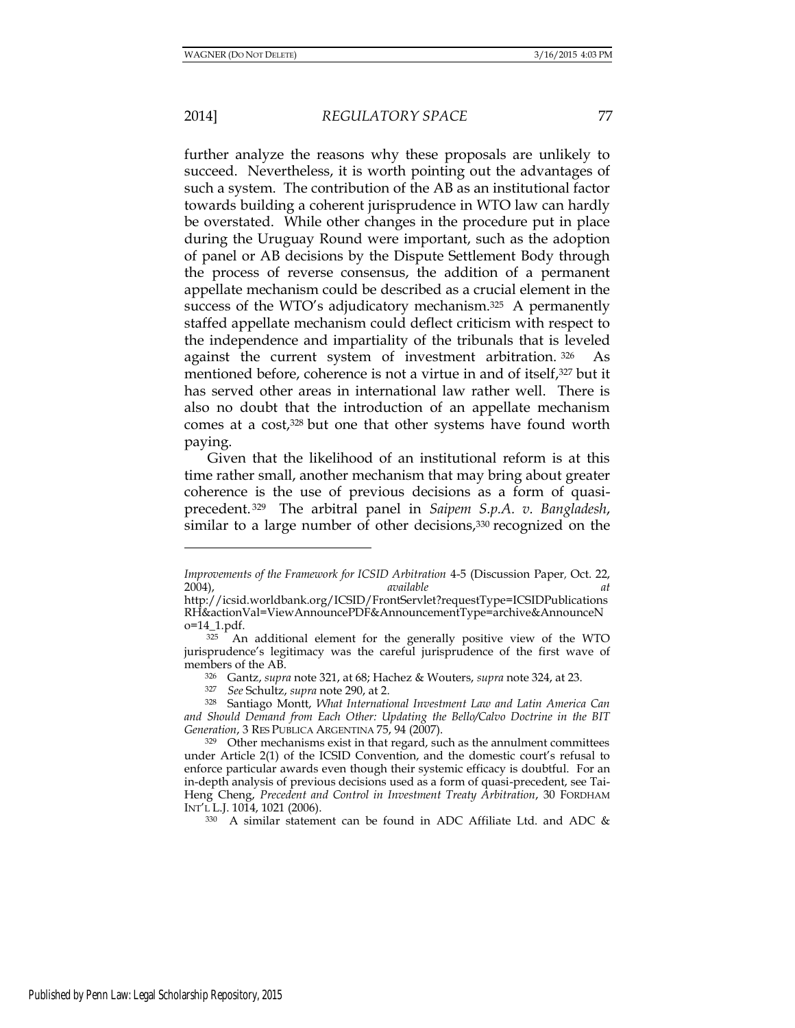further analyze the reasons why these proposals are unlikely to succeed. Nevertheless, it is worth pointing out the advantages of such a system. The contribution of the AB as an institutional factor towards building a coherent jurisprudence in WTO law can hardly be overstated. While other changes in the procedure put in place during the Uruguay Round were important, such as the adoption of panel or AB decisions by the Dispute Settlement Body through the process of reverse consensus, the addition of a permanent appellate mechanism could be described as a crucial element in the success of the WTO's adjudicatory mechanism.[325] A permanently staffed appellate mechanism could deflect criticism with respect to the independence and impartiality of the tribunals that is leveled against the current system of investment arbitration.[326] As mentioned before, coherence is not a virtue in and of itself,[327] but it has served other areas in international law rather well. There is also no doubt that the introduction of an appellate mechanism comes at a cost,[328] but one that other systems have found worth paying.

Given that the likelihood of an institutional reform is at this time rather small, another mechanism that may bring about greater coherence is the use of previous decisions as a form of quasi-precedent.[329] The arbitral panel in *Saipem S.p.A. v. Bangladesh*, similar to a large number of other decisions,[330] recognized on the

---

*Improvements of the Framework for ICSID Arbitration* 4-5 (Discussion Paper, Oct. 22, 2004), *available at* http://icsid.worldbank.org/ICSID/FrontServlet?requestType=ICSIDPublicationsRH&actionVal=ViewAnnouncePDF&AnnouncementType=archive&AnnounceNo=14_1.pdf.

[325] An additional element for the generally positive view of the WTO jurisprudence's legitimacy was the careful jurisprudence of the first wave of members of the AB.

[326] Gantz, *supra* note 321, at 68; Hachez & Wouters, *supra* note 324, at 23.

[327] *See* Schultz, *supra* note 290, at 2.

[328] Santiago Montt, *What International Investment Law and Latin America Can and Should Demand from Each Other: Updating the Bello/Calvo Doctrine in the BIT Generation*, 3 RES PUBLICA ARGENTINA 75, 94 (2007).

[329] Other mechanisms exist in that regard, such as the annulment committees under Article 2(1) of the ICSID Convention, and the domestic court's refusal to enforce particular awards even though their systemic efficacy is doubtful. For an in-depth analysis of previous decisions used as a form of quasi-precedent, see Tai-Heng Cheng, *Precedent and Control in Investment Treaty Arbitration*, 30 FORDHAM INT'L L.J. 1014, 1021 (2006).

[330] A similar statement can be found in ADC Affiliate Ltd. and ADC &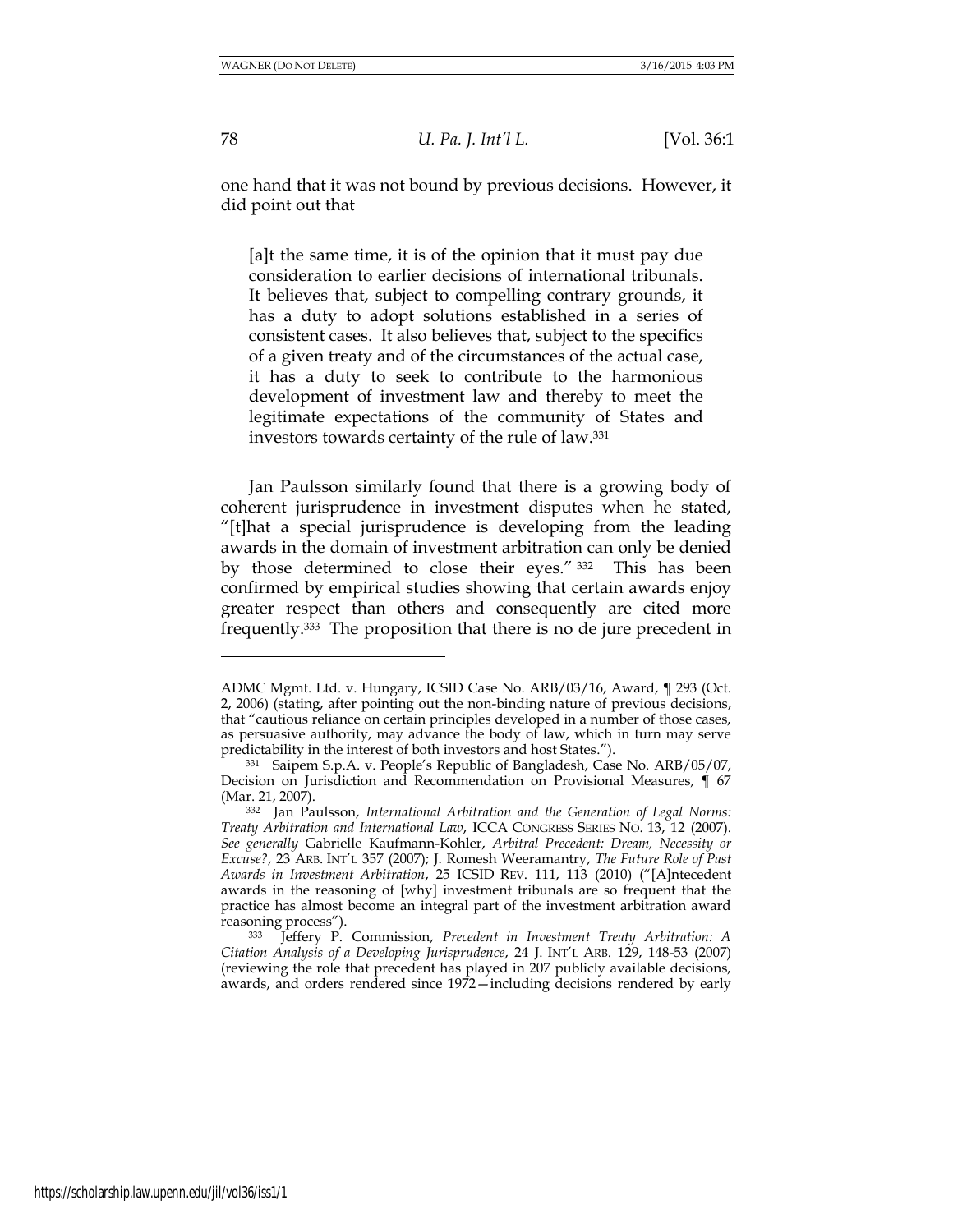one hand that it was not bound by previous decisions. However, it did point out that

> [a]t the same time, it is of the opinion that it must pay due consideration to earlier decisions of international tribunals. It believes that, subject to compelling contrary grounds, it has a duty to adopt solutions established in a series of consistent cases. It also believes that, subject to the specifics of a given treaty and of the circumstances of the actual case, it has a duty to seek to contribute to the harmonious development of investment law and thereby to meet the legitimate expectations of the community of States and investors towards certainty of the rule of law.[331]

Jan Paulsson similarly found that there is a growing body of coherent jurisprudence in investment disputes when he stated, "[t]hat a special jurisprudence is developing from the leading awards in the domain of investment arbitration can only be denied by those determined to close their eyes."[332] This has been confirmed by empirical studies showing that certain awards enjoy greater respect than others and consequently are cited more frequently.[333] The proposition that there is no de jure precedent in

---

ADMC Mgmt. Ltd. v. Hungary, ICSID Case No. ARB/03/16, Award, ¶ 293 (Oct. 2, 2006) (stating, after pointing out the non-binding nature of previous decisions, that "cautious reliance on certain principles developed in a number of those cases, as persuasive authority, may advance the body of law, which in turn may serve predictability in the interest of both investors and host States.").

[331] Saipem S.p.A. v. People's Republic of Bangladesh, Case No. ARB/05/07, Decision on Jurisdiction and Recommendation on Provisional Measures, ¶ 67 (Mar. 21, 2007).

[332] Jan Paulsson, *International Arbitration and the Generation of Legal Norms: Treaty Arbitration and International Law*, ICCA CONGRESS SERIES NO. 13, 12 (2007). *See generally* Gabrielle Kaufmann-Kohler, *Arbitral Precedent: Dream, Necessity or Excuse?*, 23 ARB. INT'L 357 (2007); J. Romesh Weeramantry, *The Future Role of Past Awards in Investment Arbitration*, 25 ICSID REV. 111, 113 (2010) ("[A]ntecedent awards in the reasoning of [why] investment tribunals are so frequent that the practice has almost become an integral part of the investment arbitration award reasoning process").

[333] Jeffery P. Commission, *Precedent in Investment Treaty Arbitration: A Citation Analysis of a Developing Jurisprudence*, 24 J. INT'L ARB. 129, 148-53 (2007) (reviewing the role that precedent has played in 207 publicly available decisions, awards, and orders rendered since 1972—including decisions rendered by early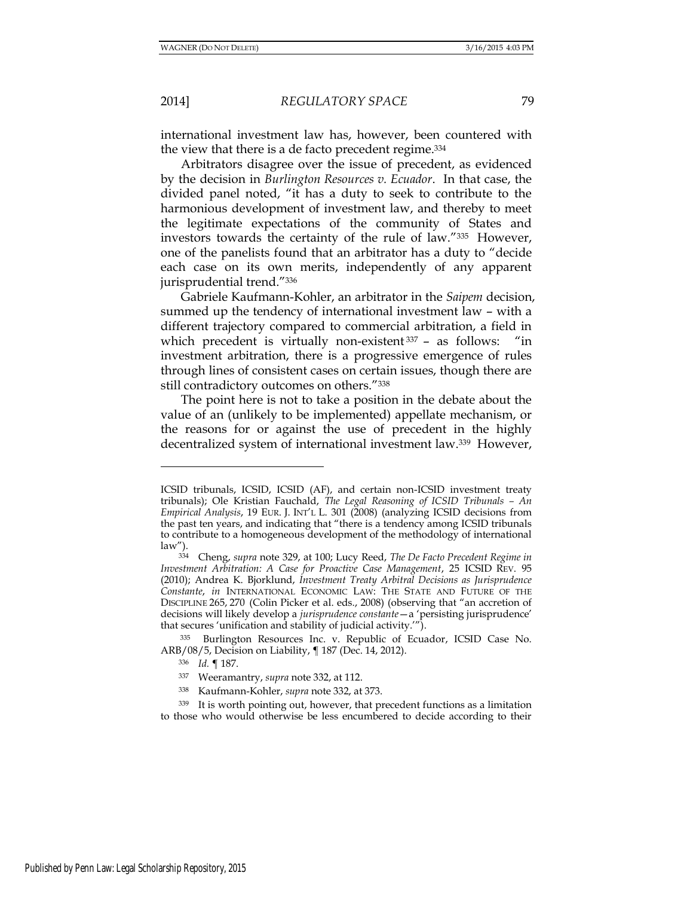international investment law has, however, been countered with the view that there is a de facto precedent regime.[334]

Arbitrators disagree over the issue of precedent, as evidenced by the decision in *Burlington Resources v. Ecuador*. In that case, the divided panel noted, "it has a duty to seek to contribute to the harmonious development of investment law, and thereby to meet the legitimate expectations of the community of States and investors towards the certainty of the rule of law."[335] However, one of the panelists found that an arbitrator has a duty to "decide each case on its own merits, independently of any apparent jurisprudential trend."[336]

Gabriele Kaufmann-Kohler, an arbitrator in the *Saipem* decision, summed up the tendency of international investment law – with a different trajectory compared to commercial arbitration, a field in which precedent is virtually non-existent[337] – as follows: "in investment arbitration, there is a progressive emergence of rules through lines of consistent cases on certain issues, though there are still contradictory outcomes on others."[338]

The point here is not to take a position in the debate about the value of an (unlikely to be implemented) appellate mechanism, or the reasons for or against the use of precedent in the highly decentralized system of international investment law.[339] However,

---

ICSID tribunals, ICSID, ICSID (AF), and certain non-ICSID investment treaty tribunals); Ole Kristian Fauchald, *The Legal Reasoning of ICSID Tribunals – An Empirical Analysis*, 19 EUR. J. INT'L L. 301 (2008) (analyzing ICSID decisions from the past ten years, and indicating that "there is a tendency among ICSID tribunals to contribute to a homogeneous development of the methodology of international law").

[334] Cheng, *supra* note 329, at 100; Lucy Reed, *The De Facto Precedent Regime in Investment Arbitration: A Case for Proactive Case Management*, 25 ICSID REV. 95 (2010); Andrea K. Bjorklund, *Investment Treaty Arbitral Decisions as Jurisprudence Constante*, *in* INTERNATIONAL ECONOMIC LAW: THE STATE AND FUTURE OF THE DISCIPLINE 265, 270 (Colin Picker et al. eds., 2008) (observing that "an accretion of decisions will likely develop a *jurisprudence constante*—a 'persisting jurisprudence' that secures 'unification and stability of judicial activity.'").

[335] Burlington Resources Inc. v. Republic of Ecuador, ICSID Case No. ARB/08/5, Decision on Liability, ¶ 187 (Dec. 14, 2012).

[336] *Id.* ¶ 187.

[337] Weeramantry, *supra* note 332, at 112.

[338] Kaufmann-Kohler, *supra* note 332, at 373.

[339] It is worth pointing out, however, that precedent functions as a limitation to those who would otherwise be less encumbered to decide according to their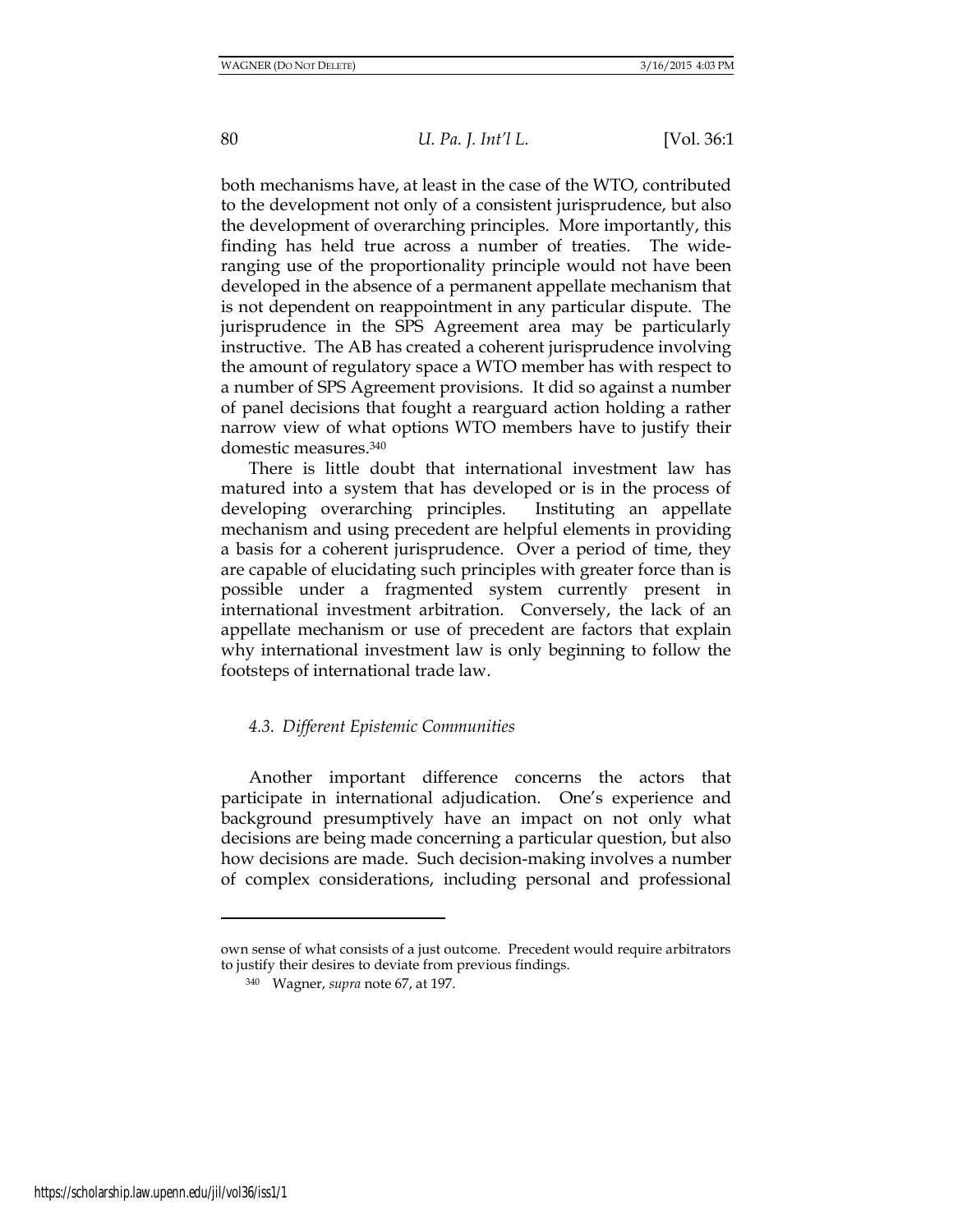both mechanisms have, at least in the case of the WTO, contributed to the development not only of a consistent jurisprudence, but also the development of overarching principles. More importantly, this finding has held true across a number of treaties. The wide-ranging use of the proportionality principle would not have been developed in the absence of a permanent appellate mechanism that is not dependent on reappointment in any particular dispute. The jurisprudence in the SPS Agreement area may be particularly instructive. The AB has created a coherent jurisprudence involving the amount of regulatory space a WTO member has with respect to a number of SPS Agreement provisions. It did so against a number of panel decisions that fought a rearguard action holding a rather narrow view of what options WTO members have to justify their domestic measures.[340]

There is little doubt that international investment law has matured into a system that has developed or is in the process of developing overarching principles. Instituting an appellate mechanism and using precedent are helpful elements in providing a basis for a coherent jurisprudence. Over a period of time, they are capable of elucidating such principles with greater force than is possible under a fragmented system currently present in international investment arbitration. Conversely, the lack of an appellate mechanism or use of precedent are factors that explain why international investment law is only beginning to follow the footsteps of international trade law.

### *4.3. Different Epistemic Communities*

Another important difference concerns the actors that participate in international adjudication. One's experience and background presumptively have an impact on not only what decisions are being made concerning a particular question, but also how decisions are made. Such decision-making involves a number of complex considerations, including personal and professional

---

own sense of what consists of a just outcome. Precedent would require arbitrators to justify their desires to deviate from previous findings.

[340] Wagner, *supra* note 67, at 197.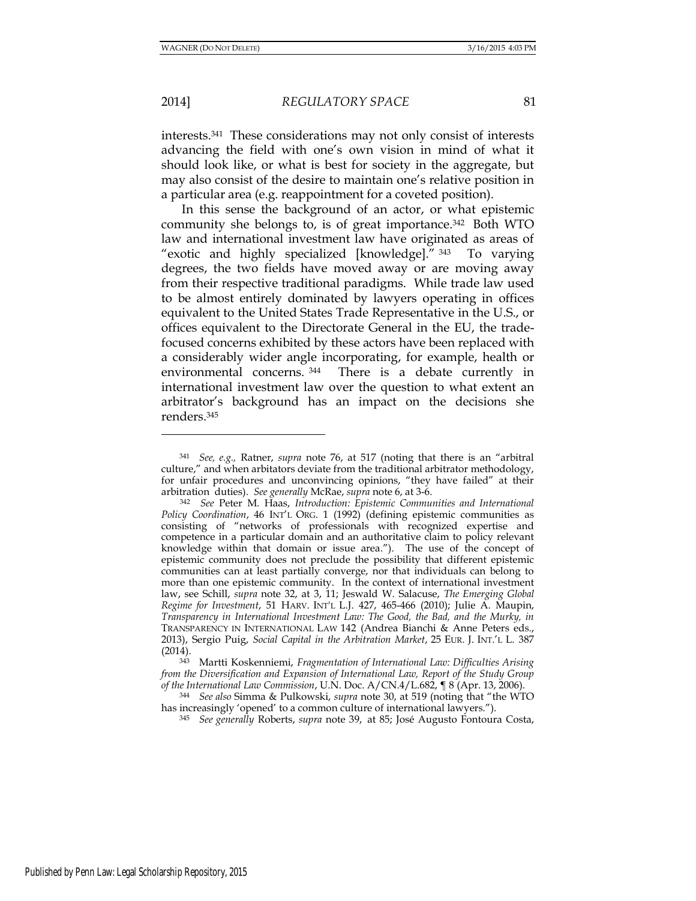interests.[341] These considerations may not only consist of interests advancing the field with one's own vision in mind of what it should look like, or what is best for society in the aggregate, but may also consist of the desire to maintain one's relative position in a particular area (e.g. reappointment for a coveted position).

In this sense the background of an actor, or what epistemic community she belongs to, is of great importance.[342] Both WTO law and international investment law have originated as areas of "exotic and highly specialized [knowledge]."[343] To varying degrees, the two fields have moved away or are moving away from their respective traditional paradigms. While trade law used to be almost entirely dominated by lawyers operating in offices equivalent to the United States Trade Representative in the U.S., or offices equivalent to the Directorate General in the EU, the trade-focused concerns exhibited by these actors have been replaced with a considerably wider angle incorporating, for example, health or environmental concerns.[344] There is a debate currently in international investment law over the question to what extent an arbitrator's background has an impact on the decisions she renders.[345]

---

[341] *See, e.g.*, Ratner, *supra* note 76, at 517 (noting that there is an "arbitral culture," and when arbitrators deviate from the traditional arbitrator methodology, for unfair procedures and unconvincing opinions, "they have failed" at their arbitration duties). *See generally* McRae, *supra* note 6, at 3-6.

[342] *See* Peter M. Haas, *Introduction: Epistemic Communities and International Policy Coordination*, 46 INT'L ORG. 1 (1992) (defining epistemic communities as consisting of "networks of professionals with recognized expertise and competence in a particular domain and an authoritative claim to policy relevant knowledge within that domain or issue area."). The use of the concept of epistemic community does not preclude the possibility that different epistemic communities can at least partially converge, nor that individuals can belong to more than one epistemic community. In the context of international investment law, see Schill, *supra* note 32, at 3, 11; Jeswald W. Salacuse, *The Emerging Global Regime for Investment*, 51 HARV. INT'L L.J. 427, 465-466 (2010); Julie A. Maupin, *Transparency in International Investment Law: The Good, the Bad, and the Murky, in* TRANSPARENCY IN INTERNATIONAL LAW 142 (Andrea Bianchi & Anne Peters eds., 2013), Sergio Puig, *Social Capital in the Arbitration Market*, 25 EUR. J. INT.'L L. 387 (2014).

[343] Martti Koskenniemi, *Fragmentation of International Law: Difficulties Arising from the Diversification and Expansion of International Law, Report of the Study Group of the International Law Commission*, U.N. Doc. A/CN.4/L.682, ¶ 8 (Apr. 13, 2006).

[344] *See also* Simma & Pulkowski, *supra* note 30, at 519 (noting that "the WTO has increasingly 'opened' to a common culture of international lawyers.").

[345] *See generally* Roberts, *supra* note 39, at 85; José Augusto Fontoura Costa,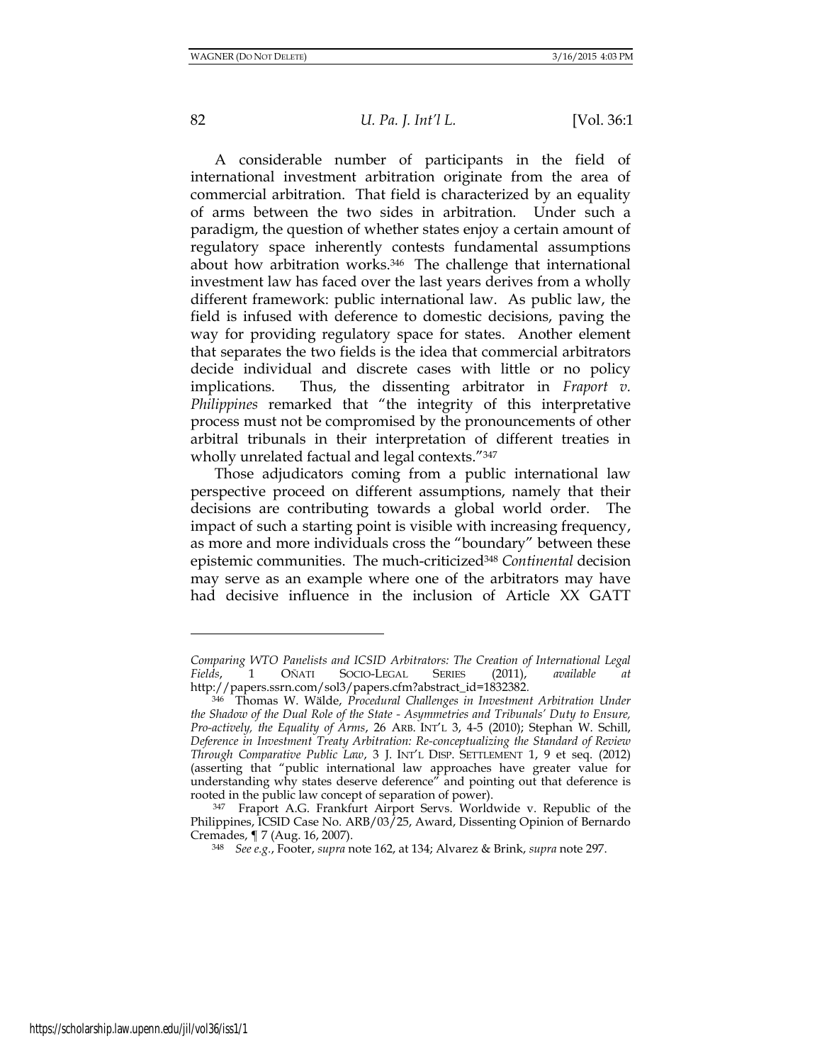A considerable number of participants in the field of international investment arbitration originate from the area of commercial arbitration. That field is characterized by an equality of arms between the two sides in arbitration. Under such a paradigm, the question of whether states enjoy a certain amount of regulatory space inherently contests fundamental assumptions about how arbitration works.[346] The challenge that international investment law has faced over the last years derives from a wholly different framework: public international law. As public law, the field is infused with deference to domestic decisions, paving the way for providing regulatory space for states. Another element that separates the two fields is the idea that commercial arbitrators decide individual and discrete cases with little or no policy implications. Thus, the dissenting arbitrator in *Fraport v. Philippines* remarked that "the integrity of this interpretative process must not be compromised by the pronouncements of other arbitral tribunals in their interpretation of different treaties in wholly unrelated factual and legal contexts."[347]

Those adjudicators coming from a public international law perspective proceed on different assumptions, namely that their decisions are contributing towards a global world order. The impact of such a starting point is visible with increasing frequency, as more and more individuals cross the "boundary" between these epistemic communities. The much-criticized[348] *Continental* decision may serve as an example where one of the arbitrators may have had decisive influence in the inclusion of Article XX GATT

---

*Comparing WTO Panelists and ICSID Arbitrators: The Creation of International Legal Fields*, 1 OÑATI SOCIO-LEGAL SERIES (2011), *available at* http://papers.ssrn.com/sol3/papers.cfm?abstract_id=1832382.

[346] Thomas W. Wälde, *Procedural Challenges in Investment Arbitration Under the Shadow of the Dual Role of the State - Asymmetries and Tribunals' Duty to Ensure, Pro-actively, the Equality of Arms*, 26 ARB. INT'L 3, 4-5 (2010); Stephan W. Schill, *Deference in Investment Treaty Arbitration: Re-conceptualizing the Standard of Review Through Comparative Public Law*, 3 J. INT'L DISP. SETTLEMENT 1, 9 et seq. (2012) (asserting that "public international law approaches have greater value for understanding why states deserve deference" and pointing out that deference is rooted in the public law concept of separation of power).

[347] Fraport A.G. Frankfurt Airport Servs. Worldwide v. Republic of the Philippines, ICSID Case No. ARB/03/25, Award, Dissenting Opinion of Bernardo Cremades, ¶ 7 (Aug. 16, 2007).

[348] *See e.g.*, Footer, *supra* note 162, at 134; Alvarez & Brink, *supra* note 297.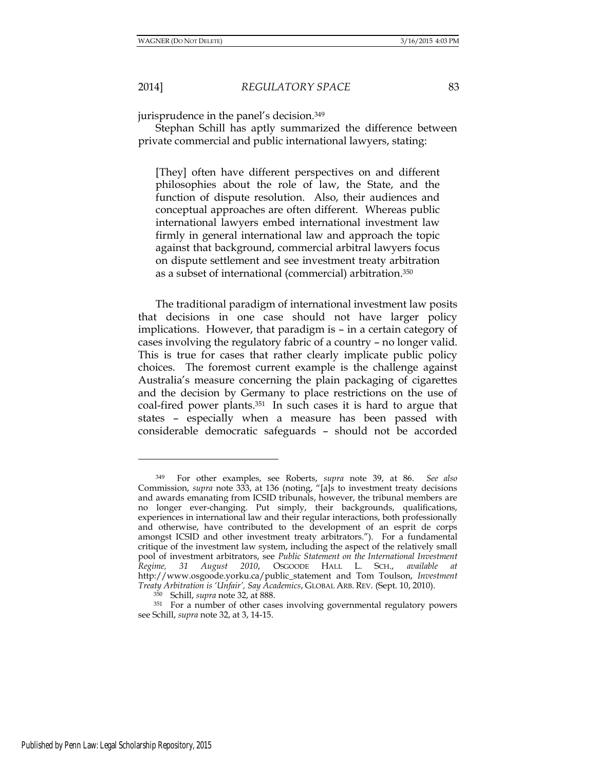jurisprudence in the panel's decision.[349]

Stephan Schill has aptly summarized the difference between private commercial and public international lawyers, stating:

> [They] often have different perspectives on and different philosophies about the role of law, the State, and the function of dispute resolution. Also, their audiences and conceptual approaches are often different. Whereas public international lawyers embed international investment law firmly in general international law and approach the topic against that background, commercial arbitral lawyers focus on dispute settlement and see investment treaty arbitration as a subset of international (commercial) arbitration.[350]

The traditional paradigm of international investment law posits that decisions in one case should not have larger policy implications. However, that paradigm is – in a certain category of cases involving the regulatory fabric of a country – no longer valid. This is true for cases that rather clearly implicate public policy choices. The foremost current example is the challenge against Australia's measure concerning the plain packaging of cigarettes and the decision by Germany to place restrictions on the use of coal-fired power plants.[351] In such cases it is hard to argue that states – especially when a measure has been passed with considerable democratic safeguards – should not be accorded

---

[349] For other examples, see Roberts, *supra* note 39, at 86. *See also* Commission, *supra* note 333, at 136 (noting, "[a]s to investment treaty decisions and awards emanating from ICSID tribunals, however, the tribunal members are no longer ever-changing. Put simply, their backgrounds, qualifications, experiences in international law and their regular interactions, both professionally and otherwise, have contributed to the development of an esprit de corps amongst ICSID and other investment treaty arbitrators."). For a fundamental critique of the investment law system, including the aspect of the relatively small pool of investment arbitrators, see *Public Statement on the International Investment Regime, 31 August 2010*, OSGOODE HALL L. SCH., *available at* http://www.osgoode.yorku.ca/public_statement and Tom Toulson, *Investment Treaty Arbitration is 'Unfair', Say Academics*, GLOBAL ARB. REV. (Sept. 10, 2010).

[350] Schill, *supra* note 32, at 888.

[351] For a number of other cases involving governmental regulatory powers see Schill, *supra* note 32, at 3, 14-15.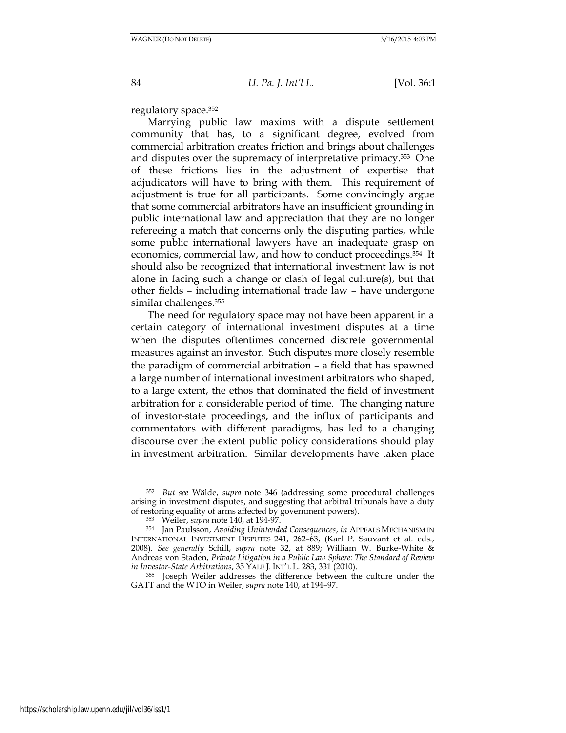regulatory space.[352]

Marrying public law maxims with a dispute settlement community that has, to a significant degree, evolved from commercial arbitration creates friction and brings about challenges and disputes over the supremacy of interpretative primacy.[353] One of these frictions lies in the adjustment of expertise that adjudicators will have to bring with them. This requirement of adjustment is true for all participants. Some convincingly argue that some commercial arbitrators have an insufficient grounding in public international law and appreciation that they are no longer refereeing a match that concerns only the disputing parties, while some public international lawyers have an inadequate grasp on economics, commercial law, and how to conduct proceedings.[354] It should also be recognized that international investment law is not alone in facing such a change or clash of legal culture(s), but that other fields – including international trade law – have undergone similar challenges.[355]

The need for regulatory space may not have been apparent in a certain category of international investment disputes at a time when the disputes oftentimes concerned discrete governmental measures against an investor. Such disputes more closely resemble the paradigm of commercial arbitration – a field that has spawned a large number of international investment arbitrators who shaped, to a large extent, the ethos that dominated the field of investment arbitration for a considerable period of time. The changing nature of investor-state proceedings, and the influx of participants and commentators with different paradigms, has led to a changing discourse over the extent public policy considerations should play in investment arbitration. Similar developments have taken place

---

[352] *But see* Wälde, *supra* note 346 (addressing some procedural challenges arising in investment disputes, and suggesting that arbitral tribunals have a duty of restoring equality of arms affected by government powers).

[353] Weiler, *supra* note 140, at 194-97.

[354] Jan Paulsson, *Avoiding Unintended Consequences*, *in* APPEALS MECHANISM IN INTERNATIONAL INVESTMENT DISPUTES 241, 262–63, (Karl P. Sauvant et al. eds., 2008). *See generally* Schill, *supra* note 32, at 889; William W. Burke-White & Andreas von Staden, *Private Litigation in a Public Law Sphere: The Standard of Review in Investor-State Arbitrations*, 35 YALE J. INT'L L. 283, 331 (2010).

[355] Joseph Weiler addresses the difference between the culture under the GATT and the WTO in Weiler, *supra* note 140, at 194–97.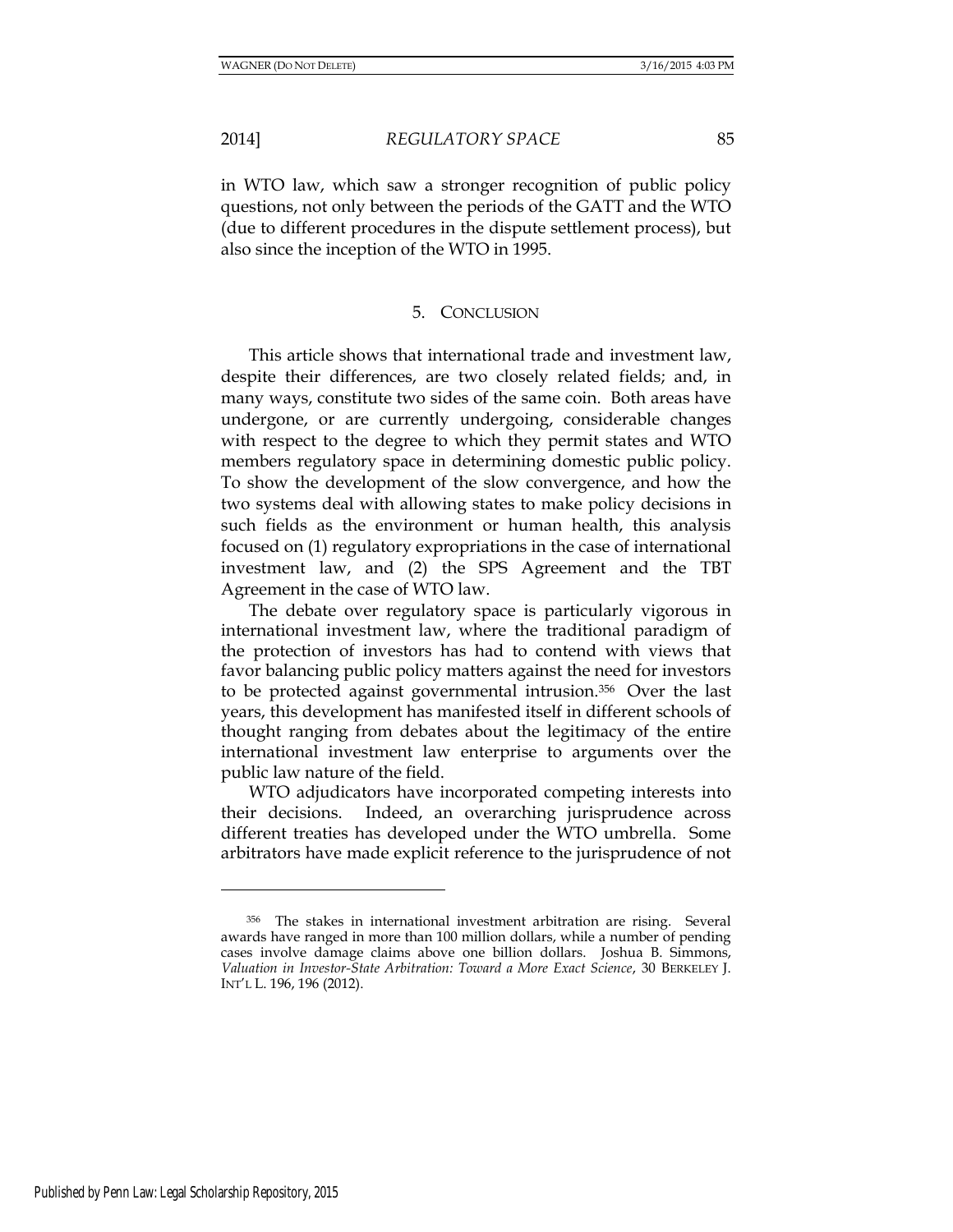in WTO law, which saw a stronger recognition of public policy questions, not only between the periods of the GATT and the WTO (due to different procedures in the dispute settlement process), but also since the inception of the WTO in 1995.

## 5. CONCLUSION

This article shows that international trade and investment law, despite their differences, are two closely related fields; and, in many ways, constitute two sides of the same coin. Both areas have undergone, or are currently undergoing, considerable changes with respect to the degree to which they permit states and WTO members regulatory space in determining domestic public policy. To show the development of the slow convergence, and how the two systems deal with allowing states to make policy decisions in such fields as the environment or human health, this analysis focused on (1) regulatory expropriations in the case of international investment law, and (2) the SPS Agreement and the TBT Agreement in the case of WTO law.

The debate over regulatory space is particularly vigorous in international investment law, where the traditional paradigm of the protection of investors has had to contend with views that favor balancing public policy matters against the need for investors to be protected against governmental intrusion.[356] Over the last years, this development has manifested itself in different schools of thought ranging from debates about the legitimacy of the entire international investment law enterprise to arguments over the public law nature of the field.

WTO adjudicators have incorporated competing interests into their decisions. Indeed, an overarching jurisprudence across different treaties has developed under the WTO umbrella. Some arbitrators have made explicit reference to the jurisprudence of not

---

[356] The stakes in international investment arbitration are rising. Several awards have ranged in more than 100 million dollars, while a number of pending cases involve damage claims above one billion dollars. Joshua B. Simmons, *Valuation in Investor-State Arbitration: Toward a More Exact Science*, 30 BERKELEY J. INT'L L. 196, 196 (2012).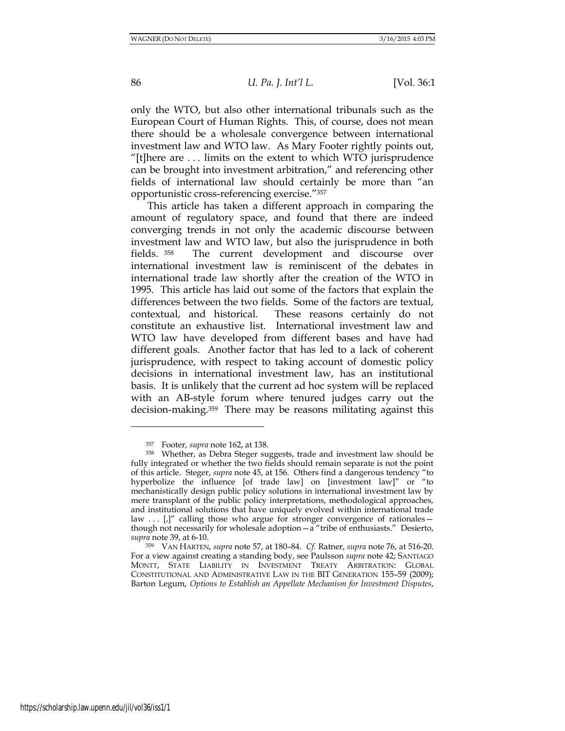only the WTO, but also other international tribunals such as the European Court of Human Rights. This, of course, does not mean there should be a wholesale convergence between international investment law and WTO law. As Mary Footer rightly points out, "[t]here are . . . limits on the extent to which WTO jurisprudence can be brought into investment arbitration," and referencing other fields of international law should certainly be more than "an opportunistic cross-referencing exercise."[357]

This article has taken a different approach in comparing the amount of regulatory space, and found that there are indeed converging trends in not only the academic discourse between investment law and WTO law, but also the jurisprudence in both fields.[358] The current development and discourse over international investment law is reminiscent of the debates in international trade law shortly after the creation of the WTO in 1995. This article has laid out some of the factors that explain the differences between the two fields. Some of the factors are textual, contextual, and historical. These reasons certainly do not constitute an exhaustive list. International investment law and WTO law have developed from different bases and have had different goals. Another factor that has led to a lack of coherent jurisprudence, with respect to taking account of domestic policy decisions in international investment law, has an institutional basis. It is unlikely that the current ad hoc system will be replaced with an AB-style forum where tenured judges carry out the decision-making.[359] There may be reasons militating against this

---

[357] Footer, *supra* note 162, at 138.

[358] Whether, as Debra Steger suggests, trade and investment law should be fully integrated or whether the two fields should remain separate is not the point of this article. Steger, *supra* note 45, at 156. Others find a dangerous tendency "to hyperbolize the influence [of trade law] on [investment law]" or "to mechanistically design public policy solutions in international investment law by mere transplant of the public policy interpretations, methodological approaches, and institutional solutions that have uniquely evolved within international trade law . . . [,]" calling those who argue for stronger convergence of rationales—though not necessarily for wholesale adoption—a "tribe of enthusiasts." Desierto, *supra* note 39, at 6-10.

[359] VAN HARTEN, *supra* note 57, at 180–84. *Cf.* Ratner, *supra* note 76, at 516-20. For a view against creating a standing body, see Paulsson *supra* note 42; SANTIAGO MONTT, STATE LIABILITY IN INVESTMENT TREATY ARBITRATION: GLOBAL CONSTITUTIONAL AND ADMINISTRATIVE LAW IN THE BIT GENERATION 155–59 (2009); Barton Legum, *Options to Establish an Appellate Mechanism for Investment Disputes*,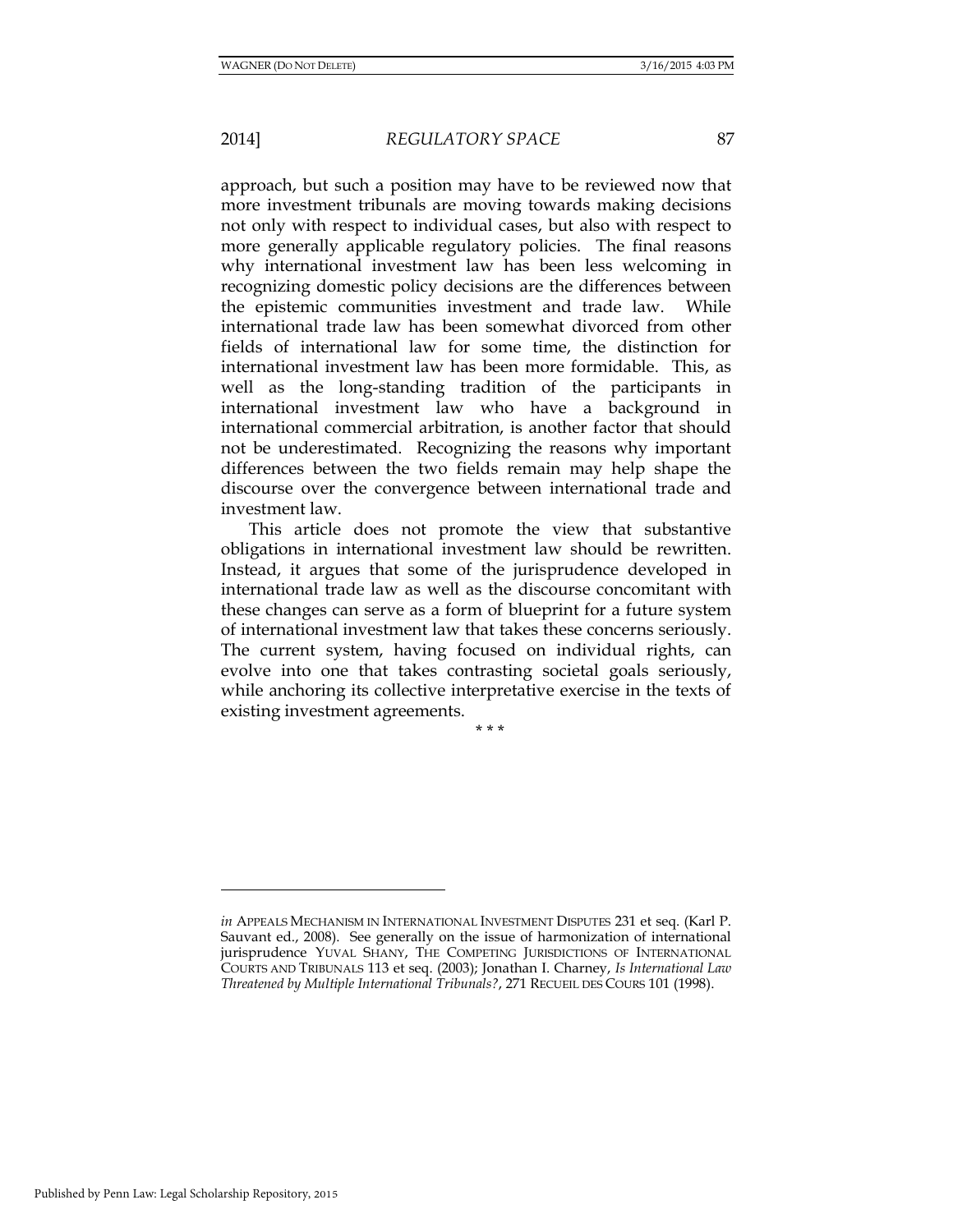approach, but such a position may have to be reviewed now that more investment tribunals are moving towards making decisions not only with respect to individual cases, but also with respect to more generally applicable regulatory policies. The final reasons why international investment law has been less welcoming in recognizing domestic policy decisions are the differences between the epistemic communities investment and trade law. While international trade law has been somewhat divorced from other fields of international law for some time, the distinction for international investment law has been more formidable. This, as well as the long-standing tradition of the participants in international investment law who have a background in international commercial arbitration, is another factor that should not be underestimated. Recognizing the reasons why important differences between the two fields remain may help shape the discourse over the convergence between international trade and investment law.

This article does not promote the view that substantive obligations in international investment law should be rewritten. Instead, it argues that some of the jurisprudence developed in international trade law as well as the discourse concomitant with these changes can serve as a form of blueprint for a future system of international investment law that takes these concerns seriously. The current system, having focused on individual rights, can evolve into one that takes contrasting societal goals seriously, while anchoring its collective interpretative exercise in the texts of existing investment agreements.

\* \* \*

---

*in* APPEALS MECHANISM IN INTERNATIONAL INVESTMENT DISPUTES 231 et seq. (Karl P. Sauvant ed., 2008). See generally on the issue of harmonization of international jurisprudence YUVAL SHANY, THE COMPETING JURISDICTIONS OF INTERNATIONAL COURTS AND TRIBUNALS 113 et seq. (2003); Jonathan I. Charney, *Is International Law Threatened by Multiple International Tribunals?*, 271 RECUEIL DES COURS 101 (1998).